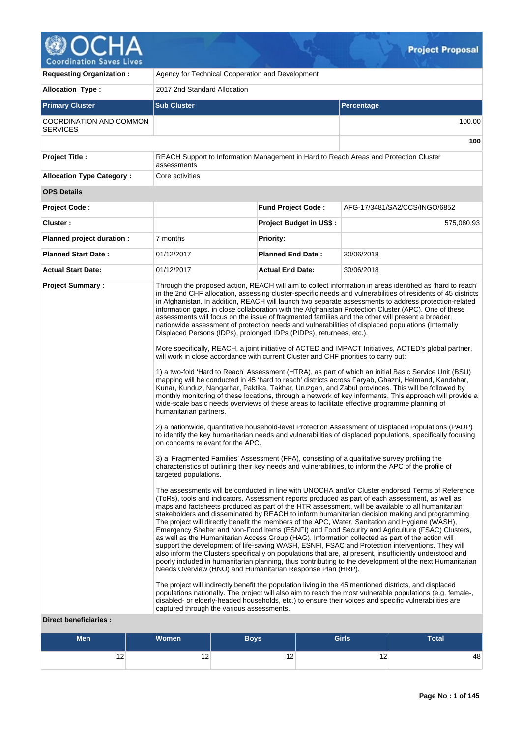# Project Proposal

| | |
|---|---|
| **Requesting Organization :** | Agency for Technical Cooperation and Development |
| **Allocation Type :** | 2017 2nd Standard Allocation |

| Primary Cluster | Sub Cluster | Percentage |
|---|---|---|
| COORDINATION AND COMMON SERVICES | | 100.00 |
| | | **100** |

| | |
|---|---|
| **Project Title :** | REACH Support to Information Management in Hard to Reach Areas and Protection Cluster assessments |
| **Allocation Type Category :** | Core activities |

**OPS Details**

| | | | |
|---|---|---|---|
| **Project Code :** | | **Fund Project Code :** | AFG-17/3481/SA2/CCS/INGO/6852 |
| **Cluster :** | | **Project Budget in US$ :** | 575,080.93 |
| **Planned project duration :** | 7 months | **Priority:** | |
| **Planned Start Date :** | 01/12/2017 | **Planned End Date :** | 30/06/2018 |
| **Actual Start Date:** | 01/12/2017 | **Actual End Date:** | 30/06/2018 |

**Project Summary :**

Through the proposed action, REACH will aim to collect information in areas identified as 'hard to reach' in the 2nd CHF allocation, assessing cluster-specific needs and vulnerabilities of residents of 45 districts in Afghanistan. In addition, REACH will launch two separate assessments to address protection-related information gaps, in close collaboration with the Afghanistan Protection Cluster (APC). One of these assessments will focus on the issue of fragmented families and the other will present a broader, nationwide assessment of protection needs and vulnerabilities of displaced populations (Internally Displaced Persons (IDPs), prolonged IDPs (PIDPs), returnees, etc.).

More specifically, REACH, a joint initiative of ACTED and IMPACT Initiatives, ACTED's global partner, will work in close accordance with current Cluster and CHF priorities to carry out:

1) a two-fold 'Hard to Reach' Assessment (HTRA), as part of which an initial Basic Service Unit (BSU) mapping will be conducted in 45 'hard to reach' districts across Faryab, Ghazni, Helmand, Kandahar, Kunar, Kunduz, Nangarhar, Paktika, Takhar, Uruzgan, and Zabul provinces. This will be followed by monthly monitoring of these locations, through a network of key informants. This approach will provide a wide-scale basic needs overviews of these areas to facilitate effective programme planning of humanitarian partners.

2) a nationwide, quantitative household-level Protection Assessment of Displaced Populations (PADP) to identify the key humanitarian needs and vulnerabilities of displaced populations, specifically focusing on concerns relevant for the APC.

3) a 'Fragmented Families' Assessment (FFA), consisting of a qualitative survey profiling the characteristics of outlining their key needs and vulnerabilities, to inform the APC of the profile of targeted populations.

The assessments will be conducted in line with UNOCHA and/or Cluster endorsed Terms of Reference (ToRs), tools and indicators. Assessment reports produced as part of each assessment, as well as maps and factsheets produced as part of the HTR assessment, will be available to all humanitarian stakeholders and disseminated by REACH to inform humanitarian decision making and programming. The project will directly benefit the members of the APC, Water, Sanitation and Hygiene (WASH), Emergency Shelter and Non-Food Items (ESNFI) and Food Security and Agriculture (FSAC) Clusters, as well as the Humanitarian Access Group (HAG). Information collected as part of the action will support the development of life-saving WASH, ESNFI, FSAC and Protection interventions. They will also inform the Clusters specifically on populations that are, at present, insufficiently understood and poorly included in humanitarian planning, thus contributing to the development of the next Humanitarian Needs Overview (HNO) and Humanitarian Response Plan (HRP).

The project will indirectly benefit the population living in the 45 mentioned districts, and displaced populations nationally. The project will also aim to reach the most vulnerable populations (e.g. female-, disabled- or elderly-headed households, etc.) to ensure their voices and specific vulnerabilities are captured through the various assessments.

**Direct beneficiaries :**

| Men | Women | Boys | Girls | Total |
|---|---|---|---|---|
| 12 | 12 | 12 | 12 | 48 |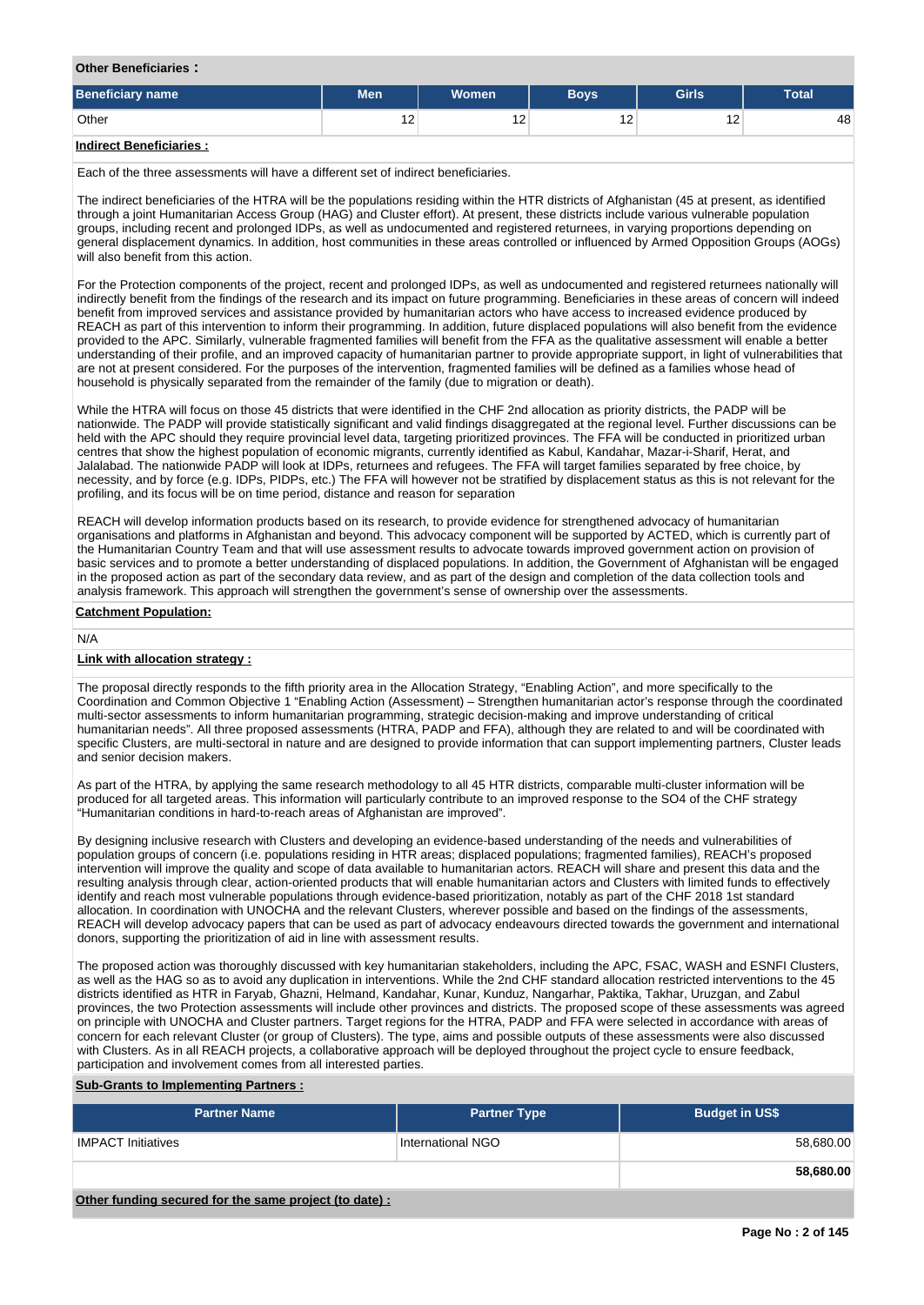**Other Beneficiaries :**

| Beneficiary name | Men | Women | Boys | Girls | Total |
|---|---|---|---|---|---|
| Other | 12 | 12 | 12 | 12 | 48 |

**Indirect Beneficiaries :**

Each of the three assessments will have a different set of indirect beneficiaries.

The indirect beneficiaries of the HTRA will be the populations residing within the HTR districts of Afghanistan (45 at present, as identified through a joint Humanitarian Access Group (HAG) and Cluster effort). At present, these districts include various vulnerable population groups, including recent and prolonged IDPs, as well as undocumented and registered returnees, in varying proportions depending on general displacement dynamics. In addition, host communities in these areas controlled or influenced by Armed Opposition Groups (AOGs) will also benefit from this action.

For the Protection components of the project, recent and prolonged IDPs, as well as undocumented and registered returnees nationally will indirectly benefit from the findings of the research and its impact on future programming. Beneficiaries in these areas of concern will indeed benefit from improved services and assistance provided by humanitarian actors who have access to increased evidence produced by REACH as part of this intervention to inform their programming. In addition, future displaced populations will also benefit from the evidence provided to the APC. Similarly, vulnerable fragmented families will benefit from the FFA as the qualitative assessment will enable a better understanding of their profile, and an improved capacity of humanitarian partner to provide appropriate support, in light of vulnerabilities that are not at present considered. For the purposes of the intervention, fragmented families will be defined as a families whose head of household is physically separated from the remainder of the family (due to migration or death).

While the HTRA will focus on those 45 districts that were identified in the CHF 2nd allocation as priority districts, the PADP will be nationwide. The PADP will provide statistically significant and valid findings disaggregated at the regional level. Further discussions can be held with the APC should they require provincial level data, targeting prioritized provinces. The FFA will be conducted in prioritized urban centres that show the highest population of economic migrants, currently identified as Kabul, Kandahar, Mazar-i-Sharif, Herat, and Jalalabad. The nationwide PADP will look at IDPs, returnees and refugees. The FFA will target families separated by free choice, by necessity, and by force (e.g. IDPs, PIDPs, etc.) The FFA will however not be stratified by displacement status as this is not relevant for the profiling, and its focus will be on time period, distance and reason for separation

REACH will develop information products based on its research, to provide evidence for strengthened advocacy of humanitarian organisations and platforms in Afghanistan and beyond. This advocacy component will be supported by ACTED, which is currently part of the Humanitarian Country Team and that will use assessment results to advocate towards improved government action on provision of basic services and to promote a better understanding of displaced populations. In addition, the Government of Afghanistan will be engaged in the proposed action as part of the secondary data review, and as part of the design and completion of the data collection tools and analysis framework. This approach will strengthen the government's sense of ownership over the assessments.

**Catchment Population:**

N/A

**Link with allocation strategy :**

The proposal directly responds to the fifth priority area in the Allocation Strategy, "Enabling Action", and more specifically to the Coordination and Common Objective 1 "Enabling Action (Assessment) – Strengthen humanitarian actor's response through the coordinated multi-sector assessments to inform humanitarian programming, strategic decision-making and improve understanding of critical humanitarian needs". All three proposed assessments (HTRA, PADP and FFA), although they are related to and will be coordinated with specific Clusters, are multi-sectoral in nature and are designed to provide information that can support implementing partners, Cluster leads and senior decision makers.

As part of the HTRA, by applying the same research methodology to all 45 HTR districts, comparable multi-cluster information will be produced for all targeted areas. This information will particularly contribute to an improved response to the SO4 of the CHF strategy "Humanitarian conditions in hard-to-reach areas of Afghanistan are improved".

By designing inclusive research with Clusters and developing an evidence-based understanding of the needs and vulnerabilities of population groups of concern (i.e. populations residing in HTR areas; displaced populations; fragmented families), REACH's proposed intervention will improve the quality and scope of data available to humanitarian actors. REACH will share and present this data and the resulting analysis through clear, action-oriented products that will enable humanitarian actors and Clusters with limited funds to effectively identify and reach most vulnerable populations through evidence-based prioritization, notably as part of the CHF 2018 1st standard allocation. In coordination with UNOCHA and the relevant Clusters, wherever possible and based on the findings of the assessments, REACH will develop advocacy papers that can be used as part of advocacy endeavours directed towards the government and international donors, supporting the prioritization of aid in line with assessment results.

The proposed action was thoroughly discussed with key humanitarian stakeholders, including the APC, FSAC, WASH and ESNFI Clusters, as well as the HAG so as to avoid any duplication in interventions. While the 2nd CHF standard allocation restricted interventions to the 45 districts identified as HTR in Faryab, Ghazni, Helmand, Kandahar, Kunar, Kunduz, Nangarhar, Paktika, Takhar, Uruzgan, and Zabul provinces, the two Protection assessments will include other provinces and districts. The proposed scope of these assessments was agreed on principle with UNOCHA and Cluster partners. Target regions for the HTRA, PADP and FFA were selected in accordance with areas of concern for each relevant Cluster (or group of Clusters). The type, aims and possible outputs of these assessments were also discussed with Clusters. As in all REACH projects, a collaborative approach will be deployed throughout the project cycle to ensure feedback, participation and involvement comes from all interested parties.

**Sub-Grants to Implementing Partners :**

| Partner Name | Partner Type | Budget in US$ |
|---|---|---|
| IMPACT Initiatives | International NGO | 58,680.00 |
| | | **58,680.00** |

**Other funding secured for the same project (to date) :**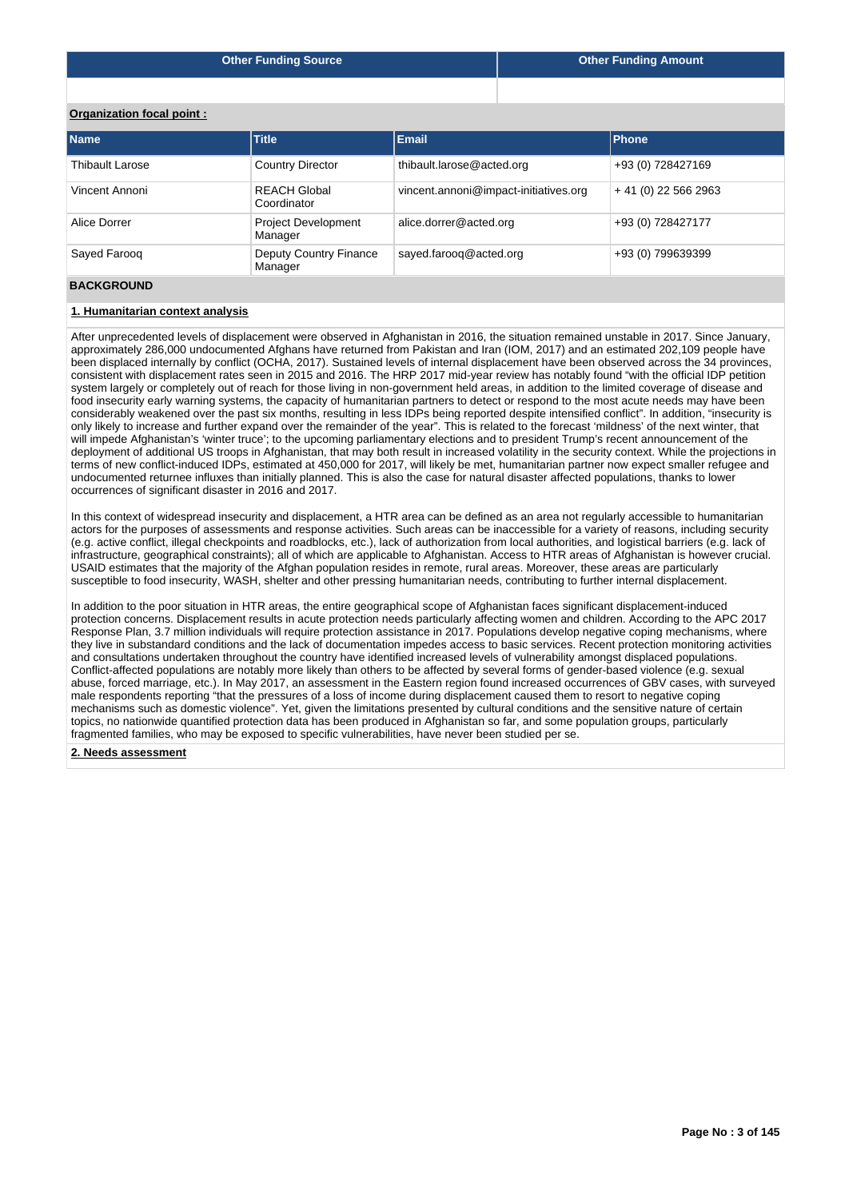| Other Funding Source | Other Funding Amount |
|---|---|
| | |

**Organization focal point :**

| Name | Title | Email | Phone |
|---|---|---|---|
| Thibault Larose | Country Director | thibault.larose@acted.org | +93 (0) 728427169 |
| Vincent Annoni | REACH Global Coordinator | vincent.annoni@impact-initiatives.org | + 41 (0) 22 566 2963 |
| Alice Dorrer | Project Development Manager | alice.dorrer@acted.org | +93 (0) 728427177 |
| Sayed Farooq | Deputy Country Finance Manager | sayed.farooq@acted.org | +93 (0) 799639399 |

## BACKGROUND

### 1. Humanitarian context analysis

After unprecedented levels of displacement were observed in Afghanistan in 2016, the situation remained unstable in 2017. Since January, approximately 286,000 undocumented Afghans have returned from Pakistan and Iran (IOM, 2017) and an estimated 202,109 people have been displaced internally by conflict (OCHA, 2017). Sustained levels of internal displacement have been observed across the 34 provinces, consistent with displacement rates seen in 2015 and 2016. The HRP 2017 mid-year review has notably found "with the official IDP petition system largely or completely out of reach for those living in non-government held areas, in addition to the limited coverage of disease and food insecurity early warning systems, the capacity of humanitarian partners to detect or respond to the most acute needs may have been considerably weakened over the past six months, resulting in less IDPs being reported despite intensified conflict". In addition, "insecurity is only likely to increase and further expand over the remainder of the year". This is related to the forecast 'mildness' of the next winter, that will impede Afghanistan's 'winter truce'; to the upcoming parliamentary elections and to president Trump's recent announcement of the deployment of additional US troops in Afghanistan, that may both result in increased volatility in the security context. While the projections in terms of new conflict-induced IDPs, estimated at 450,000 for 2017, will likely be met, humanitarian partner now expect smaller refugee and undocumented returnee influxes than initially planned. This is also the case for natural disaster affected populations, thanks to lower occurrences of significant disaster in 2016 and 2017.

In this context of widespread insecurity and displacement, a HTR area can be defined as an area not regularly accessible to humanitarian actors for the purposes of assessments and response activities. Such areas can be inaccessible for a variety of reasons, including security (e.g. active conflict, illegal checkpoints and roadblocks, etc.), lack of authorization from local authorities, and logistical barriers (e.g. lack of infrastructure, geographical constraints); all of which are applicable to Afghanistan. Access to HTR areas of Afghanistan is however crucial. USAID estimates that the majority of the Afghan population resides in remote, rural areas. Moreover, these areas are particularly susceptible to food insecurity, WASH, shelter and other pressing humanitarian needs, contributing to further internal displacement.

In addition to the poor situation in HTR areas, the entire geographical scope of Afghanistan faces significant displacement-induced protection concerns. Displacement results in acute protection needs particularly affecting women and children. According to the APC 2017 Response Plan, 3.7 million individuals will require protection assistance in 2017. Populations develop negative coping mechanisms, where they live in substandard conditions and the lack of documentation impedes access to basic services. Recent protection monitoring activities and consultations undertaken throughout the country have identified increased levels of vulnerability amongst displaced populations. Conflict-affected populations are notably more likely than others to be affected by several forms of gender-based violence (e.g. sexual abuse, forced marriage, etc.). In May 2017, an assessment in the Eastern region found increased occurrences of GBV cases, with surveyed male respondents reporting "that the pressures of a loss of income during displacement caused them to resort to negative coping mechanisms such as domestic violence". Yet, given the limitations presented by cultural conditions and the sensitive nature of certain topics, no nationwide quantified protection data has been produced in Afghanistan so far, and some population groups, particularly fragmented families, who may be exposed to specific vulnerabilities, have never been studied per se.

### 2. Needs assessment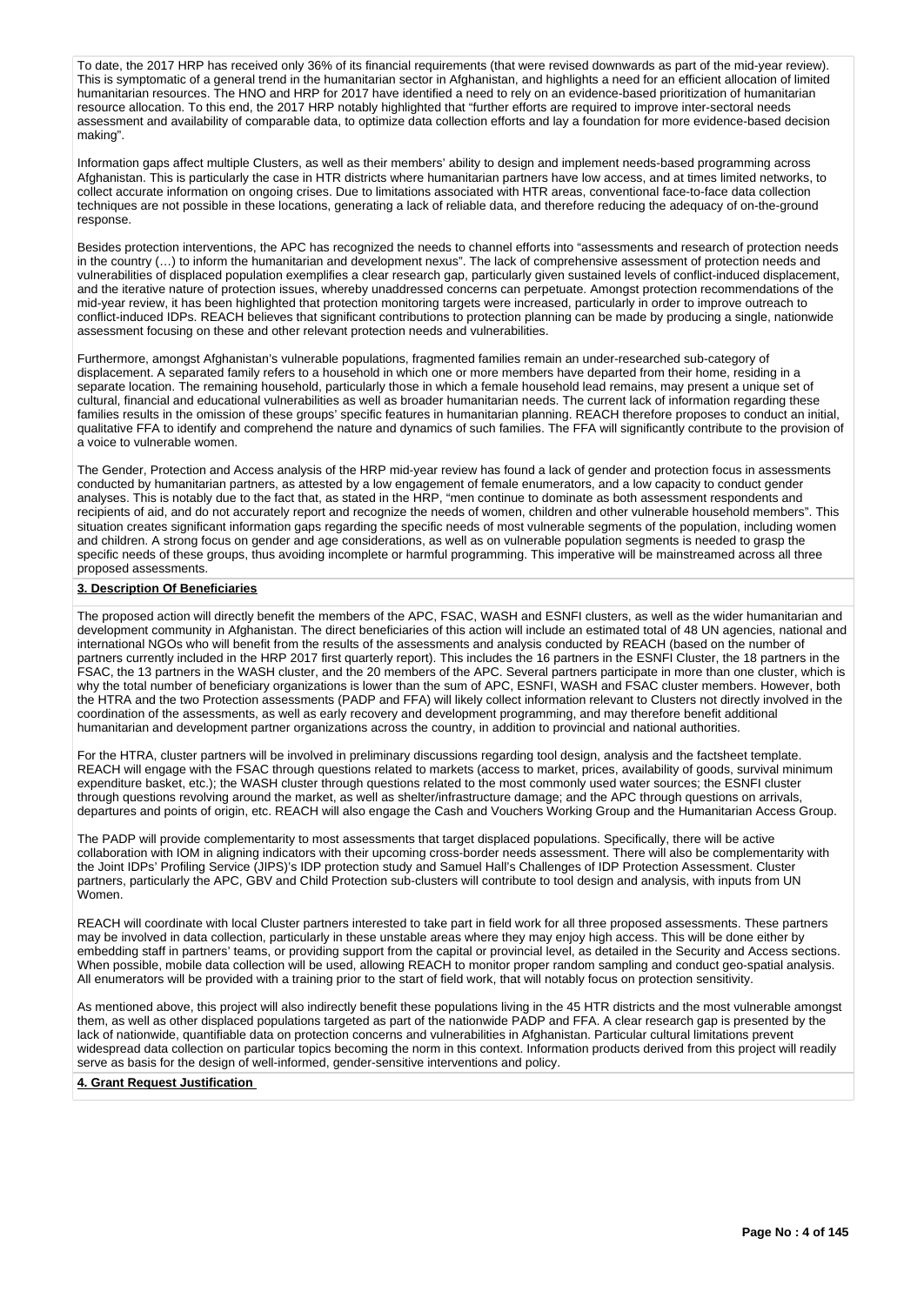To date, the 2017 HRP has received only 36% of its financial requirements (that were revised downwards as part of the mid-year review). This is symptomatic of a general trend in the humanitarian sector in Afghanistan, and highlights a need for an efficient allocation of limited humanitarian resources. The HNO and HRP for 2017 have identified a need to rely on an evidence-based prioritization of humanitarian resource allocation. To this end, the 2017 HRP notably highlighted that "further efforts are required to improve inter-sectoral needs assessment and availability of comparable data, to optimize data collection efforts and lay a foundation for more evidence-based decision making".

Information gaps affect multiple Clusters, as well as their members' ability to design and implement needs-based programming across Afghanistan. This is particularly the case in HTR districts where humanitarian partners have low access, and at times limited networks, to collect accurate information on ongoing crises. Due to limitations associated with HTR areas, conventional face-to-face data collection techniques are not possible in these locations, generating a lack of reliable data, and therefore reducing the adequacy of on-the-ground response.

Besides protection interventions, the APC has recognized the needs to channel efforts into "assessments and research of protection needs in the country (…) to inform the humanitarian and development nexus". The lack of comprehensive assessment of protection needs and vulnerabilities of displaced population exemplifies a clear research gap, particularly given sustained levels of conflict-induced displacement, and the iterative nature of protection issues, whereby unaddressed concerns can perpetuate. Amongst protection recommendations of the mid-year review, it has been highlighted that protection monitoring targets were increased, particularly in order to improve outreach to conflict-induced IDPs. REACH believes that significant contributions to protection planning can be made by producing a single, nationwide assessment focusing on these and other relevant protection needs and vulnerabilities.

Furthermore, amongst Afghanistan's vulnerable populations, fragmented families remain an under-researched sub-category of displacement. A separated family refers to a household in which one or more members have departed from their home, residing in a separate location. The remaining household, particularly those in which a female household lead remains, may present a unique set of cultural, financial and educational vulnerabilities as well as broader humanitarian needs. The current lack of information regarding these families results in the omission of these groups' specific features in humanitarian planning. REACH therefore proposes to conduct an initial, qualitative FFA to identify and comprehend the nature and dynamics of such families. The FFA will significantly contribute to the provision of a voice to vulnerable women.

The Gender, Protection and Access analysis of the HRP mid-year review has found a lack of gender and protection focus in assessments conducted by humanitarian partners, as attested by a low engagement of female enumerators, and a low capacity to conduct gender analyses. This is notably due to the fact that, as stated in the HRP, "men continue to dominate as both assessment respondents and recipients of aid, and do not accurately report and recognize the needs of women, children and other vulnerable household members". This situation creates significant information gaps regarding the specific needs of most vulnerable segments of the population, including women and children. A strong focus on gender and age considerations, as well as on vulnerable population segments is needed to grasp the specific needs of these groups, thus avoiding incomplete or harmful programming. This imperative will be mainstreamed across all three proposed assessments.

**3. Description Of Beneficiaries**

The proposed action will directly benefit the members of the APC, FSAC, WASH and ESNFI clusters, as well as the wider humanitarian and development community in Afghanistan. The direct beneficiaries of this action will include an estimated total of 48 UN agencies, national and international NGOs who will benefit from the results of the assessments and analysis conducted by REACH (based on the number of partners currently included in the HRP 2017 first quarterly report). This includes the 16 partners in the ESNFI Cluster, the 18 partners in the FSAC, the 13 partners in the WASH cluster, and the 20 members of the APC. Several partners participate in more than one cluster, which is why the total number of beneficiary organizations is lower than the sum of APC, ESNFI, WASH and FSAC cluster members. However, both the HTRA and the two Protection assessments (PADP and FFA) will likely collect information relevant to Clusters not directly involved in the coordination of the assessments, as well as early recovery and development programming, and may therefore benefit additional humanitarian and development partner organizations across the country, in addition to provincial and national authorities.

For the HTRA, cluster partners will be involved in preliminary discussions regarding tool design, analysis and the factsheet template. REACH will engage with the FSAC through questions related to markets (access to market, prices, availability of goods, survival minimum expenditure basket, etc.); the WASH cluster through questions related to the most commonly used water sources; the ESNFI cluster through questions revolving around the market, as well as shelter/infrastructure damage; and the APC through questions on arrivals, departures and points of origin, etc. REACH will also engage the Cash and Vouchers Working Group and the Humanitarian Access Group.

The PADP will provide complementarity to most assessments that target displaced populations. Specifically, there will be active collaboration with IOM in aligning indicators with their upcoming cross-border needs assessment. There will also be complementarity with the Joint IDPs' Profiling Service (JIPS)'s IDP protection study and Samuel Hall's Challenges of IDP Protection Assessment. Cluster partners, particularly the APC, GBV and Child Protection sub-clusters will contribute to tool design and analysis, with inputs from UN Women.

REACH will coordinate with local Cluster partners interested to take part in field work for all three proposed assessments. These partners may be involved in data collection, particularly in these unstable areas where they may enjoy high access. This will be done either by embedding staff in partners' teams, or providing support from the capital or provincial level, as detailed in the Security and Access sections. When possible, mobile data collection will be used, allowing REACH to monitor proper random sampling and conduct geo-spatial analysis. All enumerators will be provided with a training prior to the start of field work, that will notably focus on protection sensitivity.

As mentioned above, this project will also indirectly benefit these populations living in the 45 HTR districts and the most vulnerable amongst them, as well as other displaced populations targeted as part of the nationwide PADP and FFA. A clear research gap is presented by the lack of nationwide, quantifiable data on protection concerns and vulnerabilities in Afghanistan. Particular cultural limitations prevent widespread data collection on particular topics becoming the norm in this context. Information products derived from this project will readily serve as basis for the design of well-informed, gender-sensitive interventions and policy.

**4. Grant Request Justification**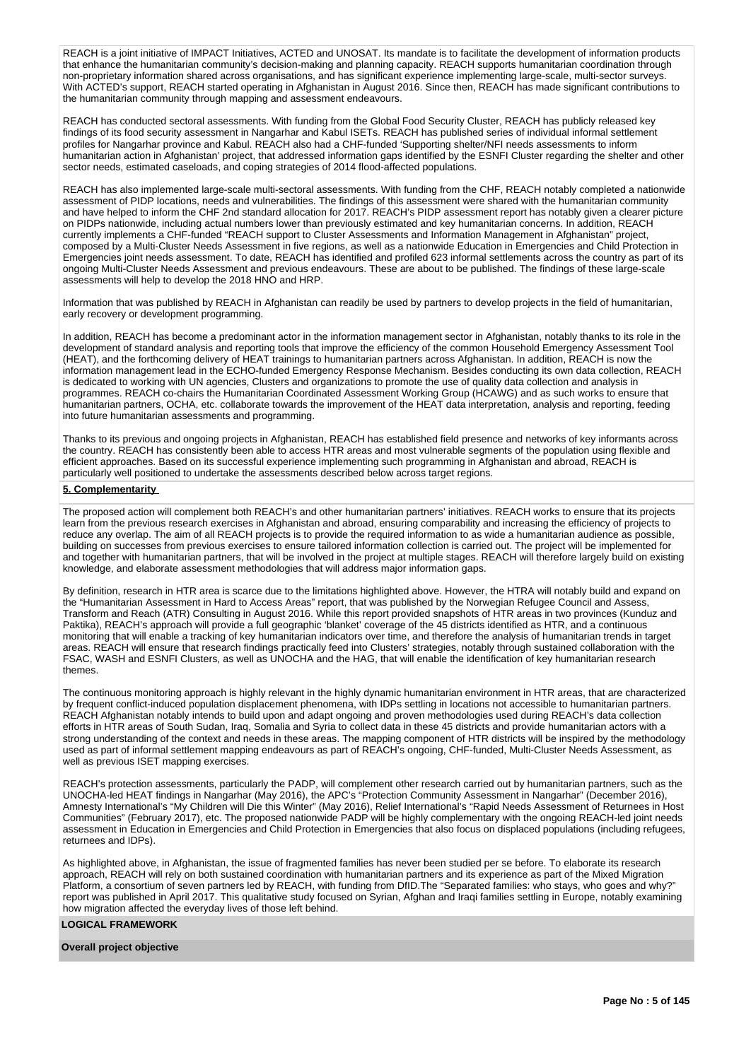REACH is a joint initiative of IMPACT Initiatives, ACTED and UNOSAT. Its mandate is to facilitate the development of information products that enhance the humanitarian community's decision-making and planning capacity. REACH supports humanitarian coordination through non-proprietary information shared across organisations, and has significant experience implementing large-scale, multi-sector surveys. With ACTED's support, REACH started operating in Afghanistan in August 2016. Since then, REACH has made significant contributions to the humanitarian community through mapping and assessment endeavours.

REACH has conducted sectoral assessments. With funding from the Global Food Security Cluster, REACH has publicly released key findings of its food security assessment in Nangarhar and Kabul ISETs. REACH has published series of individual informal settlement profiles for Nangarhar province and Kabul. REACH also had a CHF-funded 'Supporting shelter/NFI needs assessments to inform humanitarian action in Afghanistan' project, that addressed information gaps identified by the ESNFI Cluster regarding the shelter and other sector needs, estimated caseloads, and coping strategies of 2014 flood-affected populations.

REACH has also implemented large-scale multi-sectoral assessments. With funding from the CHF, REACH notably completed a nationwide assessment of PIDP locations, needs and vulnerabilities. The findings of this assessment were shared with the humanitarian community and have helped to inform the CHF 2nd standard allocation for 2017. REACH's PIDP assessment report has notably given a clearer picture on PIDPs nationwide, including actual numbers lower than previously estimated and key humanitarian concerns. In addition, REACH currently implements a CHF-funded "REACH support to Cluster Assessments and Information Management in Afghanistan" project, composed by a Multi-Cluster Needs Assessment in five regions, as well as a nationwide Education in Emergencies and Child Protection in Emergencies joint needs assessment. To date, REACH has identified and profiled 623 informal settlements across the country as part of its ongoing Multi-Cluster Needs Assessment and previous endeavours. These are about to be published. The findings of these large-scale assessments will help to develop the 2018 HNO and HRP.

Information that was published by REACH in Afghanistan can readily be used by partners to develop projects in the field of humanitarian, early recovery or development programming.

In addition, REACH has become a predominant actor in the information management sector in Afghanistan, notably thanks to its role in the development of standard analysis and reporting tools that improve the efficiency of the common Household Emergency Assessment Tool (HEAT), and the forthcoming delivery of HEAT trainings to humanitarian partners across Afghanistan. In addition, REACH is now the information management lead in the ECHO-funded Emergency Response Mechanism. Besides conducting its own data collection, REACH is dedicated to working with UN agencies, Clusters and organizations to promote the use of quality data collection and analysis in programmes. REACH co-chairs the Humanitarian Coordinated Assessment Working Group (HCAWG) and as such works to ensure that humanitarian partners, OCHA, etc. collaborate towards the improvement of the HEAT data interpretation, analysis and reporting, feeding into future humanitarian assessments and programming.

Thanks to its previous and ongoing projects in Afghanistan, REACH has established field presence and networks of key informants across the country. REACH has consistently been able to access HTR areas and most vulnerable segments of the population using flexible and efficient approaches. Based on its successful experience implementing such programming in Afghanistan and abroad, REACH is particularly well positioned to undertake the assessments described below across target regions.

**5. Complementarity**

The proposed action will complement both REACH's and other humanitarian partners' initiatives. REACH works to ensure that its projects learn from the previous research exercises in Afghanistan and abroad, ensuring comparability and increasing the efficiency of projects to reduce any overlap. The aim of all REACH projects is to provide the required information to as wide a humanitarian audience as possible, building on successes from previous exercises to ensure tailored information collection is carried out. The project will be implemented for and together with humanitarian partners, that will be involved in the project at multiple stages. REACH will therefore largely build on existing knowledge, and elaborate assessment methodologies that will address major information gaps.

By definition, research in HTR area is scarce due to the limitations highlighted above. However, the HTRA will notably build and expand on the "Humanitarian Assessment in Hard to Access Areas" report, that was published by the Norwegian Refugee Council and Assess, Transform and Reach (ATR) Consulting in August 2016. While this report provided snapshots of HTR areas in two provinces (Kunduz and Paktika), REACH's approach will provide a full geographic 'blanket' coverage of the 45 districts identified as HTR, and a continuous monitoring that will enable a tracking of key humanitarian indicators over time, and therefore the analysis of humanitarian trends in target areas. REACH will ensure that research findings practically feed into Clusters' strategies, notably through sustained collaboration with the FSAC, WASH and ESNFI Clusters, as well as UNOCHA and the HAG, that will enable the identification of key humanitarian research themes.

The continuous monitoring approach is highly relevant in the highly dynamic humanitarian environment in HTR areas, that are characterized by frequent conflict-induced population displacement phenomena, with IDPs settling in locations not accessible to humanitarian partners. REACH Afghanistan notably intends to build upon and adapt ongoing and proven methodologies used during REACH's data collection efforts in HTR areas of South Sudan, Iraq, Somalia and Syria to collect data in these 45 districts and provide humanitarian actors with a strong understanding of the context and needs in these areas. The mapping component of HTR districts will be inspired by the methodology used as part of informal settlement mapping endeavours as part of REACH's ongoing, CHF-funded, Multi-Cluster Needs Assessment, as well as previous ISET mapping exercises.

REACH's protection assessments, particularly the PADP, will complement other research carried out by humanitarian partners, such as the UNOCHA-led HEAT findings in Nangarhar (May 2016), the APC's "Protection Community Assessment in Nangarhar" (December 2016), Amnesty International's "My Children will Die this Winter" (May 2016), Relief International's "Rapid Needs Assessment of Returnees in Host Communities" (February 2017), etc. The proposed nationwide PADP will be highly complementary with the ongoing REACH-led joint needs assessment in Education in Emergencies and Child Protection in Emergencies that also focus on displaced populations (including refugees, returnees and IDPs).

As highlighted above, in Afghanistan, the issue of fragmented families has never been studied per se before. To elaborate its research approach, REACH will rely on both sustained coordination with humanitarian partners and its experience as part of the Mixed Migration Platform, a consortium of seven partners led by REACH, with funding from DfID.The "Separated families: who stays, who goes and why?" report was published in April 2017. This qualitative study focused on Syrian, Afghan and Iraqi families settling in Europe, notably examining how migration affected the everyday lives of those left behind.

**LOGICAL FRAMEWORK**

**Overall project objective**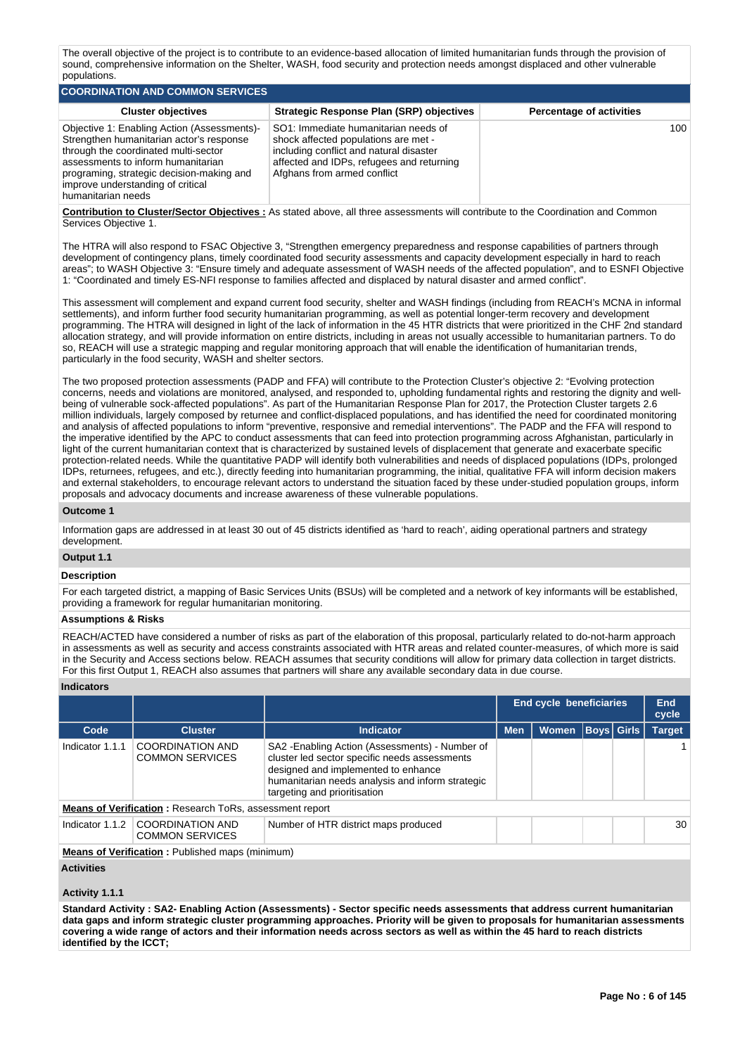The overall objective of the project is to contribute to an evidence-based allocation of limited humanitarian funds through the provision of sound, comprehensive information on the Shelter, WASH, food security and protection needs amongst displaced and other vulnerable populations.

## COORDINATION AND COMMON SERVICES

| Cluster objectives | Strategic Response Plan (SRP) objectives | Percentage of activities |
|---|---|---|
| Objective 1: Enabling Action (Assessments)- Strengthen humanitarian actor's response through the coordinated multi-sector assessments to inform humanitarian programing, strategic decision-making and improve understanding of critical humanitarian needs | SO1: Immediate humanitarian needs of shock affected populations are met - including conflict and natural disaster affected and IDPs, refugees and returning Afghans from armed conflict | 100 |

**Contribution to Cluster/Sector Objectives :** As stated above, all three assessments will contribute to the Coordination and Common Services Objective 1.

The HTRA will also respond to FSAC Objective 3, "Strengthen emergency preparedness and response capabilities of partners through development of contingency plans, timely coordinated food security assessments and capacity development especially in hard to reach areas"; to WASH Objective 3: "Ensure timely and adequate assessment of WASH needs of the affected population", and to ESNFI Objective 1: "Coordinated and timely ES-NFI response to families affected and displaced by natural disaster and armed conflict".

This assessment will complement and expand current food security, shelter and WASH findings (including from REACH's MCNA in informal settlements), and inform further food security humanitarian programming, as well as potential longer-term recovery and development programming. The HTRA will designed in light of the lack of information in the 45 HTR districts that were prioritized in the CHF 2nd standard allocation strategy, and will provide information on entire districts, including in areas not usually accessible to humanitarian partners. To do so, REACH will use a strategic mapping and regular monitoring approach that will enable the identification of humanitarian trends, particularly in the food security, WASH and shelter sectors.

The two proposed protection assessments (PADP and FFA) will contribute to the Protection Cluster's objective 2: "Evolving protection concerns, needs and violations are monitored, analysed, and responded to, upholding fundamental rights and restoring the dignity and well-being of vulnerable sock-affected populations". As part of the Humanitarian Response Plan for 2017, the Protection Cluster targets 2.6 million individuals, largely composed by returnee and conflict-displaced populations, and has identified the need for coordinated monitoring and analysis of affected populations to inform "preventive, responsive and remedial interventions". The PADP and the FFA will respond to the imperative identified by the APC to conduct assessments that can feed into protection programming across Afghanistan, particularly in light of the current humanitarian context that is characterized by sustained levels of displacement that generate and exacerbate specific protection-related needs. While the quantitative PADP will identify both vulnerabilities and needs of displaced populations (IDPs, prolonged IDPs, returnees, refugees, and etc.), directly feeding into humanitarian programming, the initial, qualitative FFA will inform decision makers and external stakeholders, to encourage relevant actors to understand the situation faced by these under-studied population groups, inform proposals and advocacy documents and increase awareness of these vulnerable populations.

### Outcome 1

Information gaps are addressed in at least 30 out of 45 districts identified as 'hard to reach', aiding operational partners and strategy development.

### Output 1.1

#### Description

For each targeted district, a mapping of Basic Services Units (BSUs) will be completed and a network of key informants will be established, providing a framework for regular humanitarian monitoring.

#### Assumptions & Risks

REACH/ACTED have considered a number of risks as part of the elaboration of this proposal, particularly related to do-not-harm approach in assessments as well as security and access constraints associated with HTR areas and related counter-measures, of which more is said in the Security and Access sections below. REACH assumes that security conditions will allow for primary data collection in target districts. For this first Output 1, REACH also assumes that partners will share any available secondary data in due course.

#### Indicators

| | | | End cycle beneficiaries | | | | End cycle |
|---|---|---|---|---|---|---|---|
| Code | Cluster | Indicator | Men | Women | Boys | Girls | Target |
| Indicator 1.1.1 | COORDINATION AND COMMON SERVICES | SA2 -Enabling Action (Assessments) - Number of cluster led sector specific needs assessments designed and implemented to enhance humanitarian needs analysis and inform strategic targeting and prioritisation | | | | | 1 |

**Means of Verification :** Research ToRs, assessment report

| Code | Cluster | Indicator | Men | Women | Boys | Girls | Target |
|---|---|---|---|---|---|---|---|
| Indicator 1.1.2 | COORDINATION AND COMMON SERVICES | Number of HTR district maps produced | | | | | 30 |

**Means of Verification :** Published maps (minimum)

#### Activities

##### Activity 1.1.1

**Standard Activity : SA2- Enabling Action (Assessments) - Sector specific needs assessments that address current humanitarian data gaps and inform strategic cluster programming approaches. Priority will be given to proposals for humanitarian assessments covering a wide range of actors and their information needs across sectors as well as within the 45 hard to reach districts identified by the ICCT;**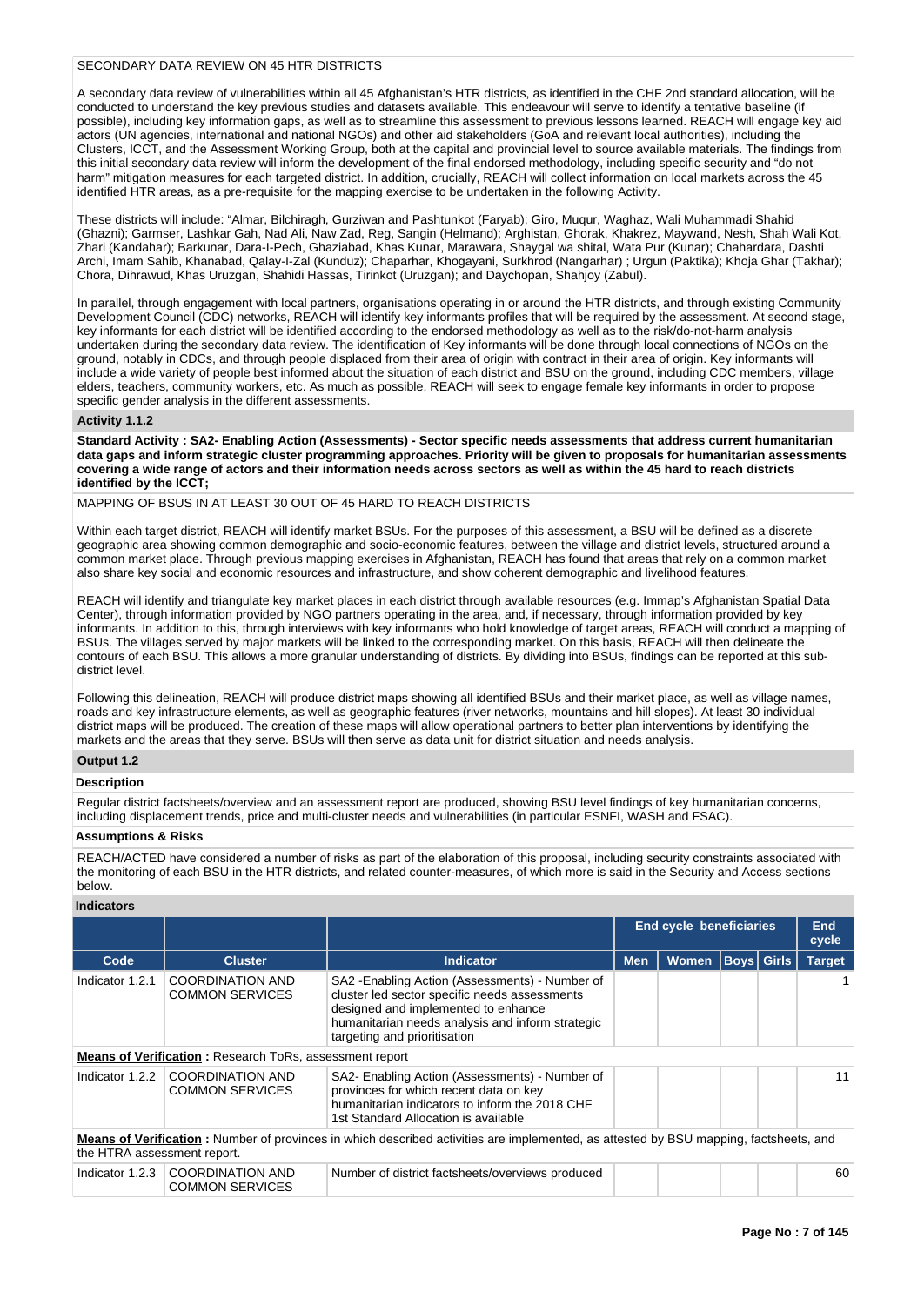SECONDARY DATA REVIEW ON 45 HTR DISTRICTS

A secondary data review of vulnerabilities within all 45 Afghanistan's HTR districts, as identified in the CHF 2nd standard allocation, will be conducted to understand the key previous studies and datasets available. This endeavour will serve to identify a tentative baseline (if possible), including key information gaps, as well as to streamline this assessment to previous lessons learned. REACH will engage key aid actors (UN agencies, international and national NGOs) and other aid stakeholders (GoA and relevant local authorities), including the Clusters, ICCT, and the Assessment Working Group, both at the capital and provincial level to source available materials. The findings from this initial secondary data review will inform the development of the final endorsed methodology, including specific security and "do not harm" mitigation measures for each targeted district. In addition, crucially, REACH will collect information on local markets across the 45 identified HTR areas, as a pre-requisite for the mapping exercise to be undertaken in the following Activity.

These districts will include: "Almar, Bilchiragh, Gurziwan and Pashtunkot (Faryab); Giro, Muqur, Waghaz, Wali Muhammadi Shahid (Ghazni); Garmser, Lashkar Gah, Nad Ali, Naw Zad, Reg, Sangin (Helmand); Arghistan, Ghorak, Khakrez, Maywand, Nesh, Shah Wali Kot, Zhari (Kandahar); Barkunar, Dara-I-Pech, Ghaziabad, Khas Kunar, Marawara, Shaygal wa shital, Wata Pur (Kunar); Chahardara, Dashti Archi, Imam Sahib, Khanabad, Qalay-I-Zal (Kunduz); Chaparhar, Khogayani, Surkhrod (Nangarhar) ; Urgun (Paktika); Khoja Ghar (Takhar); Chora, Dihrawud, Khas Uruzgan, Shahidi Hassas, Tirinkot (Uruzgan); and Daychopan, Shahjoy (Zabul).

In parallel, through engagement with local partners, organisations operating in or around the HTR districts, and through existing Community Development Council (CDC) networks, REACH will identify key informants profiles that will be required by the assessment. At second stage, key informants for each district will be identified according to the endorsed methodology as well as to the risk/do-not-harm analysis undertaken during the secondary data review. The identification of Key informants will be done through local connections of NGOs on the ground, notably in CDCs, and through people displaced from their area of origin with contract in their area of origin. Key informants will include a wide variety of people best informed about the situation of each district and BSU on the ground, including CDC members, village elders, teachers, community workers, etc. As much as possible, REACH will seek to engage female key informants in order to propose specific gender analysis in the different assessments.

### Activity 1.1.2

**Standard Activity : SA2- Enabling Action (Assessments) - Sector specific needs assessments that address current humanitarian data gaps and inform strategic cluster programming approaches. Priority will be given to proposals for humanitarian assessments covering a wide range of actors and their information needs across sectors as well as within the 45 hard to reach districts identified by the ICCT;**

MAPPING OF BSUS IN AT LEAST 30 OUT OF 45 HARD TO REACH DISTRICTS

Within each target district, REACH will identify market BSUs. For the purposes of this assessment, a BSU will be defined as a discrete geographic area showing common demographic and socio-economic features, between the village and district levels, structured around a common market place. Through previous mapping exercises in Afghanistan, REACH has found that areas that rely on a common market also share key social and economic resources and infrastructure, and show coherent demographic and livelihood features.

REACH will identify and triangulate key market places in each district through available resources (e.g. Immap's Afghanistan Spatial Data Center), through information provided by NGO partners operating in the area, and, if necessary, through information provided by key informants. In addition to this, through interviews with key informants who hold knowledge of target areas, REACH will conduct a mapping of BSUs. The villages served by major markets will be linked to the corresponding market. On this basis, REACH will then delineate the contours of each BSU. This allows a more granular understanding of districts. By dividing into BSUs, findings can be reported at this sub-district level.

Following this delineation, REACH will produce district maps showing all identified BSUs and their market place, as well as village names, roads and key infrastructure elements, as well as geographic features (river networks, mountains and hill slopes). At least 30 individual district maps will be produced. The creation of these maps will allow operational partners to better plan interventions by identifying the markets and the areas that they serve. BSUs will then serve as data unit for district situation and needs analysis.

### Output 1.2

**Description**

Regular district factsheets/overview and an assessment report are produced, showing BSU level findings of key humanitarian concerns, including displacement trends, price and multi-cluster needs and vulnerabilities (in particular ESNFI, WASH and FSAC).

**Assumptions & Risks**

REACH/ACTED have considered a number of risks as part of the elaboration of this proposal, including security constraints associated with the monitoring of each BSU in the HTR districts, and related counter-measures, of which more is said in the Security and Access sections below.

**Indicators**

| | | | End cycle beneficiaries | | | | End cycle |
|---|---|---|---|---|---|---|---|
| **Code** | **Cluster** | **Indicator** | **Men** | **Women** | **Boys** | **Girls** | **Target** |
| Indicator 1.2.1 | COORDINATION AND COMMON SERVICES | SA2 -Enabling Action (Assessments) - Number of cluster led sector specific needs assessments designed and implemented to enhance humanitarian needs analysis and inform strategic targeting and prioritisation | | | | | 1 |
| **Means of Verification :** Research ToRs, assessment report | | | | | | | |
| Indicator 1.2.2 | COORDINATION AND COMMON SERVICES | SA2- Enabling Action (Assessments) - Number of provinces for which recent data on key humanitarian indicators to inform the 2018 CHF 1st Standard Allocation is available | | | | | 11 |
| **Means of Verification :** Number of provinces in which described activities are implemented, as attested by BSU mapping, factsheets, and the HTRA assessment report. | | | | | | | |
| Indicator 1.2.3 | COORDINATION AND COMMON SERVICES | Number of district factsheets/overviews produced | | | | | 60 |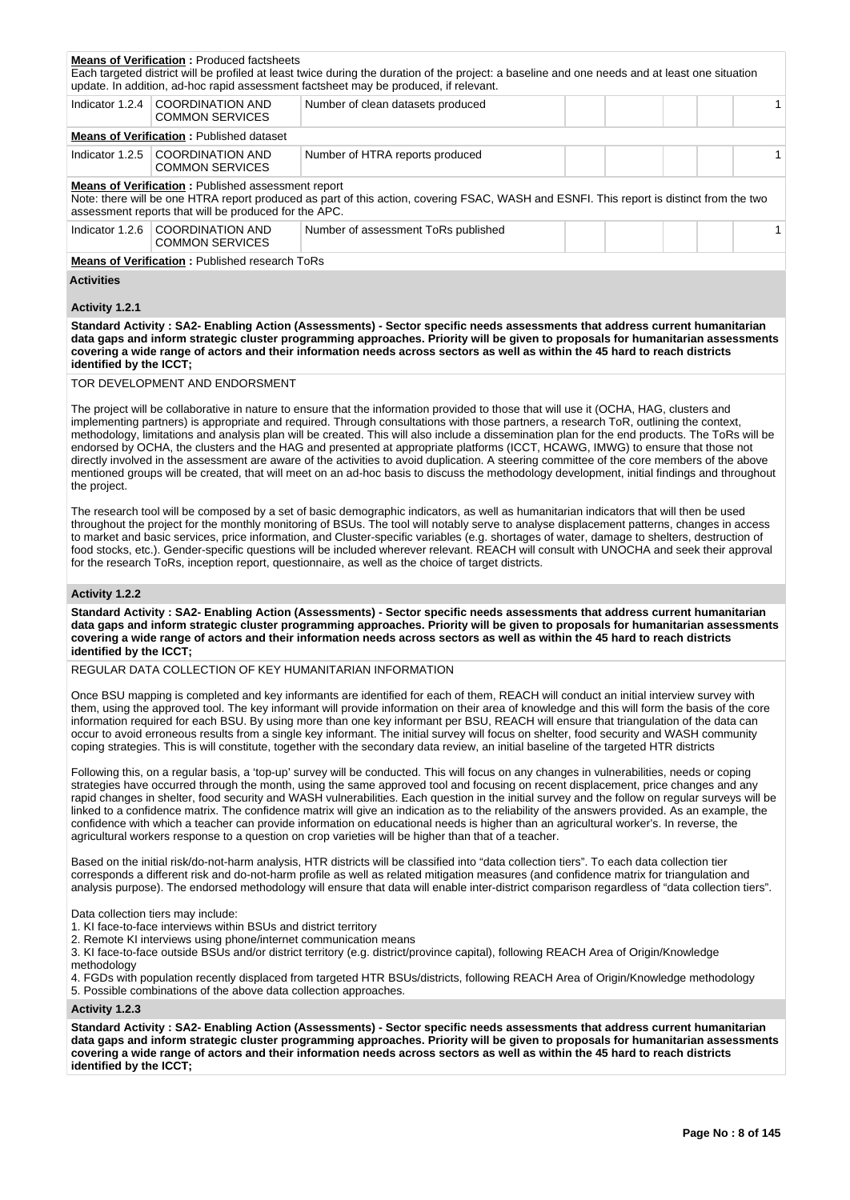**Means of Verification :** Produced factsheets
Each targeted district will be profiled at least twice during the duration of the project: a baseline and one needs and at least one situation update. In addition, ad-hoc rapid assessment factsheet may be produced, if relevant.

| | | | | | | | |
|---|---|---|---|---|---|---|---|
| Indicator 1.2.4 | COORDINATION AND COMMON SERVICES | Number of clean datasets produced | | | | | 1 |

**Means of Verification :** Published dataset

| | | | | | | | |
|---|---|---|---|---|---|---|---|
| Indicator 1.2.5 | COORDINATION AND COMMON SERVICES | Number of HTRA reports produced | | | | | 1 |

**Means of Verification :** Published assessment report
Note: there will be one HTRA report produced as part of this action, covering FSAC, WASH and ESNFI. This report is distinct from the two assessment reports that will be produced for the APC.

| | | | | | | | |
|---|---|---|---|---|---|---|---|
| Indicator 1.2.6 | COORDINATION AND COMMON SERVICES | Number of assessment ToRs published | | | | | 1 |

**Means of Verification :** Published research ToRs

**Activities**

**Activity 1.2.1**

**Standard Activity : SA2- Enabling Action (Assessments) - Sector specific needs assessments that address current humanitarian data gaps and inform strategic cluster programming approaches. Priority will be given to proposals for humanitarian assessments covering a wide range of actors and their information needs across sectors as well as within the 45 hard to reach districts identified by the ICCT;**

TOR DEVELOPMENT AND ENDORSMENT

The project will be collaborative in nature to ensure that the information provided to those that will use it (OCHA, HAG, clusters and implementing partners) is appropriate and required. Through consultations with those partners, a research ToR, outlining the context, methodology, limitations and analysis plan will be created. This will also include a dissemination plan for the end products. The ToRs will be endorsed by OCHA, the clusters and the HAG and presented at appropriate platforms (ICCT, HCAWG, IMWG) to ensure that those not directly involved in the assessment are aware of the activities to avoid duplication. A steering committee of the core members of the above mentioned groups will be created, that will meet on an ad-hoc basis to discuss the methodology development, initial findings and throughout the project.

The research tool will be composed by a set of basic demographic indicators, as well as humanitarian indicators that will then be used throughout the project for the monthly monitoring of BSUs. The tool will notably serve to analyse displacement patterns, changes in access to market and basic services, price information, and Cluster-specific variables (e.g. shortages of water, damage to shelters, destruction of food stocks, etc.). Gender-specific questions will be included wherever relevant. REACH will consult with UNOCHA and seek their approval for the research ToRs, inception report, questionnaire, as well as the choice of target districts.

**Activity 1.2.2**

**Standard Activity : SA2- Enabling Action (Assessments) - Sector specific needs assessments that address current humanitarian data gaps and inform strategic cluster programming approaches. Priority will be given to proposals for humanitarian assessments covering a wide range of actors and their information needs across sectors as well as within the 45 hard to reach districts identified by the ICCT;**

REGULAR DATA COLLECTION OF KEY HUMANITARIAN INFORMATION

Once BSU mapping is completed and key informants are identified for each of them, REACH will conduct an initial interview survey with them, using the approved tool. The key informant will provide information on their area of knowledge and this will form the basis of the core information required for each BSU. By using more than one key informant per BSU, REACH will ensure that triangulation of the data can occur to avoid erroneous results from a single key informant. The initial survey will focus on shelter, food security and WASH community coping strategies. This is will constitute, together with the secondary data review, an initial baseline of the targeted HTR districts

Following this, on a regular basis, a 'top-up' survey will be conducted. This will focus on any changes in vulnerabilities, needs or coping strategies have occurred through the month, using the same approved tool and focusing on recent displacement, price changes and any rapid changes in shelter, food security and WASH vulnerabilities. Each question in the initial survey and the follow on regular surveys will be linked to a confidence matrix. The confidence matrix will give an indication as to the reliability of the answers provided. As an example, the confidence with which a teacher can provide information on educational needs is higher than an agricultural worker's. In reverse, the agricultural workers response to a question on crop varieties will be higher than that of a teacher.

Based on the initial risk/do-not-harm analysis, HTR districts will be classified into "data collection tiers". To each data collection tier corresponds a different risk and do-not-harm profile as well as related mitigation measures (and confidence matrix for triangulation and analysis purpose). The endorsed methodology will ensure that data will enable inter-district comparison regardless of "data collection tiers".

Data collection tiers may include:
1. KI face-to-face interviews within BSUs and district territory
2. Remote KI interviews using phone/internet communication means
3. KI face-to-face outside BSUs and/or district territory (e.g. district/province capital), following REACH Area of Origin/Knowledge methodology
4. FGDs with population recently displaced from targeted HTR BSUs/districts, following REACH Area of Origin/Knowledge methodology
5. Possible combinations of the above data collection approaches.

**Activity 1.2.3**

**Standard Activity : SA2- Enabling Action (Assessments) - Sector specific needs assessments that address current humanitarian data gaps and inform strategic cluster programming approaches. Priority will be given to proposals for humanitarian assessments covering a wide range of actors and their information needs across sectors as well as within the 45 hard to reach districts identified by the ICCT;**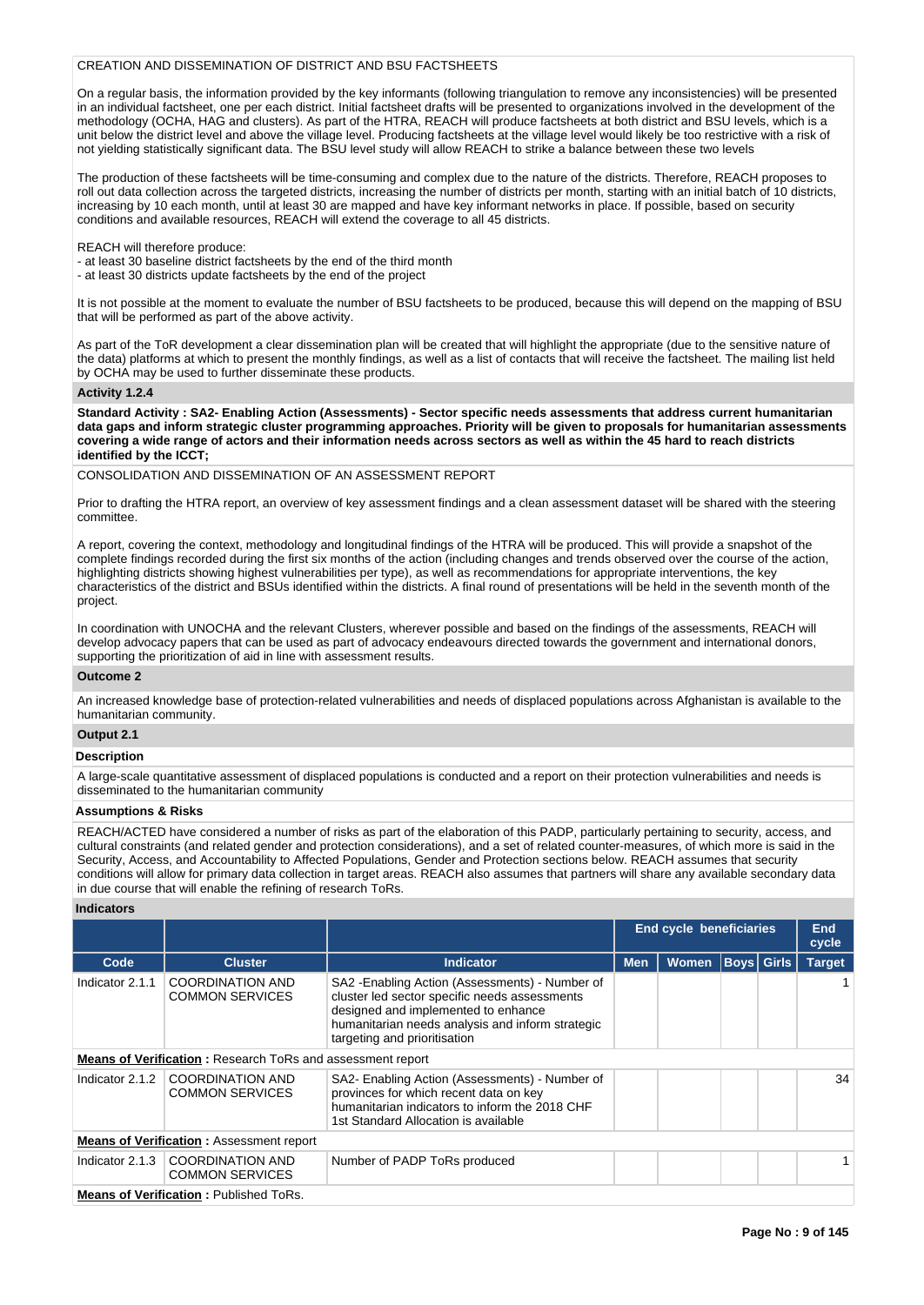CREATION AND DISSEMINATION OF DISTRICT AND BSU FACTSHEETS

On a regular basis, the information provided by the key informants (following triangulation to remove any inconsistencies) will be presented in an individual factsheet, one per each district. Initial factsheet drafts will be presented to organizations involved in the development of the methodology (OCHA, HAG and clusters). As part of the HTRA, REACH will produce factsheets at both district and BSU levels, which is a unit below the district level and above the village level. Producing factsheets at the village level would likely be too restrictive with a risk of not yielding statistically significant data. The BSU level study will allow REACH to strike a balance between these two levels

The production of these factsheets will be time-consuming and complex due to the nature of the districts. Therefore, REACH proposes to roll out data collection across the targeted districts, increasing the number of districts per month, starting with an initial batch of 10 districts, increasing by 10 each month, until at least 30 are mapped and have key informant networks in place. If possible, based on security conditions and available resources, REACH will extend the coverage to all 45 districts.

REACH will therefore produce:
- at least 30 baseline district factsheets by the end of the third month
- at least 30 districts update factsheets by the end of the project

It is not possible at the moment to evaluate the number of BSU factsheets to be produced, because this will depend on the mapping of BSU that will be performed as part of the above activity.

As part of the ToR development a clear dissemination plan will be created that will highlight the appropriate (due to the sensitive nature of the data) platforms at which to present the monthly findings, as well as a list of contacts that will receive the factsheet. The mailing list held by OCHA may be used to further disseminate these products.

### Activity 1.2.4

**Standard Activity : SA2- Enabling Action (Assessments) - Sector specific needs assessments that address current humanitarian data gaps and inform strategic cluster programming approaches. Priority will be given to proposals for humanitarian assessments covering a wide range of actors and their information needs across sectors as well as within the 45 hard to reach districts identified by the ICCT;**

CONSOLIDATION AND DISSEMINATION OF AN ASSESSMENT REPORT

Prior to drafting the HTRA report, an overview of key assessment findings and a clean assessment dataset will be shared with the steering committee.

A report, covering the context, methodology and longitudinal findings of the HTRA will be produced. This will provide a snapshot of the complete findings recorded during the first six months of the action (including changes and trends observed over the course of the action, highlighting districts showing highest vulnerabilities per type), as well as recommendations for appropriate interventions, the key characteristics of the district and BSUs identified within the districts. A final round of presentations will be held in the seventh month of the project.

In coordination with UNOCHA and the relevant Clusters, wherever possible and based on the findings of the assessments, REACH will develop advocacy papers that can be used as part of advocacy endeavours directed towards the government and international donors, supporting the prioritization of aid in line with assessment results.

### Outcome 2

An increased knowledge base of protection-related vulnerabilities and needs of displaced populations across Afghanistan is available to the humanitarian community.

### Output 2.1

**Description**

A large-scale quantitative assessment of displaced populations is conducted and a report on their protection vulnerabilities and needs is disseminated to the humanitarian community

**Assumptions & Risks**

REACH/ACTED have considered a number of risks as part of the elaboration of this PADP, particularly pertaining to security, access, and cultural constraints (and related gender and protection considerations), and a set of related counter-measures, of which more is said in the Security, Access, and Accountability to Affected Populations, Gender and Protection sections below. REACH assumes that security conditions will allow for primary data collection in target areas. REACH also assumes that partners will share any available secondary data in due course that will enable the refining of research ToRs.

**Indicators**

| | | | End cycle beneficiaries | | | | End cycle |
|---|---|---|---|---|---|---|---|
| Code | Cluster | Indicator | Men | Women | Boys | Girls | Target |
| Indicator 2.1.1 | COORDINATION AND COMMON SERVICES | SA2 -Enabling Action (Assessments) - Number of cluster led sector specific needs assessments designed and implemented to enhance humanitarian needs analysis and inform strategic targeting and prioritisation | | | | | 1 |
| **Means of Verification** : Research ToRs and assessment report | | | | | | | |
| Indicator 2.1.2 | COORDINATION AND COMMON SERVICES | SA2- Enabling Action (Assessments) - Number of provinces for which recent data on key humanitarian indicators to inform the 2018 CHF 1st Standard Allocation is available | | | | | 34 |
| **Means of Verification** : Assessment report | | | | | | | |
| Indicator 2.1.3 | COORDINATION AND COMMON SERVICES | Number of PADP ToRs produced | | | | | 1 |
| **Means of Verification** : Published ToRs. | | | | | | | |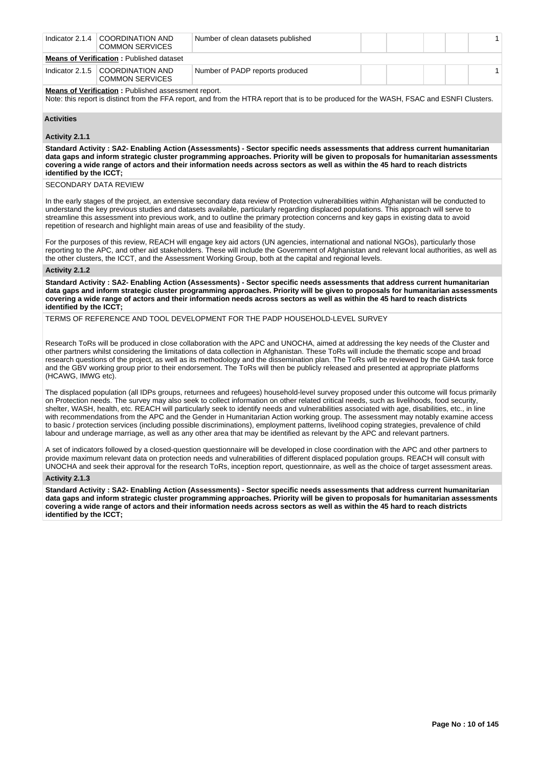| Indicator 2.1.4 | COORDINATION AND COMMON SERVICES | Number of clean datasets published | | | | | 1 |
|---|---|---|---|---|---|---|---|

**Means of Verification :** Published dataset

| Indicator 2.1.5 | COORDINATION AND COMMON SERVICES | Number of PADP reports produced | | | | | 1 |
|---|---|---|---|---|---|---|---|

**Means of Verification :** Published assessment report.
Note: this report is distinct from the FFA report, and from the HTRA report that is to be produced for the WASH, FSAC and ESNFI Clusters.

**Activities**

**Activity 2.1.1**

**Standard Activity : SA2- Enabling Action (Assessments) - Sector specific needs assessments that address current humanitarian data gaps and inform strategic cluster programming approaches. Priority will be given to proposals for humanitarian assessments covering a wide range of actors and their information needs across sectors as well as within the 45 hard to reach districts identified by the ICCT;**

SECONDARY DATA REVIEW

In the early stages of the project, an extensive secondary data review of Protection vulnerabilities within Afghanistan will be conducted to understand the key previous studies and datasets available, particularly regarding displaced populations. This approach will serve to streamline this assessment into previous work, and to outline the primary protection concerns and key gaps in existing data to avoid repetition of research and highlight main areas of use and feasibility of the study.

For the purposes of this review, REACH will engage key aid actors (UN agencies, international and national NGOs), particularly those reporting to the APC, and other aid stakeholders. These will include the Government of Afghanistan and relevant local authorities, as well as the other clusters, the ICCT, and the Assessment Working Group, both at the capital and regional levels.

**Activity 2.1.2**

**Standard Activity : SA2- Enabling Action (Assessments) - Sector specific needs assessments that address current humanitarian data gaps and inform strategic cluster programming approaches. Priority will be given to proposals for humanitarian assessments covering a wide range of actors and their information needs across sectors as well as within the 45 hard to reach districts identified by the ICCT;**

TERMS OF REFERENCE AND TOOL DEVELOPMENT FOR THE PADP HOUSEHOLD-LEVEL SURVEY

Research ToRs will be produced in close collaboration with the APC and UNOCHA, aimed at addressing the key needs of the Cluster and other partners whilst considering the limitations of data collection in Afghanistan. These ToRs will include the thematic scope and broad research questions of the project, as well as its methodology and the dissemination plan. The ToRs will be reviewed by the GiHA task force and the GBV working group prior to their endorsement. The ToRs will then be publicly released and presented at appropriate platforms (HCAWG, IMWG etc).

The displaced population (all IDPs groups, returnees and refugees) household-level survey proposed under this outcome will focus primarily on Protection needs. The survey may also seek to collect information on other related critical needs, such as livelihoods, food security, shelter, WASH, health, etc. REACH will particularly seek to identify needs and vulnerabilities associated with age, disabilities, etc., in line with recommendations from the APC and the Gender in Humanitarian Action working group. The assessment may notably examine access to basic / protection services (including possible discriminations), employment patterns, livelihood coping strategies, prevalence of child labour and underage marriage, as well as any other area that may be identified as relevant by the APC and relevant partners.

A set of indicators followed by a closed-question questionnaire will be developed in close coordination with the APC and other partners to provide maximum relevant data on protection needs and vulnerabilities of different displaced population groups. REACH will consult with UNOCHA and seek their approval for the research ToRs, inception report, questionnaire, as well as the choice of target assessment areas.

**Activity 2.1.3**

**Standard Activity : SA2- Enabling Action (Assessments) - Sector specific needs assessments that address current humanitarian data gaps and inform strategic cluster programming approaches. Priority will be given to proposals for humanitarian assessments covering a wide range of actors and their information needs across sectors as well as within the 45 hard to reach districts identified by the ICCT;**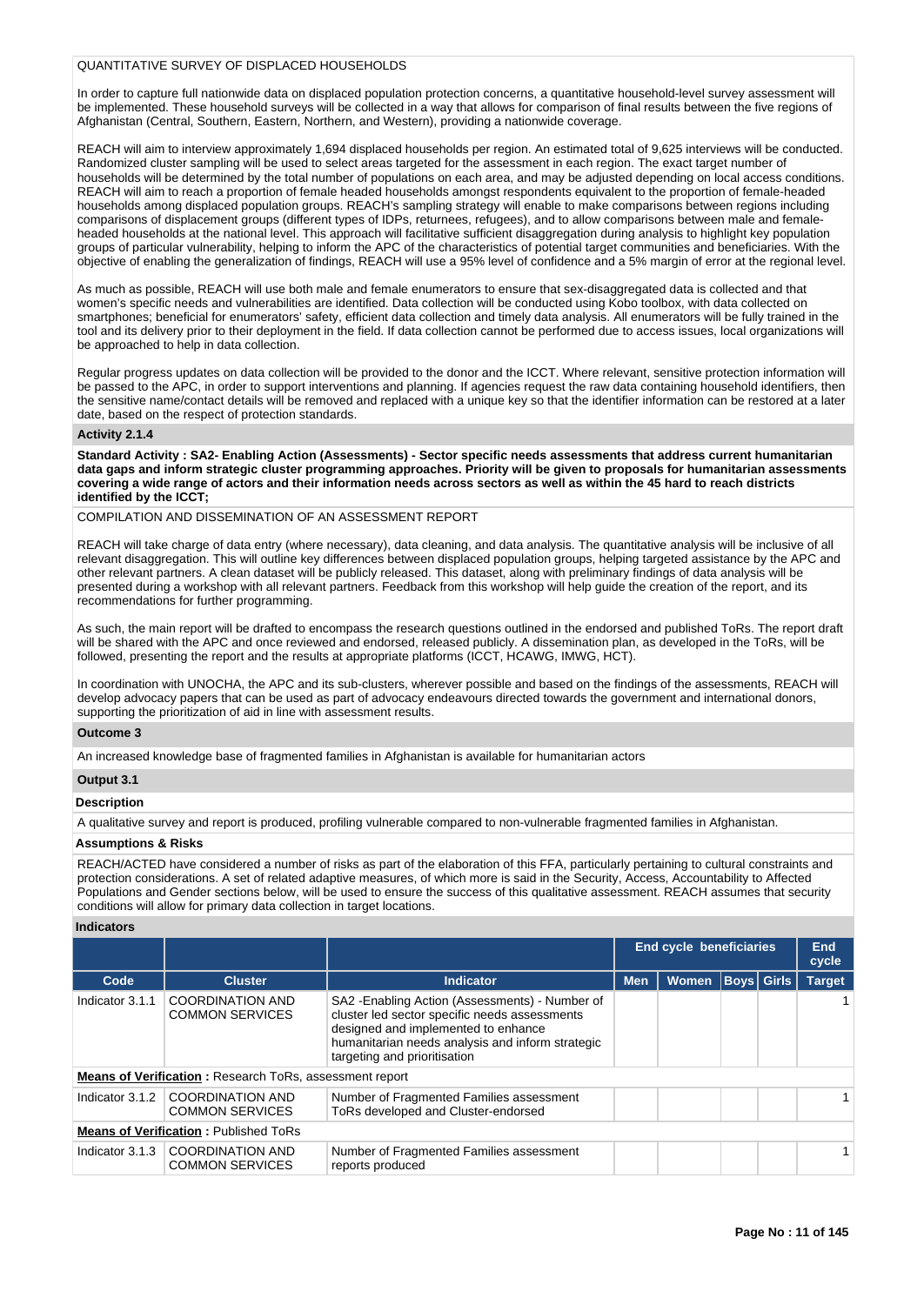QUANTITATIVE SURVEY OF DISPLACED HOUSEHOLDS

In order to capture full nationwide data on displaced population protection concerns, a quantitative household-level survey assessment will be implemented. These household surveys will be collected in a way that allows for comparison of final results between the five regions of Afghanistan (Central, Southern, Eastern, Northern, and Western), providing a nationwide coverage.

REACH will aim to interview approximately 1,694 displaced households per region. An estimated total of 9,625 interviews will be conducted. Randomized cluster sampling will be used to select areas targeted for the assessment in each region. The exact target number of households will be determined by the total number of populations on each area, and may be adjusted depending on local access conditions. REACH will aim to reach a proportion of female headed households amongst respondents equivalent to the proportion of female-headed households among displaced population groups. REACH's sampling strategy will enable to make comparisons between regions including comparisons of displacement groups (different types of IDPs, returnees, refugees), and to allow comparisons between male and female-headed households at the national level. This approach will facilitative sufficient disaggregation during analysis to highlight key population groups of particular vulnerability, helping to inform the APC of the characteristics of potential target communities and beneficiaries. With the objective of enabling the generalization of findings, REACH will use a 95% level of confidence and a 5% margin of error at the regional level.

As much as possible, REACH will use both male and female enumerators to ensure that sex-disaggregated data is collected and that women's specific needs and vulnerabilities are identified. Data collection will be conducted using Kobo toolbox, with data collected on smartphones; beneficial for enumerators' safety, efficient data collection and timely data analysis. All enumerators will be fully trained in the tool and its delivery prior to their deployment in the field. If data collection cannot be performed due to access issues, local organizations will be approached to help in data collection.

Regular progress updates on data collection will be provided to the donor and the ICCT. Where relevant, sensitive protection information will be passed to the APC, in order to support interventions and planning. If agencies request the raw data containing household identifiers, then the sensitive name/contact details will be removed and replaced with a unique key so that the identifier information can be restored at a later date, based on the respect of protection standards.

**Activity 2.1.4**

**Standard Activity : SA2- Enabling Action (Assessments) - Sector specific needs assessments that address current humanitarian data gaps and inform strategic cluster programming approaches. Priority will be given to proposals for humanitarian assessments covering a wide range of actors and their information needs across sectors as well as within the 45 hard to reach districts identified by the ICCT;**

COMPILATION AND DISSEMINATION OF AN ASSESSMENT REPORT

REACH will take charge of data entry (where necessary), data cleaning, and data analysis. The quantitative analysis will be inclusive of all relevant disaggregation. This will outline key differences between displaced population groups, helping targeted assistance by the APC and other relevant partners. A clean dataset will be publicly released. This dataset, along with preliminary findings of data analysis will be presented during a workshop with all relevant partners. Feedback from this workshop will help guide the creation of the report, and its recommendations for further programming.

As such, the main report will be drafted to encompass the research questions outlined in the endorsed and published ToRs. The report draft will be shared with the APC and once reviewed and endorsed, released publicly. A dissemination plan, as developed in the ToRs, will be followed, presenting the report and the results at appropriate platforms (ICCT, HCAWG, IMWG, HCT).

In coordination with UNOCHA, the APC and its sub-clusters, wherever possible and based on the findings of the assessments, REACH will develop advocacy papers that can be used as part of advocacy endeavours directed towards the government and international donors, supporting the prioritization of aid in line with assessment results.

**Outcome 3**

An increased knowledge base of fragmented families in Afghanistan is available for humanitarian actors

**Output 3.1**

**Description**

A qualitative survey and report is produced, profiling vulnerable compared to non-vulnerable fragmented families in Afghanistan.

**Assumptions & Risks**

REACH/ACTED have considered a number of risks as part of the elaboration of this FFA, particularly pertaining to cultural constraints and protection considerations. A set of related adaptive measures, of which more is said in the Security, Access, Accountability to Affected Populations and Gender sections below, will be used to ensure the success of this qualitative assessment. REACH assumes that security conditions will allow for primary data collection in target locations.

**Indicators**

| | | | End cycle beneficiaries | | | | End cycle |
|---|---|---|---|---|---|---|---|
| **Code** | **Cluster** | **Indicator** | **Men** | **Women** | **Boys** | **Girls** | **Target** |
| Indicator 3.1.1 | COORDINATION AND COMMON SERVICES | SA2 -Enabling Action (Assessments) - Number of cluster led sector specific needs assessments designed and implemented to enhance humanitarian needs analysis and inform strategic targeting and prioritisation | | | | | 1 |
| **Means of Verification :** Research ToRs, assessment report | | | | | | | |
| Indicator 3.1.2 | COORDINATION AND COMMON SERVICES | Number of Fragmented Families assessment ToRs developed and Cluster-endorsed | | | | | 1 |
| **Means of Verification :** Published ToRs | | | | | | | |
| Indicator 3.1.3 | COORDINATION AND COMMON SERVICES | Number of Fragmented Families assessment reports produced | | | | | 1 |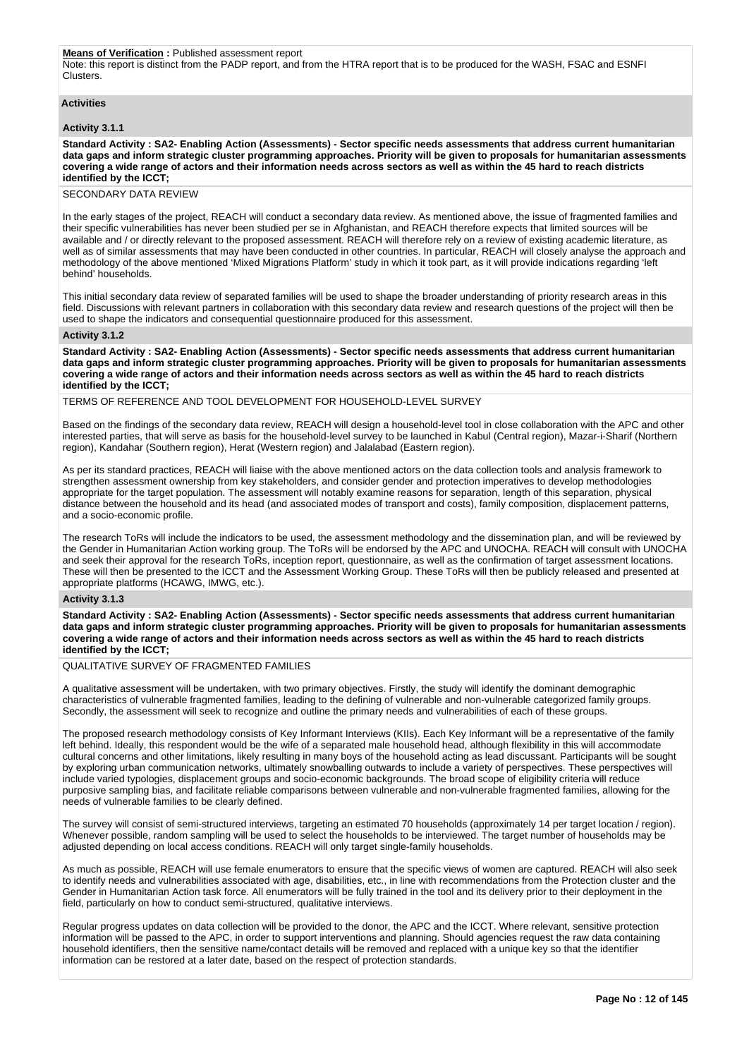**Means of Verification :** Published assessment report
Note: this report is distinct from the PADP report, and from the HTRA report that is to be produced for the WASH, FSAC and ESNFI Clusters.

**Activities**

**Activity 3.1.1**

**Standard Activity : SA2- Enabling Action (Assessments) - Sector specific needs assessments that address current humanitarian data gaps and inform strategic cluster programming approaches. Priority will be given to proposals for humanitarian assessments covering a wide range of actors and their information needs across sectors as well as within the 45 hard to reach districts identified by the ICCT;**

SECONDARY DATA REVIEW

In the early stages of the project, REACH will conduct a secondary data review. As mentioned above, the issue of fragmented families and their specific vulnerabilities has never been studied per se in Afghanistan, and REACH therefore expects that limited sources will be available and / or directly relevant to the proposed assessment. REACH will therefore rely on a review of existing academic literature, as well as of similar assessments that may have been conducted in other countries. In particular, REACH will closely analyse the approach and methodology of the above mentioned 'Mixed Migrations Platform' study in which it took part, as it will provide indications regarding 'left behind' households.

This initial secondary data review of separated families will be used to shape the broader understanding of priority research areas in this field. Discussions with relevant partners in collaboration with this secondary data review and research questions of the project will then be used to shape the indicators and consequential questionnaire produced for this assessment.

**Activity 3.1.2**

**Standard Activity : SA2- Enabling Action (Assessments) - Sector specific needs assessments that address current humanitarian data gaps and inform strategic cluster programming approaches. Priority will be given to proposals for humanitarian assessments covering a wide range of actors and their information needs across sectors as well as within the 45 hard to reach districts identified by the ICCT;**

TERMS OF REFERENCE AND TOOL DEVELOPMENT FOR HOUSEHOLD-LEVEL SURVEY

Based on the findings of the secondary data review, REACH will design a household-level tool in close collaboration with the APC and other interested parties, that will serve as basis for the household-level survey to be launched in Kabul (Central region), Mazar-i-Sharif (Northern region), Kandahar (Southern region), Herat (Western region) and Jalalabad (Eastern region).

As per its standard practices, REACH will liaise with the above mentioned actors on the data collection tools and analysis framework to strengthen assessment ownership from key stakeholders, and consider gender and protection imperatives to develop methodologies appropriate for the target population. The assessment will notably examine reasons for separation, length of this separation, physical distance between the household and its head (and associated modes of transport and costs), family composition, displacement patterns, and a socio-economic profile.

The research ToRs will include the indicators to be used, the assessment methodology and the dissemination plan, and will be reviewed by the Gender in Humanitarian Action working group. The ToRs will be endorsed by the APC and UNOCHA. REACH will consult with UNOCHA and seek their approval for the research ToRs, inception report, questionnaire, as well as the confirmation of target assessment locations. These will then be presented to the ICCT and the Assessment Working Group. These ToRs will then be publicly released and presented at appropriate platforms (HCAWG, IMWG, etc.).

**Activity 3.1.3**

**Standard Activity : SA2- Enabling Action (Assessments) - Sector specific needs assessments that address current humanitarian data gaps and inform strategic cluster programming approaches. Priority will be given to proposals for humanitarian assessments covering a wide range of actors and their information needs across sectors as well as within the 45 hard to reach districts identified by the ICCT;**

QUALITATIVE SURVEY OF FRAGMENTED FAMILIES

A qualitative assessment will be undertaken, with two primary objectives. Firstly, the study will identify the dominant demographic characteristics of vulnerable fragmented families, leading to the defining of vulnerable and non-vulnerable categorized family groups. Secondly, the assessment will seek to recognize and outline the primary needs and vulnerabilities of each of these groups.

The proposed research methodology consists of Key Informant Interviews (KIIs). Each Key Informant will be a representative of the family left behind. Ideally, this respondent would be the wife of a separated male household head, although flexibility in this will accommodate cultural concerns and other limitations, likely resulting in many boys of the household acting as lead discussant. Participants will be sought by exploring urban communication networks, ultimately snowballing outwards to include a variety of perspectives. These perspectives will include varied typologies, displacement groups and socio-economic backgrounds. The broad scope of eligibility criteria will reduce purposive sampling bias, and facilitate reliable comparisons between vulnerable and non-vulnerable fragmented families, allowing for the needs of vulnerable families to be clearly defined.

The survey will consist of semi-structured interviews, targeting an estimated 70 households (approximately 14 per target location / region). Whenever possible, random sampling will be used to select the households to be interviewed. The target number of households may be adjusted depending on local access conditions. REACH will only target single-family households.

As much as possible, REACH will use female enumerators to ensure that the specific views of women are captured. REACH will also seek to identify needs and vulnerabilities associated with age, disabilities, etc., in line with recommendations from the Protection cluster and the Gender in Humanitarian Action task force. All enumerators will be fully trained in the tool and its delivery prior to their deployment in the field, particularly on how to conduct semi-structured, qualitative interviews.

Regular progress updates on data collection will be provided to the donor, the APC and the ICCT. Where relevant, sensitive protection information will be passed to the APC, in order to support interventions and planning. Should agencies request the raw data containing household identifiers, then the sensitive name/contact details will be removed and replaced with a unique key so that the identifier information can be restored at a later date, based on the respect of protection standards.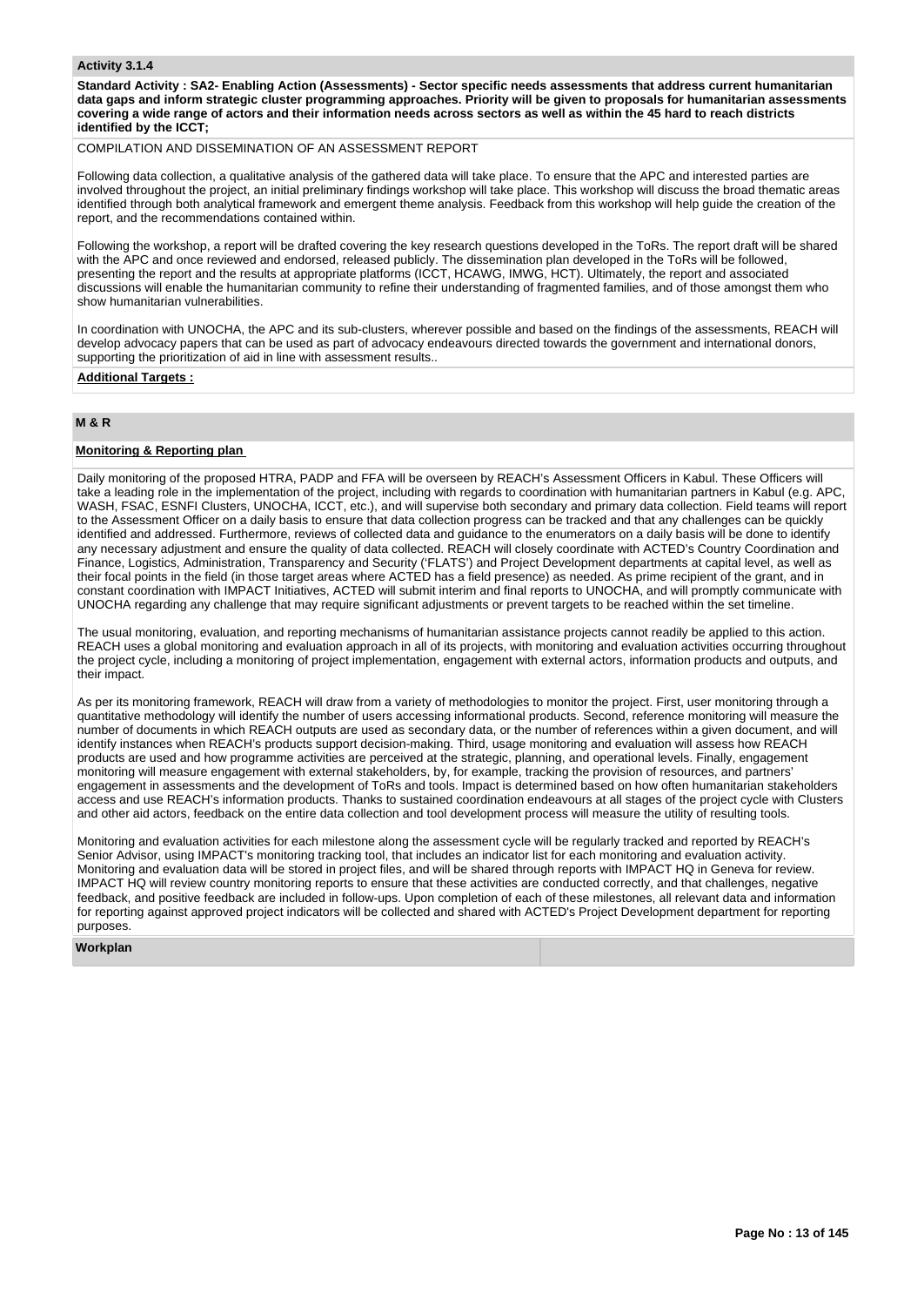**Activity 3.1.4**

**Standard Activity : SA2- Enabling Action (Assessments) - Sector specific needs assessments that address current humanitarian data gaps and inform strategic cluster programming approaches. Priority will be given to proposals for humanitarian assessments covering a wide range of actors and their information needs across sectors as well as within the 45 hard to reach districts identified by the ICCT;**

COMPILATION AND DISSEMINATION OF AN ASSESSMENT REPORT

Following data collection, a qualitative analysis of the gathered data will take place. To ensure that the APC and interested parties are involved throughout the project, an initial preliminary findings workshop will take place. This workshop will discuss the broad thematic areas identified through both analytical framework and emergent theme analysis. Feedback from this workshop will help guide the creation of the report, and the recommendations contained within.

Following the workshop, a report will be drafted covering the key research questions developed in the ToRs. The report draft will be shared with the APC and once reviewed and endorsed, released publicly. The dissemination plan developed in the ToRs will be followed, presenting the report and the results at appropriate platforms (ICCT, HCAWG, IMWG, HCT). Ultimately, the report and associated discussions will enable the humanitarian community to refine their understanding of fragmented families, and of those amongst them who show humanitarian vulnerabilities.

In coordination with UNOCHA, the APC and its sub-clusters, wherever possible and based on the findings of the assessments, REACH will develop advocacy papers that can be used as part of advocacy endeavours directed towards the government and international donors, supporting the prioritization of aid in line with assessment results..

**Additional Targets :**

## M & R

**Monitoring & Reporting plan**

Daily monitoring of the proposed HTRA, PADP and FFA will be overseen by REACH's Assessment Officers in Kabul. These Officers will take a leading role in the implementation of the project, including with regards to coordination with humanitarian partners in Kabul (e.g. APC, WASH, FSAC, ESNFI Clusters, UNOCHA, ICCT, etc.), and will supervise both secondary and primary data collection. Field teams will report to the Assessment Officer on a daily basis to ensure that data collection progress can be tracked and that any challenges can be quickly identified and addressed. Furthermore, reviews of collected data and guidance to the enumerators on a daily basis will be done to identify any necessary adjustment and ensure the quality of data collected. REACH will closely coordinate with ACTED's Country Coordination and Finance, Logistics, Administration, Transparency and Security ('FLATS') and Project Development departments at capital level, as well as their focal points in the field (in those target areas where ACTED has a field presence) as needed. As prime recipient of the grant, and in constant coordination with IMPACT Initiatives, ACTED will submit interim and final reports to UNOCHA, and will promptly communicate with UNOCHA regarding any challenge that may require significant adjustments or prevent targets to be reached within the set timeline.

The usual monitoring, evaluation, and reporting mechanisms of humanitarian assistance projects cannot readily be applied to this action. REACH uses a global monitoring and evaluation approach in all of its projects, with monitoring and evaluation activities occurring throughout the project cycle, including a monitoring of project implementation, engagement with external actors, information products and outputs, and their impact.

As per its monitoring framework, REACH will draw from a variety of methodologies to monitor the project. First, user monitoring through a quantitative methodology will identify the number of users accessing informational products. Second, reference monitoring will measure the number of documents in which REACH outputs are used as secondary data, or the number of references within a given document, and will identify instances when REACH's products support decision-making. Third, usage monitoring and evaluation will assess how REACH products are used and how programme activities are perceived at the strategic, planning, and operational levels. Finally, engagement monitoring will measure engagement with external stakeholders, by, for example, tracking the provision of resources, and partners' engagement in assessments and the development of ToRs and tools. Impact is determined based on how often humanitarian stakeholders access and use REACH's information products. Thanks to sustained coordination endeavours at all stages of the project cycle with Clusters and other aid actors, feedback on the entire data collection and tool development process will measure the utility of resulting tools.

Monitoring and evaluation activities for each milestone along the assessment cycle will be regularly tracked and reported by REACH's Senior Advisor, using IMPACT's monitoring tracking tool, that includes an indicator list for each monitoring and evaluation activity. Monitoring and evaluation data will be stored in project files, and will be shared through reports with IMPACT HQ in Geneva for review. IMPACT HQ will review country monitoring reports to ensure that these activities are conducted correctly, and that challenges, negative feedback, and positive feedback are included in follow-ups. Upon completion of each of these milestones, all relevant data and information for reporting against approved project indicators will be collected and shared with ACTED's Project Development department for reporting purposes.

**Workplan**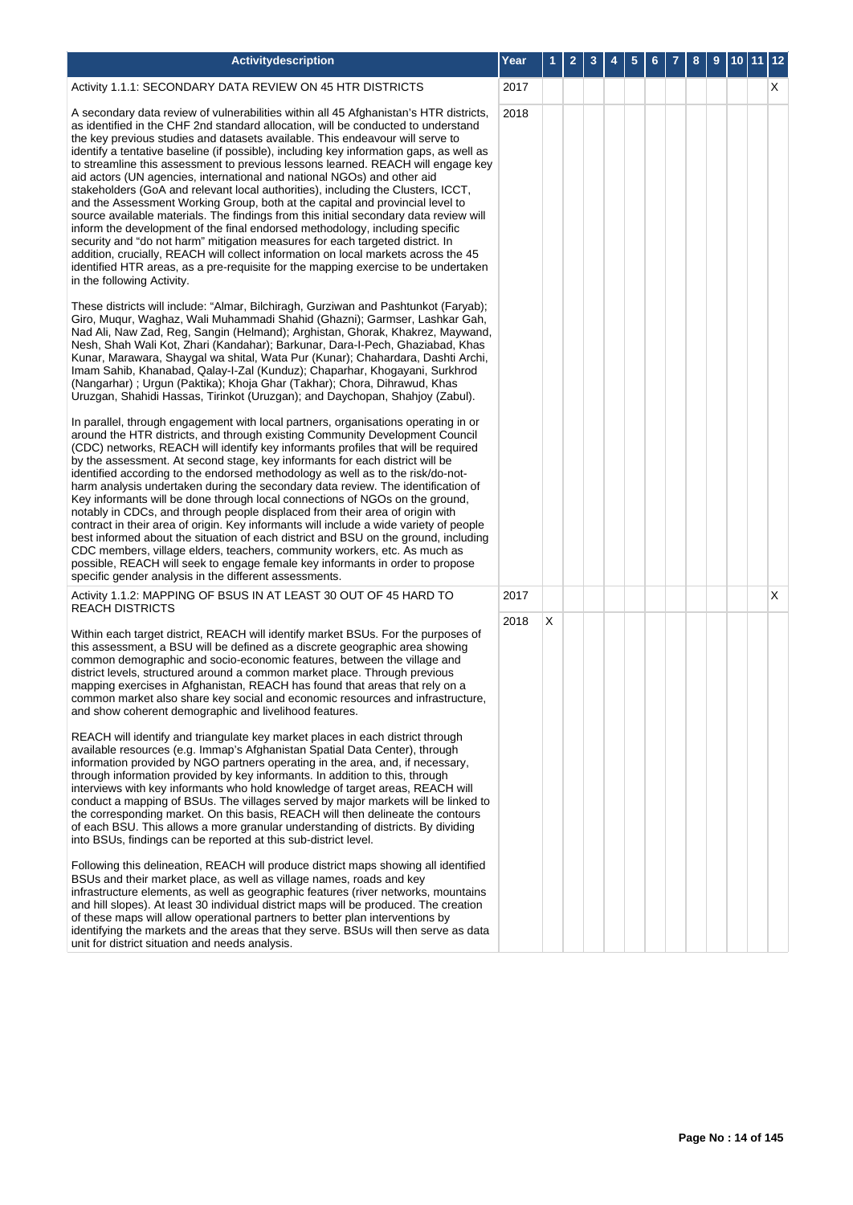| Activitydescription | Year | 1 | 2 | 3 | 4 | 5 | 6 | 7 | 8 | 9 | 10 | 11 | 12 |
|---|---|---|---|---|---|---|---|---|---|---|---|---|---|
| Activity 1.1.1: SECONDARY DATA REVIEW ON 45 HTR DISTRICTS | 2017 | | | | | | | | | | | | X |
| A secondary data review of vulnerabilities within all 45 Afghanistan's HTR districts, as identified in the CHF 2nd standard allocation, will be conducted to understand the key previous studies and datasets available. This endeavour will serve to identify a tentative baseline (if possible), including key information gaps, as well as to streamline this assessment to previous lessons learned. REACH will engage key aid actors (UN agencies, international and national NGOs) and other aid stakeholders (GoA and relevant local authorities), including the Clusters, ICCT, and the Assessment Working Group, both at the capital and provincial level to source available materials. The findings from this initial secondary data review will inform the development of the final endorsed methodology, including specific security and "do not harm" mitigation measures for each targeted district. In addition, crucially, REACH will collect information on local markets across the 45 identified HTR areas, as a pre-requisite for the mapping exercise to be undertaken in the following Activity.<br><br>These districts will include: "Almar, Bilchiragh, Gurziwan and Pashtunkot (Faryab); Giro, Muqur, Waghaz, Wali Muhammadi Shahid (Ghazni); Garmser, Lashkar Gah, Nad Ali, Naw Zad, Reg, Sangin (Helmand); Arghistan, Ghorak, Khakrez, Maywand, Nesh, Shah Wali Kot, Zhari (Kandahar); Barkunar, Dara-I-Pech, Ghaziabad, Khas Kunar, Marawara, Shaygal wa shital, Wata Pur (Kunar); Chahardara, Dashti Archi, Imam Sahib, Khanabad, Qalay-I-Zal (Kunduz); Chaparhar, Khogayani, Surkhrod (Nangarhar) ; Urgun (Paktika); Khoja Ghar (Takhar); Chora, Dihrawud, Khas Uruzgan, Shahidi Hassas, Tirinkot (Uruzgan); and Daychopan, Shahjoy (Zabul).<br><br>In parallel, through engagement with local partners, organisations operating in or around the HTR districts, and through existing Community Development Council (CDC) networks, REACH will identify key informants profiles that will be required by the assessment. At second stage, key informants for each district will be identified according to the endorsed methodology as well as to the risk/do-not-harm analysis undertaken during the secondary data review. The identification of Key informants will be done through local connections of NGOs on the ground, notably in CDCs, and through people displaced from their area of origin with contract in their area of origin. Key informants will include a wide variety of people best informed about the situation of each district and BSU on the ground, including CDC members, village elders, teachers, community workers, etc. As much as possible, REACH will seek to engage female key informants in order to propose specific gender analysis in the different assessments. | 2018 | | | | | | | | | | | | |
| Activity 1.1.2: MAPPING OF BSUS IN AT LEAST 30 OUT OF 45 HARD TO REACH DISTRICTS | 2017 | | | | | | | | | | | | X |
| Within each target district, REACH will identify market BSUs. For the purposes of this assessment, a BSU will be defined as a discrete geographic area showing common demographic and socio-economic features, between the village and district levels, structured around a common market place. Through previous mapping exercises in Afghanistan, REACH has found that areas that rely on a common market also share key social and economic resources and infrastructure, and show coherent demographic and livelihood features.<br><br>REACH will identify and triangulate key market places in each district through available resources (e.g. Immap's Afghanistan Spatial Data Center), through information provided by NGO partners operating in the area, and, if necessary, through information provided by key informants. In addition to this, through interviews with key informants who hold knowledge of target areas, REACH will conduct a mapping of BSUs. The villages served by major markets will be linked to the corresponding market. On this basis, REACH will then delineate the contours of each BSU. This allows a more granular understanding of districts. By dividing into BSUs, findings can be reported at this sub-district level.<br><br>Following this delineation, REACH will produce district maps showing all identified BSUs and their market place, as well as village names, roads and key infrastructure elements, as well as geographic features (river networks, mountains and hill slopes). At least 30 individual district maps will be produced. The creation of these maps will allow operational partners to better plan interventions by identifying the markets and the areas that they serve. BSUs will then serve as data unit for district situation and needs analysis. | 2018 | X | | | | | | | | | | | |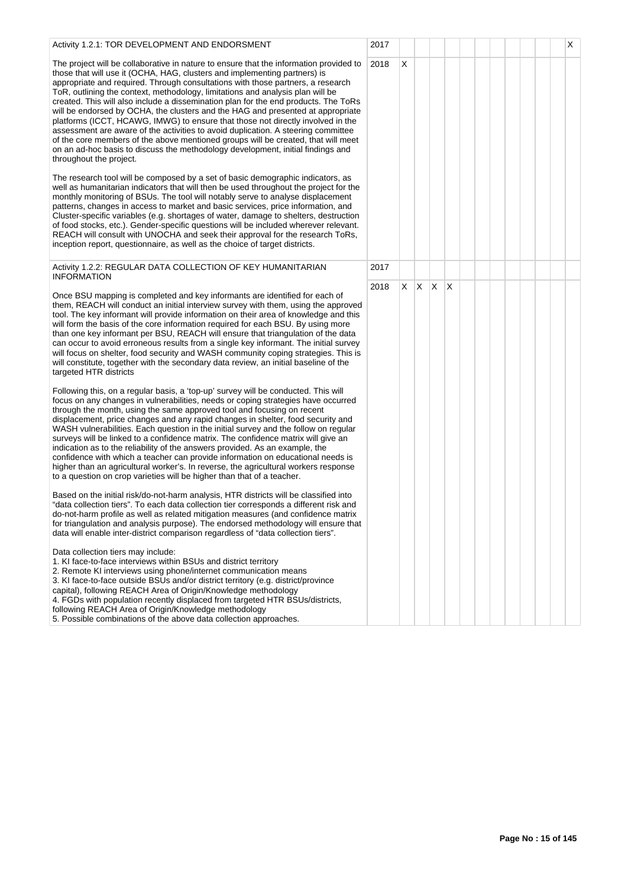| Activity | Year | 1 | 2 | 3 | 4 | 5 | 6 | 7 | 8 | 9 | 10 | 11 | 12 |
|---|---|---|---|---|---|---|---|---|---|---|---|---|---|
| Activity 1.2.1: TOR DEVELOPMENT AND ENDORSMENT | 2017 | | | | | | | | | | | | X |
| The project will be collaborative in nature to ensure that the information provided to those that will use it (OCHA, HAG, clusters and implementing partners) is appropriate and required. Through consultations with those partners, a research ToR, outlining the context, methodology, limitations and analysis plan will be created. This will also include a dissemination plan for the end products. The ToRs will be endorsed by OCHA, the clusters and the HAG and presented at appropriate platforms (ICCT, HCAWG, IMWG) to ensure that those not directly involved in the assessment are aware of the activities to avoid duplication. A steering committee of the core members of the above mentioned groups will be created, that will meet on an ad-hoc basis to discuss the methodology development, initial findings and throughout the project.<br><br>The research tool will be composed by a set of basic demographic indicators, as well as humanitarian indicators that will then be used throughout the project for the monthly monitoring of BSUs. The tool will notably serve to analyse displacement patterns, changes in access to market and basic services, price information, and Cluster-specific variables (e.g. shortages of water, damage to shelters, destruction of food stocks, etc.). Gender-specific questions will be included wherever relevant. REACH will consult with UNOCHA and seek their approval for the research ToRs, inception report, questionnaire, as well as the choice of target districts. | 2018 | X | | | | | | | | | | | |
| Activity 1.2.2: REGULAR DATA COLLECTION OF KEY HUMANITARIAN INFORMATION | 2017 | | | | | | | | | | | | |
| Once BSU mapping is completed and key informants are identified for each of them, REACH will conduct an initial interview survey with them, using the approved tool. The key informant will provide information on their area of knowledge and this will form the basis of the core information required for each BSU. By using more than one key informant per BSU, REACH will ensure that triangulation of the data can occur to avoid erroneous results from a single key informant. The initial survey will focus on shelter, food security and WASH community coping strategies. This is will constitute, together with the secondary data review, an initial baseline of the targeted HTR districts<br><br>Following this, on a regular basis, a 'top-up' survey will be conducted. This will focus on any changes in vulnerabilities, needs or coping strategies have occurred through the month, using the same approved tool and focusing on recent displacement, price changes and any rapid changes in shelter, food security and WASH vulnerabilities. Each question in the initial survey and the follow on regular surveys will be linked to a confidence matrix. The confidence matrix will give an indication as to the reliability of the answers provided. As an example, the confidence with which a teacher can provide information on educational needs is higher than an agricultural worker's. In reverse, the agricultural workers response to a question on crop varieties will be higher than that of a teacher.<br><br>Based on the initial risk/do-not-harm analysis, HTR districts will be classified into "data collection tiers". To each data collection tier corresponds a different risk and do-not-harm profile as well as related mitigation measures (and confidence matrix for triangulation and analysis purpose). The endorsed methodology will ensure that data will enable inter-district comparison regardless of "data collection tiers".<br><br>Data collection tiers may include:<br>1. KI face-to-face interviews within BSUs and district territory<br>2. Remote KI interviews using phone/internet communication means<br>3. KI face-to-face outside BSUs and/or district territory (e.g. district/province capital), following REACH Area of Origin/Knowledge methodology<br>4. FGDs with population recently displaced from targeted HTR BSUs/districts, following REACH Area of Origin/Knowledge methodology<br>5. Possible combinations of the above data collection approaches. | 2018 | X | X | X | X | | | | | | | | |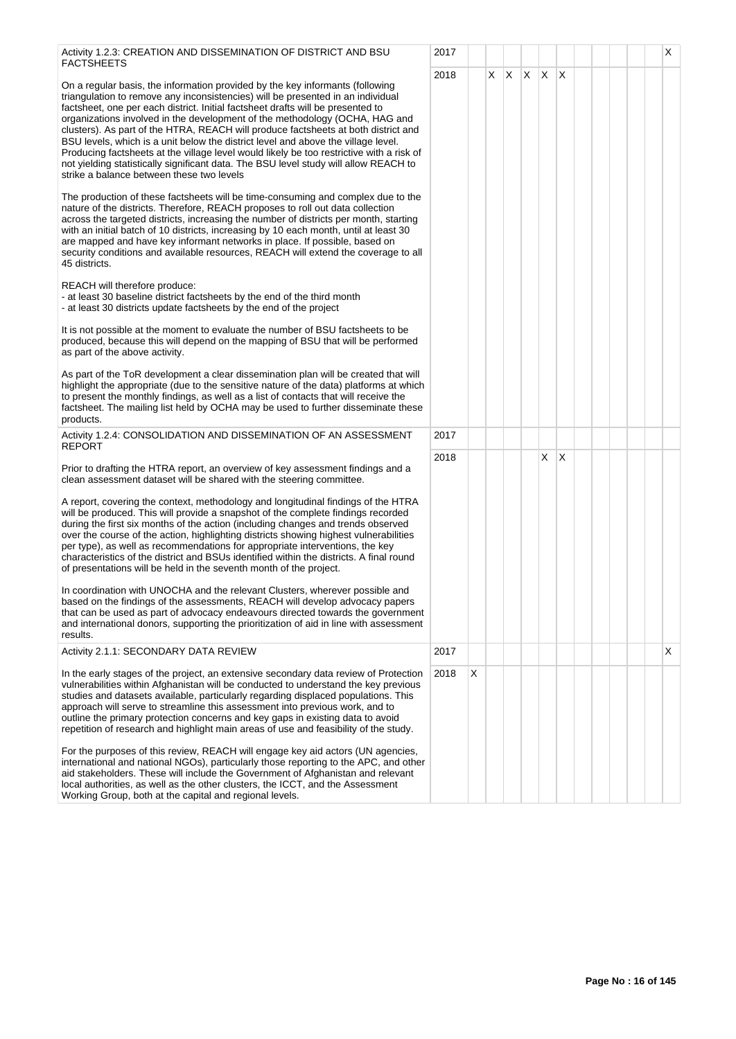| Activity | Year | 1 | 2 | 3 | 4 | 5 | 6 | 7 | 8 | 9 | 10 | 11 | 12 |
|---|---|---|---|---|---|---|---|---|---|---|---|---|---|
| Activity 1.2.3: CREATION AND DISSEMINATION OF DISTRICT AND BSU FACTSHEETS | 2017 | | | | | | | | | | | | X |
| On a regular basis, the information provided by the key informants (following triangulation to remove any inconsistencies) will be presented in an individual factsheet, one per each district. Initial factsheet drafts will be presented to organizations involved in the development of the methodology (OCHA, HAG and clusters). As part of the HTRA, REACH will produce factsheets at both district and BSU levels, which is a unit below the district level and above the village level. Producing factsheets at the village level would likely be too restrictive with a risk of not yielding statistically significant data. The BSU level study will allow REACH to strike a balance between these two levels<br><br>The production of these factsheets will be time-consuming and complex due to the nature of the districts. Therefore, REACH proposes to roll out data collection across the targeted districts, increasing the number of districts per month, starting with an initial batch of 10 districts, increasing by 10 each month, until at least 30 are mapped and have key informant networks in place. If possible, based on security conditions and available resources, REACH will extend the coverage to all 45 districts.<br><br>REACH will therefore produce:<br>- at least 30 baseline district factsheets by the end of the third month<br>- at least 30 districts update factsheets by the end of the project<br><br>It is not possible at the moment to evaluate the number of BSU factsheets to be produced, because this will depend on the mapping of BSU that will be performed as part of the above activity.<br><br>As part of the ToR development a clear dissemination plan will be created that will highlight the appropriate (due to the sensitive nature of the data) platforms at which to present the monthly findings, as well as a list of contacts that will receive the factsheet. The mailing list held by OCHA may be used to further disseminate these products. | 2018 | | X | X | X | X | X | | | | | | |
| Activity 1.2.4: CONSOLIDATION AND DISSEMINATION OF AN ASSESSMENT REPORT | 2017 | | | | | | | | | | | | |
| Prior to drafting the HTRA report, an overview of key assessment findings and a clean assessment dataset will be shared with the steering committee.<br><br>A report, covering the context, methodology and longitudinal findings of the HTRA will be produced. This will provide a snapshot of the complete findings recorded during the first six months of the action (including changes and trends observed over the course of the action, highlighting districts showing highest vulnerabilities per type), as well as recommendations for appropriate interventions, the key characteristics of the district and BSUs identified within the districts. A final round of presentations will be held in the seventh month of the project.<br><br>In coordination with UNOCHA and the relevant Clusters, wherever possible and based on the findings of the assessments, REACH will develop advocacy papers that can be used as part of advocacy endeavours directed towards the government and international donors, supporting the prioritization of aid in line with assessment results. | 2018 | | | | | X | X | | | | | | |
| Activity 2.1.1: SECONDARY DATA REVIEW | 2017 | | | | | | | | | | | | X |
| In the early stages of the project, an extensive secondary data review of Protection vulnerabilities within Afghanistan will be conducted to understand the key previous studies and datasets available, particularly regarding displaced populations. This approach will serve to streamline this assessment into previous work, and to outline the primary protection concerns and key gaps in existing data to avoid repetition of research and highlight main areas of use and feasibility of the study.<br><br>For the purposes of this review, REACH will engage key aid actors (UN agencies, international and national NGOs), particularly those reporting to the APC, and other aid stakeholders. These will include the Government of Afghanistan and relevant local authorities, as well as the other clusters, the ICCT, and the Assessment Working Group, both at the capital and regional levels. | 2018 | X | | | | | | | | | | | |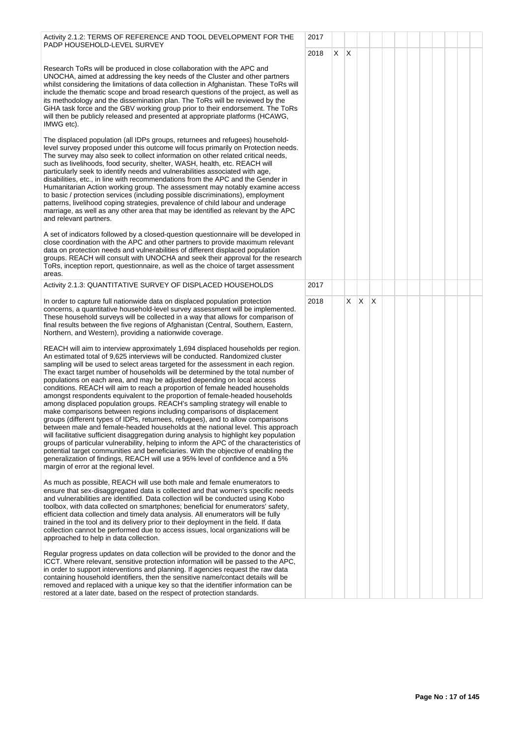| Activity | Year | 1 | 2 | 3 | 4 | 5 | 6 | 7 | 8 | 9 | 10 | 11 | 12 |
|---|---|---|---|---|---|---|---|---|---|---|---|---|---|
| Activity 2.1.2: TERMS OF REFERENCE AND TOOL DEVELOPMENT FOR THE PADP HOUSEHOLD-LEVEL SURVEY | 2017 | | | | | | | | | | | | |
| Research ToRs will be produced in close collaboration with the APC and UNOCHA, aimed at addressing the key needs of the Cluster and other partners whilst considering the limitations of data collection in Afghanistan. These ToRs will include the thematic scope and broad research questions of the project, as well as its methodology and the dissemination plan. The ToRs will be reviewed by the GiHA task force and the GBV working group prior to their endorsement. The ToRs will then be publicly released and presented at appropriate platforms (HCAWG, IMWG etc).<br><br>The displaced population (all IDPs groups, returnees and refugees) household-level survey proposed under this outcome will focus primarily on Protection needs. The survey may also seek to collect information on other related critical needs, such as livelihoods, food security, shelter, WASH, health, etc. REACH will particularly seek to identify needs and vulnerabilities associated with age, disabilities, etc., in line with recommendations from the APC and the Gender in Humanitarian Action working group. The assessment may notably examine access to basic / protection services (including possible discriminations), employment patterns, livelihood coping strategies, prevalence of child labour and underage marriage, as well as any other area that may be identified as relevant by the APC and relevant partners.<br><br>A set of indicators followed by a closed-question questionnaire will be developed in close coordination with the APC and other partners to provide maximum relevant data on protection needs and vulnerabilities of different displaced population groups. REACH will consult with UNOCHA and seek their approval for the research ToRs, inception report, questionnaire, as well as the choice of target assessment areas. | 2018 | X | X | | | | | | | | | | |
| Activity 2.1.3: QUANTITATIVE SURVEY OF DISPLACED HOUSEHOLDS | 2017 | | | | | | | | | | | | |
| In order to capture full nationwide data on displaced population protection concerns, a quantitative household-level survey assessment will be implemented. These household surveys will be collected in a way that allows for comparison of final results between the five regions of Afghanistan (Central, Southern, Eastern, Northern, and Western), providing a nationwide coverage.<br><br>REACH will aim to interview approximately 1,694 displaced households per region. An estimated total of 9,625 interviews will be conducted. Randomized cluster sampling will be used to select areas targeted for the assessment in each region. The exact target number of households will be determined by the total number of populations on each area, and may be adjusted depending on local access conditions. REACH will aim to reach a proportion of female headed households amongst respondents equivalent to the proportion of female-headed households among displaced population groups. REACH's sampling strategy will enable to make comparisons between regions including comparisons of displacement groups (different types of IDPs, returnees, refugees), and to allow comparisons between male and female-headed households at the national level. This approach will facilitative sufficient disaggregation during analysis to highlight key population groups of particular vulnerability, helping to inform the APC of the characteristics of potential target communities and beneficiaries. With the objective of enabling the generalization of findings, REACH will use a 95% level of confidence and a 5% margin of error at the regional level.<br><br>As much as possible, REACH will use both male and female enumerators to ensure that sex-disaggregated data is collected and that women's specific needs and vulnerabilities are identified. Data collection will be conducted using Kobo toolbox, with data collected on smartphones; beneficial for enumerators' safety, efficient data collection and timely data analysis. All enumerators will be fully trained in the tool and its delivery prior to their deployment in the field. If data collection cannot be performed due to access issues, local organizations will be approached to help in data collection.<br><br>Regular progress updates on data collection will be provided to the donor and the ICCT. Where relevant, sensitive protection information will be passed to the APC, in order to support interventions and planning. If agencies request the raw data containing household identifiers, then the sensitive name/contact details will be removed and replaced with a unique key so that the identifier information can be restored at a later date, based on the respect of protection standards. | 2018 | | | X | X | X | | | | | | | |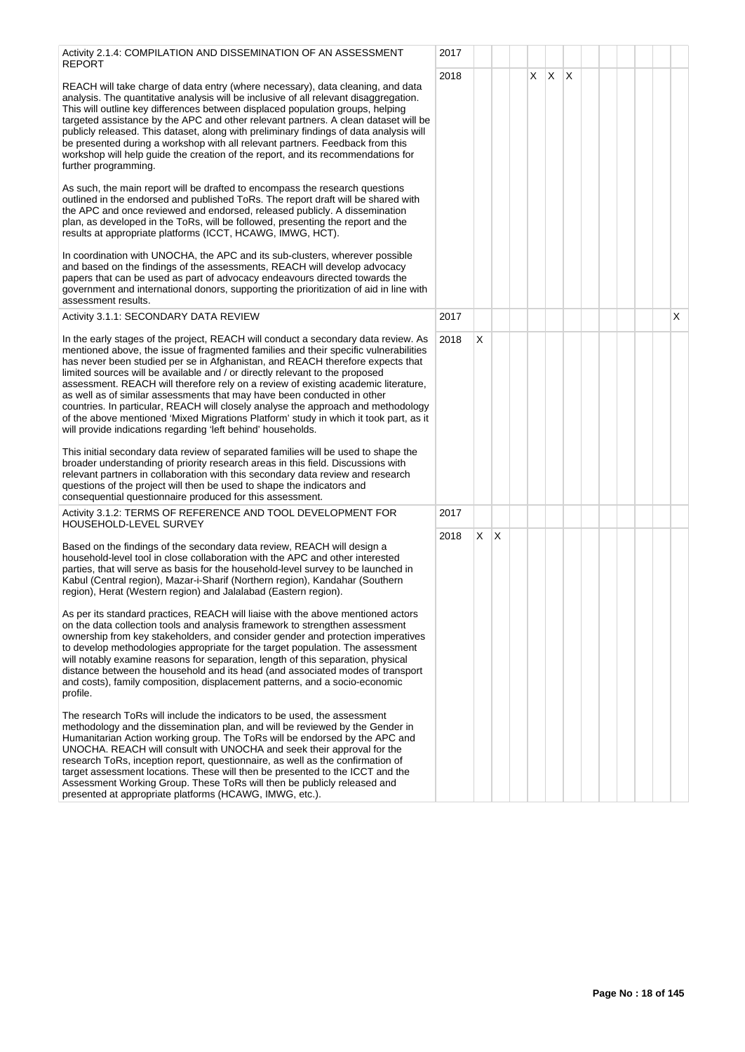| Activity | Year | | | | | | | | | | | | |
|---|---|---|---|---|---|---|---|---|---|---|---|---|---|
| Activity 2.1.4: COMPILATION AND DISSEMINATION OF AN ASSESSMENT REPORT | 2017 | | | | | | | | | | | | |
| REACH will take charge of data entry (where necessary), data cleaning, and data analysis. The quantitative analysis will be inclusive of all relevant disaggregation. This will outline key differences between displaced population groups, helping targeted assistance by the APC and other relevant partners. A clean dataset will be publicly released. This dataset, along with preliminary findings of data analysis will be presented during a workshop with all relevant partners. Feedback from this workshop will help guide the creation of the report, and its recommendations for further programming.<br><br>As such, the main report will be drafted to encompass the research questions outlined in the endorsed and published ToRs. The report draft will be shared with the APC and once reviewed and endorsed, released publicly. A dissemination plan, as developed in the ToRs, will be followed, presenting the report and the results at appropriate platforms (ICCT, HCAWG, IMWG, HCT).<br><br>In coordination with UNOCHA, the APC and its sub-clusters, wherever possible and based on the findings of the assessments, REACH will develop advocacy papers that can be used as part of advocacy endeavours directed towards the government and international donors, supporting the prioritization of aid in line with assessment results. | 2018 | | | | X | X | X | | | | | | |
| Activity 3.1.1: SECONDARY DATA REVIEW | 2017 | | | | | | | | | | | | X |
| In the early stages of the project, REACH will conduct a secondary data review. As mentioned above, the issue of fragmented families and their specific vulnerabilities has never been studied per se in Afghanistan, and REACH therefore expects that limited sources will be available and / or directly relevant to the proposed assessment. REACH will therefore rely on a review of existing academic literature, as well as of similar assessments that may have been conducted in other countries. In particular, REACH will closely analyse the approach and methodology of the above mentioned 'Mixed Migrations Platform' study in which it took part, as it will provide indications regarding 'left behind' households.<br><br>This initial secondary data review of separated families will be used to shape the broader understanding of priority research areas in this field. Discussions with relevant partners in collaboration with this secondary data review and research questions of the project will then be used to shape the indicators and consequential questionnaire produced for this assessment. | 2018 | X | | | | | | | | | | | |
| Activity 3.1.2: TERMS OF REFERENCE AND TOOL DEVELOPMENT FOR HOUSEHOLD-LEVEL SURVEY | 2017 | | | | | | | | | | | | |
| Based on the findings of the secondary data review, REACH will design a household-level tool in close collaboration with the APC and other interested parties, that will serve as basis for the household-level survey to be launched in Kabul (Central region), Mazar-i-Sharif (Northern region), Kandahar (Southern region), Herat (Western region) and Jalalabad (Eastern region).<br><br>As per its standard practices, REACH will liaise with the above mentioned actors on the data collection tools and analysis framework to strengthen assessment ownership from key stakeholders, and consider gender and protection imperatives to develop methodologies appropriate for the target population. The assessment will notably examine reasons for separation, length of this separation, physical distance between the household and its head (and associated modes of transport and costs), family composition, displacement patterns, and a socio-economic profile.<br><br>The research ToRs will include the indicators to be used, the assessment methodology and the dissemination plan, and will be reviewed by the Gender in Humanitarian Action working group. The ToRs will be endorsed by the APC and UNOCHA. REACH will consult with UNOCHA and seek their approval for the research ToRs, inception report, questionnaire, as well as the confirmation of target assessment locations. These will then be presented to the ICCT and the Assessment Working Group. These ToRs will then be publicly released and presented at appropriate platforms (HCAWG, IMWG, etc.). | 2018 | X | X | | | | | | | | | | |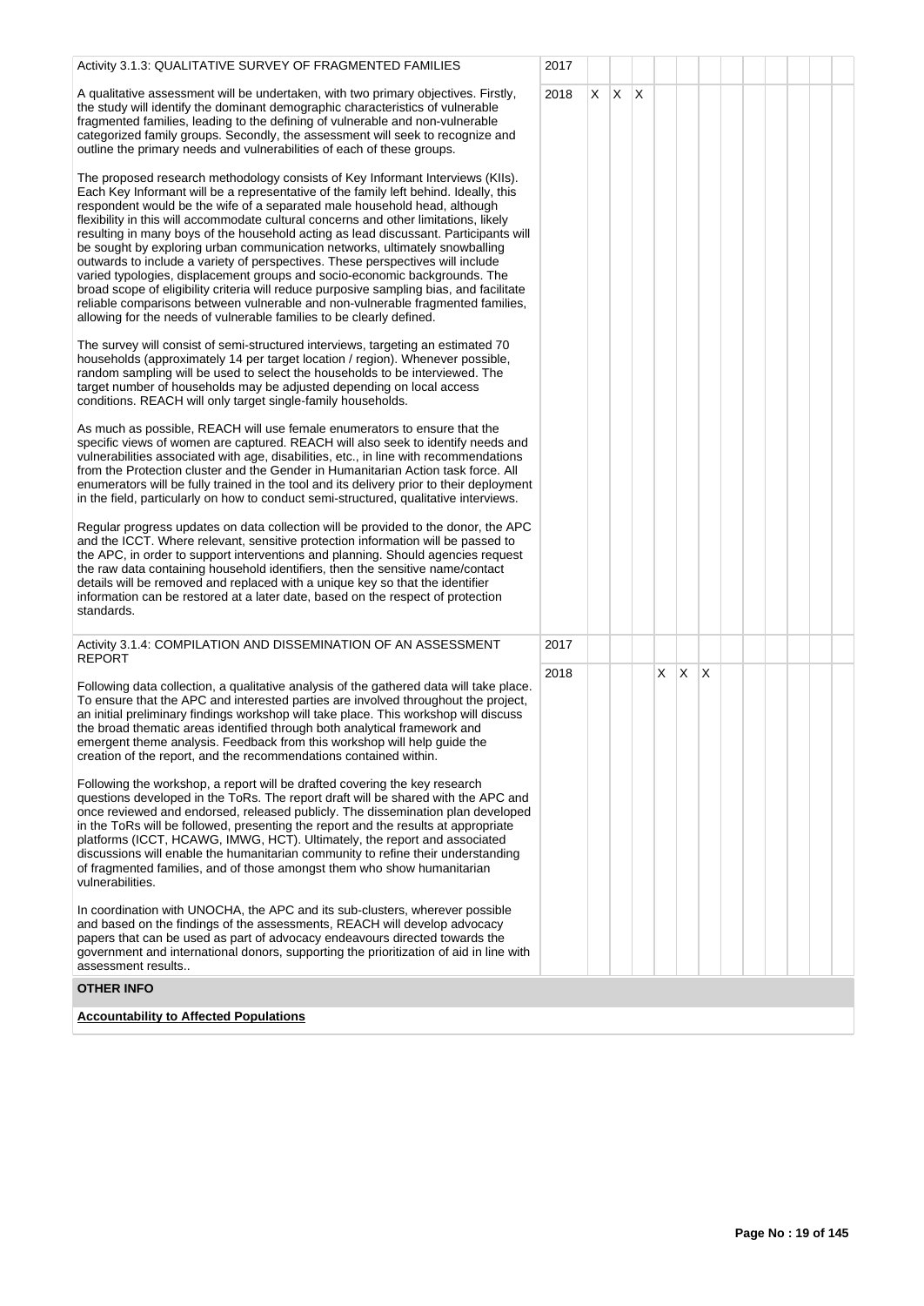| Activity | Year | 1 | 2 | 3 | 4 | 5 | 6 | 7 | 8 | 9 | 10 | 11 | 12 |
|---|---|---|---|---|---|---|---|---|---|---|---|---|---|
| Activity 3.1.3: QUALITATIVE SURVEY OF FRAGMENTED FAMILIES | 2017 | | | | | | | | | | | | |
| A qualitative assessment will be undertaken, with two primary objectives. Firstly, the study will identify the dominant demographic characteristics of vulnerable fragmented families, leading to the defining of vulnerable and non-vulnerable categorized family groups. Secondly, the assessment will seek to recognize and outline the primary needs and vulnerabilities of each of these groups.<br><br>The proposed research methodology consists of Key Informant Interviews (KIIs). Each Key Informant will be a representative of the family left behind. Ideally, this respondent would be the wife of a separated male household head, although flexibility in this will accommodate cultural concerns and other limitations, likely resulting in many boys of the household acting as lead discussant. Participants will be sought by exploring urban communication networks, ultimately snowballing outwards to include a variety of perspectives. These perspectives will include varied typologies, displacement groups and socio-economic backgrounds. The broad scope of eligibility criteria will reduce purposive sampling bias, and facilitate reliable comparisons between vulnerable and non-vulnerable fragmented families, allowing for the needs of vulnerable families to be clearly defined.<br><br>The survey will consist of semi-structured interviews, targeting an estimated 70 households (approximately 14 per target location / region). Whenever possible, random sampling will be used to select the households to be interviewed. The target number of households may be adjusted depending on local access conditions. REACH will only target single-family households.<br><br>As much as possible, REACH will use female enumerators to ensure that the specific views of women are captured. REACH will also seek to identify needs and vulnerabilities associated with age, disabilities, etc., in line with recommendations from the Protection cluster and the Gender in Humanitarian Action task force. All enumerators will be fully trained in the tool and its delivery prior to their deployment in the field, particularly on how to conduct semi-structured, qualitative interviews.<br><br>Regular progress updates on data collection will be provided to the donor, the APC and the ICCT. Where relevant, sensitive protection information will be passed to the APC, in order to support interventions and planning. Should agencies request the raw data containing household identifiers, then the sensitive name/contact details will be removed and replaced with a unique key so that the identifier information can be restored at a later date, based on the respect of protection standards. | 2018 | X | X | X | | | | | | | | | |
| Activity 3.1.4: COMPILATION AND DISSEMINATION OF AN ASSESSMENT REPORT | 2017 | | | | | | | | | | | | |
| Following data collection, a qualitative analysis of the gathered data will take place. To ensure that the APC and interested parties are involved throughout the project, an initial preliminary findings workshop will take place. This workshop will discuss the broad thematic areas identified through both analytical framework and emergent theme analysis. Feedback from this workshop will help guide the creation of the report, and the recommendations contained within.<br><br>Following the workshop, a report will be drafted covering the key research questions developed in the ToRs. The report draft will be shared with the APC and once reviewed and endorsed, released publicly. The dissemination plan developed in the ToRs will be followed, presenting the report and the results at appropriate platforms (ICCT, HCAWG, IMWG, HCT). Ultimately, the report and associated discussions will enable the humanitarian community to refine their understanding of fragmented families, and of those amongst them who show humanitarian vulnerabilities.<br><br>In coordination with UNOCHA, the APC and its sub-clusters, wherever possible and based on the findings of the assessments, REACH will develop advocacy papers that can be used as part of advocacy endeavours directed towards the government and international donors, supporting the prioritization of aid in line with assessment results.. | 2018 | | | | X | X | X | | | | | | |

**OTHER INFO**

**Accountability to Affected Populations**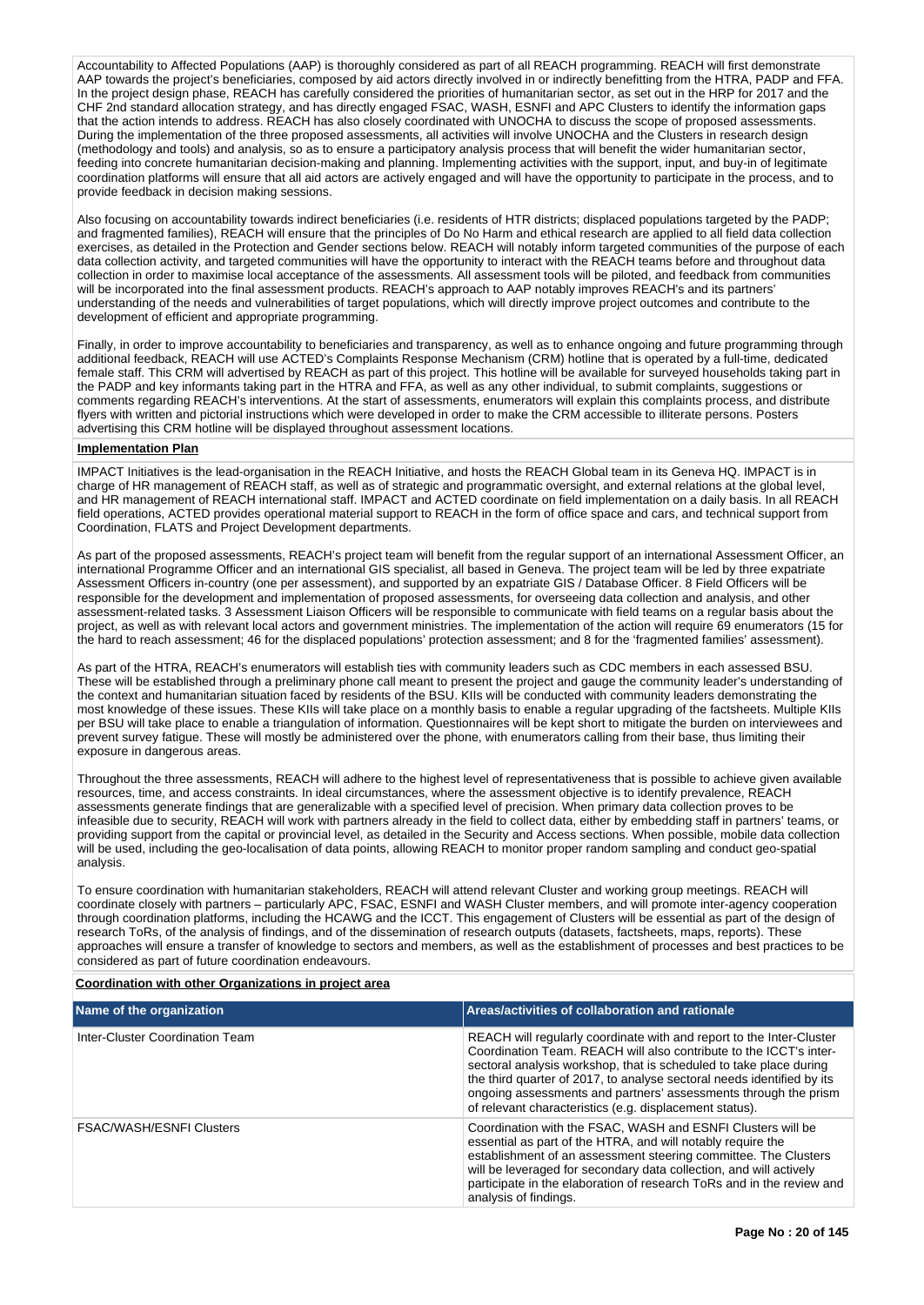Accountability to Affected Populations (AAP) is thoroughly considered as part of all REACH programming. REACH will first demonstrate AAP towards the project's beneficiaries, composed by aid actors directly involved in or indirectly benefitting from the HTRA, PADP and FFA. In the project design phase, REACH has carefully considered the priorities of humanitarian sector, as set out in the HRP for 2017 and the CHF 2nd standard allocation strategy, and has directly engaged FSAC, WASH, ESNFI and APC Clusters to identify the information gaps that the action intends to address. REACH has also closely coordinated with UNOCHA to discuss the scope of proposed assessments. During the implementation of the three proposed assessments, all activities will involve UNOCHA and the Clusters in research design (methodology and tools) and analysis, so as to ensure a participatory analysis process that will benefit the wider humanitarian sector, feeding into concrete humanitarian decision-making and planning. Implementing activities with the support, input, and buy-in of legitimate coordination platforms will ensure that all aid actors are actively engaged and will have the opportunity to participate in the process, and to provide feedback in decision making sessions.

Also focusing on accountability towards indirect beneficiaries (i.e. residents of HTR districts; displaced populations targeted by the PADP; and fragmented families), REACH will ensure that the principles of Do No Harm and ethical research are applied to all field data collection exercises, as detailed in the Protection and Gender sections below. REACH will notably inform targeted communities of the purpose of each data collection activity, and targeted communities will have the opportunity to interact with the REACH teams before and throughout data collection in order to maximise local acceptance of the assessments. All assessment tools will be piloted, and feedback from communities will be incorporated into the final assessment products. REACH's approach to AAP notably improves REACH's and its partners' understanding of the needs and vulnerabilities of target populations, which will directly improve project outcomes and contribute to the development of efficient and appropriate programming.

Finally, in order to improve accountability to beneficiaries and transparency, as well as to enhance ongoing and future programming through additional feedback, REACH will use ACTED's Complaints Response Mechanism (CRM) hotline that is operated by a full-time, dedicated female staff. This CRM will advertised by REACH as part of this project. This hotline will be available for surveyed households taking part in the PADP and key informants taking part in the HTRA and FFA, as well as any other individual, to submit complaints, suggestions or comments regarding REACH's interventions. At the start of assessments, enumerators will explain this complaints process, and distribute flyers with written and pictorial instructions which were developed in order to make the CRM accessible to illiterate persons. Posters advertising this CRM hotline will be displayed throughout assessment locations.

**Implementation Plan**

IMPACT Initiatives is the lead-organisation in the REACH Initiative, and hosts the REACH Global team in its Geneva HQ. IMPACT is in charge of HR management of REACH staff, as well as of strategic and programmatic oversight, and external relations at the global level, and HR management of REACH international staff. IMPACT and ACTED coordinate on field implementation on a daily basis. In all REACH field operations, ACTED provides operational material support to REACH in the form of office space and cars, and technical support from Coordination, FLATS and Project Development departments.

As part of the proposed assessments, REACH's project team will benefit from the regular support of an international Assessment Officer, an international Programme Officer and an international GIS specialist, all based in Geneva. The project team will be led by three expatriate Assessment Officers in-country (one per assessment), and supported by an expatriate GIS / Database Officer. 8 Field Officers will be responsible for the development and implementation of proposed assessments, for overseeing data collection and analysis, and other assessment-related tasks. 3 Assessment Liaison Officers will be responsible to communicate with field teams on a regular basis about the project, as well as with relevant local actors and government ministries. The implementation of the action will require 69 enumerators (15 for the hard to reach assessment; 46 for the displaced populations' protection assessment; and 8 for the 'fragmented families' assessment).

As part of the HTRA, REACH's enumerators will establish ties with community leaders such as CDC members in each assessed BSU. These will be established through a preliminary phone call meant to present the project and gauge the community leader's understanding of the context and humanitarian situation faced by residents of the BSU. KIIs will be conducted with community leaders demonstrating the most knowledge of these issues. These KIIs will take place on a monthly basis to enable a regular upgrading of the factsheets. Multiple KIIs per BSU will take place to enable a triangulation of information. Questionnaires will be kept short to mitigate the burden on interviewees and prevent survey fatigue. These will mostly be administered over the phone, with enumerators calling from their base, thus limiting their exposure in dangerous areas.

Throughout the three assessments, REACH will adhere to the highest level of representativeness that is possible to achieve given available resources, time, and access constraints. In ideal circumstances, where the assessment objective is to identify prevalence, REACH assessments generate findings that are generalizable with a specified level of precision. When primary data collection proves to be infeasible due to security, REACH will work with partners already in the field to collect data, either by embedding staff in partners' teams, or providing support from the capital or provincial level, as detailed in the Security and Access sections. When possible, mobile data collection will be used, including the geo-localisation of data points, allowing REACH to monitor proper random sampling and conduct geo-spatial analysis.

To ensure coordination with humanitarian stakeholders, REACH will attend relevant Cluster and working group meetings. REACH will coordinate closely with partners – particularly APC, FSAC, ESNFI and WASH Cluster members, and will promote inter-agency cooperation through coordination platforms, including the HCAWG and the ICCT. This engagement of Clusters will be essential as part of the design of research ToRs, of the analysis of findings, and of the dissemination of research outputs (datasets, factsheets, maps, reports). These approaches will ensure a transfer of knowledge to sectors and members, as well as the establishment of processes and best practices to be considered as part of future coordination endeavours.

**Coordination with other Organizations in project area**

| Name of the organization | Areas/activities of collaboration and rationale |
| --- | --- |
| Inter-Cluster Coordination Team | REACH will regularly coordinate with and report to the Inter-Cluster Coordination Team. REACH will also contribute to the ICCT's inter-sectoral analysis workshop, that is scheduled to take place during the third quarter of 2017, to analyse sectoral needs identified by its ongoing assessments and partners' assessments through the prism of relevant characteristics (e.g. displacement status). |
| FSAC/WASH/ESNFI Clusters | Coordination with the FSAC, WASH and ESNFI Clusters will be essential as part of the HTRA, and will notably require the establishment of an assessment steering committee. The Clusters will be leveraged for secondary data collection, and will actively participate in the elaboration of research ToRs and in the review and analysis of findings. |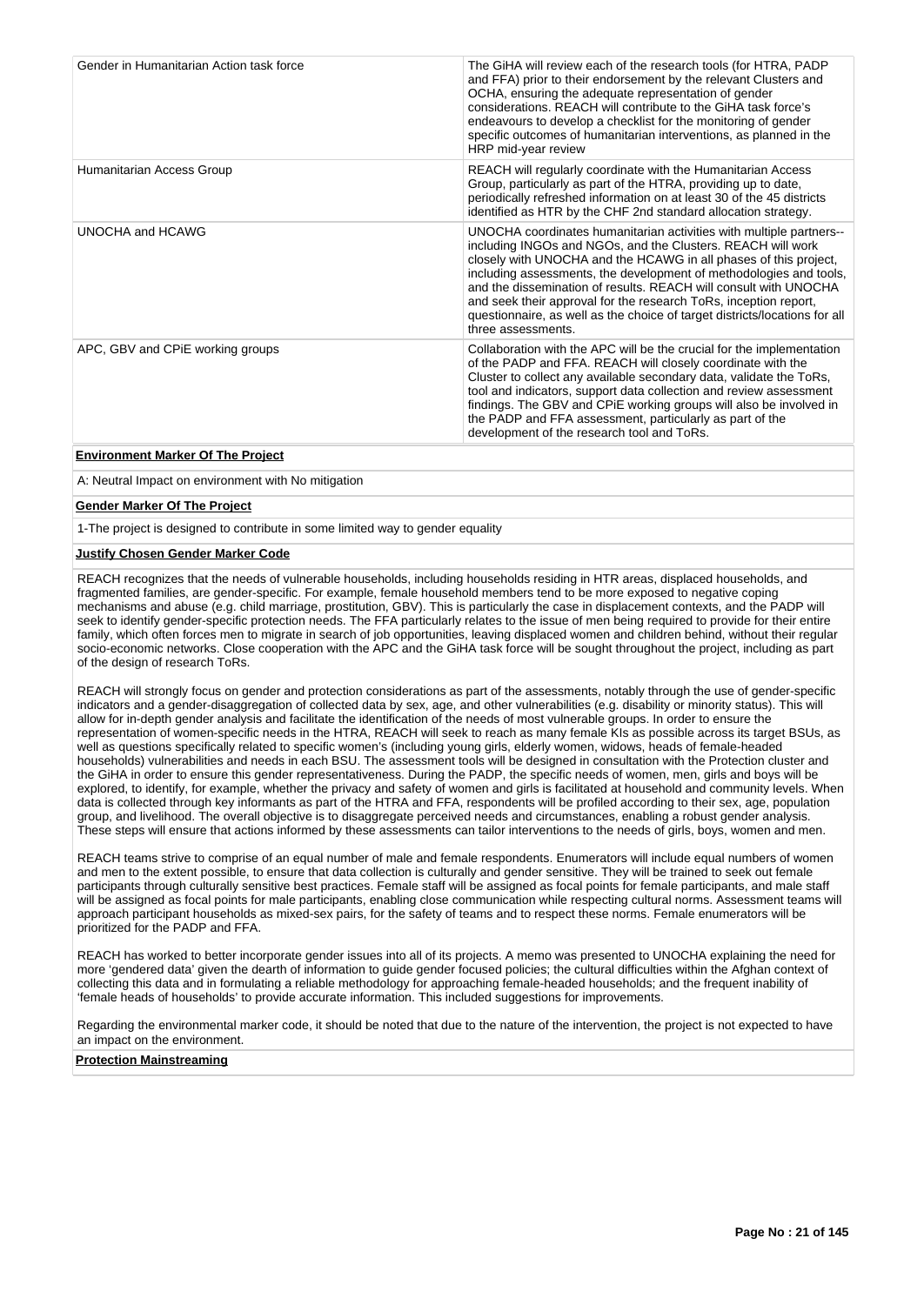| | |
|---|---|
| Gender in Humanitarian Action task force | The GiHA will review each of the research tools (for HTRA, PADP and FFA) prior to their endorsement by the relevant Clusters and OCHA, ensuring the adequate representation of gender considerations. REACH will contribute to the GiHA task force's endeavours to develop a checklist for the monitoring of gender specific outcomes of humanitarian interventions, as planned in the HRP mid-year review |
| Humanitarian Access Group | REACH will regularly coordinate with the Humanitarian Access Group, particularly as part of the HTRA, providing up to date, periodically refreshed information on at least 30 of the 45 districts identified as HTR by the CHF 2nd standard allocation strategy. |
| UNOCHA and HCAWG | UNOCHA coordinates humanitarian activities with multiple partners-- including INGOs and NGOs, and the Clusters. REACH will work closely with UNOCHA and the HCAWG in all phases of this project, including assessments, the development of methodologies and tools, and the dissemination of results. REACH will consult with UNOCHA and seek their approval for the research ToRs, inception report, questionnaire, as well as the choice of target districts/locations for all three assessments. |
| APC, GBV and CPiE working groups | Collaboration with the APC will be the crucial for the implementation of the PADP and FFA. REACH will closely coordinate with the Cluster to collect any available secondary data, validate the ToRs, tool and indicators, support data collection and review assessment findings. The GBV and CPiE working groups will also be involved in the PADP and FFA assessment, particularly as part of the development of the research tool and ToRs. |

**Environment Marker Of The Project**

A: Neutral Impact on environment with No mitigation

**Gender Marker Of The Project**

1-The project is designed to contribute in some limited way to gender equality

**Justify Chosen Gender Marker Code**

REACH recognizes that the needs of vulnerable households, including households residing in HTR areas, displaced households, and fragmented families, are gender-specific. For example, female household members tend to be more exposed to negative coping mechanisms and abuse (e.g. child marriage, prostitution, GBV). This is particularly the case in displacement contexts, and the PADP will seek to identify gender-specific protection needs. The FFA particularly relates to the issue of men being required to provide for their entire family, which often forces men to migrate in search of job opportunities, leaving displaced women and children behind, without their regular socio-economic networks. Close cooperation with the APC and the GiHA task force will be sought throughout the project, including as part of the design of research ToRs.

REACH will strongly focus on gender and protection considerations as part of the assessments, notably through the use of gender-specific indicators and a gender-disaggregation of collected data by sex, age, and other vulnerabilities (e.g. disability or minority status). This will allow for in-depth gender analysis and facilitate the identification of the needs of most vulnerable groups. In order to ensure the representation of women-specific needs in the HTRA, REACH will seek to reach as many female KIs as possible across its target BSUs, as well as questions specifically related to specific women's (including young girls, elderly women, widows, heads of female-headed households) vulnerabilities and needs in each BSU. The assessment tools will be designed in consultation with the Protection cluster and the GiHA in order to ensure this gender representativeness. During the PADP, the specific needs of women, men, girls and boys will be explored, to identify, for example, whether the privacy and safety of women and girls is facilitated at household and community levels. When data is collected through key informants as part of the HTRA and FFA, respondents will be profiled according to their sex, age, population group, and livelihood. The overall objective is to disaggregate perceived needs and circumstances, enabling a robust gender analysis. These steps will ensure that actions informed by these assessments can tailor interventions to the needs of girls, boys, women and men.

REACH teams strive to comprise of an equal number of male and female respondents. Enumerators will include equal numbers of women and men to the extent possible, to ensure that data collection is culturally and gender sensitive. They will be trained to seek out female participants through culturally sensitive best practices. Female staff will be assigned as focal points for female participants, and male staff will be assigned as focal points for male participants, enabling close communication while respecting cultural norms. Assessment teams will approach participant households as mixed-sex pairs, for the safety of teams and to respect these norms. Female enumerators will be prioritized for the PADP and FFA.

REACH has worked to better incorporate gender issues into all of its projects. A memo was presented to UNOCHA explaining the need for more 'gendered data' given the dearth of information to guide gender focused policies; the cultural difficulties within the Afghan context of collecting this data and in formulating a reliable methodology for approaching female-headed households; and the frequent inability of 'female heads of households' to provide accurate information. This included suggestions for improvements.

Regarding the environmental marker code, it should be noted that due to the nature of the intervention, the project is not expected to have an impact on the environment.

**Protection Mainstreaming**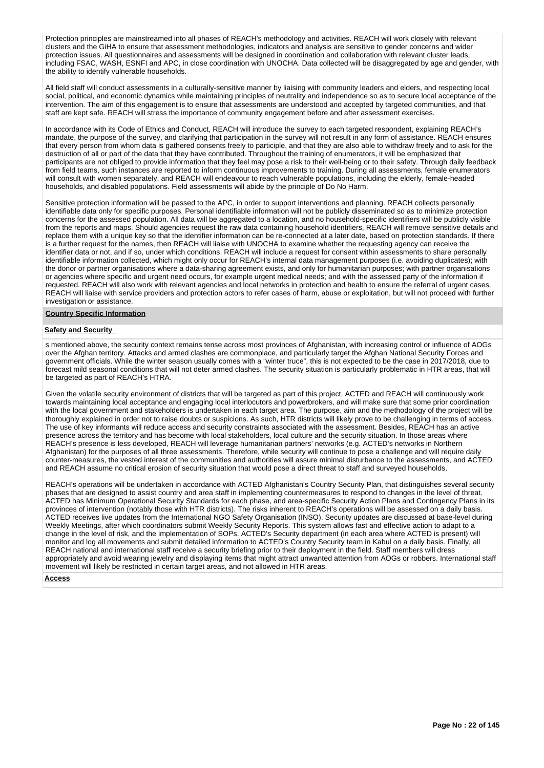Protection principles are mainstreamed into all phases of REACH's methodology and activities. REACH will work closely with relevant clusters and the GiHA to ensure that assessment methodologies, indicators and analysis are sensitive to gender concerns and wider protection issues. All questionnaires and assessments will be designed in coordination and collaboration with relevant cluster leads, including FSAC, WASH, ESNFI and APC, in close coordination with UNOCHA. Data collected will be disaggregated by age and gender, with the ability to identify vulnerable households.

All field staff will conduct assessments in a culturally-sensitive manner by liaising with community leaders and elders, and respecting local social, political, and economic dynamics while maintaining principles of neutrality and independence so as to secure local acceptance of the intervention. The aim of this engagement is to ensure that assessments are understood and accepted by targeted communities, and that staff are kept safe. REACH will stress the importance of community engagement before and after assessment exercises.

In accordance with its Code of Ethics and Conduct, REACH will introduce the survey to each targeted respondent, explaining REACH's mandate, the purpose of the survey, and clarifying that participation in the survey will not result in any form of assistance. REACH ensures that every person from whom data is gathered consents freely to participate, and that they are also able to withdraw freely and to ask for the destruction of all or part of the data that they have contributed. Throughout the training of enumerators, it will be emphasized that participants are not obliged to provide information that they feel may pose a risk to their well-being or to their safety. Through daily feedback from field teams, such instances are reported to inform continuous improvements to training. During all assessments, female enumerators will consult with women separately, and REACH will endeavour to reach vulnerable populations, including the elderly, female-headed households, and disabled populations. Field assessments will abide by the principle of Do No Harm.

Sensitive protection information will be passed to the APC, in order to support interventions and planning. REACH collects personally identifiable data only for specific purposes. Personal identifiable information will not be publicly disseminated so as to minimize protection concerns for the assessed population. All data will be aggregated to a location, and no household-specific identifiers will be publicly visible from the reports and maps. Should agencies request the raw data containing household identifiers, REACH will remove sensitive details and replace them with a unique key so that the identifier information can be re-connected at a later date, based on protection standards. If there is a further request for the names, then REACH will liaise with UNOCHA to examine whether the requesting agency can receive the identifier data or not, and if so, under which conditions. REACH will include a request for consent within assessments to share personally identifiable information collected, which might only occur for REACH's internal data management purposes (i.e. avoiding duplicates); with the donor or partner organisations where a data-sharing agreement exists, and only for humanitarian purposes; with partner organisations or agencies where specific and urgent need occurs, for example urgent medical needs; and with the assessed party of the information if requested. REACH will also work with relevant agencies and local networks in protection and health to ensure the referral of urgent cases. REACH will liaise with service providers and protection actors to refer cases of harm, abuse or exploitation, but will not proceed with further investigation or assistance.

**Country Specific Information**

**Safety and Security**

s mentioned above, the security context remains tense across most provinces of Afghanistan, with increasing control or influence of AOGs over the Afghan territory. Attacks and armed clashes are commonplace, and particularly target the Afghan National Security Forces and government officials. While the winter season usually comes with a "winter truce", this is not expected to be the case in 2017/2018, due to forecast mild seasonal conditions that will not deter armed clashes. The security situation is particularly problematic in HTR areas, that will be targeted as part of REACH's HTRA.

Given the volatile security environment of districts that will be targeted as part of this project, ACTED and REACH will continuously work towards maintaining local acceptance and engaging local interlocutors and powerbrokers, and will make sure that some prior coordination with the local government and stakeholders is undertaken in each target area. The purpose, aim and the methodology of the project will be thoroughly explained in order not to raise doubts or suspicions. As such, HTR districts will likely prove to be challenging in terms of access. The use of key informants will reduce access and security constraints associated with the assessment. Besides, REACH has an active presence across the territory and has become with local stakeholders, local culture and the security situation. In those areas where REACH's presence is less developed, REACH will leverage humanitarian partners' networks (e.g. ACTED's networks in Northern Afghanistan) for the purposes of all three assessments. Therefore, while security will continue to pose a challenge and will require daily counter-measures, the vested interest of the communities and authorities will assure minimal disturbance to the assessments, and ACTED and REACH assume no critical erosion of security situation that would pose a direct threat to staff and surveyed households.

REACH's operations will be undertaken in accordance with ACTED Afghanistan's Country Security Plan, that distinguishes several security phases that are designed to assist country and area staff in implementing countermeasures to respond to changes in the level of threat. ACTED has Minimum Operational Security Standards for each phase, and area-specific Security Action Plans and Contingency Plans in its provinces of intervention (notably those with HTR districts). The risks inherent to REACH's operations will be assessed on a daily basis. ACTED receives live updates from the International NGO Safety Organisation (INSO). Security updates are discussed at base-level during Weekly Meetings, after which coordinators submit Weekly Security Reports. This system allows fast and effective action to adapt to a change in the level of risk, and the implementation of SOPs. ACTED's Security department (in each area where ACTED is present) will monitor and log all movements and submit detailed information to ACTED's Country Security team in Kabul on a daily basis. Finally, all REACH national and international staff receive a security briefing prior to their deployment in the field. Staff members will dress appropriately and avoid wearing jewelry and displaying items that might attract unwanted attention from AOGs or robbers. International staff movement will likely be restricted in certain target areas, and not allowed in HTR areas.

**Access**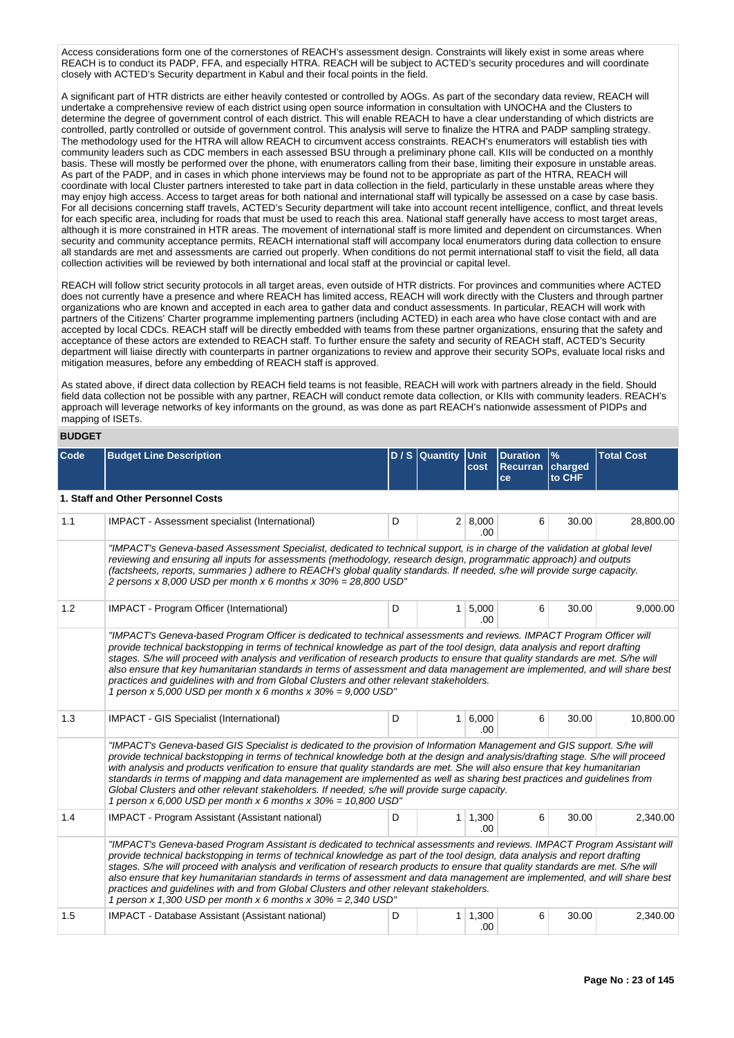Access considerations form one of the cornerstones of REACH's assessment design. Constraints will likely exist in some areas where REACH is to conduct its PADP, FFA, and especially HTRA. REACH will be subject to ACTED's security procedures and will coordinate closely with ACTED's Security department in Kabul and their focal points in the field.

A significant part of HTR districts are either heavily contested or controlled by AOGs. As part of the secondary data review, REACH will undertake a comprehensive review of each district using open source information in consultation with UNOCHA and the Clusters to determine the degree of government control of each district. This will enable REACH to have a clear understanding of which districts are controlled, partly controlled or outside of government control. This analysis will serve to finalize the HTRA and PADP sampling strategy. The methodology used for the HTRA will allow REACH to circumvent access constraints. REACH's enumerators will establish ties with community leaders such as CDC members in each assessed BSU through a preliminary phone call. KIIs will be conducted on a monthly basis. These will mostly be performed over the phone, with enumerators calling from their base, limiting their exposure in unstable areas. As part of the PADP, and in cases in which phone interviews may be found not to be appropriate as part of the HTRA, REACH will coordinate with local Cluster partners interested to take part in data collection in the field, particularly in these unstable areas where they may enjoy high access. Access to target areas for both national and international staff will typically be assessed on a case by case basis. For all decisions concerning staff travels, ACTED's Security department will take into account recent intelligence, conflict, and threat levels for each specific area, including for roads that must be used to reach this area. National staff generally have access to most target areas, although it is more constrained in HTR areas. The movement of international staff is more limited and dependent on circumstances. When security and community acceptance permits, REACH international staff will accompany local enumerators during data collection to ensure all standards are met and assessments are carried out properly. When conditions do not permit international staff to visit the field, all data collection activities will be reviewed by both international and local staff at the provincial or capital level.

REACH will follow strict security protocols in all target areas, even outside of HTR districts. For provinces and communities where ACTED does not currently have a presence and where REACH has limited access, REACH will work directly with the Clusters and through partner organizations who are known and accepted in each area to gather data and conduct assessments. In particular, REACH will work with partners of the Citizens' Charter programme implementing partners (including ACTED) in each area who have close contact with and are accepted by local CDCs. REACH staff will be directly embedded with teams from these partner organizations, ensuring that the safety and acceptance of these actors are extended to REACH staff. To further ensure the safety and security of REACH staff, ACTED's Security department will liaise directly with counterparts in partner organizations to review and approve their security SOPs, evaluate local risks and mitigation measures, before any embedding of REACH staff is approved.

As stated above, if direct data collection by REACH field teams is not feasible, REACH will work with partners already in the field. Should field data collection not be possible with any partner, REACH will conduct remote data collection, or KIIs with community leaders. REACH's approach will leverage networks of key informants on the ground, as was done as part REACH's nationwide assessment of PIDPs and mapping of ISETs.

**BUDGET**

| Code | Budget Line Description | D / S | Quantity | Unit cost | Duration Recurrance | % charged to CHF | Total Cost |
|---|---|---|---|---|---|---|---|
| **1. Staff and Other Personnel Costs** | | | | | | | |
| 1.1 | IMPACT - Assessment specialist (International) | D | 2 | 8,000.00 | 6 | 30.00 | 28,800.00 |
| | *"IMPACT's Geneva-based Assessment Specialist, dedicated to technical support, is in charge of the validation at global level reviewing and ensuring all inputs for assessments (methodology, research design, programmatic approach) and outputs (factsheets, reports, summaries ) adhere to REACH's global quality standards. If needed, s/he will provide surge capacity. 2 persons x 8,000 USD per month x 6 months x 30% = 28,800 USD"* | | | | | | |
| 1.2 | IMPACT - Program Officer (International) | D | 1 | 5,000.00 | 6 | 30.00 | 9,000.00 |
| | *"IMPACT's Geneva-based Program Officer is dedicated to technical assessments and reviews. IMPACT Program Officer will provide technical backstopping in terms of technical knowledge as part of the tool design, data analysis and report drafting stages. S/he will proceed with analysis and verification of research products to ensure that quality standards are met. S/he will also ensure that key humanitarian standards in terms of assessment and data management are implemented, and will share best practices and guidelines with and from Global Clusters and other relevant stakeholders. 1 person x 5,000 USD per month x 6 months x 30% = 9,000 USD"* | | | | | | |
| 1.3 | IMPACT - GIS Specialist (International) | D | 1 | 6,000.00 | 6 | 30.00 | 10,800.00 |
| | *"IMPACT's Geneva-based GIS Specialist is dedicated to the provision of Information Management and GIS support. S/he will provide technical backstopping in terms of technical knowledge both at the design and analysis/drafting stage. S/he will proceed with analysis and products verification to ensure that quality standards are met. She will also ensure that key humanitarian standards in terms of mapping and data management are implemented as well as sharing best practices and guidelines from Global Clusters and other relevant stakeholders. If needed, s/he will provide surge capacity. 1 person x 6,000 USD per month x 6 months x 30% = 10,800 USD"* | | | | | | |
| 1.4 | IMPACT - Program Assistant (Assistant national) | D | 1 | 1,300.00 | 6 | 30.00 | 2,340.00 |
| | *"IMPACT's Geneva-based Program Assistant is dedicated to technical assessments and reviews. IMPACT Program Assistant will provide technical backstopping in terms of technical knowledge as part of the tool design, data analysis and report drafting stages. S/he will proceed with analysis and verification of research products to ensure that quality standards are met. S/he will also ensure that key humanitarian standards in terms of assessment and data management are implemented, and will share best practices and guidelines with and from Global Clusters and other relevant stakeholders. 1 person x 1,300 USD per month x 6 months x 30% = 2,340 USD"* | | | | | | |
| 1.5 | IMPACT - Database Assistant (Assistant national) | D | 1 | 1,300.00 | 6 | 30.00 | 2,340.00 |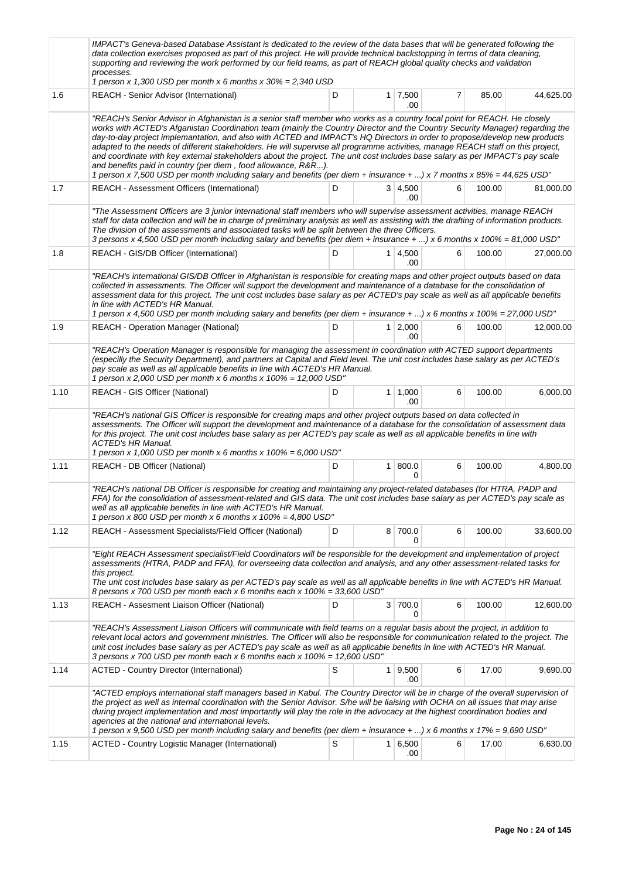| | | | | | | | |
|---|---|---|---|---|---|---|---|
| | *IMPACT's Geneva-based Database Assistant is dedicated to the review of the data bases that will be generated following the data collection exercises proposed as part of this project. He will provide technical backstopping in terms of data cleaning, supporting and reviewing the work performed by our field teams, as part of REACH global quality checks and validation processes.*<br>*1 person x 1,300 USD per month x 6 months x 30% = 2,340 USD* | | | | | | |
| 1.6 | REACH - Senior Advisor (International) | D | 1 | 7,500.00 | 7 | 85.00 | 44,625.00 |
| | *"REACH's Senior Advisor in Afghanistan is a senior staff member who works as a country focal point for REACH. He closely works with ACTED's Afganistan Coordination team (mainly the Country Director and the Country Security Manager) regarding the day-to-day project implemantation, and also with ACTED and IMPACT's HQ Directors in order to propose/develop new products adapted to the needs of different stakeholders. He will supervise all programme activities, manage REACH staff on this project, and coordinate with key external stakeholders about the project. The unit cost includes base salary as per IMPACT's pay scale and benefits paid in country (per diem , food allowance, R&R...).*<br>*1 person x 7,500 USD per month including salary and benefits (per diem + insurance + ...) x 7 months x 85% = 44,625 USD"* | | | | | | |
| 1.7 | REACH - Assessment Officers (International) | D | 3 | 4,500.00 | 6 | 100.00 | 81,000.00 |
| | *"The Assessment Officers are 3 junior international staff members who will supervise assessment activities, manage REACH staff for data collection and will be in charge of preliminary analysis as well as assisting with the drafting of information products. The division of the assessments and associated tasks will be split between the three Officers.*<br>*3 persons x 4,500 USD per month including salary and benefits (per diem + insurance + ...) x 6 months x 100% = 81,000 USD"* | | | | | | |
| 1.8 | REACH - GIS/DB Officer (International) | D | 1 | 4,500.00 | 6 | 100.00 | 27,000.00 |
| | *"REACH's international GIS/DB Officer in Afghanistan is responsible for creating maps and other project outputs based on data collected in assessments. The Officer will support the development and maintenance of a database for the consolidation of assessment data for this project. The unit cost includes base salary as per ACTED's pay scale as well as all applicable benefits in line with ACTED's HR Manual.*<br>*1 person x 4,500 USD per month including salary and benefits (per diem + insurance + ...) x 6 months x 100% = 27,000 USD"* | | | | | | |
| 1.9 | REACH - Operation Manager (National) | D | 1 | 2,000.00 | 6 | 100.00 | 12,000.00 |
| | *"REACH's Operation Manager is responsible for managing the assessment in coordination with ACTED support departments (especilly the Security Department), and partners at Capital and Field level. The unit cost includes base salary as per ACTED's pay scale as well as all applicable benefits in line with ACTED's HR Manual.*<br>*1 person x 2,000 USD per month x 6 months x 100% = 12,000 USD"* | | | | | | |
| 1.10 | REACH - GIS Officer (National) | D | 1 | 1,000.00 | 6 | 100.00 | 6,000.00 |
| | *"REACH's national GIS Officer is responsible for creating maps and other project outputs based on data collected in assessments. The Officer will support the development and maintenance of a database for the consolidation of assessment data for this project. The unit cost includes base salary as per ACTED's pay scale as well as all applicable benefits in line with ACTED's HR Manual.*<br>*1 person x 1,000 USD per month x 6 months x 100% = 6,000 USD"* | | | | | | |
| 1.11 | REACH - DB Officer (National) | D | 1 | 800.00 | 6 | 100.00 | 4,800.00 |
| | *"REACH's national DB Officer is responsible for creating and maintaining any project-related databases (for HTRA, PADP and FFA) for the consolidation of assessment-related and GIS data. The unit cost includes base salary as per ACTED's pay scale as well as all applicable benefits in line with ACTED's HR Manual.*<br>*1 person x 800 USD per month x 6 months x 100% = 4,800 USD"* | | | | | | |
| 1.12 | REACH - Assessment Specialists/Field Officer (National) | D | 8 | 700.00 | 6 | 100.00 | 33,600.00 |
| | *"Eight REACH Assessment specialist/Field Coordinators will be responsible for the development and implementation of project assessments (HTRA, PADP and FFA), for overseeing data collection and analysis, and any other assessment-related tasks for this project.*<br>*The unit cost includes base salary as per ACTED's pay scale as well as all applicable benefits in line with ACTED's HR Manual.*<br>*8 persons x 700 USD per month each x 6 months each x 100% = 33,600 USD"* | | | | | | |
| 1.13 | REACH - Assesment Liaison Officer (National) | D | 3 | 700.00 | 6 | 100.00 | 12,600.00 |
| | *"REACH's Assessment Liaison Officers will communicate with field teams on a regular basis about the project, in addition to relevant local actors and government ministries. The Officer will also be responsible for communication related to the project. The unit cost includes base salary as per ACTED's pay scale as well as all applicable benefits in line with ACTED's HR Manual.*<br>*3 persons x 700 USD per month each x 6 months each x 100% = 12,600 USD"* | | | | | | |
| 1.14 | ACTED - Country Director (International) | S | 1 | 9,500.00 | 6 | 17.00 | 9,690.00 |
| | *"ACTED employs international staff managers based in Kabul. The Country Director will be in charge of the overall supervision of the project as well as internal coordination with the Senior Advisor. S/he will be liaising with OCHA on all issues that may arise during project implementation and most importantly will play the role in the advocacy at the highest coordination bodies and agencies at the national and international levels.*<br>*1 person x 9,500 USD per month including salary and benefits (per diem + insurance + ...) x 6 months x 17% = 9,690 USD"* | | | | | | |
| 1.15 | ACTED - Country Logistic Manager (International) | S | 1 | 6,500.00 | 6 | 17.00 | 6,630.00 |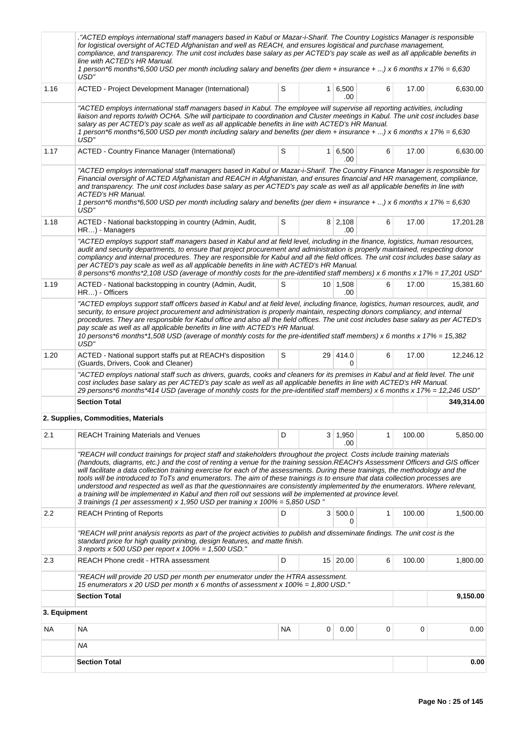| | ."ACTED employs international staff managers based in Kabul or Mazar-i-Sharif. The Country Logistics Manager is responsible for logistical oversight of ACTED Afghanistan and well as REACH, and ensures logistical and purchase management, compliance, and transparency. The unit cost includes base salary as per ACTED's pay scale as well as all applicable benefits in line with ACTED's HR Manual. 1 person*6 months*6,500 USD per month including salary and benefits (per diem + insurance + ...) x 6 months x 17% = 6,630 USD" | | | | | | |
|---|---|---|---|---|---|---|---|
| 1.16 | ACTED - Project Development Manager (International) | S | 1 | 6,500.00 | 6 | 17.00 | 6,630.00 |
| | "ACTED employs international staff managers based in Kabul. The employee will supervise all reporting activities, including liaison and reports to/with OCHA. S/he will participate to coordination and Cluster meetings in Kabul. The unit cost includes base salary as per ACTED's pay scale as well as all applicable benefits in line with ACTED's HR Manual. 1 person*6 months*6,500 USD per month including salary and benefits (per diem + insurance + ...) x 6 months x 17% = 6,630 USD" | | | | | | |
| 1.17 | ACTED - Country Finance Manager (International) | S | 1 | 6,500.00 | 6 | 17.00 | 6,630.00 |
| | "ACTED employs international staff managers based in Kabul or Mazar-i-Sharif. The Country Finance Manager is responsible for Financial oversight of ACTED Afghanistan and REACH in Afghanistan, and ensures financial and HR management, compliance, and transparency. The unit cost includes base salary as per ACTED's pay scale as well as all applicable benefits in line with ACTED's HR Manual. 1 person*6 months*6,500 USD per month including salary and benefits (per diem + insurance + ...) x 6 months x 17% = 6,630 USD" | | | | | | |
| 1.18 | ACTED - National backstopping in country (Admin, Audit, HR…) - Managers | S | 8 | 2,108.00 | 6 | 17.00 | 17,201.28 |
| | "ACTED employs support staff managers based in Kabul and at field level, including in the finance, logistics, human resources, audit and security departments, to ensure that project procurement and administration is properly maintained, respecting donor compliancy and internal procedures. They are responsible for Kabul and all the field offices. The unit cost includes base salary as per ACTED's pay scale as well as all applicable benefits in line with ACTED's HR Manual. 8 persons*6 months*2,108 USD (average of monthly costs for the pre-identified staff members) x 6 months x 17% = 17,201 USD" | | | | | | |
| 1.19 | ACTED - National backstopping in country (Admin, Audit, HR…) - Officers | S | 10 | 1,508.00 | 6 | 17.00 | 15,381.60 |
| | "ACTED employs support staff officers based in Kabul and at field level, including finance, logistics, human resources, audit, and security, to ensure project procurement and administration is properly maintain, respecting donors compliancy, and internal procedures. They are responsible for Kabul office and also all the field offices. The unit cost includes base salary as per ACTED's pay scale as well as all applicable benefits in line with ACTED's HR Manual. 10 persons*6 months*1,508 USD (average of monthly costs for the pre-identified staff members) x 6 months x 17% = 15,382 USD" | | | | | | |
| 1.20 | ACTED - National support staffs put at REACH's disposition (Guards, Drivers, Cook and Cleaner) | S | 29 | 414.00 | 6 | 17.00 | 12,246.12 |
| | "ACTED employs national staff such as drivers, guards, cooks and cleaners for its premises in Kabul and at field level. The unit cost includes base salary as per ACTED's pay scale as well as all applicable benefits in line with ACTED's HR Manual. 29 persons*6 months*414 USD (average of monthly costs for the pre-identified staff members) x 6 months x 17% = 12,246 USD" | | | | | | |
| | **Section Total** | | | | | | **349,314.00** |

**2. Supplies, Commodities, Materials**

| | | | | | | | |
|---|---|---|---|---|---|---|---|
| 2.1 | REACH Training Materials and Venues | D | 3 | 1,950.00 | 1 | 100.00 | 5,850.00 |
| | "REACH will conduct trainings for project staff and stakeholders throughout the project. Costs include training materials (handouts, diagrams, etc.) and the cost of renting a venue for the training session.REACH's Assessment Officers and GIS officer will facilitate a data collection training exercise for each of the assessments. During these trainings, the methodology and the tools will be introduced to ToTs and enumerators. The aim of these trainings is to ensure that data collection processes are understood and respected as well as that the questionnaires are consistently implemented by the enumerators. Where relevant, a training will be implemented in Kabul and then roll out sessions will be implemented at province level. 3 trainings (1 per assessment) x 1,950 USD per training x 100% = 5,850 USD " | | | | | | |
| 2.2 | REACH Printing of Reports | D | 3 | 500.00 | 1 | 100.00 | 1,500.00 |
| | "REACH will print analysis reports as part of the project activities to publish and disseminate findings. The unit cost is the standard price for high quality prinitng, design features, and matte finish. 3 reports x 500 USD per report x 100% = 1,500 USD." | | | | | | |
| 2.3 | REACH Phone credit - HTRA assessment | D | 15 | 20.00 | 6 | 100.00 | 1,800.00 |
| | "REACH will provide 20 USD per month per enumerator under the HTRA assessment. 15 enumerators x 20 USD per month x 6 months of assessment x 100% = 1,800 USD." | | | | | | |
| | **Section Total** | | | | | | **9,150.00** |

**3. Equipment**

| | | | | | | | |
|---|---|---|---|---|---|---|---|
| NA | NA | NA | 0 | 0.00 | 0 | 0 | 0.00 |
| | NA | | | | | | |
| | **Section Total** | | | | | | **0.00** |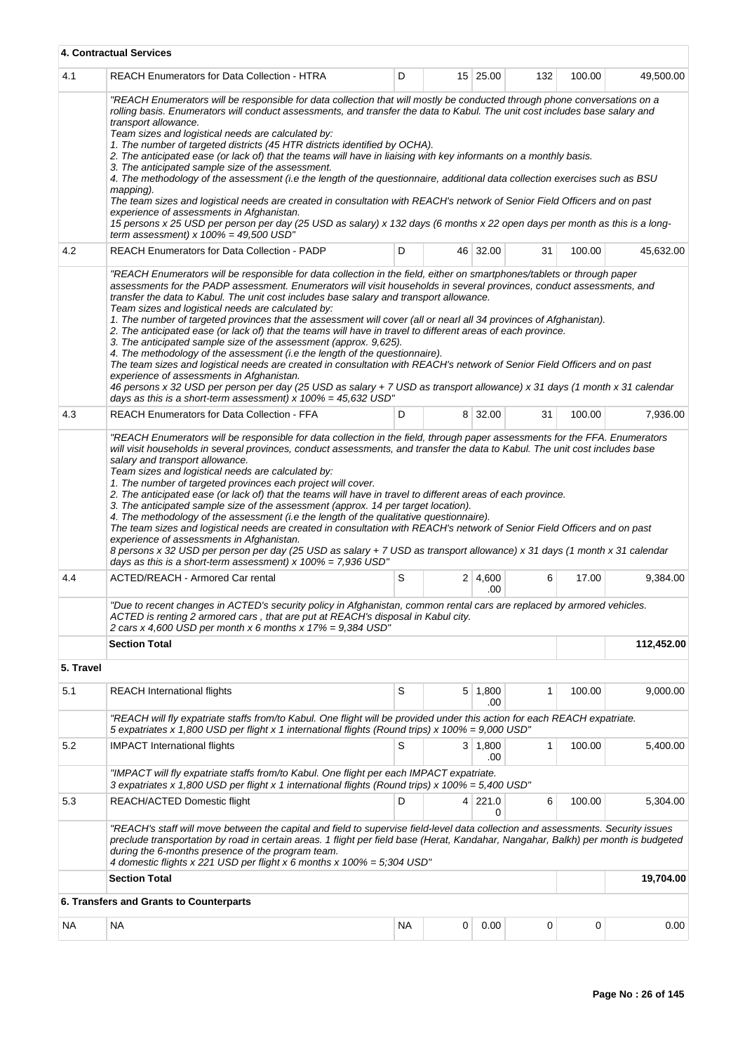**4. Contractual Services**

| | | | | | | | |
|---|---|---|---|---|---|---|---|
| 4.1 | REACH Enumerators for Data Collection - HTRA | D | 15 | 25.00 | 132 | 100.00 | 49,500.00 |
| | *"REACH Enumerators will be responsible for data collection that will mostly be conducted through phone conversations on a rolling basis. Enumerators will conduct assessments, and transfer the data to Kabul. The unit cost includes base salary and transport allowance.<br>Team sizes and logistical needs are calculated by:<br>1. The number of targeted districts (45 HTR districts identified by OCHA).<br>2. The anticipated ease (or lack of) that the teams will have in liaising with key informants on a monthly basis.<br>3. The anticipated sample size of the assessment.<br>4. The methodology of the assessment (i.e the length of the questionnaire, additional data collection exercises such as BSU mapping).<br>The team sizes and logistical needs are created in consultation with REACH's network of Senior Field Officers and on past experience of assessments in Afghanistan.<br>15 persons x 25 USD per person per day (25 USD as salary) x 132 days (6 months x 22 open days per month as this is a long-term assessment) x 100% = 49,500 USD"* | | | | | | |
| 4.2 | REACH Enumerators for Data Collection - PADP | D | 46 | 32.00 | 31 | 100.00 | 45,632.00 |
| | *"REACH Enumerators will be responsible for data collection in the field, either on smartphones/tablets or through paper assessments for the PADP assessment. Enumerators will visit households in several provinces, conduct assessments, and transfer the data to Kabul. The unit cost includes base salary and transport allowance.<br>Team sizes and logistical needs are calculated by:<br>1. The number of targeted provinces that the assessment will cover (all or nearl all 34 provinces of Afghanistan).<br>2. The anticipated ease (or lack of) that the teams will have in travel to different areas of each province.<br>3. The anticipated sample size of the assessment (approx. 9,625).<br>4. The methodology of the assessment (i.e the length of the questionnaire).<br>The team sizes and logistical needs are created in consultation with REACH's network of Senior Field Officers and on past experience of assessments in Afghanistan.<br>46 persons x 32 USD per person per day (25 USD as salary + 7 USD as transport allowance) x 31 days (1 month x 31 calendar days as this is a short-term assessment) x 100% = 45,632 USD"* | | | | | | |
| 4.3 | REACH Enumerators for Data Collection - FFA | D | 8 | 32.00 | 31 | 100.00 | 7,936.00 |
| | *"REACH Enumerators will be responsible for data collection in the field, through paper assessments for the FFA. Enumerators will visit households in several provinces, conduct assessments, and transfer the data to Kabul. The unit cost includes base salary and transport allowance.<br>Team sizes and logistical needs are calculated by:<br>1. The number of targeted provinces each project will cover.<br>2. The anticipated ease (or lack of) that the teams will have in travel to different areas of each province.<br>3. The anticipated sample size of the assessment (approx. 14 per target location).<br>4. The methodology of the assessment (i.e the length of the qualitative questionnaire).<br>The team sizes and logistical needs are created in consultation with REACH's network of Senior Field Officers and on past experience of assessments in Afghanistan.<br>8 persons x 32 USD per person per day (25 USD as salary + 7 USD as transport allowance) x 31 days (1 month x 31 calendar days as this is a short-term assessment) x 100% = 7,936 USD"* | | | | | | |
| 4.4 | ACTED/REACH - Armored Car rental | S | 2 | 4,600.00 | 6 | 17.00 | 9,384.00 |
| | *"Due to recent changes in ACTED's security policy in Afghanistan, common rental cars are replaced by armored vehicles. ACTED is renting 2 armored cars , that are put at REACH's disposal in Kabul city.<br>2 cars x 4,600 USD per month x 6 months x 17% = 9,384 USD"* | | | | | | |
| | **Section Total** | | | | | | **112,452.00** |

**5. Travel**

| | | | | | | | |
|---|---|---|---|---|---|---|---|
| 5.1 | REACH International flights | S | 5 | 1,800.00 | 1 | 100.00 | 9,000.00 |
| | *"REACH will fly expatriate staffs from/to Kabul. One flight will be provided under this action for each REACH expatriate.<br>5 expatriates x 1,800 USD per flight x 1 international flights (Round trips) x 100% = 9,000 USD"* | | | | | | |
| 5.2 | IMPACT International flights | S | 3 | 1,800.00 | 1 | 100.00 | 5,400.00 |
| | *"IMPACT will fly expatriate staffs from/to Kabul. One flight per each IMPACT expatriate.<br>3 expatriates x 1,800 USD per flight x 1 international flights (Round trips) x 100% = 5,400 USD"* | | | | | | |
| 5.3 | REACH/ACTED Domestic flight | D | 4 | 221.00 | 6 | 100.00 | 5,304.00 |
| | *"REACH's staff will move between the capital and field to supervise field-level data collection and assessments. Security issues preclude transportation by road in certain areas. 1 flight per field base (Herat, Kandahar, Nangahar, Balkh) per month is budgeted during the 6-months presence of the program team.<br>4 domestic flights x 221 USD per flight x 6 months x 100% = 5;304 USD"* | | | | | | |
| | **Section Total** | | | | | | **19,704.00** |

**6. Transfers and Grants to Counterparts**

| | | | | | | | |
|---|---|---|---|---|---|---|---|
| NA | NA | NA | 0 | 0.00 | 0 | 0 | 0.00 |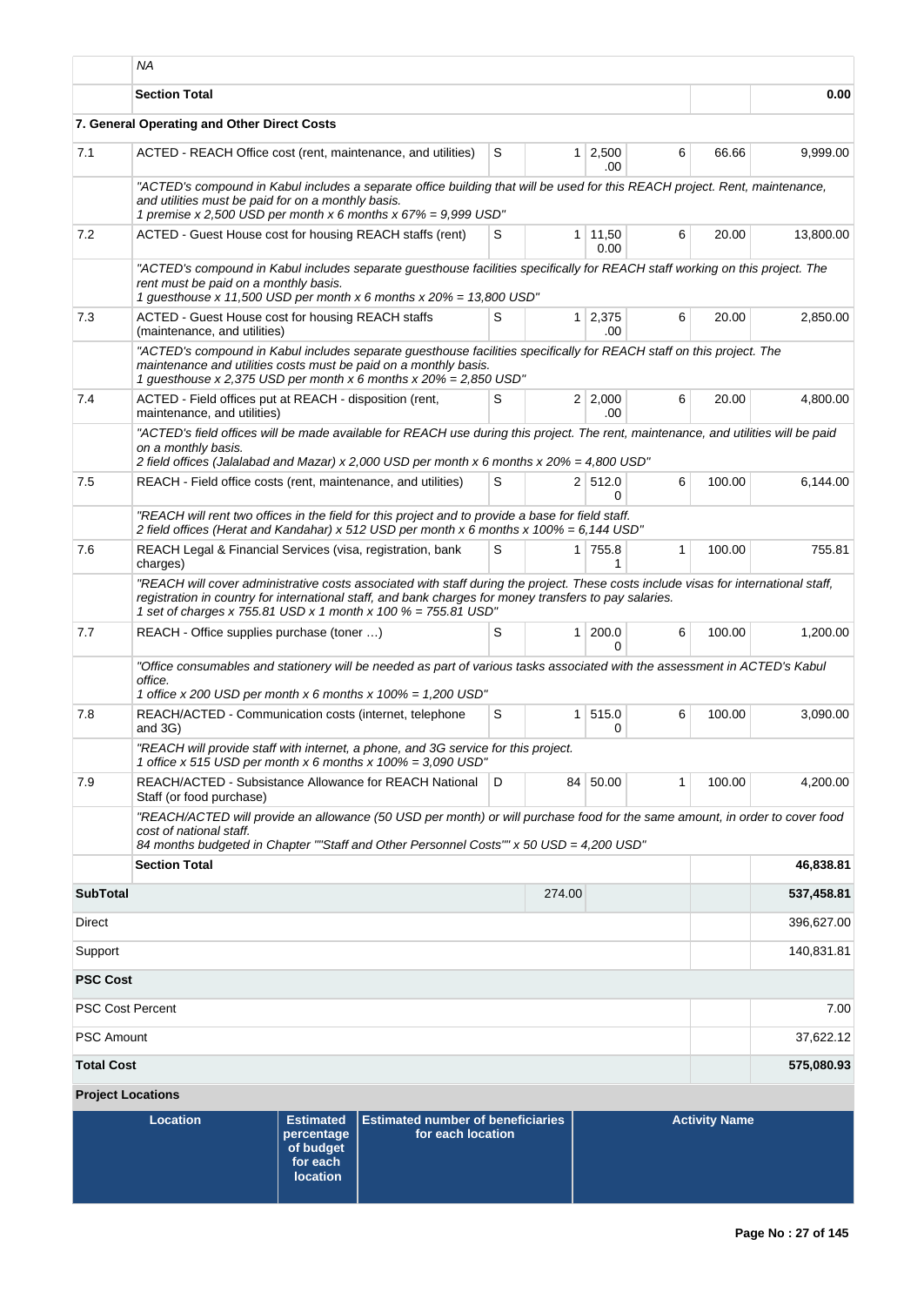| | | | | | | | |
|---|---|---|---|---|---|---|---|
| | *NA* | | | | | | |
| | **Section Total** | | | | | | **0.00** |
| **7. General Operating and Other Direct Costs** | | | | | | | |
| 7.1 | ACTED - REACH Office cost (rent, maintenance, and utilities) | S | 1 | 2,500.00 | 6 | 66.66 | 9,999.00 |
| | *"ACTED's compound in Kabul includes a separate office building that will be used for this REACH project. Rent, maintenance, and utilities must be paid for on a monthly basis.<br>1 premise x 2,500 USD per month x 6 months x 67% = 9,999 USD"* | | | | | | |
| 7.2 | ACTED - Guest House cost for housing REACH staffs (rent) | S | 1 | 11,500.00 | 6 | 20.00 | 13,800.00 |
| | *"ACTED's compound in Kabul includes separate guesthouse facilities specifically for REACH staff working on this project. The rent must be paid on a monthly basis.<br>1 guesthouse x 11,500 USD per month x 6 months x 20% = 13,800 USD"* | | | | | | |
| 7.3 | ACTED - Guest House cost for housing REACH staffs (maintenance, and utilities) | S | 1 | 2,375.00 | 6 | 20.00 | 2,850.00 |
| | *"ACTED's compound in Kabul includes separate guesthouse facilities specifically for REACH staff on this project. The maintenance and utilities costs must be paid on a monthly basis.<br>1 guesthouse x 2,375 USD per month x 6 months x 20% = 2,850 USD"* | | | | | | |
| 7.4 | ACTED - Field offices put at REACH - disposition (rent, maintenance, and utilities) | S | 2 | 2,000.00 | 6 | 20.00 | 4,800.00 |
| | *"ACTED's field offices will be made available for REACH use during this project. The rent, maintenance, and utilities will be paid on a monthly basis.<br>2 field offices (Jalalabad and Mazar) x 2,000 USD per month x 6 months x 20% = 4,800 USD"* | | | | | | |
| 7.5 | REACH - Field office costs (rent, maintenance, and utilities) | S | 2 | 512.00 | 6 | 100.00 | 6,144.00 |
| | *"REACH will rent two offices in the field for this project and to provide a base for field staff.<br>2 field offices (Herat and Kandahar) x 512 USD per month x 6 months x 100% = 6,144 USD"* | | | | | | |
| 7.6 | REACH Legal & Financial Services (visa, registration, bank charges) | S | 1 | 755.81 | 1 | 100.00 | 755.81 |
| | *"REACH will cover administrative costs associated with staff during the project. These costs include visas for international staff, registration in country for international staff, and bank charges for money transfers to pay salaries.<br>1 set of charges x 755.81 USD x 1 month x 100 % = 755.81 USD"* | | | | | | |
| 7.7 | REACH - Office supplies purchase (toner …) | S | 1 | 200.00 | 6 | 100.00 | 1,200.00 |
| | *"Office consumables and stationery will be needed as part of various tasks associated with the assessment in ACTED's Kabul office.<br>1 office x 200 USD per month x 6 months x 100% = 1,200 USD"* | | | | | | |
| 7.8 | REACH/ACTED - Communication costs (internet, telephone and 3G) | S | 1 | 515.00 | 6 | 100.00 | 3,090.00 |
| | *"REACH will provide staff with internet, a phone, and 3G service for this project.<br>1 office x 515 USD per month x 6 months x 100% = 3,090 USD"* | | | | | | |
| 7.9 | REACH/ACTED - Subsistance Allowance for REACH National Staff (or food purchase) | D | 84 | 50.00 | 1 | 100.00 | 4,200.00 |
| | *"REACH/ACTED will provide an allowance (50 USD per month) or will purchase food for the same amount, in order to cover food cost of national staff.<br>84 months budgeted in Chapter ""Staff and Other Personnel Costs"" x 50 USD = 4,200 USD"* | | | | | | |
| | **Section Total** | | | | | | **46,838.81** |
| **SubTotal** | | | 274.00 | | | | **537,458.81** |
| Direct | | | | | | | 396,627.00 |
| Support | | | | | | | 140,831.81 |
| **PSC Cost** | | | | | | | |
| PSC Cost Percent | | | | | | | 7.00 |
| PSC Amount | | | | | | | 37,622.12 |
| **Total Cost** | | | | | | | **575,080.93** |

**Project Locations**

| Location | Estimated percentage of budget for each location | Estimated number of beneficiaries for each location | Activity Name |
|---|---|---|---|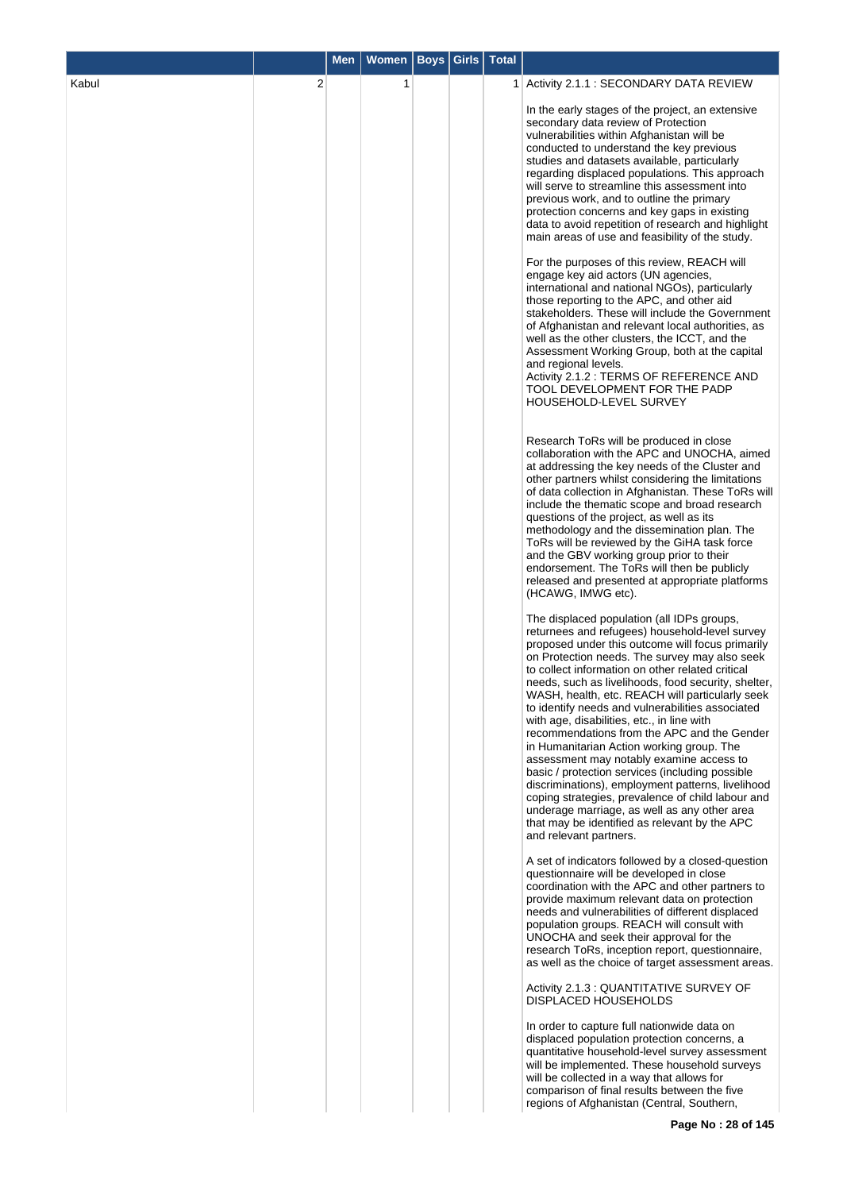| | | Men | Women | Boys | Girls | Total | |
|---|---|---|---|---|---|---|---|
| Kabul | 2 | | 1 | | | 1 | Activity 2.1.1 : SECONDARY DATA REVIEW<br><br>In the early stages of the project, an extensive secondary data review of Protection vulnerabilities within Afghanistan will be conducted to understand the key previous studies and datasets available, particularly regarding displaced populations. This approach will serve to streamline this assessment into previous work, and to outline the primary protection concerns and key gaps in existing data to avoid repetition of research and highlight main areas of use and feasibility of the study.<br><br>For the purposes of this review, REACH will engage key aid actors (UN agencies, international and national NGOs), particularly those reporting to the APC, and other aid stakeholders. These will include the Government of Afghanistan and relevant local authorities, as well as the other clusters, the ICCT, and the Assessment Working Group, both at the capital and regional levels.<br>Activity 2.1.2 : TERMS OF REFERENCE AND TOOL DEVELOPMENT FOR THE PADP HOUSEHOLD-LEVEL SURVEY<br><br>Research ToRs will be produced in close collaboration with the APC and UNOCHA, aimed at addressing the key needs of the Cluster and other partners whilst considering the limitations of data collection in Afghanistan. These ToRs will include the thematic scope and broad research questions of the project, as well as its methodology and the dissemination plan. The ToRs will be reviewed by the GiHA task force and the GBV working group prior to their endorsement. The ToRs will then be publicly released and presented at appropriate platforms (HCAWG, IMWG etc).<br><br>The displaced population (all IDPs groups, returnees and refugees) household-level survey proposed under this outcome will focus primarily on Protection needs. The survey may also seek to collect information on other related critical needs, such as livelihoods, food security, shelter, WASH, health, etc. REACH will particularly seek to identify needs and vulnerabilities associated with age, disabilities, etc., in line with recommendations from the APC and the Gender in Humanitarian Action working group. The assessment may notably examine access to basic / protection services (including possible discriminations), employment patterns, livelihood coping strategies, prevalence of child labour and underage marriage, as well as any other area that may be identified as relevant by the APC and relevant partners.<br><br>A set of indicators followed by a closed-question questionnaire will be developed in close coordination with the APC and other partners to provide maximum relevant data on protection needs and vulnerabilities of different displaced population groups. REACH will consult with UNOCHA and seek their approval for the research ToRs, inception report, questionnaire, as well as the choice of target assessment areas.<br><br>Activity 2.1.3 : QUANTITATIVE SURVEY OF DISPLACED HOUSEHOLDS<br><br>In order to capture full nationwide data on displaced population protection concerns, a quantitative household-level survey assessment will be implemented. These household surveys will be collected in a way that allows for comparison of final results between the five regions of Afghanistan (Central, Southern, |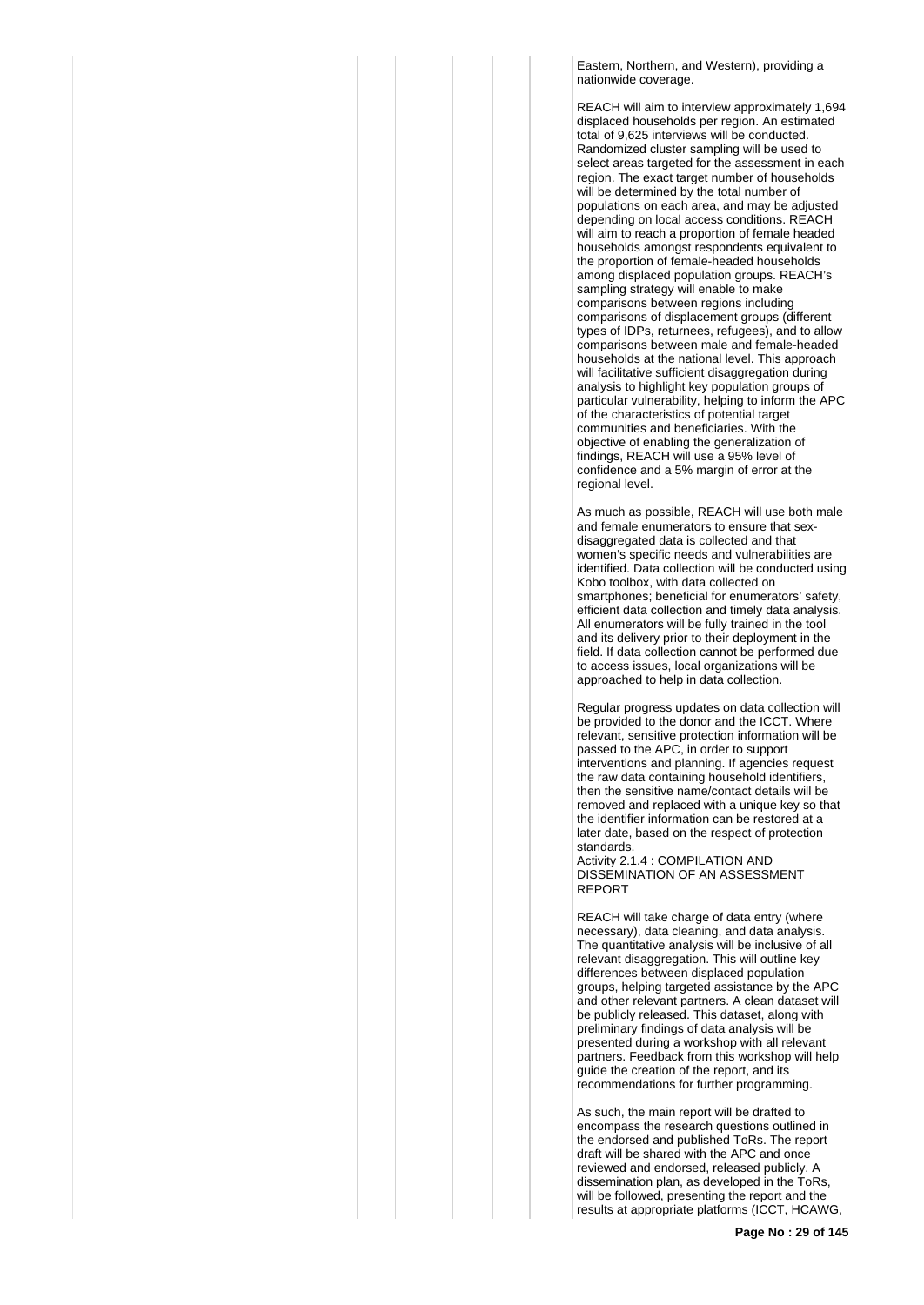Eastern, Northern, and Western), providing a nationwide coverage.

REACH will aim to interview approximately 1,694 displaced households per region. An estimated total of 9,625 interviews will be conducted. Randomized cluster sampling will be used to select areas targeted for the assessment in each region. The exact target number of households will be determined by the total number of populations on each area, and may be adjusted depending on local access conditions. REACH will aim to reach a proportion of female headed households amongst respondents equivalent to the proportion of female-headed households among displaced population groups. REACH's sampling strategy will enable to make comparisons between regions including comparisons of displacement groups (different types of IDPs, returnees, refugees), and to allow comparisons between male and female-headed households at the national level. This approach will facilitative sufficient disaggregation during analysis to highlight key population groups of particular vulnerability, helping to inform the APC of the characteristics of potential target communities and beneficiaries. With the objective of enabling the generalization of findings, REACH will use a 95% level of confidence and a 5% margin of error at the regional level.

As much as possible, REACH will use both male and female enumerators to ensure that sex-disaggregated data is collected and that women's specific needs and vulnerabilities are identified. Data collection will be conducted using Kobo toolbox, with data collected on smartphones; beneficial for enumerators' safety, efficient data collection and timely data analysis. All enumerators will be fully trained in the tool and its delivery prior to their deployment in the field. If data collection cannot be performed due to access issues, local organizations will be approached to help in data collection.

Regular progress updates on data collection will be provided to the donor and the ICCT. Where relevant, sensitive protection information will be passed to the APC, in order to support interventions and planning. If agencies request the raw data containing household identifiers, then the sensitive name/contact details will be removed and replaced with a unique key so that the identifier information can be restored at a later date, based on the respect of protection standards.

Activity 2.1.4 : COMPILATION AND DISSEMINATION OF AN ASSESSMENT REPORT

REACH will take charge of data entry (where necessary), data cleaning, and data analysis. The quantitative analysis will be inclusive of all relevant disaggregation. This will outline key differences between displaced population groups, helping targeted assistance by the APC and other relevant partners. A clean dataset will be publicly released. This dataset, along with preliminary findings of data analysis will be presented during a workshop with all relevant partners. Feedback from this workshop will help guide the creation of the report, and its recommendations for further programming.

As such, the main report will be drafted to encompass the research questions outlined in the endorsed and published ToRs. The report draft will be shared with the APC and once reviewed and endorsed, released publicly. A dissemination plan, as developed in the ToRs, will be followed, presenting the report and the results at appropriate platforms (ICCT, HCAWG,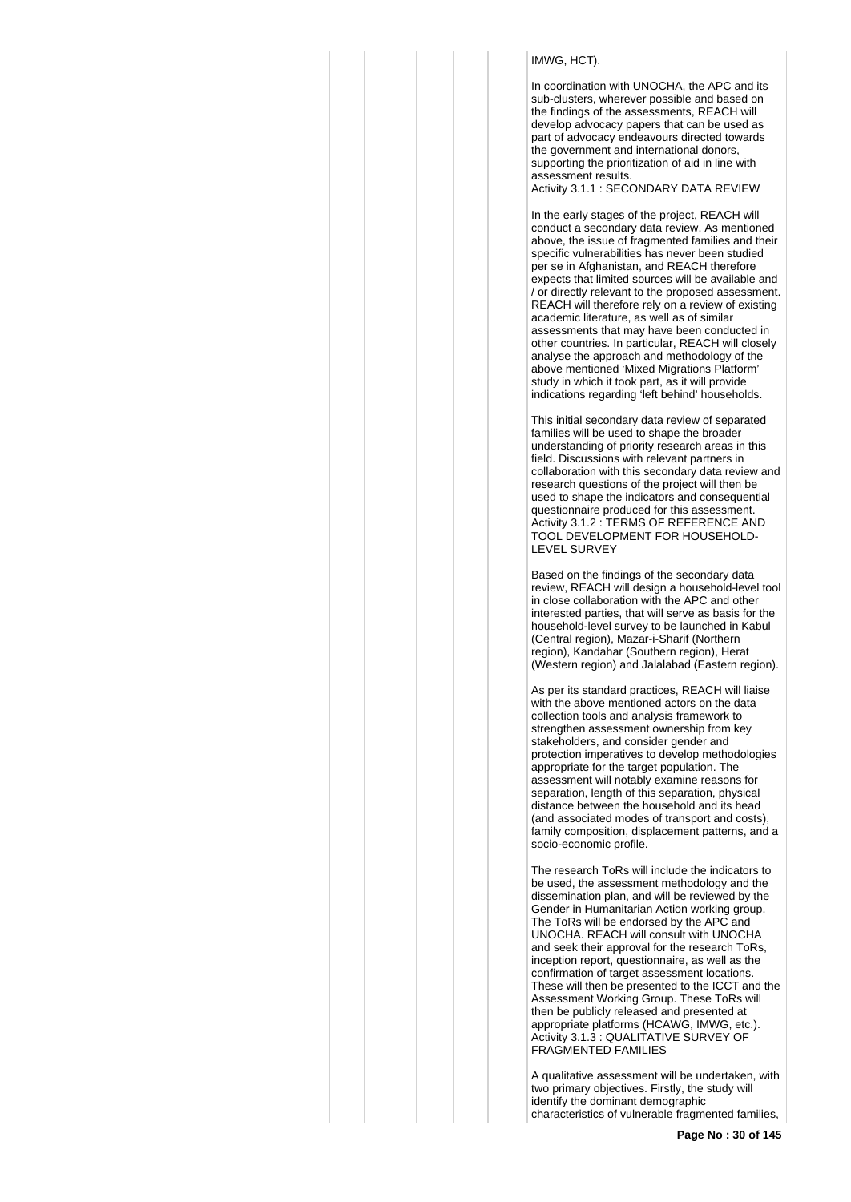IMWG, HCT).

In coordination with UNOCHA, the APC and its sub-clusters, wherever possible and based on the findings of the assessments, REACH will develop advocacy papers that can be used as part of advocacy endeavours directed towards the government and international donors, supporting the prioritization of aid in line with assessment results.

Activity 3.1.1 : SECONDARY DATA REVIEW

In the early stages of the project, REACH will conduct a secondary data review. As mentioned above, the issue of fragmented families and their specific vulnerabilities has never been studied per se in Afghanistan, and REACH therefore expects that limited sources will be available and / or directly relevant to the proposed assessment. REACH will therefore rely on a review of existing academic literature, as well as of similar assessments that may have been conducted in other countries. In particular, REACH will closely analyse the approach and methodology of the above mentioned 'Mixed Migrations Platform' study in which it took part, as it will provide indications regarding 'left behind' households.

This initial secondary data review of separated families will be used to shape the broader understanding of priority research areas in this field. Discussions with relevant partners in collaboration with this secondary data review and research questions of the project will then be used to shape the indicators and consequential questionnaire produced for this assessment.

Activity 3.1.2 : TERMS OF REFERENCE AND TOOL DEVELOPMENT FOR HOUSEHOLD-LEVEL SURVEY

Based on the findings of the secondary data review, REACH will design a household-level tool in close collaboration with the APC and other interested parties, that will serve as basis for the household-level survey to be launched in Kabul (Central region), Mazar-i-Sharif (Northern region), Kandahar (Southern region), Herat (Western region) and Jalalabad (Eastern region).

As per its standard practices, REACH will liaise with the above mentioned actors on the data collection tools and analysis framework to strengthen assessment ownership from key stakeholders, and consider gender and protection imperatives to develop methodologies appropriate for the target population. The assessment will notably examine reasons for separation, length of this separation, physical distance between the household and its head (and associated modes of transport and costs), family composition, displacement patterns, and a socio-economic profile.

The research ToRs will include the indicators to be used, the assessment methodology and the dissemination plan, and will be reviewed by the Gender in Humanitarian Action working group. The ToRs will be endorsed by the APC and UNOCHA. REACH will consult with UNOCHA and seek their approval for the research ToRs, inception report, questionnaire, as well as the confirmation of target assessment locations. These will then be presented to the ICCT and the Assessment Working Group. These ToRs will then be publicly released and presented at appropriate platforms (HCAWG, IMWG, etc.).

Activity 3.1.3 : QUALITATIVE SURVEY OF FRAGMENTED FAMILIES

A qualitative assessment will be undertaken, with two primary objectives. Firstly, the study will identify the dominant demographic characteristics of vulnerable fragmented families,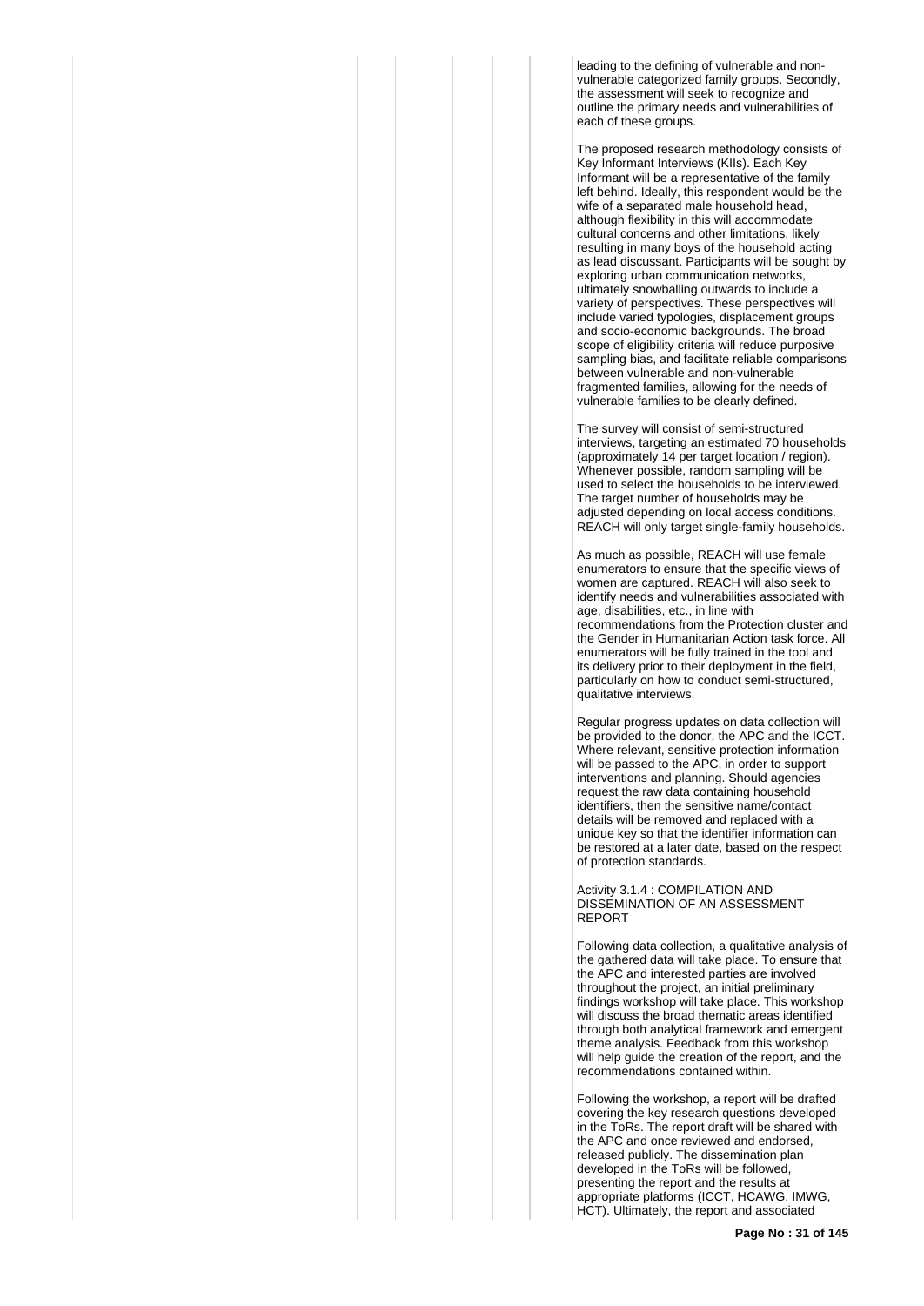leading to the defining of vulnerable and non-vulnerable categorized family groups. Secondly, the assessment will seek to recognize and outline the primary needs and vulnerabilities of each of these groups.

The proposed research methodology consists of Key Informant Interviews (KIIs). Each Key Informant will be a representative of the family left behind. Ideally, this respondent would be the wife of a separated male household head, although flexibility in this will accommodate cultural concerns and other limitations, likely resulting in many boys of the household acting as lead discussant. Participants will be sought by exploring urban communication networks, ultimately snowballing outwards to include a variety of perspectives. These perspectives will include varied typologies, displacement groups and socio-economic backgrounds. The broad scope of eligibility criteria will reduce purposive sampling bias, and facilitate reliable comparisons between vulnerable and non-vulnerable fragmented families, allowing for the needs of vulnerable families to be clearly defined.

The survey will consist of semi-structured interviews, targeting an estimated 70 households (approximately 14 per target location / region). Whenever possible, random sampling will be used to select the households to be interviewed. The target number of households may be adjusted depending on local access conditions. REACH will only target single-family households.

As much as possible, REACH will use female enumerators to ensure that the specific views of women are captured. REACH will also seek to identify needs and vulnerabilities associated with age, disabilities, etc., in line with recommendations from the Protection cluster and the Gender in Humanitarian Action task force. All enumerators will be fully trained in the tool and its delivery prior to their deployment in the field, particularly on how to conduct semi-structured, qualitative interviews.

Regular progress updates on data collection will be provided to the donor, the APC and the ICCT. Where relevant, sensitive protection information will be passed to the APC, in order to support interventions and planning. Should agencies request the raw data containing household identifiers, then the sensitive name/contact details will be removed and replaced with a unique key so that the identifier information can be restored at a later date, based on the respect of protection standards.

Activity 3.1.4 : COMPILATION AND DISSEMINATION OF AN ASSESSMENT REPORT

Following data collection, a qualitative analysis of the gathered data will take place. To ensure that the APC and interested parties are involved throughout the project, an initial preliminary findings workshop will take place. This workshop will discuss the broad thematic areas identified through both analytical framework and emergent theme analysis. Feedback from this workshop will help guide the creation of the report, and the recommendations contained within.

Following the workshop, a report will be drafted covering the key research questions developed in the ToRs. The report draft will be shared with the APC and once reviewed and endorsed, released publicly. The dissemination plan developed in the ToRs will be followed, presenting the report and the results at appropriate platforms (ICCT, HCAWG, IMWG, HCT). Ultimately, the report and associated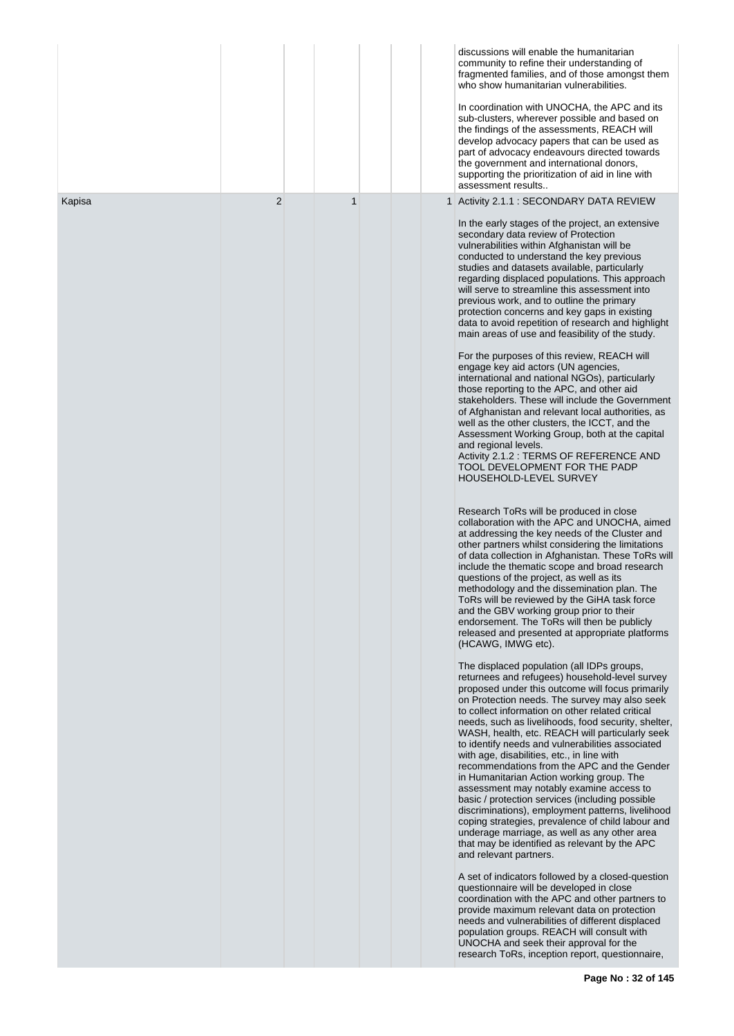| | | | | | | |
|---|---|---|---|---|---|---|
| | | | | | | discussions will enable the humanitarian community to refine their understanding of fragmented families, and of those amongst them who show humanitarian vulnerabilities.<br><br>In coordination with UNOCHA, the APC and its sub-clusters, wherever possible and based on the findings of the assessments, REACH will develop advocacy papers that can be used as part of advocacy endeavours directed towards the government and international donors, supporting the prioritization of aid in line with assessment results.. |
| Kapisa | 2 | 1 | | | 1 | Activity 2.1.1 : SECONDARY DATA REVIEW<br><br>In the early stages of the project, an extensive secondary data review of Protection vulnerabilities within Afghanistan will be conducted to understand the key previous studies and datasets available, particularly regarding displaced populations. This approach will serve to streamline this assessment into previous work, and to outline the primary protection concerns and key gaps in existing data to avoid repetition of research and highlight main areas of use and feasibility of the study.<br><br>For the purposes of this review, REACH will engage key aid actors (UN agencies, international and national NGOs), particularly those reporting to the APC, and other aid stakeholders. These will include the Government of Afghanistan and relevant local authorities, as well as the other clusters, the ICCT, and the Assessment Working Group, both at the capital and regional levels.<br>Activity 2.1.2 : TERMS OF REFERENCE AND TOOL DEVELOPMENT FOR THE PADP HOUSEHOLD-LEVEL SURVEY<br><br>Research ToRs will be produced in close collaboration with the APC and UNOCHA, aimed at addressing the key needs of the Cluster and other partners whilst considering the limitations of data collection in Afghanistan. These ToRs will include the thematic scope and broad research questions of the project, as well as its methodology and the dissemination plan. The ToRs will be reviewed by the GiHA task force and the GBV working group prior to their endorsement. The ToRs will then be publicly released and presented at appropriate platforms (HCAWG, IMWG etc).<br><br>The displaced population (all IDPs groups, returnees and refugees) household-level survey proposed under this outcome will focus primarily on Protection needs. The survey may also seek to collect information on other related critical needs, such as livelihoods, food security, shelter, WASH, health, etc. REACH will particularly seek to identify needs and vulnerabilities associated with age, disabilities, etc., in line with recommendations from the APC and the Gender in Humanitarian Action working group. The assessment may notably examine access to basic / protection services (including possible discriminations), employment patterns, livelihood coping strategies, prevalence of child labour and underage marriage, as well as any other area that may be identified as relevant by the APC and relevant partners.<br><br>A set of indicators followed by a closed-question questionnaire will be developed in close coordination with the APC and other partners to provide maximum relevant data on protection needs and vulnerabilities of different displaced population groups. REACH will consult with UNOCHA and seek their approval for the research ToRs, inception report, questionnaire, |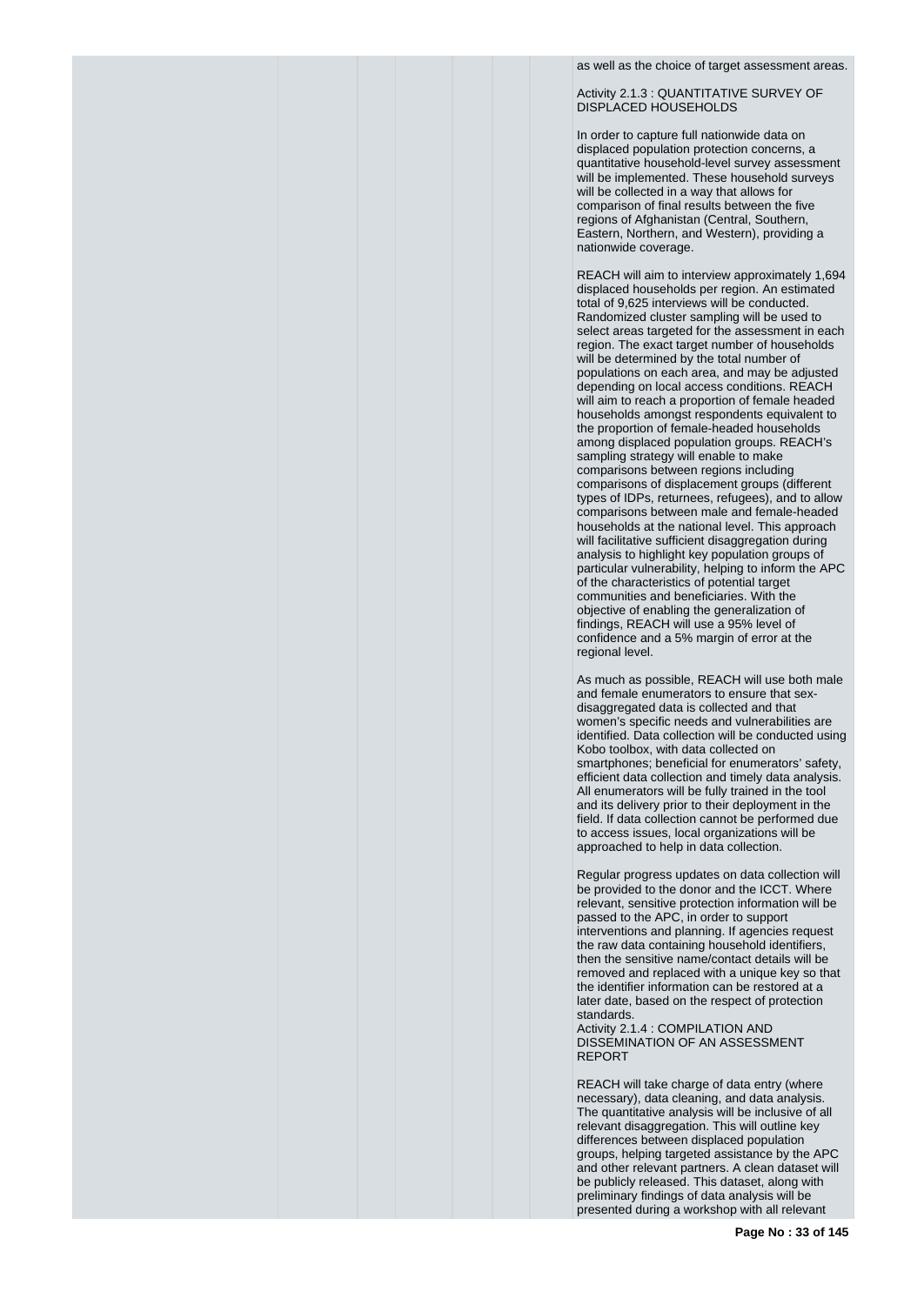as well as the choice of target assessment areas.

Activity 2.1.3 : QUANTITATIVE SURVEY OF DISPLACED HOUSEHOLDS

In order to capture full nationwide data on displaced population protection concerns, a quantitative household-level survey assessment will be implemented. These household surveys will be collected in a way that allows for comparison of final results between the five regions of Afghanistan (Central, Southern, Eastern, Northern, and Western), providing a nationwide coverage.

REACH will aim to interview approximately 1,694 displaced households per region. An estimated total of 9,625 interviews will be conducted. Randomized cluster sampling will be used to select areas targeted for the assessment in each region. The exact target number of households will be determined by the total number of populations on each area, and may be adjusted depending on local access conditions. REACH will aim to reach a proportion of female headed households amongst respondents equivalent to the proportion of female-headed households among displaced population groups. REACH's sampling strategy will enable to make comparisons between regions including comparisons of displacement groups (different types of IDPs, returnees, refugees), and to allow comparisons between male and female-headed households at the national level. This approach will facilitative sufficient disaggregation during analysis to highlight key population groups of particular vulnerability, helping to inform the APC of the characteristics of potential target communities and beneficiaries. With the objective of enabling the generalization of findings, REACH will use a 95% level of confidence and a 5% margin of error at the regional level.

As much as possible, REACH will use both male and female enumerators to ensure that sex-disaggregated data is collected and that women's specific needs and vulnerabilities are identified. Data collection will be conducted using Kobo toolbox, with data collected on smartphones; beneficial for enumerators' safety, efficient data collection and timely data analysis. All enumerators will be fully trained in the tool and its delivery prior to their deployment in the field. If data collection cannot be performed due to access issues, local organizations will be approached to help in data collection.

Regular progress updates on data collection will be provided to the donor and the ICCT. Where relevant, sensitive protection information will be passed to the APC, in order to support interventions and planning. If agencies request the raw data containing household identifiers, then the sensitive name/contact details will be removed and replaced with a unique key so that the identifier information can be restored at a later date, based on the respect of protection standards.

Activity 2.1.4 : COMPILATION AND DISSEMINATION OF AN ASSESSMENT REPORT

REACH will take charge of data entry (where necessary), data cleaning, and data analysis. The quantitative analysis will be inclusive of all relevant disaggregation. This will outline key differences between displaced population groups, helping targeted assistance by the APC and other relevant partners. A clean dataset will be publicly released. This dataset, along with preliminary findings of data analysis will be presented during a workshop with all relevant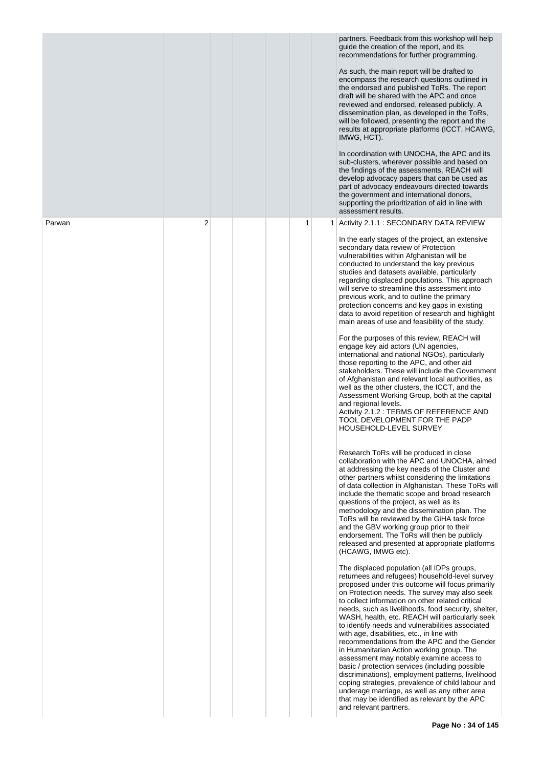| | | | | | | |
|---|---|---|---|---|---|---|
| | | | | | | partners. Feedback from this workshop will help guide the creation of the report, and its recommendations for further programming.<br><br>As such, the main report will be drafted to encompass the research questions outlined in the endorsed and published ToRs. The report draft will be shared with the APC and once reviewed and endorsed, released publicly. A dissemination plan, as developed in the ToRs, will be followed, presenting the report and the results at appropriate platforms (ICCT, HCAWG, IMWG, HCT).<br><br>In coordination with UNOCHA, the APC and its sub-clusters, wherever possible and based on the findings of the assessments, REACH will develop advocacy papers that can be used as part of advocacy endeavours directed towards the government and international donors, supporting the prioritization of aid in line with assessment results. |
| Parwan | 2 | | | 1 | 1 | Activity 2.1.1 : SECONDARY DATA REVIEW<br><br>In the early stages of the project, an extensive secondary data review of Protection vulnerabilities within Afghanistan will be conducted to understand the key previous studies and datasets available, particularly regarding displaced populations. This approach will serve to streamline this assessment into previous work, and to outline the primary protection concerns and key gaps in existing data to avoid repetition of research and highlight main areas of use and feasibility of the study.<br><br>For the purposes of this review, REACH will engage key aid actors (UN agencies, international and national NGOs), particularly those reporting to the APC, and other aid stakeholders. These will include the Government of Afghanistan and relevant local authorities, as well as the other clusters, the ICCT, and the Assessment Working Group, both at the capital and regional levels.<br>Activity 2.1.2 : TERMS OF REFERENCE AND TOOL DEVELOPMENT FOR THE PADP HOUSEHOLD-LEVEL SURVEY<br><br>Research ToRs will be produced in close collaboration with the APC and UNOCHA, aimed at addressing the key needs of the Cluster and other partners whilst considering the limitations of data collection in Afghanistan. These ToRs will include the thematic scope and broad research questions of the project, as well as its methodology and the dissemination plan. The ToRs will be reviewed by the GiHA task force and the GBV working group prior to their endorsement. The ToRs will then be publicly released and presented at appropriate platforms (HCAWG, IMWG etc).<br><br>The displaced population (all IDPs groups, returnees and refugees) household-level survey proposed under this outcome will focus primarily on Protection needs. The survey may also seek to collect information on other related critical needs, such as livelihoods, food security, shelter, WASH, health, etc. REACH will particularly seek to identify needs and vulnerabilities associated with age, disabilities, etc., in line with recommendations from the APC and the Gender in Humanitarian Action working group. The assessment may notably examine access to basic / protection services (including possible discriminations), employment patterns, livelihood coping strategies, prevalence of child labour and underage marriage, as well as any other area that may be identified as relevant by the APC and relevant partners. |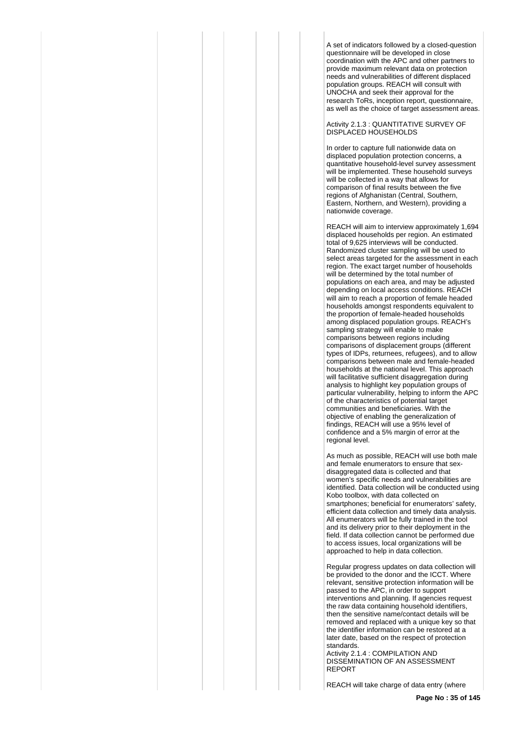A set of indicators followed by a closed-question questionnaire will be developed in close coordination with the APC and other partners to provide maximum relevant data on protection needs and vulnerabilities of different displaced population groups. REACH will consult with UNOCHA and seek their approval for the research ToRs, inception report, questionnaire, as well as the choice of target assessment areas.

Activity 2.1.3 : QUANTITATIVE SURVEY OF DISPLACED HOUSEHOLDS

In order to capture full nationwide data on displaced population protection concerns, a quantitative household-level survey assessment will be implemented. These household surveys will be collected in a way that allows for comparison of final results between the five regions of Afghanistan (Central, Southern, Eastern, Northern, and Western), providing a nationwide coverage.

REACH will aim to interview approximately 1,694 displaced households per region. An estimated total of 9,625 interviews will be conducted. Randomized cluster sampling will be used to select areas targeted for the assessment in each region. The exact target number of households will be determined by the total number of populations on each area, and may be adjusted depending on local access conditions. REACH will aim to reach a proportion of female headed households amongst respondents equivalent to the proportion of female-headed households among displaced population groups. REACH's sampling strategy will enable to make comparisons between regions including comparisons of displacement groups (different types of IDPs, returnees, refugees), and to allow comparisons between male and female-headed households at the national level. This approach will facilitative sufficient disaggregation during analysis to highlight key population groups of particular vulnerability, helping to inform the APC of the characteristics of potential target communities and beneficiaries. With the objective of enabling the generalization of findings, REACH will use a 95% level of confidence and a 5% margin of error at the regional level.

As much as possible, REACH will use both male and female enumerators to ensure that sex-disaggregated data is collected and that women's specific needs and vulnerabilities are identified. Data collection will be conducted using Kobo toolbox, with data collected on smartphones; beneficial for enumerators' safety, efficient data collection and timely data analysis. All enumerators will be fully trained in the tool and its delivery prior to their deployment in the field. If data collection cannot be performed due to access issues, local organizations will be approached to help in data collection.

Regular progress updates on data collection will be provided to the donor and the ICCT. Where relevant, sensitive protection information will be passed to the APC, in order to support interventions and planning. If agencies request the raw data containing household identifiers, then the sensitive name/contact details will be removed and replaced with a unique key so that the identifier information can be restored at a later date, based on the respect of protection standards.

Activity 2.1.4 : COMPILATION AND DISSEMINATION OF AN ASSESSMENT REPORT

REACH will take charge of data entry (where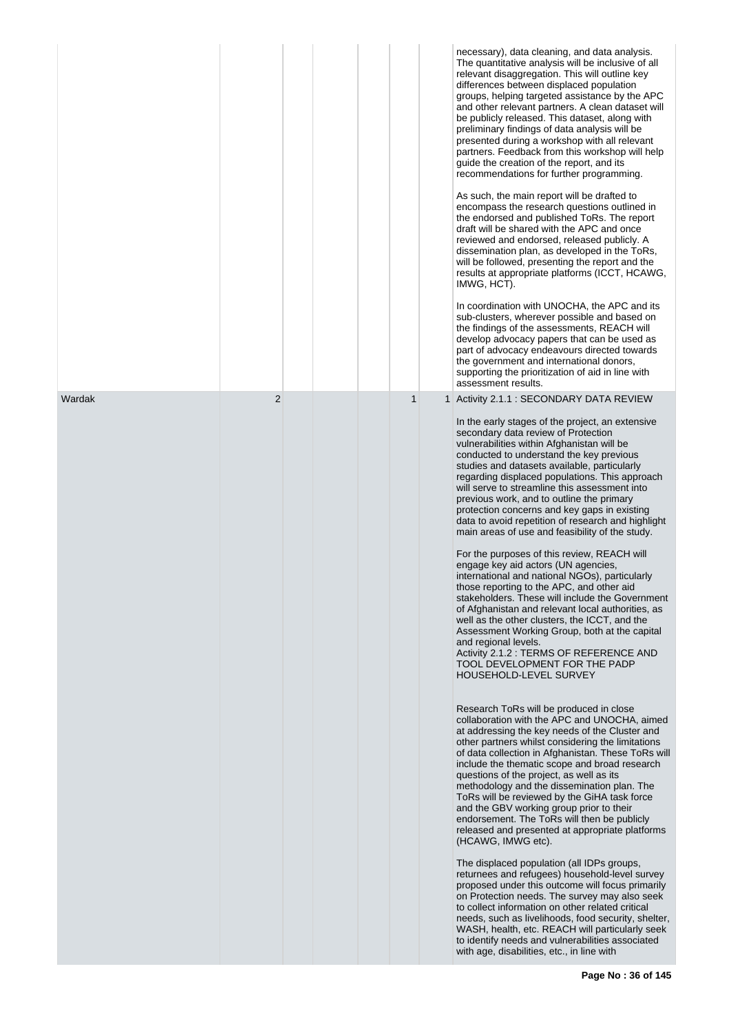| | | | | | | |
|---|---|---|---|---|---|---|
| | | | | | | necessary), data cleaning, and data analysis. The quantitative analysis will be inclusive of all relevant disaggregation. This will outline key differences between displaced population groups, helping targeted assistance by the APC and other relevant partners. A clean dataset will be publicly released. This dataset, along with preliminary findings of data analysis will be presented during a workshop with all relevant partners. Feedback from this workshop will help guide the creation of the report, and its recommendations for further programming.<br><br>As such, the main report will be drafted to encompass the research questions outlined in the endorsed and published ToRs. The report draft will be shared with the APC and once reviewed and endorsed, released publicly. A dissemination plan, as developed in the ToRs, will be followed, presenting the report and the results at appropriate platforms (ICCT, HCAWG, IMWG, HCT).<br><br>In coordination with UNOCHA, the APC and its sub-clusters, wherever possible and based on the findings of the assessments, REACH will develop advocacy papers that can be used as part of advocacy endeavours directed towards the government and international donors, supporting the prioritization of aid in line with assessment results. |
| Wardak | 2 | | | 1 | 1 | Activity 2.1.1 : SECONDARY DATA REVIEW<br><br>In the early stages of the project, an extensive secondary data review of Protection vulnerabilities within Afghanistan will be conducted to understand the key previous studies and datasets available, particularly regarding displaced populations. This approach will serve to streamline this assessment into previous work, and to outline the primary protection concerns and key gaps in existing data to avoid repetition of research and highlight main areas of use and feasibility of the study.<br><br>For the purposes of this review, REACH will engage key aid actors (UN agencies, international and national NGOs), particularly those reporting to the APC, and other aid stakeholders. These will include the Government of Afghanistan and relevant local authorities, as well as the other clusters, the ICCT, and the Assessment Working Group, both at the capital and regional levels.<br>Activity 2.1.2 : TERMS OF REFERENCE AND TOOL DEVELOPMENT FOR THE PADP HOUSEHOLD-LEVEL SURVEY<br><br>Research ToRs will be produced in close collaboration with the APC and UNOCHA, aimed at addressing the key needs of the Cluster and other partners whilst considering the limitations of data collection in Afghanistan. These ToRs will include the thematic scope and broad research questions of the project, as well as its methodology and the dissemination plan. The ToRs will be reviewed by the GiHA task force and the GBV working group prior to their endorsement. The ToRs will then be publicly released and presented at appropriate platforms (HCAWG, IMWG etc).<br><br>The displaced population (all IDPs groups, returnees and refugees) household-level survey proposed under this outcome will focus primarily on Protection needs. The survey may also seek to collect information on other related critical needs, such as livelihoods, food security, shelter, WASH, health, etc. REACH will particularly seek to identify needs and vulnerabilities associated with age, disabilities, etc., in line with |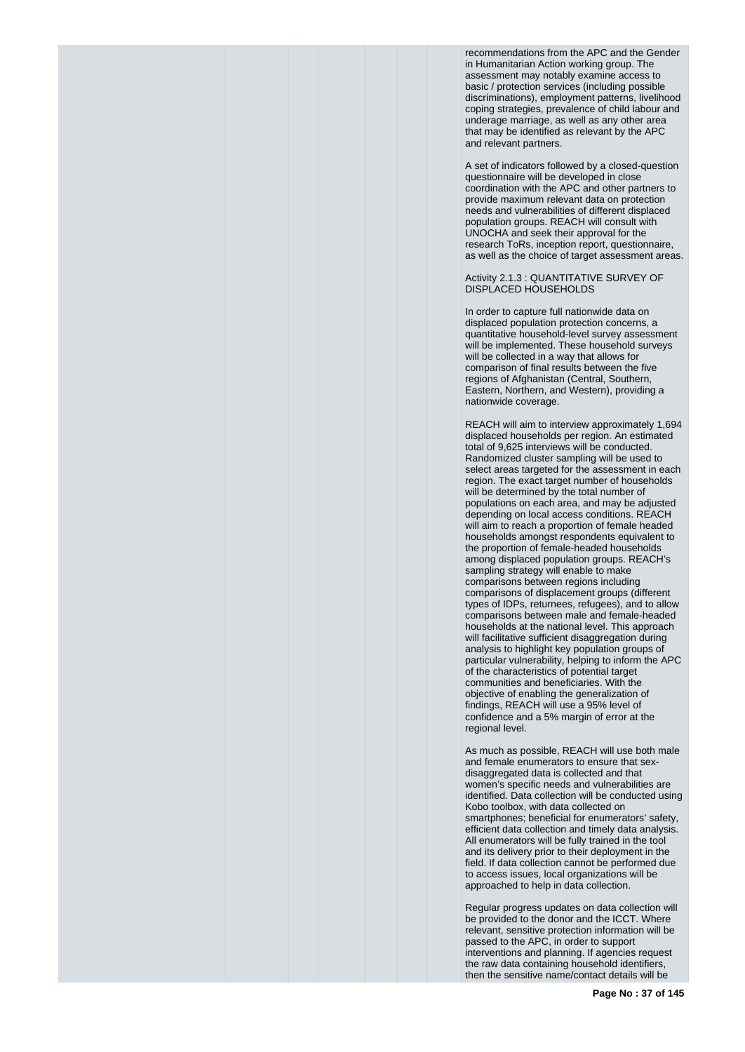recommendations from the APC and the Gender in Humanitarian Action working group. The assessment may notably examine access to basic / protection services (including possible discriminations), employment patterns, livelihood coping strategies, prevalence of child labour and underage marriage, as well as any other area that may be identified as relevant by the APC and relevant partners.

A set of indicators followed by a closed-question questionnaire will be developed in close coordination with the APC and other partners to provide maximum relevant data on protection needs and vulnerabilities of different displaced population groups. REACH will consult with UNOCHA and seek their approval for the research ToRs, inception report, questionnaire, as well as the choice of target assessment areas.

Activity 2.1.3 : QUANTITATIVE SURVEY OF DISPLACED HOUSEHOLDS

In order to capture full nationwide data on displaced population protection concerns, a quantitative household-level survey assessment will be implemented. These household surveys will be collected in a way that allows for comparison of final results between the five regions of Afghanistan (Central, Southern, Eastern, Northern, and Western), providing a nationwide coverage.

REACH will aim to interview approximately 1,694 displaced households per region. An estimated total of 9,625 interviews will be conducted. Randomized cluster sampling will be used to select areas targeted for the assessment in each region. The exact target number of households will be determined by the total number of populations on each area, and may be adjusted depending on local access conditions. REACH will aim to reach a proportion of female headed households amongst respondents equivalent to the proportion of female-headed households among displaced population groups. REACH's sampling strategy will enable to make comparisons between regions including comparisons of displacement groups (different types of IDPs, returnees, refugees), and to allow comparisons between male and female-headed households at the national level. This approach will facilitative sufficient disaggregation during analysis to highlight key population groups of particular vulnerability, helping to inform the APC of the characteristics of potential target communities and beneficiaries. With the objective of enabling the generalization of findings, REACH will use a 95% level of confidence and a 5% margin of error at the regional level.

As much as possible, REACH will use both male and female enumerators to ensure that sex-disaggregated data is collected and that women's specific needs and vulnerabilities are identified. Data collection will be conducted using Kobo toolbox, with data collected on smartphones; beneficial for enumerators' safety, efficient data collection and timely data analysis. All enumerators will be fully trained in the tool and its delivery prior to their deployment in the field. If data collection cannot be performed due to access issues, local organizations will be approached to help in data collection.

Regular progress updates on data collection will be provided to the donor and the ICCT. Where relevant, sensitive protection information will be passed to the APC, in order to support interventions and planning. If agencies request the raw data containing household identifiers, then the sensitive name/contact details will be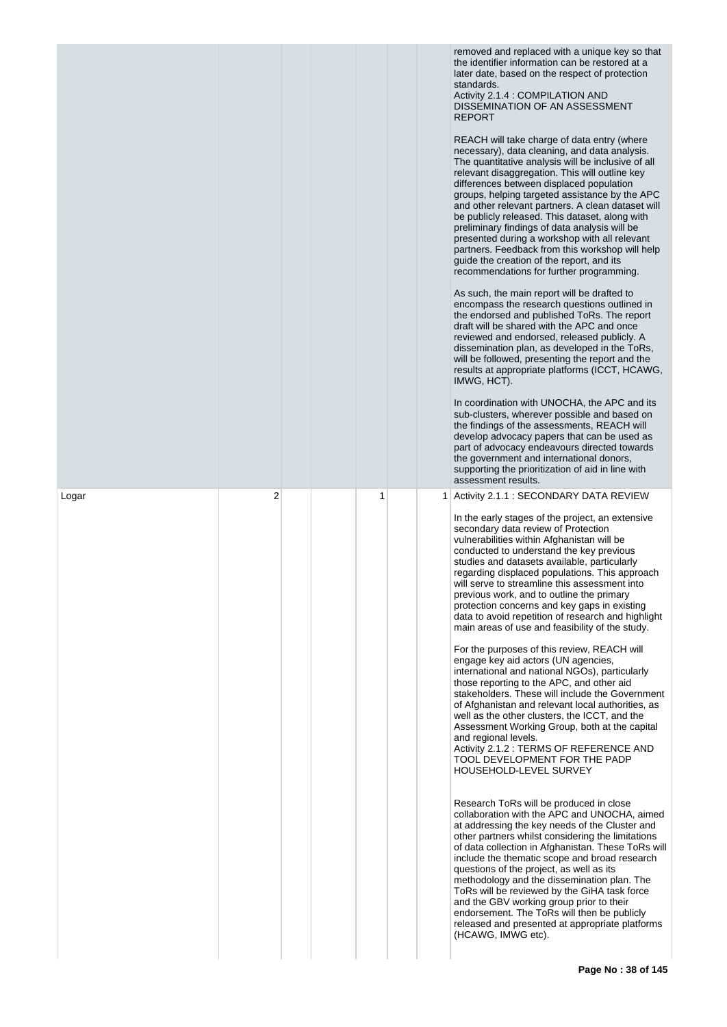| | | | | | | |
|---|---|---|---|---|---|---|
| | | | | | | removed and replaced with a unique key so that the identifier information can be restored at a later date, based on the respect of protection standards.<br>Activity 2.1.4 : COMPILATION AND DISSEMINATION OF AN ASSESSMENT REPORT<br><br>REACH will take charge of data entry (where necessary), data cleaning, and data analysis. The quantitative analysis will be inclusive of all relevant disaggregation. This will outline key differences between displaced population groups, helping targeted assistance by the APC and other relevant partners. A clean dataset will be publicly released. This dataset, along with preliminary findings of data analysis will be presented during a workshop with all relevant partners. Feedback from this workshop will help guide the creation of the report, and its recommendations for further programming.<br><br>As such, the main report will be drafted to encompass the research questions outlined in the endorsed and published ToRs. The report draft will be shared with the APC and once reviewed and endorsed, released publicly. A dissemination plan, as developed in the ToRs, will be followed, presenting the report and the results at appropriate platforms (ICCT, HCAWG, IMWG, HCT).<br><br>In coordination with UNOCHA, the APC and its sub-clusters, wherever possible and based on the findings of the assessments, REACH will develop advocacy papers that can be used as part of advocacy endeavours directed towards the government and international donors, supporting the prioritization of aid in line with assessment results. |
| Logar | 2 | | | 1 | | 1 | Activity 2.1.1 : SECONDARY DATA REVIEW<br><br>In the early stages of the project, an extensive secondary data review of Protection vulnerabilities within Afghanistan will be conducted to understand the key previous studies and datasets available, particularly regarding displaced populations. This approach will serve to streamline this assessment into previous work, and to outline the primary protection concerns and key gaps in existing data to avoid repetition of research and highlight main areas of use and feasibility of the study.<br><br>For the purposes of this review, REACH will engage key aid actors (UN agencies, international and national NGOs), particularly those reporting to the APC, and other aid stakeholders. These will include the Government of Afghanistan and relevant local authorities, as well as the other clusters, the ICCT, and the Assessment Working Group, both at the capital and regional levels.<br>Activity 2.1.2 : TERMS OF REFERENCE AND TOOL DEVELOPMENT FOR THE PADP HOUSEHOLD-LEVEL SURVEY<br><br>Research ToRs will be produced in close collaboration with the APC and UNOCHA, aimed at addressing the key needs of the Cluster and other partners whilst considering the limitations of data collection in Afghanistan. These ToRs will include the thematic scope and broad research questions of the project, as well as its methodology and the dissemination plan. The ToRs will be reviewed by the GiHA task force and the GBV working group prior to their endorsement. The ToRs will then be publicly released and presented at appropriate platforms (HCAWG, IMWG etc). |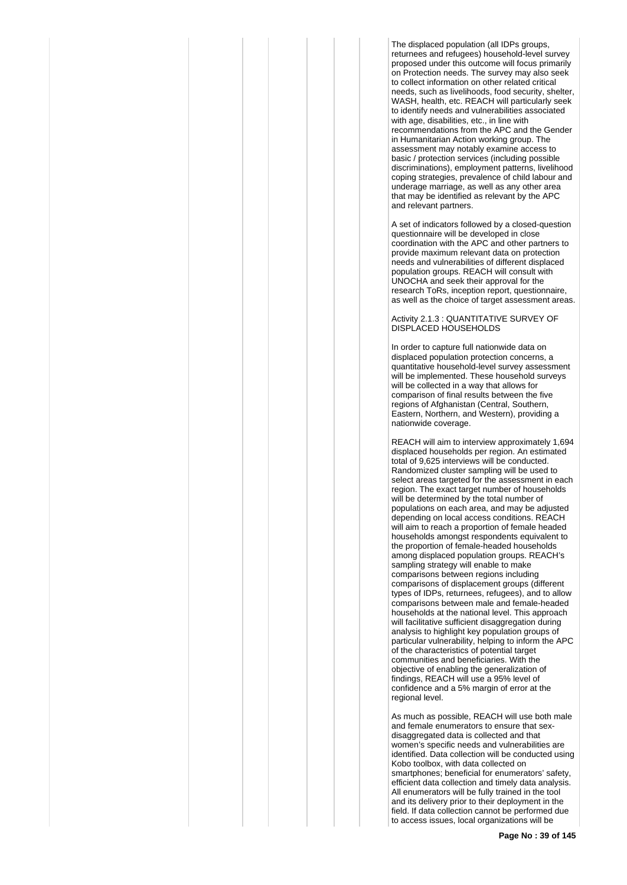The displaced population (all IDPs groups, returnees and refugees) household-level survey proposed under this outcome will focus primarily on Protection needs. The survey may also seek to collect information on other related critical needs, such as livelihoods, food security, shelter, WASH, health, etc. REACH will particularly seek to identify needs and vulnerabilities associated with age, disabilities, etc., in line with recommendations from the APC and the Gender in Humanitarian Action working group. The assessment may notably examine access to basic / protection services (including possible discriminations), employment patterns, livelihood coping strategies, prevalence of child labour and underage marriage, as well as any other area that may be identified as relevant by the APC and relevant partners.

A set of indicators followed by a closed-question questionnaire will be developed in close coordination with the APC and other partners to provide maximum relevant data on protection needs and vulnerabilities of different displaced population groups. REACH will consult with UNOCHA and seek their approval for the research ToRs, inception report, questionnaire, as well as the choice of target assessment areas.

Activity 2.1.3 : QUANTITATIVE SURVEY OF DISPLACED HOUSEHOLDS

In order to capture full nationwide data on displaced population protection concerns, a quantitative household-level survey assessment will be implemented. These household surveys will be collected in a way that allows for comparison of final results between the five regions of Afghanistan (Central, Southern, Eastern, Northern, and Western), providing a nationwide coverage.

REACH will aim to interview approximately 1,694 displaced households per region. An estimated total of 9,625 interviews will be conducted. Randomized cluster sampling will be used to select areas targeted for the assessment in each region. The exact target number of households will be determined by the total number of populations on each area, and may be adjusted depending on local access conditions. REACH will aim to reach a proportion of female headed households amongst respondents equivalent to the proportion of female-headed households among displaced population groups. REACH's sampling strategy will enable to make comparisons between regions including comparisons of displacement groups (different types of IDPs, returnees, refugees), and to allow comparisons between male and female-headed households at the national level. This approach will facilitative sufficient disaggregation during analysis to highlight key population groups of particular vulnerability, helping to inform the APC of the characteristics of potential target communities and beneficiaries. With the objective of enabling the generalization of findings, REACH will use a 95% level of confidence and a 5% margin of error at the regional level.

As much as possible, REACH will use both male and female enumerators to ensure that sex-disaggregated data is collected and that women's specific needs and vulnerabilities are identified. Data collection will be conducted using Kobo toolbox, with data collected on smartphones; beneficial for enumerators' safety, efficient data collection and timely data analysis. All enumerators will be fully trained in the tool and its delivery prior to their deployment in the field. If data collection cannot be performed due to access issues, local organizations will be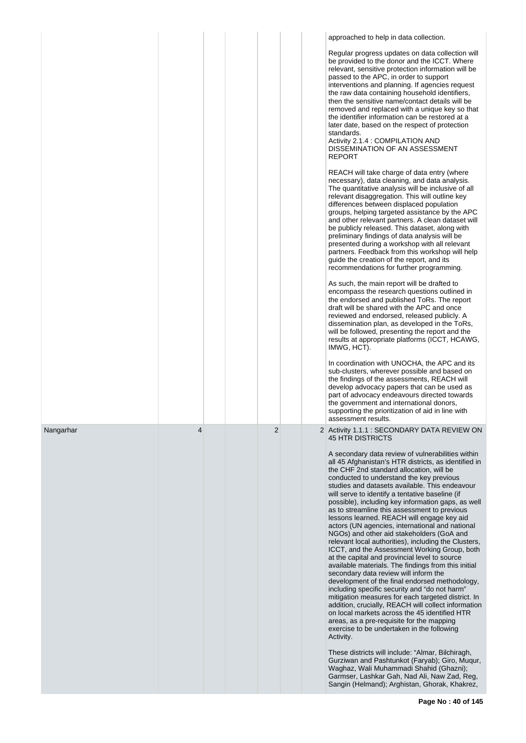| | | | | | | |
|---|---|---|---|---|---|---|
| | | | | | | approached to help in data collection.<br><br>Regular progress updates on data collection will be provided to the donor and the ICCT. Where relevant, sensitive protection information will be passed to the APC, in order to support interventions and planning. If agencies request the raw data containing household identifiers, then the sensitive name/contact details will be removed and replaced with a unique key so that the identifier information can be restored at a later date, based on the respect of protection standards.<br>Activity 2.1.4 : COMPILATION AND DISSEMINATION OF AN ASSESSMENT REPORT<br><br>REACH will take charge of data entry (where necessary), data cleaning, and data analysis. The quantitative analysis will be inclusive of all relevant disaggregation. This will outline key differences between displaced population groups, helping targeted assistance by the APC and other relevant partners. A clean dataset will be publicly released. This dataset, along with preliminary findings of data analysis will be presented during a workshop with all relevant partners. Feedback from this workshop will help guide the creation of the report, and its recommendations for further programming.<br><br>As such, the main report will be drafted to encompass the research questions outlined in the endorsed and published ToRs. The report draft will be shared with the APC and once reviewed and endorsed, released publicly. A dissemination plan, as developed in the ToRs, will be followed, presenting the report and the results at appropriate platforms (ICCT, HCAWG, IMWG, HCT).<br><br>In coordination with UNOCHA, the APC and its sub-clusters, wherever possible and based on the findings of the assessments, REACH will develop advocacy papers that can be used as part of advocacy endeavours directed towards the government and international donors, supporting the prioritization of aid in line with assessment results. |
| Nangarhar | 4 | | 2 | | 2 | Activity 1.1.1 : SECONDARY DATA REVIEW ON 45 HTR DISTRICTS<br><br>A secondary data review of vulnerabilities within all 45 Afghanistan's HTR districts, as identified in the CHF 2nd standard allocation, will be conducted to understand the key previous studies and datasets available. This endeavour will serve to identify a tentative baseline (if possible), including key information gaps, as well as to streamline this assessment to previous lessons learned. REACH will engage key aid actors (UN agencies, international and national NGOs) and other aid stakeholders (GoA and relevant local authorities), including the Clusters, ICCT, and the Assessment Working Group, both at the capital and provincial level to source available materials. The findings from this initial secondary data review will inform the development of the final endorsed methodology, including specific security and "do not harm" mitigation measures for each targeted district. In addition, crucially, REACH will collect information on local markets across the 45 identified HTR areas, as a pre-requisite for the mapping exercise to be undertaken in the following Activity.<br><br>These districts will include: "Almar, Bilchiragh, Gurziwan and Pashtunkot (Faryab); Giro, Muqur, Waghaz, Wali Muhammadi Shahid (Ghazni); Garmser, Lashkar Gah, Nad Ali, Naw Zad, Reg, Sangin (Helmand); Arghistan, Ghorak, Khakrez, |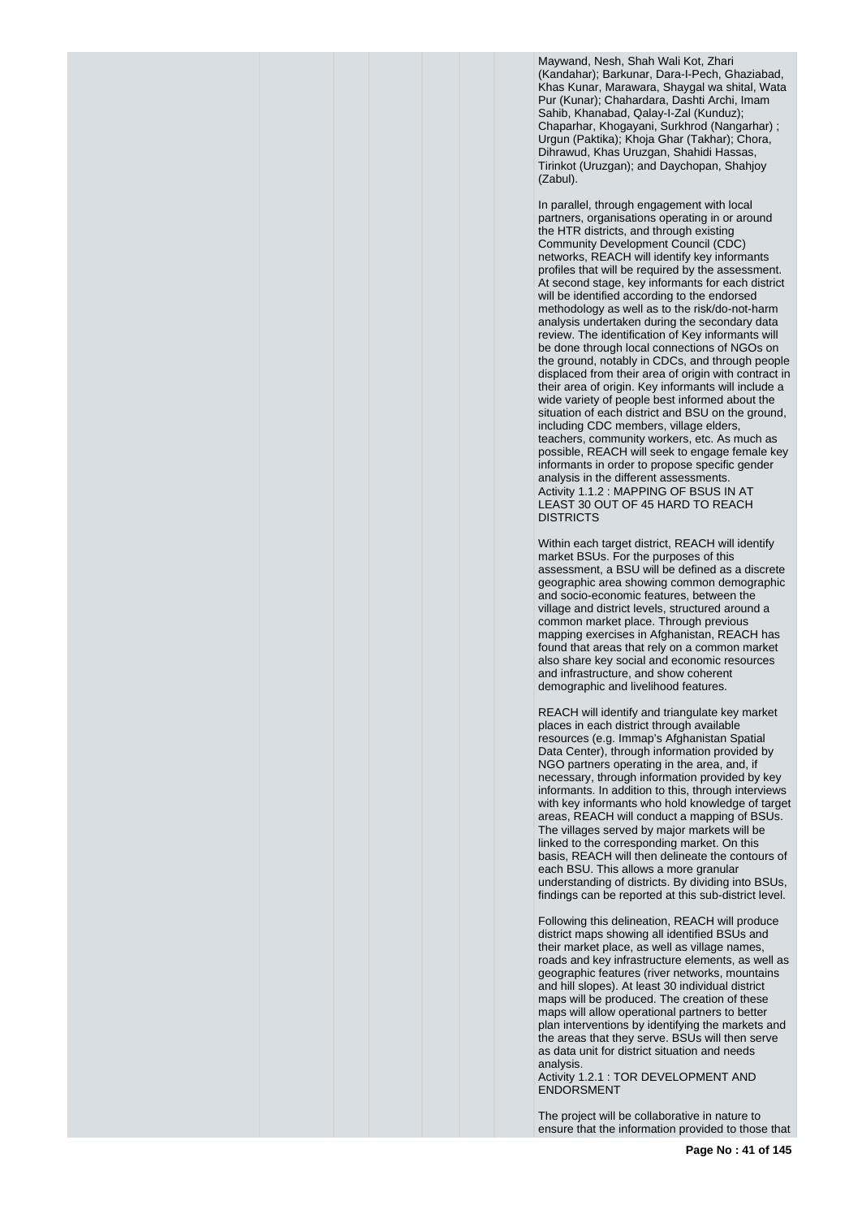Maywand, Nesh, Shah Wali Kot, Zhari (Kandahar); Barkunar, Dara-I-Pech, Ghaziabad, Khas Kunar, Marawara, Shaygal wa shital, Wata Pur (Kunar); Chahardara, Dashti Archi, Imam Sahib, Khanabad, Qalay-I-Zal (Kunduz); Chaparhar, Khogayani, Surkhrod (Nangarhar) ; Urgun (Paktika); Khoja Ghar (Takhar); Chora, Dihrawud, Khas Uruzgan, Shahidi Hassas, Tirinkot (Uruzgan); and Daychopan, Shahjoy (Zabul).

In parallel, through engagement with local partners, organisations operating in or around the HTR districts, and through existing Community Development Council (CDC) networks, REACH will identify key informants profiles that will be required by the assessment. At second stage, key informants for each district will be identified according to the endorsed methodology as well as to the risk/do-not-harm analysis undertaken during the secondary data review. The identification of Key informants will be done through local connections of NGOs on the ground, notably in CDCs, and through people displaced from their area of origin with contract in their area of origin. Key informants will include a wide variety of people best informed about the situation of each district and BSU on the ground, including CDC members, village elders, teachers, community workers, etc. As much as possible, REACH will seek to engage female key informants in order to propose specific gender analysis in the different assessments.
Activity 1.1.2 : MAPPING OF BSUS IN AT LEAST 30 OUT OF 45 HARD TO REACH DISTRICTS

Within each target district, REACH will identify market BSUs. For the purposes of this assessment, a BSU will be defined as a discrete geographic area showing common demographic and socio-economic features, between the village and district levels, structured around a common market place. Through previous mapping exercises in Afghanistan, REACH has found that areas that rely on a common market also share key social and economic resources and infrastructure, and show coherent demographic and livelihood features.

REACH will identify and triangulate key market places in each district through available resources (e.g. Immap's Afghanistan Spatial Data Center), through information provided by NGO partners operating in the area, and, if necessary, through information provided by key informants. In addition to this, through interviews with key informants who hold knowledge of target areas, REACH will conduct a mapping of BSUs. The villages served by major markets will be linked to the corresponding market. On this basis, REACH will then delineate the contours of each BSU. This allows a more granular understanding of districts. By dividing into BSUs, findings can be reported at this sub-district level.

Following this delineation, REACH will produce district maps showing all identified BSUs and their market place, as well as village names, roads and key infrastructure elements, as well as geographic features (river networks, mountains and hill slopes). At least 30 individual district maps will be produced. The creation of these maps will allow operational partners to better plan interventions by identifying the markets and the areas that they serve. BSUs will then serve as data unit for district situation and needs analysis.
Activity 1.2.1 : TOR DEVELOPMENT AND ENDORSMENT

The project will be collaborative in nature to ensure that the information provided to those that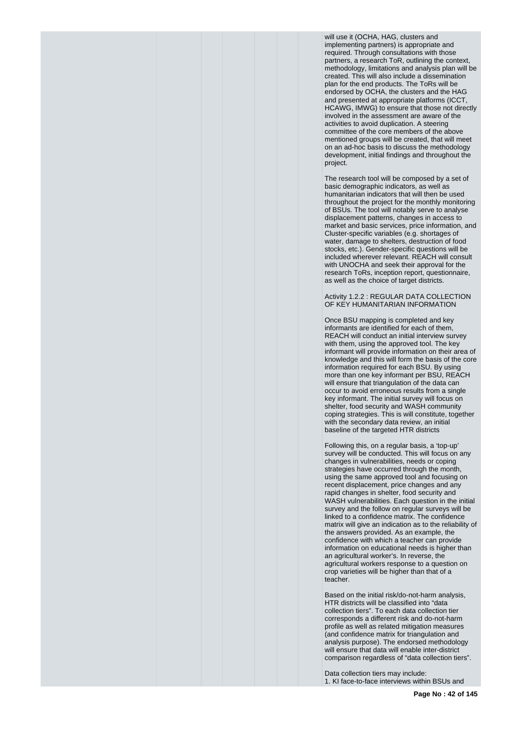will use it (OCHA, HAG, clusters and implementing partners) is appropriate and required. Through consultations with those partners, a research ToR, outlining the context, methodology, limitations and analysis plan will be created. This will also include a dissemination plan for the end products. The ToRs will be endorsed by OCHA, the clusters and the HAG and presented at appropriate platforms (ICCT, HCAWG, IMWG) to ensure that those not directly involved in the assessment are aware of the activities to avoid duplication. A steering committee of the core members of the above mentioned groups will be created, that will meet on an ad-hoc basis to discuss the methodology development, initial findings and throughout the project.

The research tool will be composed by a set of basic demographic indicators, as well as humanitarian indicators that will then be used throughout the project for the monthly monitoring of BSUs. The tool will notably serve to analyse displacement patterns, changes in access to market and basic services, price information, and Cluster-specific variables (e.g. shortages of water, damage to shelters, destruction of food stocks, etc.). Gender-specific questions will be included wherever relevant. REACH will consult with UNOCHA and seek their approval for the research ToRs, inception report, questionnaire, as well as the choice of target districts.

Activity 1.2.2 : REGULAR DATA COLLECTION OF KEY HUMANITARIAN INFORMATION

Once BSU mapping is completed and key informants are identified for each of them, REACH will conduct an initial interview survey with them, using the approved tool. The key informant will provide information on their area of knowledge and this will form the basis of the core information required for each BSU. By using more than one key informant per BSU, REACH will ensure that triangulation of the data can occur to avoid erroneous results from a single key informant. The initial survey will focus on shelter, food security and WASH community coping strategies. This is will constitute, together with the secondary data review, an initial baseline of the targeted HTR districts

Following this, on a regular basis, a 'top-up' survey will be conducted. This will focus on any changes in vulnerabilities, needs or coping strategies have occurred through the month, using the same approved tool and focusing on recent displacement, price changes and any rapid changes in shelter, food security and WASH vulnerabilities. Each question in the initial survey and the follow on regular surveys will be linked to a confidence matrix. The confidence matrix will give an indication as to the reliability of the answers provided. As an example, the confidence with which a teacher can provide information on educational needs is higher than an agricultural worker's. In reverse, the agricultural workers response to a question on crop varieties will be higher than that of a teacher.

Based on the initial risk/do-not-harm analysis, HTR districts will be classified into "data collection tiers". To each data collection tier corresponds a different risk and do-not-harm profile as well as related mitigation measures (and confidence matrix for triangulation and analysis purpose). The endorsed methodology will ensure that data will enable inter-district comparison regardless of "data collection tiers".

Data collection tiers may include:
1. KI face-to-face interviews within BSUs and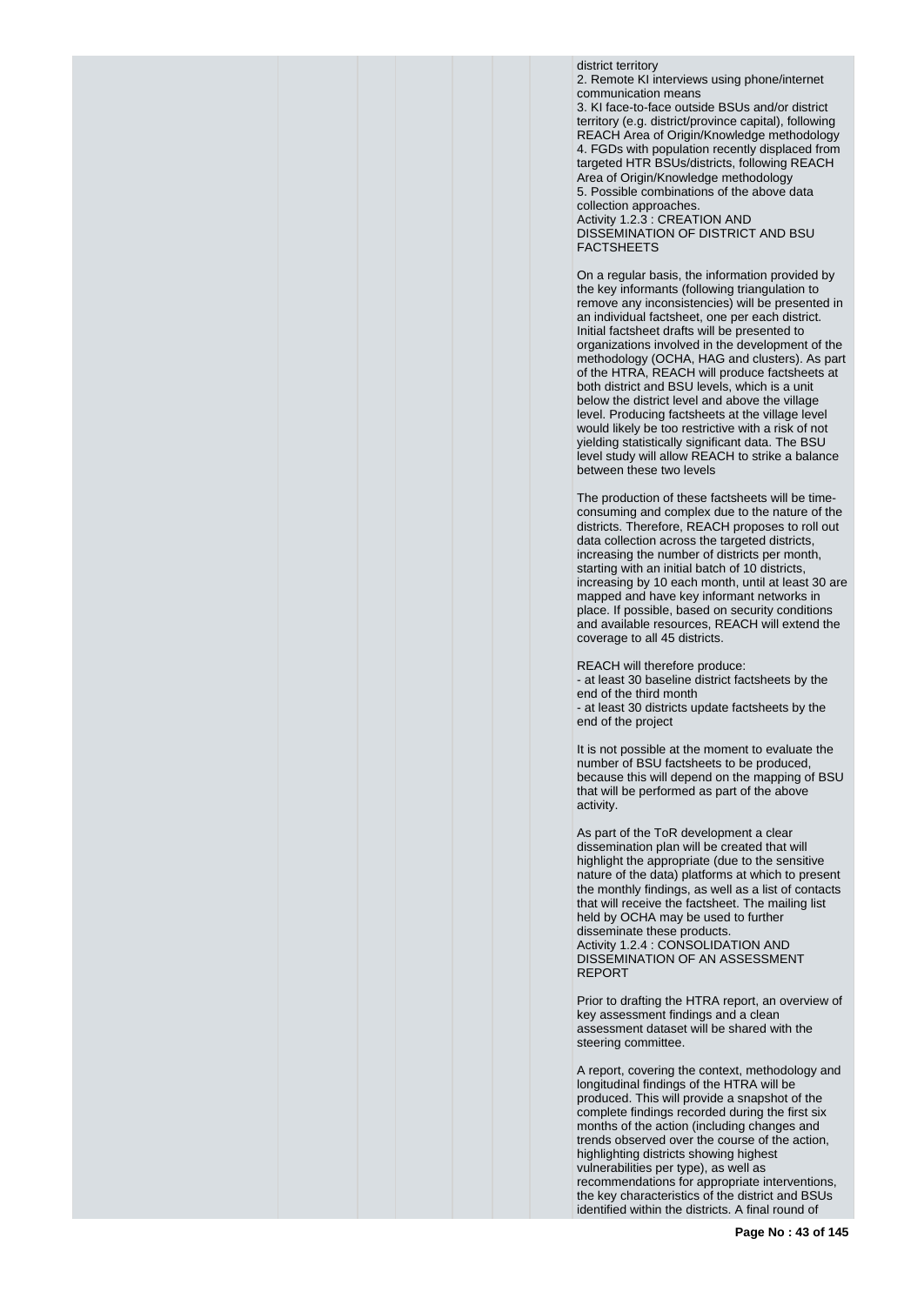district territory
2. Remote KI interviews using phone/internet communication means
3. KI face-to-face outside BSUs and/or district territory (e.g. district/province capital), following REACH Area of Origin/Knowledge methodology
4. FGDs with population recently displaced from targeted HTR BSUs/districts, following REACH Area of Origin/Knowledge methodology
5. Possible combinations of the above data collection approaches.

Activity 1.2.3 : CREATION AND DISSEMINATION OF DISTRICT AND BSU FACTSHEETS

On a regular basis, the information provided by the key informants (following triangulation to remove any inconsistencies) will be presented in an individual factsheet, one per each district. Initial factsheet drafts will be presented to organizations involved in the development of the methodology (OCHA, HAG and clusters). As part of the HTRA, REACH will produce factsheets at both district and BSU levels, which is a unit below the district level and above the village level. Producing factsheets at the village level would likely be too restrictive with a risk of not yielding statistically significant data. The BSU level study will allow REACH to strike a balance between these two levels

The production of these factsheets will be time-consuming and complex due to the nature of the districts. Therefore, REACH proposes to roll out data collection across the targeted districts, increasing the number of districts per month, starting with an initial batch of 10 districts, increasing by 10 each month, until at least 30 are mapped and have key informant networks in place. If possible, based on security conditions and available resources, REACH will extend the coverage to all 45 districts.

REACH will therefore produce:
- at least 30 baseline district factsheets by the end of the third month
- at least 30 districts update factsheets by the end of the project

It is not possible at the moment to evaluate the number of BSU factsheets to be produced, because this will depend on the mapping of BSU that will be performed as part of the above activity.

As part of the ToR development a clear dissemination plan will be created that will highlight the appropriate (due to the sensitive nature of the data) platforms at which to present the monthly findings, as well as a list of contacts that will receive the factsheet. The mailing list held by OCHA may be used to further disseminate these products.

Activity 1.2.4 : CONSOLIDATION AND DISSEMINATION OF AN ASSESSMENT REPORT

Prior to drafting the HTRA report, an overview of key assessment findings and a clean assessment dataset will be shared with the steering committee.

A report, covering the context, methodology and longitudinal findings of the HTRA will be produced. This will provide a snapshot of the complete findings recorded during the first six months of the action (including changes and trends observed over the course of the action, highlighting districts showing highest vulnerabilities per type), as well as recommendations for appropriate interventions, the key characteristics of the district and BSUs identified within the districts. A final round of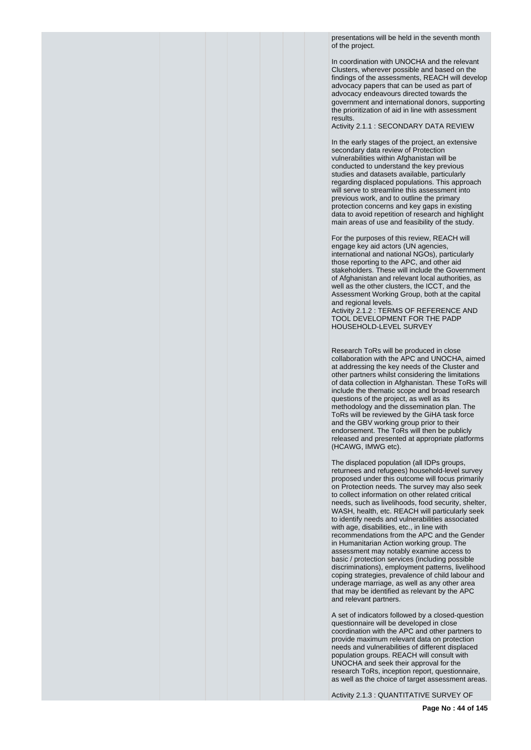presentations will be held in the seventh month of the project.

In coordination with UNOCHA and the relevant Clusters, wherever possible and based on the findings of the assessments, REACH will develop advocacy papers that can be used as part of advocacy endeavours directed towards the government and international donors, supporting the prioritization of aid in line with assessment results.

Activity 2.1.1 : SECONDARY DATA REVIEW

In the early stages of the project, an extensive secondary data review of Protection vulnerabilities within Afghanistan will be conducted to understand the key previous studies and datasets available, particularly regarding displaced populations. This approach will serve to streamline this assessment into previous work, and to outline the primary protection concerns and key gaps in existing data to avoid repetition of research and highlight main areas of use and feasibility of the study.

For the purposes of this review, REACH will engage key aid actors (UN agencies, international and national NGOs), particularly those reporting to the APC, and other aid stakeholders. These will include the Government of Afghanistan and relevant local authorities, as well as the other clusters, the ICCT, and the Assessment Working Group, both at the capital and regional levels.

Activity 2.1.2 : TERMS OF REFERENCE AND TOOL DEVELOPMENT FOR THE PADP HOUSEHOLD-LEVEL SURVEY

Research ToRs will be produced in close collaboration with the APC and UNOCHA, aimed at addressing the key needs of the Cluster and other partners whilst considering the limitations of data collection in Afghanistan. These ToRs will include the thematic scope and broad research questions of the project, as well as its methodology and the dissemination plan. The ToRs will be reviewed by the GiHA task force and the GBV working group prior to their endorsement. The ToRs will then be publicly released and presented at appropriate platforms (HCAWG, IMWG etc).

The displaced population (all IDPs groups, returnees and refugees) household-level survey proposed under this outcome will focus primarily on Protection needs. The survey may also seek to collect information on other related critical needs, such as livelihoods, food security, shelter, WASH, health, etc. REACH will particularly seek to identify needs and vulnerabilities associated with age, disabilities, etc., in line with recommendations from the APC and the Gender in Humanitarian Action working group. The assessment may notably examine access to basic / protection services (including possible discriminations), employment patterns, livelihood coping strategies, prevalence of child labour and underage marriage, as well as any other area that may be identified as relevant by the APC and relevant partners.

A set of indicators followed by a closed-question questionnaire will be developed in close coordination with the APC and other partners to provide maximum relevant data on protection needs and vulnerabilities of different displaced population groups. REACH will consult with UNOCHA and seek their approval for the research ToRs, inception report, questionnaire, as well as the choice of target assessment areas.

Activity 2.1.3 : QUANTITATIVE SURVEY OF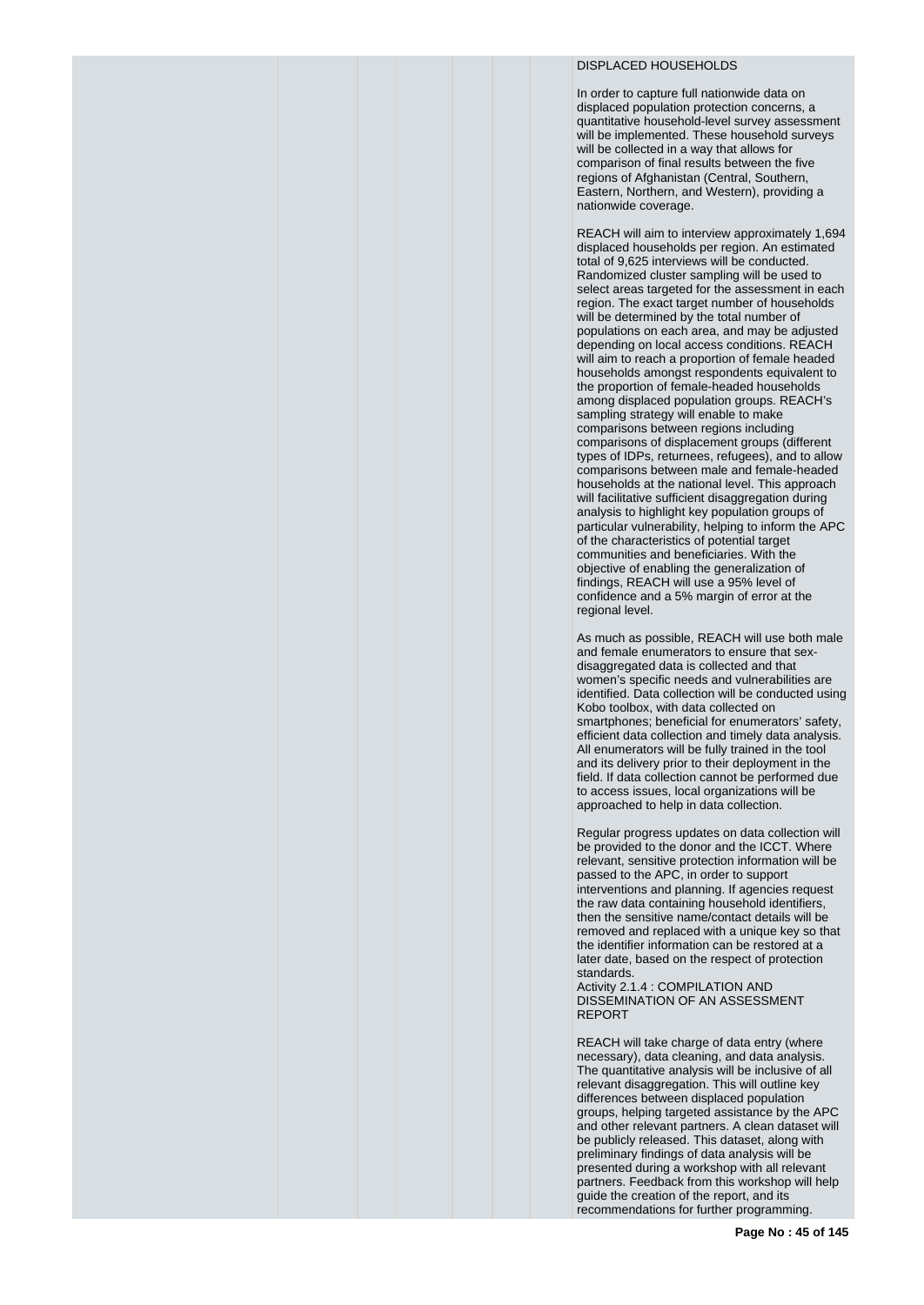DISPLACED HOUSEHOLDS

In order to capture full nationwide data on displaced population protection concerns, a quantitative household-level survey assessment will be implemented. These household surveys will be collected in a way that allows for comparison of final results between the five regions of Afghanistan (Central, Southern, Eastern, Northern, and Western), providing a nationwide coverage.

REACH will aim to interview approximately 1,694 displaced households per region. An estimated total of 9,625 interviews will be conducted. Randomized cluster sampling will be used to select areas targeted for the assessment in each region. The exact target number of households will be determined by the total number of populations on each area, and may be adjusted depending on local access conditions. REACH will aim to reach a proportion of female headed households amongst respondents equivalent to the proportion of female-headed households among displaced population groups. REACH's sampling strategy will enable to make comparisons between regions including comparisons of displacement groups (different types of IDPs, returnees, refugees), and to allow comparisons between male and female-headed households at the national level. This approach will facilitative sufficient disaggregation during analysis to highlight key population groups of particular vulnerability, helping to inform the APC of the characteristics of potential target communities and beneficiaries. With the objective of enabling the generalization of findings, REACH will use a 95% level of confidence and a 5% margin of error at the regional level.

As much as possible, REACH will use both male and female enumerators to ensure that sex-disaggregated data is collected and that women's specific needs and vulnerabilities are identified. Data collection will be conducted using Kobo toolbox, with data collected on smartphones; beneficial for enumerators' safety, efficient data collection and timely data analysis. All enumerators will be fully trained in the tool and its delivery prior to their deployment in the field. If data collection cannot be performed due to access issues, local organizations will be approached to help in data collection.

Regular progress updates on data collection will be provided to the donor and the ICCT. Where relevant, sensitive protection information will be passed to the APC, in order to support interventions and planning. If agencies request the raw data containing household identifiers, then the sensitive name/contact details will be removed and replaced with a unique key so that the identifier information can be restored at a later date, based on the respect of protection standards.

Activity 2.1.4 : COMPILATION AND DISSEMINATION OF AN ASSESSMENT REPORT

REACH will take charge of data entry (where necessary), data cleaning, and data analysis. The quantitative analysis will be inclusive of all relevant disaggregation. This will outline key differences between displaced population groups, helping targeted assistance by the APC and other relevant partners. A clean dataset will be publicly released. This dataset, along with preliminary findings of data analysis will be presented during a workshop with all relevant partners. Feedback from this workshop will help guide the creation of the report, and its recommendations for further programming.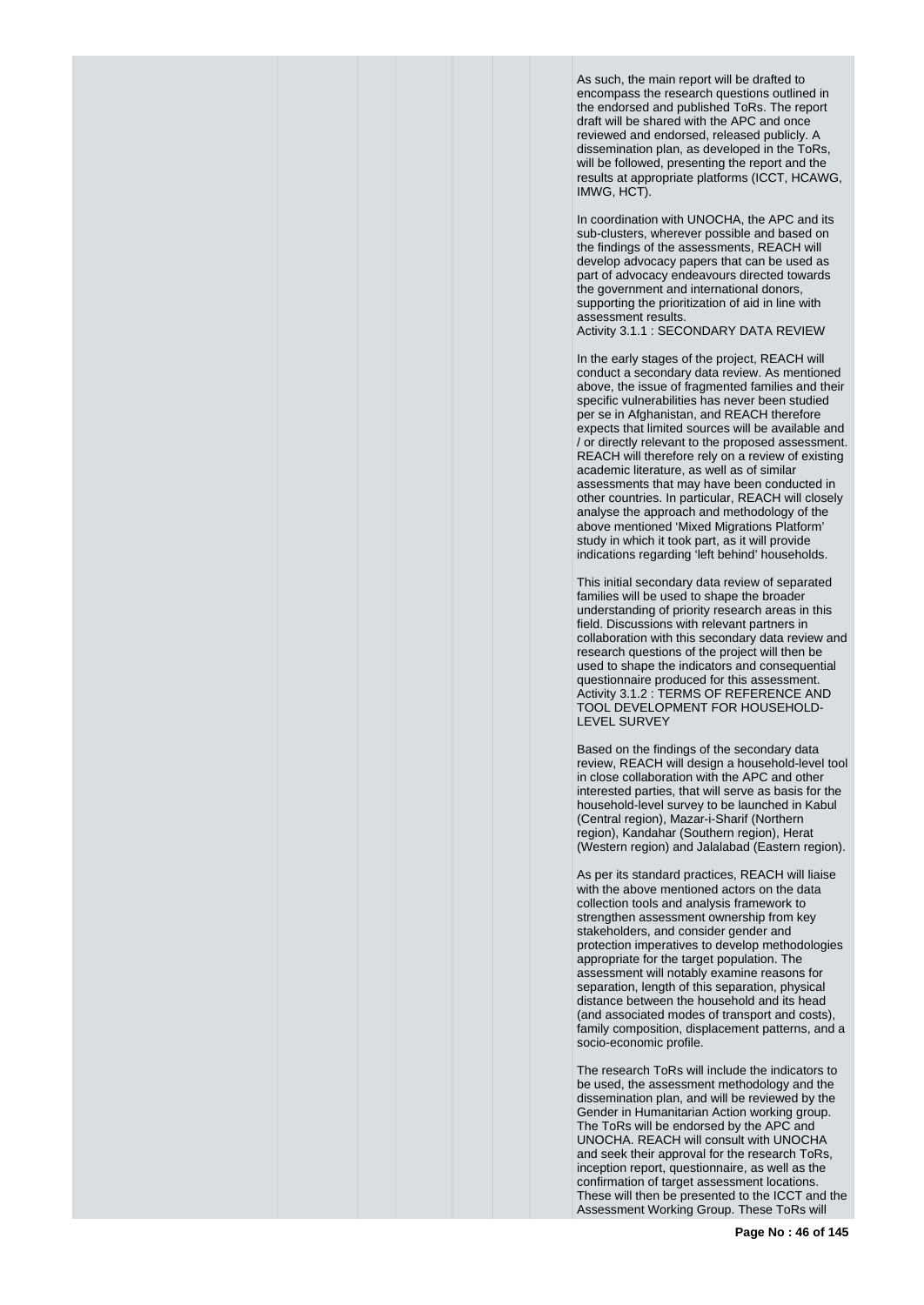As such, the main report will be drafted to encompass the research questions outlined in the endorsed and published ToRs. The report draft will be shared with the APC and once reviewed and endorsed, released publicly. A dissemination plan, as developed in the ToRs, will be followed, presenting the report and the results at appropriate platforms (ICCT, HCAWG, IMWG, HCT).

In coordination with UNOCHA, the APC and its sub-clusters, wherever possible and based on the findings of the assessments, REACH will develop advocacy papers that can be used as part of advocacy endeavours directed towards the government and international donors, supporting the prioritization of aid in line with assessment results.

Activity 3.1.1 : SECONDARY DATA REVIEW

In the early stages of the project, REACH will conduct a secondary data review. As mentioned above, the issue of fragmented families and their specific vulnerabilities has never been studied per se in Afghanistan, and REACH therefore expects that limited sources will be available and / or directly relevant to the proposed assessment. REACH will therefore rely on a review of existing academic literature, as well as of similar assessments that may have been conducted in other countries. In particular, REACH will closely analyse the approach and methodology of the above mentioned 'Mixed Migrations Platform' study in which it took part, as it will provide indications regarding 'left behind' households.

This initial secondary data review of separated families will be used to shape the broader understanding of priority research areas in this field. Discussions with relevant partners in collaboration with this secondary data review and research questions of the project will then be used to shape the indicators and consequential questionnaire produced for this assessment.

Activity 3.1.2 : TERMS OF REFERENCE AND TOOL DEVELOPMENT FOR HOUSEHOLD-LEVEL SURVEY

Based on the findings of the secondary data review, REACH will design a household-level tool in close collaboration with the APC and other interested parties, that will serve as basis for the household-level survey to be launched in Kabul (Central region), Mazar-i-Sharif (Northern region), Kandahar (Southern region), Herat (Western region) and Jalalabad (Eastern region).

As per its standard practices, REACH will liaise with the above mentioned actors on the data collection tools and analysis framework to strengthen assessment ownership from key stakeholders, and consider gender and protection imperatives to develop methodologies appropriate for the target population. The assessment will notably examine reasons for separation, length of this separation, physical distance between the household and its head (and associated modes of transport and costs), family composition, displacement patterns, and a socio-economic profile.

The research ToRs will include the indicators to be used, the assessment methodology and the dissemination plan, and will be reviewed by the Gender in Humanitarian Action working group. The ToRs will be endorsed by the APC and UNOCHA. REACH will consult with UNOCHA and seek their approval for the research ToRs, inception report, questionnaire, as well as the confirmation of target assessment locations. These will then be presented to the ICCT and the Assessment Working Group. These ToRs will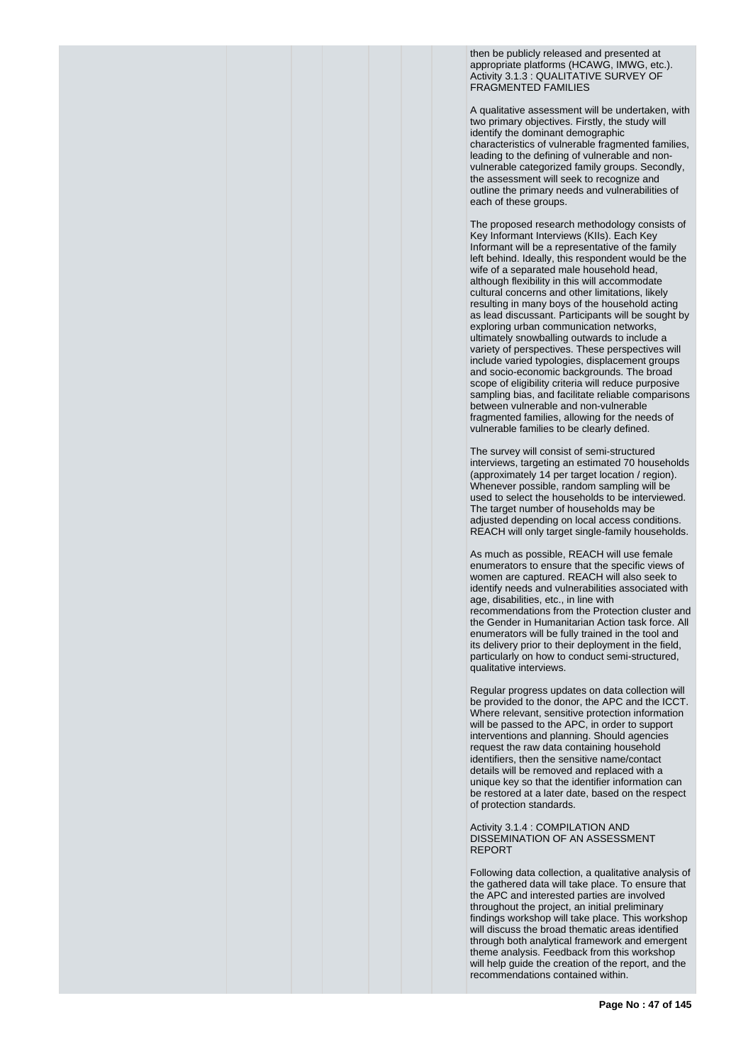then be publicly released and presented at appropriate platforms (HCAWG, IMWG, etc.).
Activity 3.1.3 : QUALITATIVE SURVEY OF FRAGMENTED FAMILIES

A qualitative assessment will be undertaken, with two primary objectives. Firstly, the study will identify the dominant demographic characteristics of vulnerable fragmented families, leading to the defining of vulnerable and non-vulnerable categorized family groups. Secondly, the assessment will seek to recognize and outline the primary needs and vulnerabilities of each of these groups.

The proposed research methodology consists of Key Informant Interviews (KIIs). Each Key Informant will be a representative of the family left behind. Ideally, this respondent would be the wife of a separated male household head, although flexibility in this will accommodate cultural concerns and other limitations, likely resulting in many boys of the household acting as lead discussant. Participants will be sought by exploring urban communication networks, ultimately snowballing outwards to include a variety of perspectives. These perspectives will include varied typologies, displacement groups and socio-economic backgrounds. The broad scope of eligibility criteria will reduce purposive sampling bias, and facilitate reliable comparisons between vulnerable and non-vulnerable fragmented families, allowing for the needs of vulnerable families to be clearly defined.

The survey will consist of semi-structured interviews, targeting an estimated 70 households (approximately 14 per target location / region). Whenever possible, random sampling will be used to select the households to be interviewed. The target number of households may be adjusted depending on local access conditions. REACH will only target single-family households.

As much as possible, REACH will use female enumerators to ensure that the specific views of women are captured. REACH will also seek to identify needs and vulnerabilities associated with age, disabilities, etc., in line with recommendations from the Protection cluster and the Gender in Humanitarian Action task force. All enumerators will be fully trained in the tool and its delivery prior to their deployment in the field, particularly on how to conduct semi-structured, qualitative interviews.

Regular progress updates on data collection will be provided to the donor, the APC and the ICCT. Where relevant, sensitive protection information will be passed to the APC, in order to support interventions and planning. Should agencies request the raw data containing household identifiers, then the sensitive name/contact details will be removed and replaced with a unique key so that the identifier information can be restored at a later date, based on the respect of protection standards.

Activity 3.1.4 : COMPILATION AND DISSEMINATION OF AN ASSESSMENT REPORT

Following data collection, a qualitative analysis of the gathered data will take place. To ensure that the APC and interested parties are involved throughout the project, an initial preliminary findings workshop will take place. This workshop will discuss the broad thematic areas identified through both analytical framework and emergent theme analysis. Feedback from this workshop will help guide the creation of the report, and the recommendations contained within.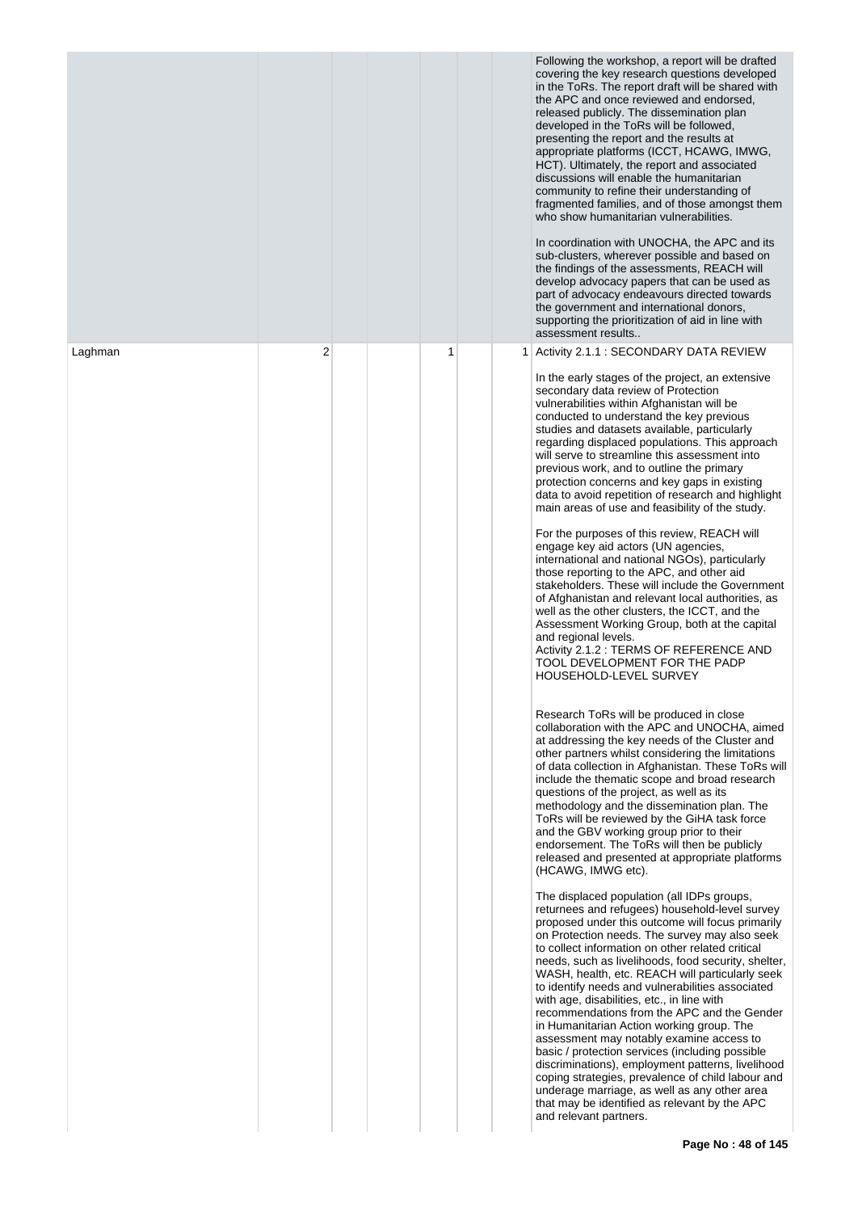| | | | | | | |
|---|---|---|---|---|---|---|
| | | | | | | Following the workshop, a report will be drafted covering the key research questions developed in the ToRs. The report draft will be shared with the APC and once reviewed and endorsed, released publicly. The dissemination plan developed in the ToRs will be followed, presenting the report and the results at appropriate platforms (ICCT, HCAWG, IMWG, HCT). Ultimately, the report and associated discussions will enable the humanitarian community to refine their understanding of fragmented families, and of those amongst them who show humanitarian vulnerabilities.<br><br>In coordination with UNOCHA, the APC and its sub-clusters, wherever possible and based on the findings of the assessments, REACH will develop advocacy papers that can be used as part of advocacy endeavours directed towards the government and international donors, supporting the prioritization of aid in line with assessment results.. |
| Laghman | 2 | | | 1 | | 1 Activity 2.1.1 : SECONDARY DATA REVIEW<br><br>In the early stages of the project, an extensive secondary data review of Protection vulnerabilities within Afghanistan will be conducted to understand the key previous studies and datasets available, particularly regarding displaced populations. This approach will serve to streamline this assessment into previous work, and to outline the primary protection concerns and key gaps in existing data to avoid repetition of research and highlight main areas of use and feasibility of the study.<br><br>For the purposes of this review, REACH will engage key aid actors (UN agencies, international and national NGOs), particularly those reporting to the APC, and other aid stakeholders. These will include the Government of Afghanistan and relevant local authorities, as well as the other clusters, the ICCT, and the Assessment Working Group, both at the capital and regional levels.<br>Activity 2.1.2 : TERMS OF REFERENCE AND TOOL DEVELOPMENT FOR THE PADP HOUSEHOLD-LEVEL SURVEY<br><br>Research ToRs will be produced in close collaboration with the APC and UNOCHA, aimed at addressing the key needs of the Cluster and other partners whilst considering the limitations of data collection in Afghanistan. These ToRs will include the thematic scope and broad research questions of the project, as well as its methodology and the dissemination plan. The ToRs will be reviewed by the GiHA task force and the GBV working group prior to their endorsement. The ToRs will then be publicly released and presented at appropriate platforms (HCAWG, IMWG etc).<br><br>The displaced population (all IDPs groups, returnees and refugees) household-level survey proposed under this outcome will focus primarily on Protection needs. The survey may also seek to collect information on other related critical needs, such as livelihoods, food security, shelter, WASH, health, etc. REACH will particularly seek to identify needs and vulnerabilities associated with age, disabilities, etc., in line with recommendations from the APC and the Gender in Humanitarian Action working group. The assessment may notably examine access to basic / protection services (including possible discriminations), employment patterns, livelihood coping strategies, prevalence of child labour and underage marriage, as well as any other area that may be identified as relevant by the APC and relevant partners. |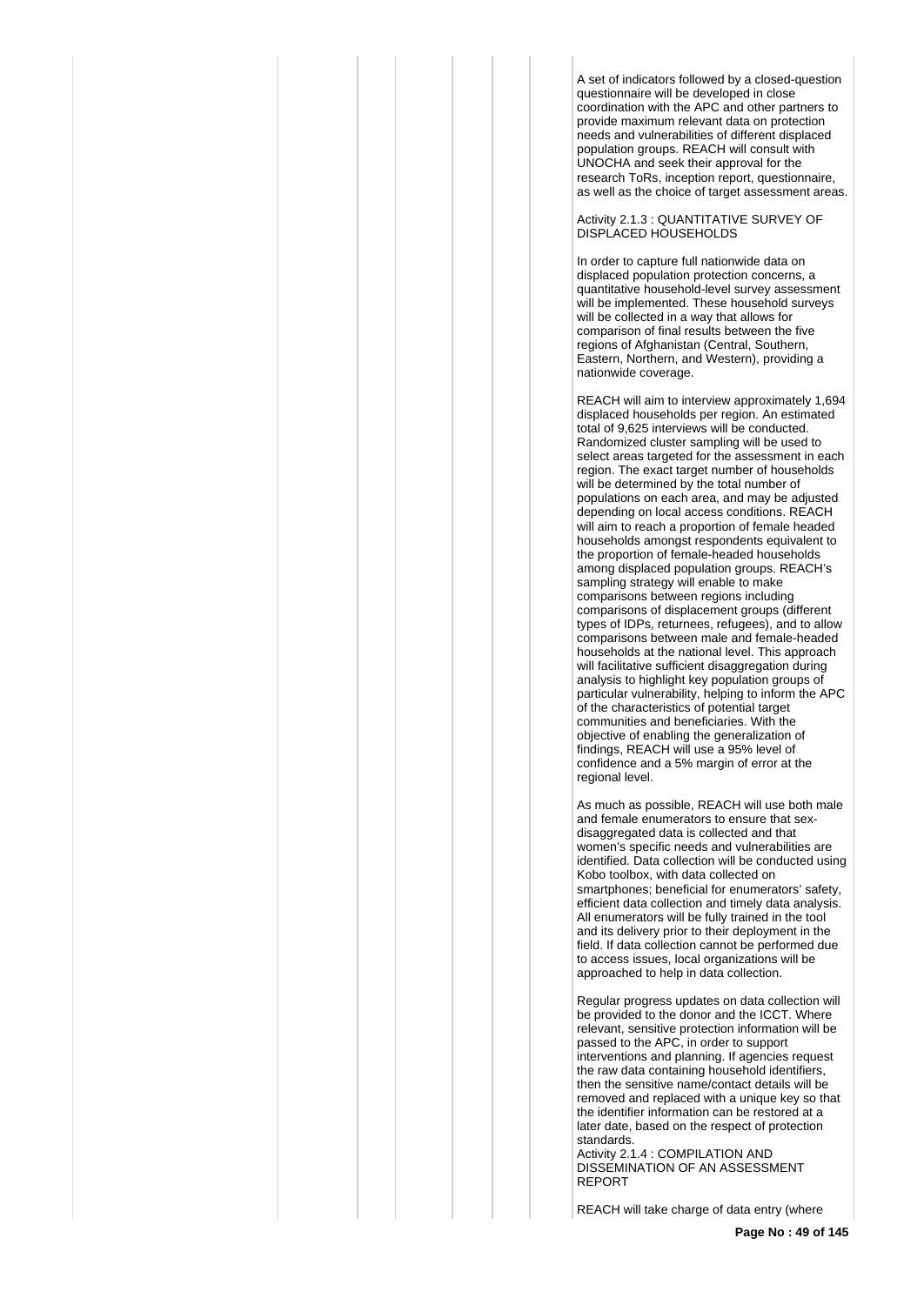A set of indicators followed by a closed-question questionnaire will be developed in close coordination with the APC and other partners to provide maximum relevant data on protection needs and vulnerabilities of different displaced population groups. REACH will consult with UNOCHA and seek their approval for the research ToRs, inception report, questionnaire, as well as the choice of target assessment areas.

Activity 2.1.3 : QUANTITATIVE SURVEY OF DISPLACED HOUSEHOLDS

In order to capture full nationwide data on displaced population protection concerns, a quantitative household-level survey assessment will be implemented. These household surveys will be collected in a way that allows for comparison of final results between the five regions of Afghanistan (Central, Southern, Eastern, Northern, and Western), providing a nationwide coverage.

REACH will aim to interview approximately 1,694 displaced households per region. An estimated total of 9,625 interviews will be conducted. Randomized cluster sampling will be used to select areas targeted for the assessment in each region. The exact target number of households will be determined by the total number of populations on each area, and may be adjusted depending on local access conditions. REACH will aim to reach a proportion of female headed households amongst respondents equivalent to the proportion of female-headed households among displaced population groups. REACH's sampling strategy will enable to make comparisons between regions including comparisons of displacement groups (different types of IDPs, returnees, refugees), and to allow comparisons between male and female-headed households at the national level. This approach will facilitative sufficient disaggregation during analysis to highlight key population groups of particular vulnerability, helping to inform the APC of the characteristics of potential target communities and beneficiaries. With the objective of enabling the generalization of findings, REACH will use a 95% level of confidence and a 5% margin of error at the regional level.

As much as possible, REACH will use both male and female enumerators to ensure that sex-disaggregated data is collected and that women's specific needs and vulnerabilities are identified. Data collection will be conducted using Kobo toolbox, with data collected on smartphones; beneficial for enumerators' safety, efficient data collection and timely data analysis. All enumerators will be fully trained in the tool and its delivery prior to their deployment in the field. If data collection cannot be performed due to access issues, local organizations will be approached to help in data collection.

Regular progress updates on data collection will be provided to the donor and the ICCT. Where relevant, sensitive protection information will be passed to the APC, in order to support interventions and planning. If agencies request the raw data containing household identifiers, then the sensitive name/contact details will be removed and replaced with a unique key so that the identifier information can be restored at a later date, based on the respect of protection standards.

Activity 2.1.4 : COMPILATION AND DISSEMINATION OF AN ASSESSMENT REPORT

REACH will take charge of data entry (where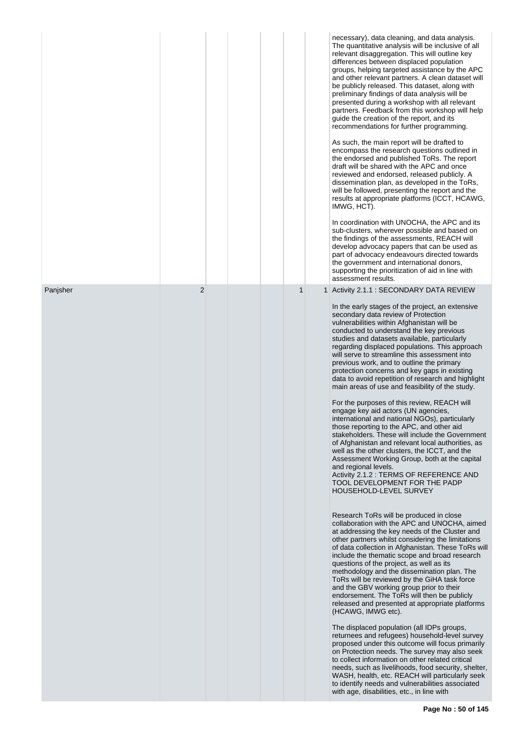| | | | | | | |
|---|---|---|---|---|---|---|
| | | | | | | necessary), data cleaning, and data analysis. The quantitative analysis will be inclusive of all relevant disaggregation. This will outline key differences between displaced population groups, helping targeted assistance by the APC and other relevant partners. A clean dataset will be publicly released. This dataset, along with preliminary findings of data analysis will be presented during a workshop with all relevant partners. Feedback from this workshop will help guide the creation of the report, and its recommendations for further programming.<br><br>As such, the main report will be drafted to encompass the research questions outlined in the endorsed and published ToRs. The report draft will be shared with the APC and once reviewed and endorsed, released publicly. A dissemination plan, as developed in the ToRs, will be followed, presenting the report and the results at appropriate platforms (ICCT, HCAWG, IMWG, HCT).<br><br>In coordination with UNOCHA, the APC and its sub-clusters, wherever possible and based on the findings of the assessments, REACH will develop advocacy papers that can be used as part of advocacy endeavours directed towards the government and international donors, supporting the prioritization of aid in line with assessment results. |
| Panjsher | 2 | | | | 1 | 1 Activity 2.1.1 : SECONDARY DATA REVIEW<br><br>In the early stages of the project, an extensive secondary data review of Protection vulnerabilities within Afghanistan will be conducted to understand the key previous studies and datasets available, particularly regarding displaced populations. This approach will serve to streamline this assessment into previous work, and to outline the primary protection concerns and key gaps in existing data to avoid repetition of research and highlight main areas of use and feasibility of the study.<br><br>For the purposes of this review, REACH will engage key aid actors (UN agencies, international and national NGOs), particularly those reporting to the APC, and other aid stakeholders. These will include the Government of Afghanistan and relevant local authorities, as well as the other clusters, the ICCT, and the Assessment Working Group, both at the capital and regional levels.<br>Activity 2.1.2 : TERMS OF REFERENCE AND TOOL DEVELOPMENT FOR THE PADP HOUSEHOLD-LEVEL SURVEY<br><br>Research ToRs will be produced in close collaboration with the APC and UNOCHA, aimed at addressing the key needs of the Cluster and other partners whilst considering the limitations of data collection in Afghanistan. These ToRs will include the thematic scope and broad research questions of the project, as well as its methodology and the dissemination plan. The ToRs will be reviewed by the GiHA task force and the GBV working group prior to their endorsement. The ToRs will then be publicly released and presented at appropriate platforms (HCAWG, IMWG etc).<br><br>The displaced population (all IDPs groups, returnees and refugees) household-level survey proposed under this outcome will focus primarily on Protection needs. The survey may also seek to collect information on other related critical needs, such as livelihoods, food security, shelter, WASH, health, etc. REACH will particularly seek to identify needs and vulnerabilities associated with age, disabilities, etc., in line with |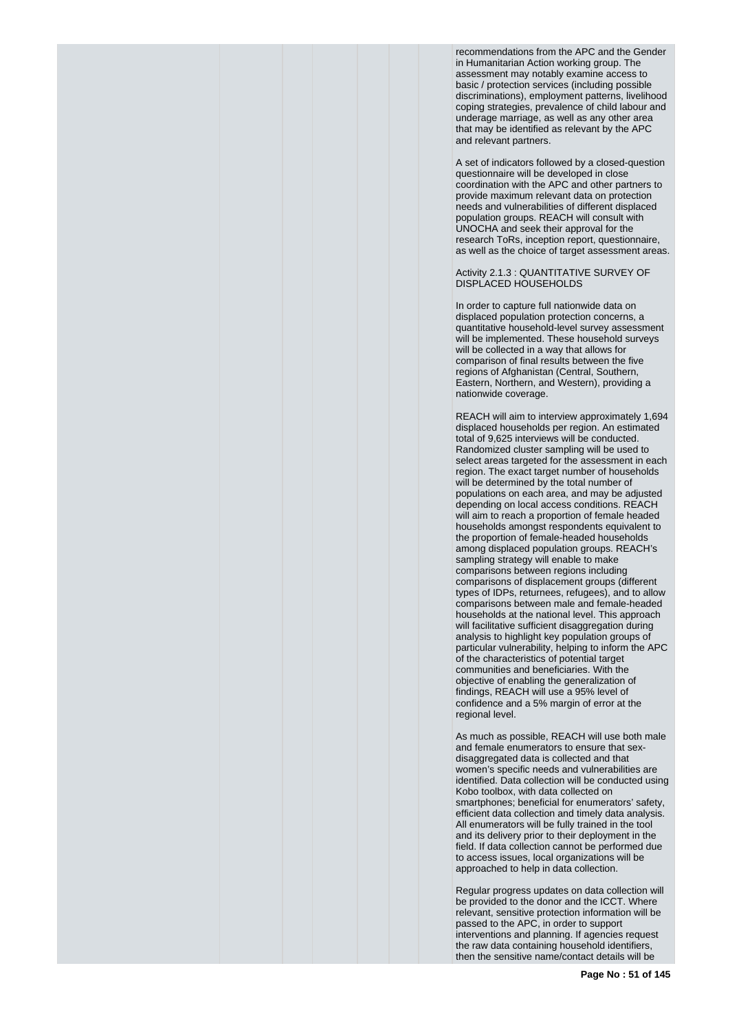recommendations from the APC and the Gender in Humanitarian Action working group. The assessment may notably examine access to basic / protection services (including possible discriminations), employment patterns, livelihood coping strategies, prevalence of child labour and underage marriage, as well as any other area that may be identified as relevant by the APC and relevant partners.

A set of indicators followed by a closed-question questionnaire will be developed in close coordination with the APC and other partners to provide maximum relevant data on protection needs and vulnerabilities of different displaced population groups. REACH will consult with UNOCHA and seek their approval for the research ToRs, inception report, questionnaire, as well as the choice of target assessment areas.

Activity 2.1.3 : QUANTITATIVE SURVEY OF DISPLACED HOUSEHOLDS

In order to capture full nationwide data on displaced population protection concerns, a quantitative household-level survey assessment will be implemented. These household surveys will be collected in a way that allows for comparison of final results between the five regions of Afghanistan (Central, Southern, Eastern, Northern, and Western), providing a nationwide coverage.

REACH will aim to interview approximately 1,694 displaced households per region. An estimated total of 9,625 interviews will be conducted. Randomized cluster sampling will be used to select areas targeted for the assessment in each region. The exact target number of households will be determined by the total number of populations on each area, and may be adjusted depending on local access conditions. REACH will aim to reach a proportion of female headed households amongst respondents equivalent to the proportion of female-headed households among displaced population groups. REACH's sampling strategy will enable to make comparisons between regions including comparisons of displacement groups (different types of IDPs, returnees, refugees), and to allow comparisons between male and female-headed households at the national level. This approach will facilitative sufficient disaggregation during analysis to highlight key population groups of particular vulnerability, helping to inform the APC of the characteristics of potential target communities and beneficiaries. With the objective of enabling the generalization of findings, REACH will use a 95% level of confidence and a 5% margin of error at the regional level.

As much as possible, REACH will use both male and female enumerators to ensure that sex-disaggregated data is collected and that women's specific needs and vulnerabilities are identified. Data collection will be conducted using Kobo toolbox, with data collected on smartphones; beneficial for enumerators' safety, efficient data collection and timely data analysis. All enumerators will be fully trained in the tool and its delivery prior to their deployment in the field. If data collection cannot be performed due to access issues, local organizations will be approached to help in data collection.

Regular progress updates on data collection will be provided to the donor and the ICCT. Where relevant, sensitive protection information will be passed to the APC, in order to support interventions and planning. If agencies request the raw data containing household identifiers, then the sensitive name/contact details will be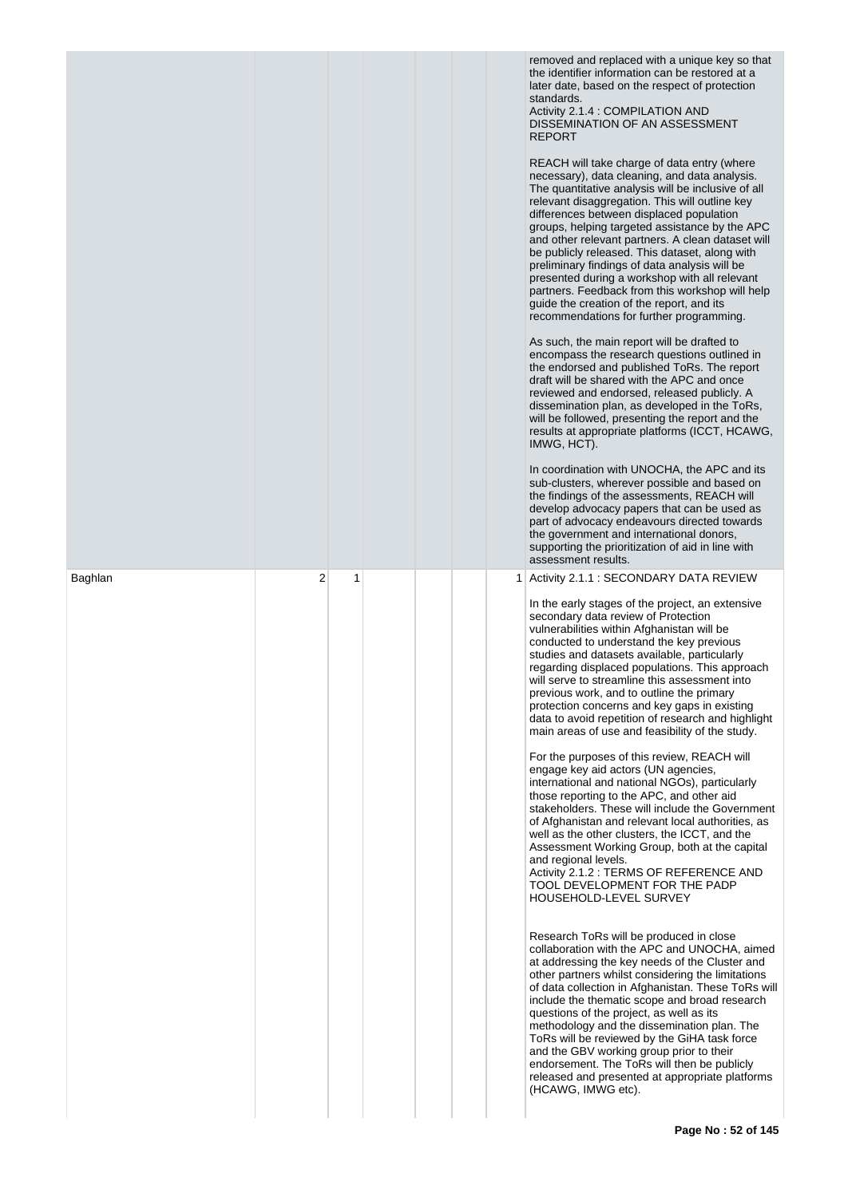| | | | | | | |
|---|---|---|---|---|---|---|
| | | | | | | removed and replaced with a unique key so that the identifier information can be restored at a later date, based on the respect of protection standards.<br>Activity 2.1.4 : COMPILATION AND DISSEMINATION OF AN ASSESSMENT REPORT<br><br>REACH will take charge of data entry (where necessary), data cleaning, and data analysis. The quantitative analysis will be inclusive of all relevant disaggregation. This will outline key differences between displaced population groups, helping targeted assistance by the APC and other relevant partners. A clean dataset will be publicly released. This dataset, along with preliminary findings of data analysis will be presented during a workshop with all relevant partners. Feedback from this workshop will help guide the creation of the report, and its recommendations for further programming.<br><br>As such, the main report will be drafted to encompass the research questions outlined in the endorsed and published ToRs. The report draft will be shared with the APC and once reviewed and endorsed, released publicly. A dissemination plan, as developed in the ToRs, will be followed, presenting the report and the results at appropriate platforms (ICCT, HCAWG, IMWG, HCT).<br><br>In coordination with UNOCHA, the APC and its sub-clusters, wherever possible and based on the findings of the assessments, REACH will develop advocacy papers that can be used as part of advocacy endeavours directed towards the government and international donors, supporting the prioritization of aid in line with assessment results. |
| Baghlan | 2 | 1 | | | | 1 | Activity 2.1.1 : SECONDARY DATA REVIEW<br><br>In the early stages of the project, an extensive secondary data review of Protection vulnerabilities within Afghanistan will be conducted to understand the key previous studies and datasets available, particularly regarding displaced populations. This approach will serve to streamline this assessment into previous work, and to outline the primary protection concerns and key gaps in existing data to avoid repetition of research and highlight main areas of use and feasibility of the study.<br><br>For the purposes of this review, REACH will engage key aid actors (UN agencies, international and national NGOs), particularly those reporting to the APC, and other aid stakeholders. These will include the Government of Afghanistan and relevant local authorities, as well as the other clusters, the ICCT, and the Assessment Working Group, both at the capital and regional levels.<br>Activity 2.1.2 : TERMS OF REFERENCE AND TOOL DEVELOPMENT FOR THE PADP HOUSEHOLD-LEVEL SURVEY<br><br>Research ToRs will be produced in close collaboration with the APC and UNOCHA, aimed at addressing the key needs of the Cluster and other partners whilst considering the limitations of data collection in Afghanistan. These ToRs will include the thematic scope and broad research questions of the project, as well as its methodology and the dissemination plan. The ToRs will be reviewed by the GiHA task force and the GBV working group prior to their endorsement. The ToRs will then be publicly released and presented at appropriate platforms (HCAWG, IMWG etc). |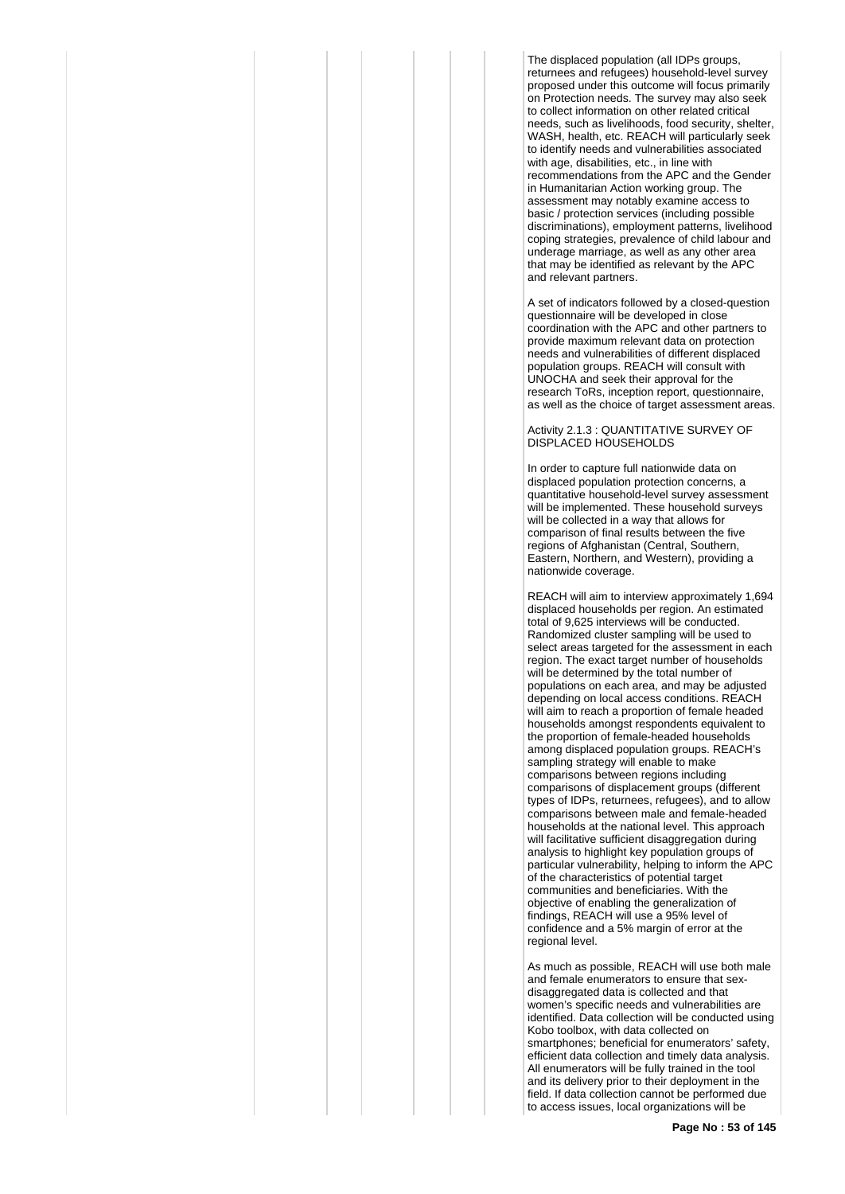The displaced population (all IDPs groups, returnees and refugees) household-level survey proposed under this outcome will focus primarily on Protection needs. The survey may also seek to collect information on other related critical needs, such as livelihoods, food security, shelter, WASH, health, etc. REACH will particularly seek to identify needs and vulnerabilities associated with age, disabilities, etc., in line with recommendations from the APC and the Gender in Humanitarian Action working group. The assessment may notably examine access to basic / protection services (including possible discriminations), employment patterns, livelihood coping strategies, prevalence of child labour and underage marriage, as well as any other area that may be identified as relevant by the APC and relevant partners.

A set of indicators followed by a closed-question questionnaire will be developed in close coordination with the APC and other partners to provide maximum relevant data on protection needs and vulnerabilities of different displaced population groups. REACH will consult with UNOCHA and seek their approval for the research ToRs, inception report, questionnaire, as well as the choice of target assessment areas.

Activity 2.1.3 : QUANTITATIVE SURVEY OF DISPLACED HOUSEHOLDS

In order to capture full nationwide data on displaced population protection concerns, a quantitative household-level survey assessment will be implemented. These household surveys will be collected in a way that allows for comparison of final results between the five regions of Afghanistan (Central, Southern, Eastern, Northern, and Western), providing a nationwide coverage.

REACH will aim to interview approximately 1,694 displaced households per region. An estimated total of 9,625 interviews will be conducted. Randomized cluster sampling will be used to select areas targeted for the assessment in each region. The exact target number of households will be determined by the total number of populations on each area, and may be adjusted depending on local access conditions. REACH will aim to reach a proportion of female headed households amongst respondents equivalent to the proportion of female-headed households among displaced population groups. REACH's sampling strategy will enable to make comparisons between regions including comparisons of displacement groups (different types of IDPs, returnees, refugees), and to allow comparisons between male and female-headed households at the national level. This approach will facilitative sufficient disaggregation during analysis to highlight key population groups of particular vulnerability, helping to inform the APC of the characteristics of potential target communities and beneficiaries. With the objective of enabling the generalization of findings, REACH will use a 95% level of confidence and a 5% margin of error at the regional level.

As much as possible, REACH will use both male and female enumerators to ensure that sex-disaggregated data is collected and that women's specific needs and vulnerabilities are identified. Data collection will be conducted using Kobo toolbox, with data collected on smartphones; beneficial for enumerators' safety, efficient data collection and timely data analysis. All enumerators will be fully trained in the tool and its delivery prior to their deployment in the field. If data collection cannot be performed due to access issues, local organizations will be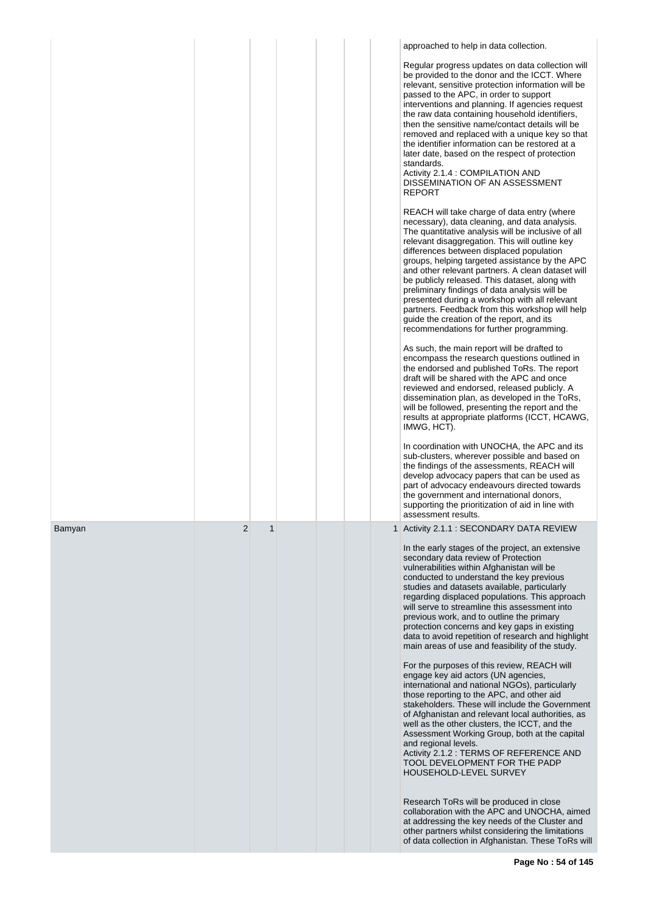| | | | | | | | |
|---|---|---|---|---|---|---|---|
| | | | | | | | approached to help in data collection.<br><br>Regular progress updates on data collection will be provided to the donor and the ICCT. Where relevant, sensitive protection information will be passed to the APC, in order to support interventions and planning. If agencies request the raw data containing household identifiers, then the sensitive name/contact details will be removed and replaced with a unique key so that the identifier information can be restored at a later date, based on the respect of protection standards.<br>Activity 2.1.4 : COMPILATION AND DISSEMINATION OF AN ASSESSMENT REPORT<br><br>REACH will take charge of data entry (where necessary), data cleaning, and data analysis. The quantitative analysis will be inclusive of all relevant disaggregation. This will outline key differences between displaced population groups, helping targeted assistance by the APC and other relevant partners. A clean dataset will be publicly released. This dataset, along with preliminary findings of data analysis will be presented during a workshop with all relevant partners. Feedback from this workshop will help guide the creation of the report, and its recommendations for further programming.<br><br>As such, the main report will be drafted to encompass the research questions outlined in the endorsed and published ToRs. The report draft will be shared with the APC and once reviewed and endorsed, released publicly. A dissemination plan, as developed in the ToRs, will be followed, presenting the report and the results at appropriate platforms (ICCT, HCAWG, IMWG, HCT).<br><br>In coordination with UNOCHA, the APC and its sub-clusters, wherever possible and based on the findings of the assessments, REACH will develop advocacy papers that can be used as part of advocacy endeavours directed towards the government and international donors, supporting the prioritization of aid in line with assessment results. |
| Bamyan | 2 | 1 | | | | 1 | Activity 2.1.1 : SECONDARY DATA REVIEW<br><br>In the early stages of the project, an extensive secondary data review of Protection vulnerabilities within Afghanistan will be conducted to understand the key previous studies and datasets available, particularly regarding displaced populations. This approach will serve to streamline this assessment into previous work, and to outline the primary protection concerns and key gaps in existing data to avoid repetition of research and highlight main areas of use and feasibility of the study.<br><br>For the purposes of this review, REACH will engage key aid actors (UN agencies, international and national NGOs), particularly those reporting to the APC, and other aid stakeholders. These will include the Government of Afghanistan and relevant local authorities, as well as the other clusters, the ICCT, and the Assessment Working Group, both at the capital and regional levels.<br>Activity 2.1.2 : TERMS OF REFERENCE AND TOOL DEVELOPMENT FOR THE PADP HOUSEHOLD-LEVEL SURVEY<br><br>Research ToRs will be produced in close collaboration with the APC and UNOCHA, aimed at addressing the key needs of the Cluster and other partners whilst considering the limitations of data collection in Afghanistan. These ToRs will |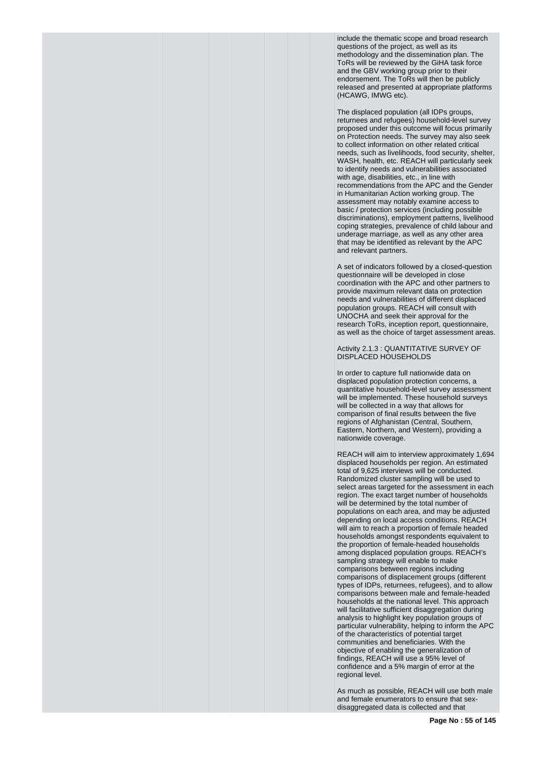include the thematic scope and broad research questions of the project, as well as its methodology and the dissemination plan. The ToRs will be reviewed by the GiHA task force and the GBV working group prior to their endorsement. The ToRs will then be publicly released and presented at appropriate platforms (HCAWG, IMWG etc).

The displaced population (all IDPs groups, returnees and refugees) household-level survey proposed under this outcome will focus primarily on Protection needs. The survey may also seek to collect information on other related critical needs, such as livelihoods, food security, shelter, WASH, health, etc. REACH will particularly seek to identify needs and vulnerabilities associated with age, disabilities, etc., in line with recommendations from the APC and the Gender in Humanitarian Action working group. The assessment may notably examine access to basic / protection services (including possible discriminations), employment patterns, livelihood coping strategies, prevalence of child labour and underage marriage, as well as any other area that may be identified as relevant by the APC and relevant partners.

A set of indicators followed by a closed-question questionnaire will be developed in close coordination with the APC and other partners to provide maximum relevant data on protection needs and vulnerabilities of different displaced population groups. REACH will consult with UNOCHA and seek their approval for the research ToRs, inception report, questionnaire, as well as the choice of target assessment areas.

Activity 2.1.3 : QUANTITATIVE SURVEY OF DISPLACED HOUSEHOLDS

In order to capture full nationwide data on displaced population protection concerns, a quantitative household-level survey assessment will be implemented. These household surveys will be collected in a way that allows for comparison of final results between the five regions of Afghanistan (Central, Southern, Eastern, Northern, and Western), providing a nationwide coverage.

REACH will aim to interview approximately 1,694 displaced households per region. An estimated total of 9,625 interviews will be conducted. Randomized cluster sampling will be used to select areas targeted for the assessment in each region. The exact target number of households will be determined by the total number of populations on each area, and may be adjusted depending on local access conditions. REACH will aim to reach a proportion of female headed households amongst respondents equivalent to the proportion of female-headed households among displaced population groups. REACH's sampling strategy will enable to make comparisons between regions including comparisons of displacement groups (different types of IDPs, returnees, refugees), and to allow comparisons between male and female-headed households at the national level. This approach will facilitative sufficient disaggregation during analysis to highlight key population groups of particular vulnerability, helping to inform the APC of the characteristics of potential target communities and beneficiaries. With the objective of enabling the generalization of findings, REACH will use a 95% level of confidence and a 5% margin of error at the regional level.

As much as possible, REACH will use both male and female enumerators to ensure that sex-disaggregated data is collected and that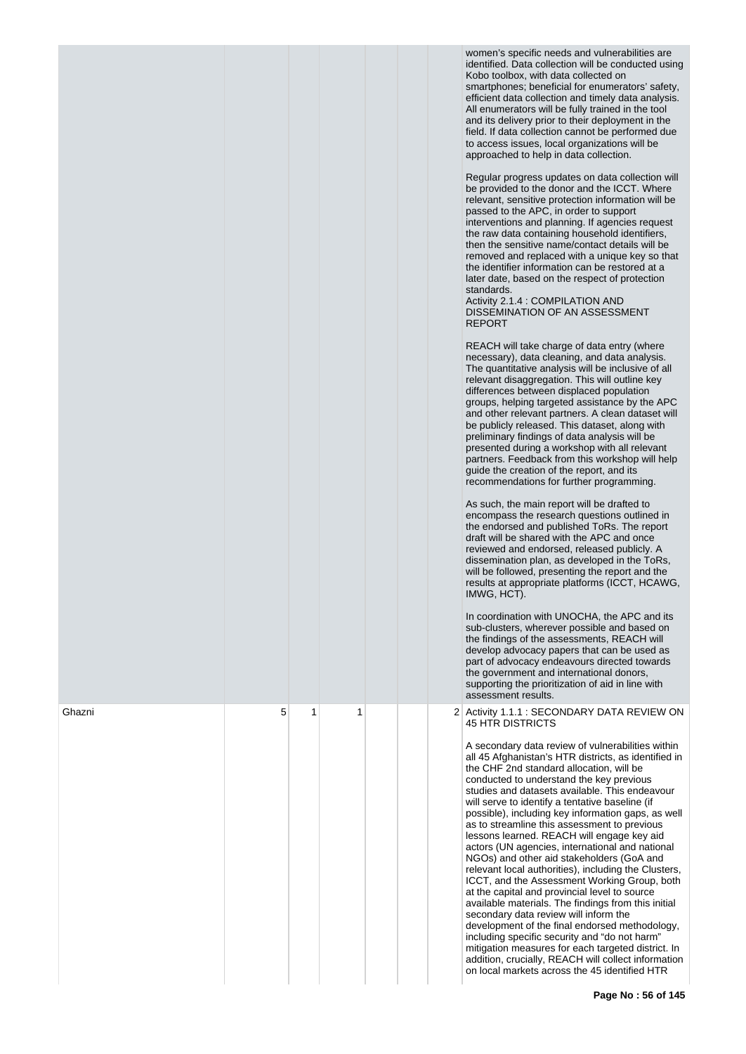| | | | | | | |
|---|---|---|---|---|---|---|
| | | | | | | women's specific needs and vulnerabilities are identified. Data collection will be conducted using Kobo toolbox, with data collected on smartphones; beneficial for enumerators' safety, efficient data collection and timely data analysis. All enumerators will be fully trained in the tool and its delivery prior to their deployment in the field. If data collection cannot be performed due to access issues, local organizations will be approached to help in data collection.<br><br>Regular progress updates on data collection will be provided to the donor and the ICCT. Where relevant, sensitive protection information will be passed to the APC, in order to support interventions and planning. If agencies request the raw data containing household identifiers, then the sensitive name/contact details will be removed and replaced with a unique key so that the identifier information can be restored at a later date, based on the respect of protection standards.<br>Activity 2.1.4 : COMPILATION AND DISSEMINATION OF AN ASSESSMENT REPORT<br><br>REACH will take charge of data entry (where necessary), data cleaning, and data analysis. The quantitative analysis will be inclusive of all relevant disaggregation. This will outline key differences between displaced population groups, helping targeted assistance by the APC and other relevant partners. A clean dataset will be publicly released. This dataset, along with preliminary findings of data analysis will be presented during a workshop with all relevant partners. Feedback from this workshop will help guide the creation of the report, and its recommendations for further programming.<br><br>As such, the main report will be drafted to encompass the research questions outlined in the endorsed and published ToRs. The report draft will be shared with the APC and once reviewed and endorsed, released publicly. A dissemination plan, as developed in the ToRs, will be followed, presenting the report and the results at appropriate platforms (ICCT, HCAWG, IMWG, HCT).<br><br>In coordination with UNOCHA, the APC and its sub-clusters, wherever possible and based on the findings of the assessments, REACH will develop advocacy papers that can be used as part of advocacy endeavours directed towards the government and international donors, supporting the prioritization of aid in line with assessment results. |
| Ghazni | 5 | 1 | 1 | | | 2 | Activity 1.1.1 : SECONDARY DATA REVIEW ON 45 HTR DISTRICTS<br><br>A secondary data review of vulnerabilities within all 45 Afghanistan's HTR districts, as identified in the CHF 2nd standard allocation, will be conducted to understand the key previous studies and datasets available. This endeavour will serve to identify a tentative baseline (if possible), including key information gaps, as well as to streamline this assessment to previous lessons learned. REACH will engage key aid actors (UN agencies, international and national NGOs) and other aid stakeholders (GoA and relevant local authorities), including the Clusters, ICCT, and the Assessment Working Group, both at the capital and provincial level to source available materials. The findings from this initial secondary data review will inform the development of the final endorsed methodology, including specific security and "do not harm" mitigation measures for each targeted district. In addition, crucially, REACH will collect information on local markets across the 45 identified HTR |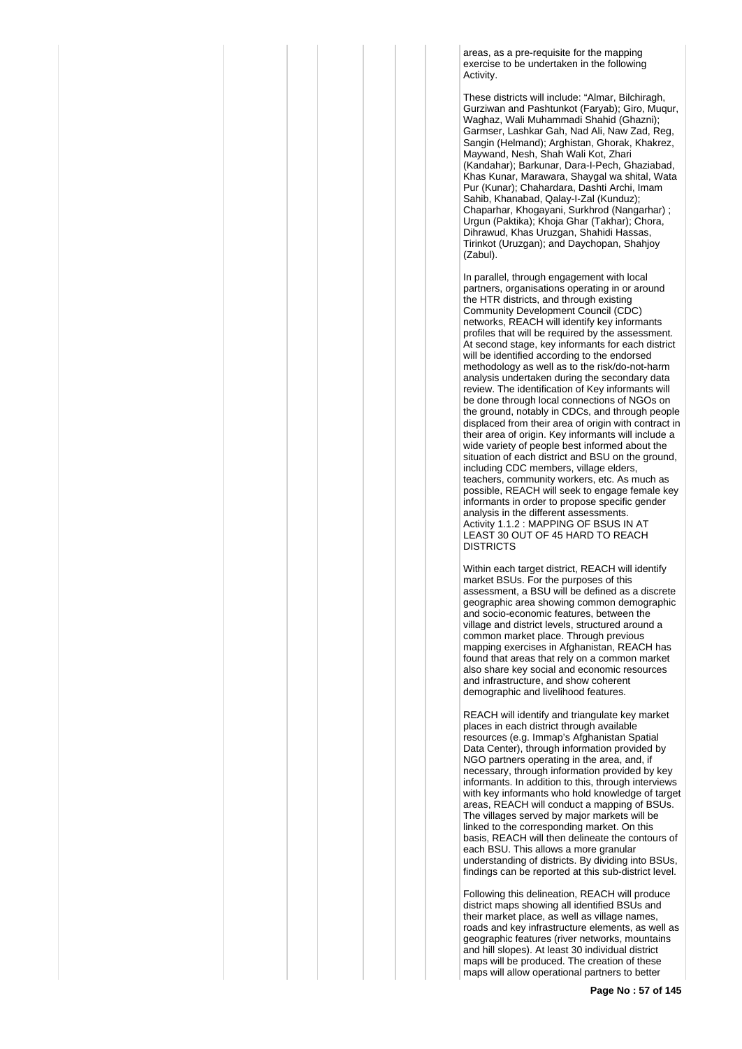areas, as a pre-requisite for the mapping exercise to be undertaken in the following Activity.

These districts will include: "Almar, Bilchiragh, Gurziwan and Pashtunkot (Faryab); Giro, Muqur, Waghaz, Wali Muhammadi Shahid (Ghazni); Garmser, Lashkar Gah, Nad Ali, Naw Zad, Reg, Sangin (Helmand); Arghistan, Ghorak, Khakrez, Maywand, Nesh, Shah Wali Kot, Zhari (Kandahar); Barkunar, Dara-I-Pech, Ghaziabad, Khas Kunar, Marawara, Shaygal wa shital, Wata Pur (Kunar); Chahardara, Dashti Archi, Imam Sahib, Khanabad, Qalay-I-Zal (Kunduz); Chaparhar, Khogayani, Surkhrod (Nangarhar) ; Urgun (Paktika); Khoja Ghar (Takhar); Chora, Dihrawud, Khas Uruzgan, Shahidi Hassas, Tirinkot (Uruzgan); and Daychopan, Shahjoy (Zabul).

In parallel, through engagement with local partners, organisations operating in or around the HTR districts, and through existing Community Development Council (CDC) networks, REACH will identify key informants profiles that will be required by the assessment. At second stage, key informants for each district will be identified according to the endorsed methodology as well as to the risk/do-not-harm analysis undertaken during the secondary data review. The identification of Key informants will be done through local connections of NGOs on the ground, notably in CDCs, and through people displaced from their area of origin with contract in their area of origin. Key informants will include a wide variety of people best informed about the situation of each district and BSU on the ground, including CDC members, village elders, teachers, community workers, etc. As much as possible, REACH will seek to engage female key informants in order to propose specific gender analysis in the different assessments.
Activity 1.1.2 : MAPPING OF BSUS IN AT LEAST 30 OUT OF 45 HARD TO REACH DISTRICTS

Within each target district, REACH will identify market BSUs. For the purposes of this assessment, a BSU will be defined as a discrete geographic area showing common demographic and socio-economic features, between the village and district levels, structured around a common market place. Through previous mapping exercises in Afghanistan, REACH has found that areas that rely on a common market also share key social and economic resources and infrastructure, and show coherent demographic and livelihood features.

REACH will identify and triangulate key market places in each district through available resources (e.g. Immap's Afghanistan Spatial Data Center), through information provided by NGO partners operating in the area, and, if necessary, through information provided by key informants. In addition to this, through interviews with key informants who hold knowledge of target areas, REACH will conduct a mapping of BSUs. The villages served by major markets will be linked to the corresponding market. On this basis, REACH will then delineate the contours of each BSU. This allows a more granular understanding of districts. By dividing into BSUs, findings can be reported at this sub-district level.

Following this delineation, REACH will produce district maps showing all identified BSUs and their market place, as well as village names, roads and key infrastructure elements, as well as geographic features (river networks, mountains and hill slopes). At least 30 individual district maps will be produced. The creation of these maps will allow operational partners to better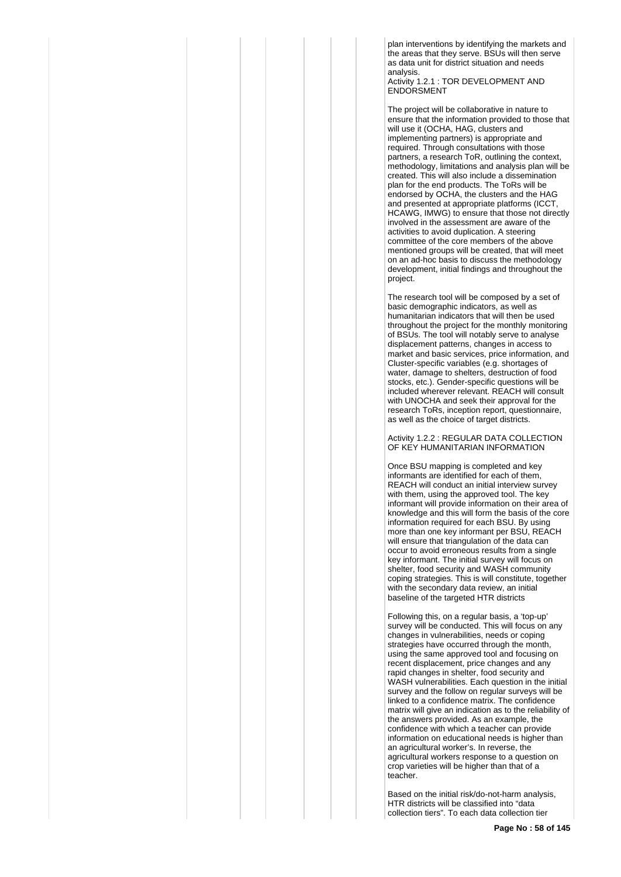plan interventions by identifying the markets and the areas that they serve. BSUs will then serve as data unit for district situation and needs analysis.

Activity 1.2.1 : TOR DEVELOPMENT AND ENDORSMENT

The project will be collaborative in nature to ensure that the information provided to those that will use it (OCHA, HAG, clusters and implementing partners) is appropriate and required. Through consultations with those partners, a research ToR, outlining the context, methodology, limitations and analysis plan will be created. This will also include a dissemination plan for the end products. The ToRs will be endorsed by OCHA, the clusters and the HAG and presented at appropriate platforms (ICCT, HCAWG, IMWG) to ensure that those not directly involved in the assessment are aware of the activities to avoid duplication. A steering committee of the core members of the above mentioned groups will be created, that will meet on an ad-hoc basis to discuss the methodology development, initial findings and throughout the project.

The research tool will be composed by a set of basic demographic indicators, as well as humanitarian indicators that will then be used throughout the project for the monthly monitoring of BSUs. The tool will notably serve to analyse displacement patterns, changes in access to market and basic services, price information, and Cluster-specific variables (e.g. shortages of water, damage to shelters, destruction of food stocks, etc.). Gender-specific questions will be included wherever relevant. REACH will consult with UNOCHA and seek their approval for the research ToRs, inception report, questionnaire, as well as the choice of target districts.

Activity 1.2.2 : REGULAR DATA COLLECTION OF KEY HUMANITARIAN INFORMATION

Once BSU mapping is completed and key informants are identified for each of them, REACH will conduct an initial interview survey with them, using the approved tool. The key informant will provide information on their area of knowledge and this will form the basis of the core information required for each BSU. By using more than one key informant per BSU, REACH will ensure that triangulation of the data can occur to avoid erroneous results from a single key informant. The initial survey will focus on shelter, food security and WASH community coping strategies. This is will constitute, together with the secondary data review, an initial baseline of the targeted HTR districts

Following this, on a regular basis, a 'top-up' survey will be conducted. This will focus on any changes in vulnerabilities, needs or coping strategies have occurred through the month, using the same approved tool and focusing on recent displacement, price changes and any rapid changes in shelter, food security and WASH vulnerabilities. Each question in the initial survey and the follow on regular surveys will be linked to a confidence matrix. The confidence matrix will give an indication as to the reliability of the answers provided. As an example, the confidence with which a teacher can provide information on educational needs is higher than an agricultural worker's. In reverse, the agricultural workers response to a question on crop varieties will be higher than that of a teacher.

Based on the initial risk/do-not-harm analysis, HTR districts will be classified into "data collection tiers". To each data collection tier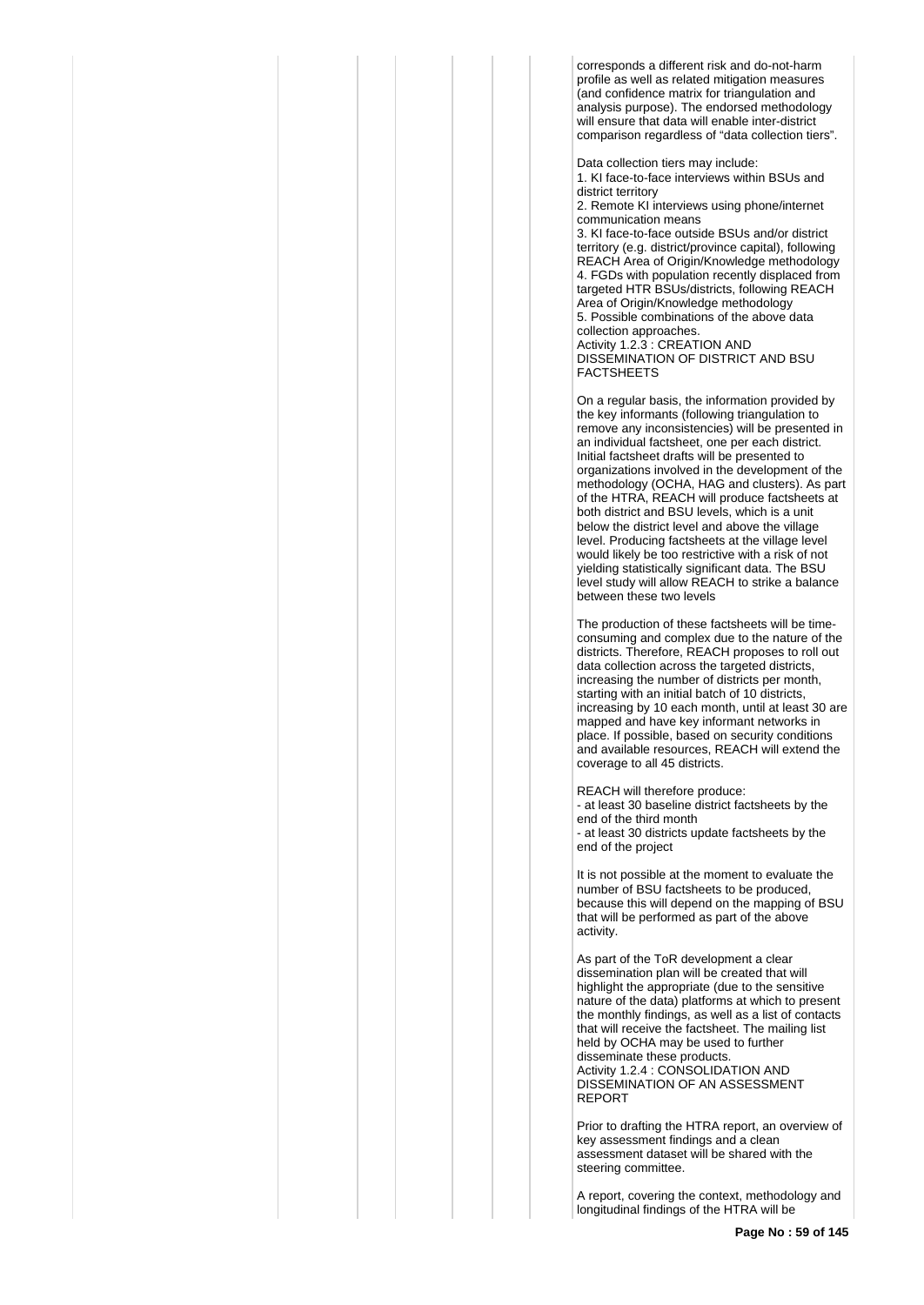corresponds a different risk and do-not-harm profile as well as related mitigation measures (and confidence matrix for triangulation and analysis purpose). The endorsed methodology will ensure that data will enable inter-district comparison regardless of "data collection tiers".

Data collection tiers may include:
1. KI face-to-face interviews within BSUs and district territory
2. Remote KI interviews using phone/internet communication means
3. KI face-to-face outside BSUs and/or district territory (e.g. district/province capital), following REACH Area of Origin/Knowledge methodology
4. FGDs with population recently displaced from targeted HTR BSUs/districts, following REACH Area of Origin/Knowledge methodology
5. Possible combinations of the above data collection approaches.

Activity 1.2.3 : CREATION AND DISSEMINATION OF DISTRICT AND BSU FACTSHEETS

On a regular basis, the information provided by the key informants (following triangulation to remove any inconsistencies) will be presented in an individual factsheet, one per each district. Initial factsheet drafts will be presented to organizations involved in the development of the methodology (OCHA, HAG and clusters). As part of the HTRA, REACH will produce factsheets at both district and BSU levels, which is a unit below the district level and above the village level. Producing factsheets at the village level would likely be too restrictive with a risk of not yielding statistically significant data. The BSU level study will allow REACH to strike a balance between these two levels

The production of these factsheets will be time-consuming and complex due to the nature of the districts. Therefore, REACH proposes to roll out data collection across the targeted districts, increasing the number of districts per month, starting with an initial batch of 10 districts, increasing by 10 each month, until at least 30 are mapped and have key informant networks in place. If possible, based on security conditions and available resources, REACH will extend the coverage to all 45 districts.

REACH will therefore produce:
- at least 30 baseline district factsheets by the end of the third month
- at least 30 districts update factsheets by the end of the project

It is not possible at the moment to evaluate the number of BSU factsheets to be produced, because this will depend on the mapping of BSU that will be performed as part of the above activity.

As part of the ToR development a clear dissemination plan will be created that will highlight the appropriate (due to the sensitive nature of the data) platforms at which to present the monthly findings, as well as a list of contacts that will receive the factsheet. The mailing list held by OCHA may be used to further disseminate these products.

Activity 1.2.4 : CONSOLIDATION AND DISSEMINATION OF AN ASSESSMENT REPORT

Prior to drafting the HTRA report, an overview of key assessment findings and a clean assessment dataset will be shared with the steering committee.

A report, covering the context, methodology and longitudinal findings of the HTRA will be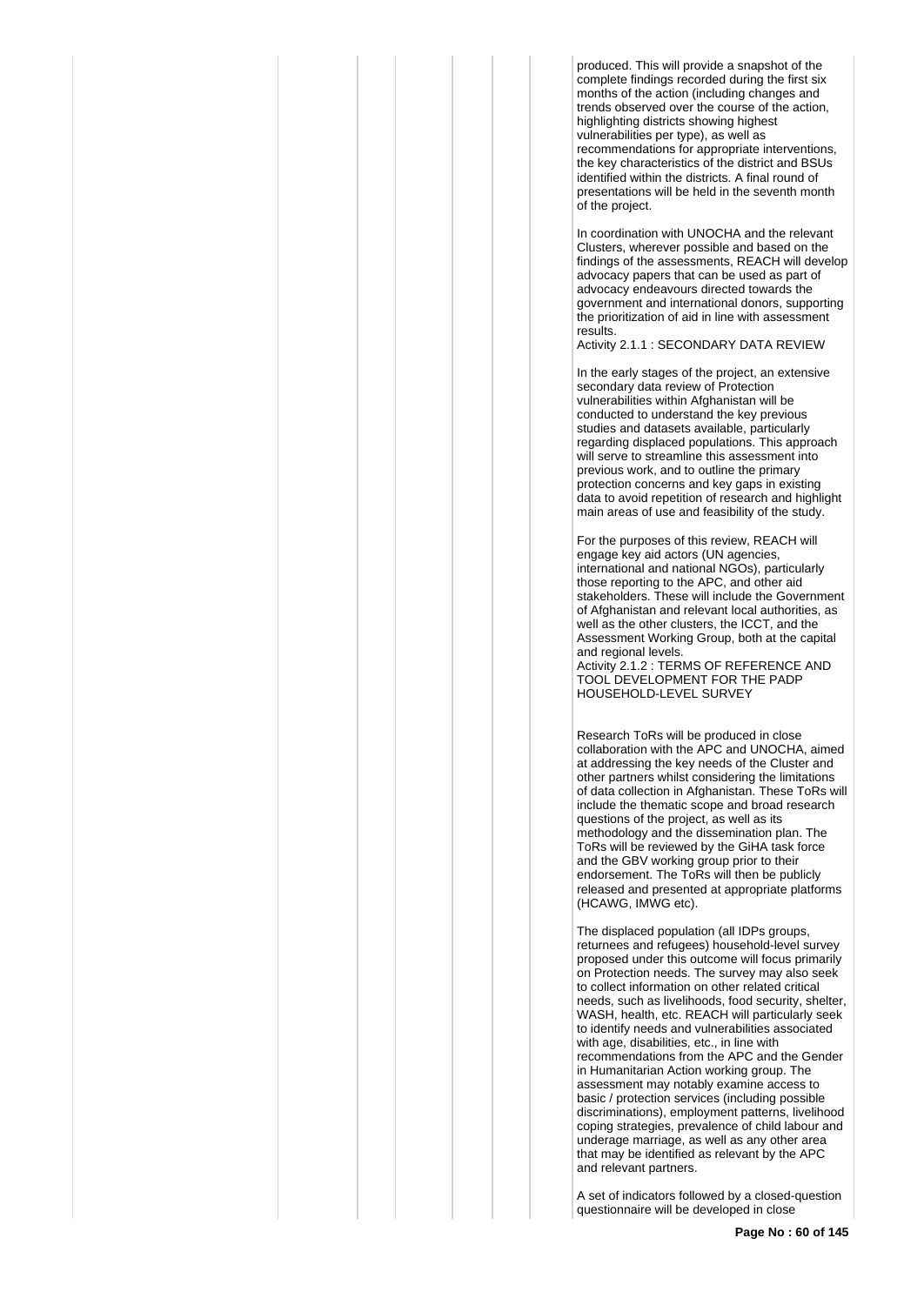produced. This will provide a snapshot of the complete findings recorded during the first six months of the action (including changes and trends observed over the course of the action, highlighting districts showing highest vulnerabilities per type), as well as recommendations for appropriate interventions, the key characteristics of the district and BSUs identified within the districts. A final round of presentations will be held in the seventh month of the project.

In coordination with UNOCHA and the relevant Clusters, wherever possible and based on the findings of the assessments, REACH will develop advocacy papers that can be used as part of advocacy endeavours directed towards the government and international donors, supporting the prioritization of aid in line with assessment results.

Activity 2.1.1 : SECONDARY DATA REVIEW

In the early stages of the project, an extensive secondary data review of Protection vulnerabilities within Afghanistan will be conducted to understand the key previous studies and datasets available, particularly regarding displaced populations. This approach will serve to streamline this assessment into previous work, and to outline the primary protection concerns and key gaps in existing data to avoid repetition of research and highlight main areas of use and feasibility of the study.

For the purposes of this review, REACH will engage key aid actors (UN agencies, international and national NGOs), particularly those reporting to the APC, and other aid stakeholders. These will include the Government of Afghanistan and relevant local authorities, as well as the other clusters, the ICCT, and the Assessment Working Group, both at the capital and regional levels.

Activity 2.1.2 : TERMS OF REFERENCE AND TOOL DEVELOPMENT FOR THE PADP HOUSEHOLD-LEVEL SURVEY

Research ToRs will be produced in close collaboration with the APC and UNOCHA, aimed at addressing the key needs of the Cluster and other partners whilst considering the limitations of data collection in Afghanistan. These ToRs will include the thematic scope and broad research questions of the project, as well as its methodology and the dissemination plan. The ToRs will be reviewed by the GiHA task force and the GBV working group prior to their endorsement. The ToRs will then be publicly released and presented at appropriate platforms (HCAWG, IMWG etc).

The displaced population (all IDPs groups, returnees and refugees) household-level survey proposed under this outcome will focus primarily on Protection needs. The survey may also seek to collect information on other related critical needs, such as livelihoods, food security, shelter, WASH, health, etc. REACH will particularly seek to identify needs and vulnerabilities associated with age, disabilities, etc., in line with recommendations from the APC and the Gender in Humanitarian Action working group. The assessment may notably examine access to basic / protection services (including possible discriminations), employment patterns, livelihood coping strategies, prevalence of child labour and underage marriage, as well as any other area that may be identified as relevant by the APC and relevant partners.

A set of indicators followed by a closed-question questionnaire will be developed in close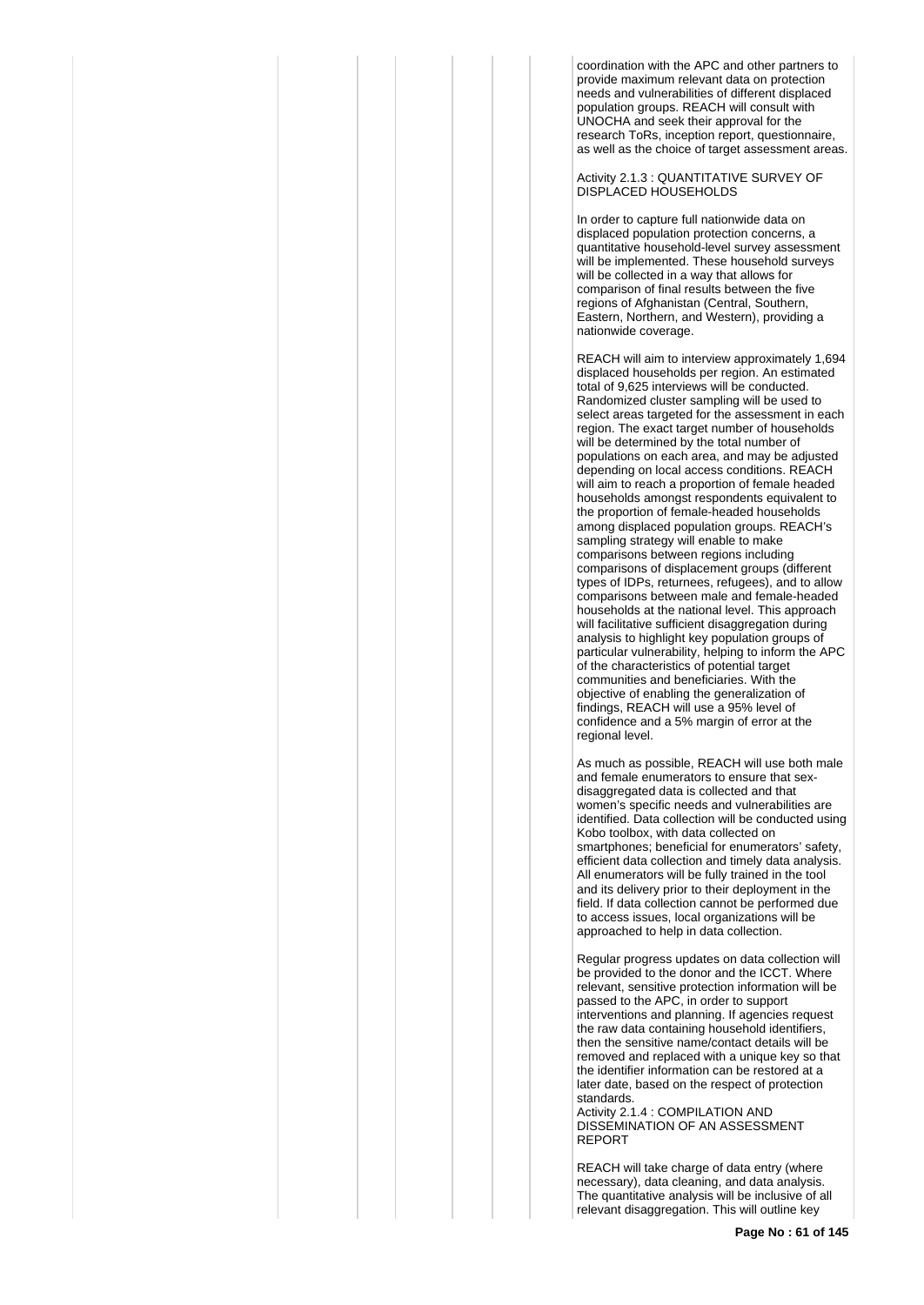coordination with the APC and other partners to provide maximum relevant data on protection needs and vulnerabilities of different displaced population groups. REACH will consult with UNOCHA and seek their approval for the research ToRs, inception report, questionnaire, as well as the choice of target assessment areas.

Activity 2.1.3 : QUANTITATIVE SURVEY OF DISPLACED HOUSEHOLDS

In order to capture full nationwide data on displaced population protection concerns, a quantitative household-level survey assessment will be implemented. These household surveys will be collected in a way that allows for comparison of final results between the five regions of Afghanistan (Central, Southern, Eastern, Northern, and Western), providing a nationwide coverage.

REACH will aim to interview approximately 1,694 displaced households per region. An estimated total of 9,625 interviews will be conducted. Randomized cluster sampling will be used to select areas targeted for the assessment in each region. The exact target number of households will be determined by the total number of populations on each area, and may be adjusted depending on local access conditions. REACH will aim to reach a proportion of female headed households amongst respondents equivalent to the proportion of female-headed households among displaced population groups. REACH's sampling strategy will enable to make comparisons between regions including comparisons of displacement groups (different types of IDPs, returnees, refugees), and to allow comparisons between male and female-headed households at the national level. This approach will facilitative sufficient disaggregation during analysis to highlight key population groups of particular vulnerability, helping to inform the APC of the characteristics of potential target communities and beneficiaries. With the objective of enabling the generalization of findings, REACH will use a 95% level of confidence and a 5% margin of error at the regional level.

As much as possible, REACH will use both male and female enumerators to ensure that sex-disaggregated data is collected and that women's specific needs and vulnerabilities are identified. Data collection will be conducted using Kobo toolbox, with data collected on smartphones; beneficial for enumerators' safety, efficient data collection and timely data analysis. All enumerators will be fully trained in the tool and its delivery prior to their deployment in the field. If data collection cannot be performed due to access issues, local organizations will be approached to help in data collection.

Regular progress updates on data collection will be provided to the donor and the ICCT. Where relevant, sensitive protection information will be passed to the APC, in order to support interventions and planning. If agencies request the raw data containing household identifiers, then the sensitive name/contact details will be removed and replaced with a unique key so that the identifier information can be restored at a later date, based on the respect of protection standards.

Activity 2.1.4 : COMPILATION AND DISSEMINATION OF AN ASSESSMENT REPORT

REACH will take charge of data entry (where necessary), data cleaning, and data analysis. The quantitative analysis will be inclusive of all relevant disaggregation. This will outline key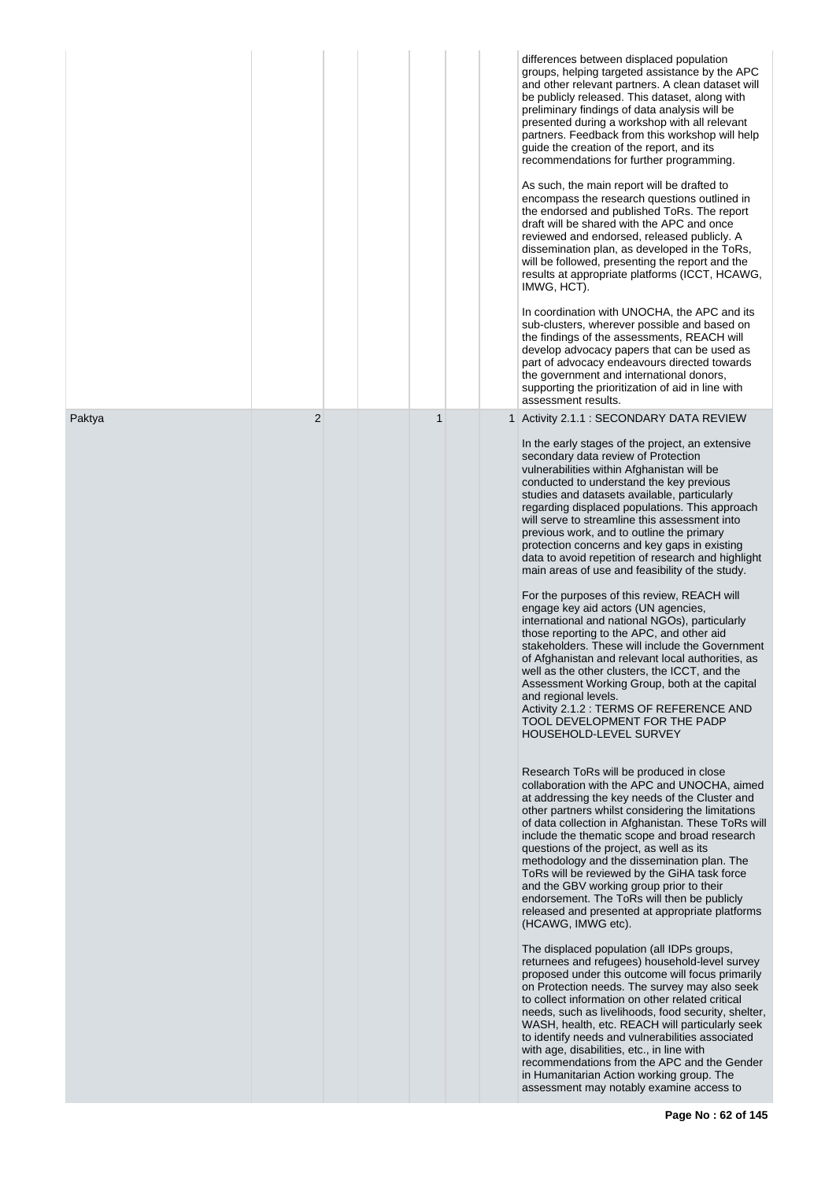| | | | | | | |
|---|---|---|---|---|---|---|
| | | | | | | differences between displaced population groups, helping targeted assistance by the APC and other relevant partners. A clean dataset will be publicly released. This dataset, along with preliminary findings of data analysis will be presented during a workshop with all relevant partners. Feedback from this workshop will help guide the creation of the report, and its recommendations for further programming.<br><br>As such, the main report will be drafted to encompass the research questions outlined in the endorsed and published ToRs. The report draft will be shared with the APC and once reviewed and endorsed, released publicly. A dissemination plan, as developed in the ToRs, will be followed, presenting the report and the results at appropriate platforms (ICCT, HCAWG, IMWG, HCT).<br><br>In coordination with UNOCHA, the APC and its sub-clusters, wherever possible and based on the findings of the assessments, REACH will develop advocacy papers that can be used as part of advocacy endeavours directed towards the government and international donors, supporting the prioritization of aid in line with assessment results. |
| Paktya | 2 | | | 1 | | 1 | Activity 2.1.1 : SECONDARY DATA REVIEW<br><br>In the early stages of the project, an extensive secondary data review of Protection vulnerabilities within Afghanistan will be conducted to understand the key previous studies and datasets available, particularly regarding displaced populations. This approach will serve to streamline this assessment into previous work, and to outline the primary protection concerns and key gaps in existing data to avoid repetition of research and highlight main areas of use and feasibility of the study.<br><br>For the purposes of this review, REACH will engage key aid actors (UN agencies, international and national NGOs), particularly those reporting to the APC, and other aid stakeholders. These will include the Government of Afghanistan and relevant local authorities, as well as the other clusters, the ICCT, and the Assessment Working Group, both at the capital and regional levels.<br>Activity 2.1.2 : TERMS OF REFERENCE AND TOOL DEVELOPMENT FOR THE PADP HOUSEHOLD-LEVEL SURVEY<br><br>Research ToRs will be produced in close collaboration with the APC and UNOCHA, aimed at addressing the key needs of the Cluster and other partners whilst considering the limitations of data collection in Afghanistan. These ToRs will include the thematic scope and broad research questions of the project, as well as its methodology and the dissemination plan. The ToRs will be reviewed by the GiHA task force and the GBV working group prior to their endorsement. The ToRs will then be publicly released and presented at appropriate platforms (HCAWG, IMWG etc).<br><br>The displaced population (all IDPs groups, returnees and refugees) household-level survey proposed under this outcome will focus primarily on Protection needs. The survey may also seek to collect information on other related critical needs, such as livelihoods, food security, shelter, WASH, health, etc. REACH will particularly seek to identify needs and vulnerabilities associated with age, disabilities, etc., in line with recommendations from the APC and the Gender in Humanitarian Action working group. The assessment may notably examine access to |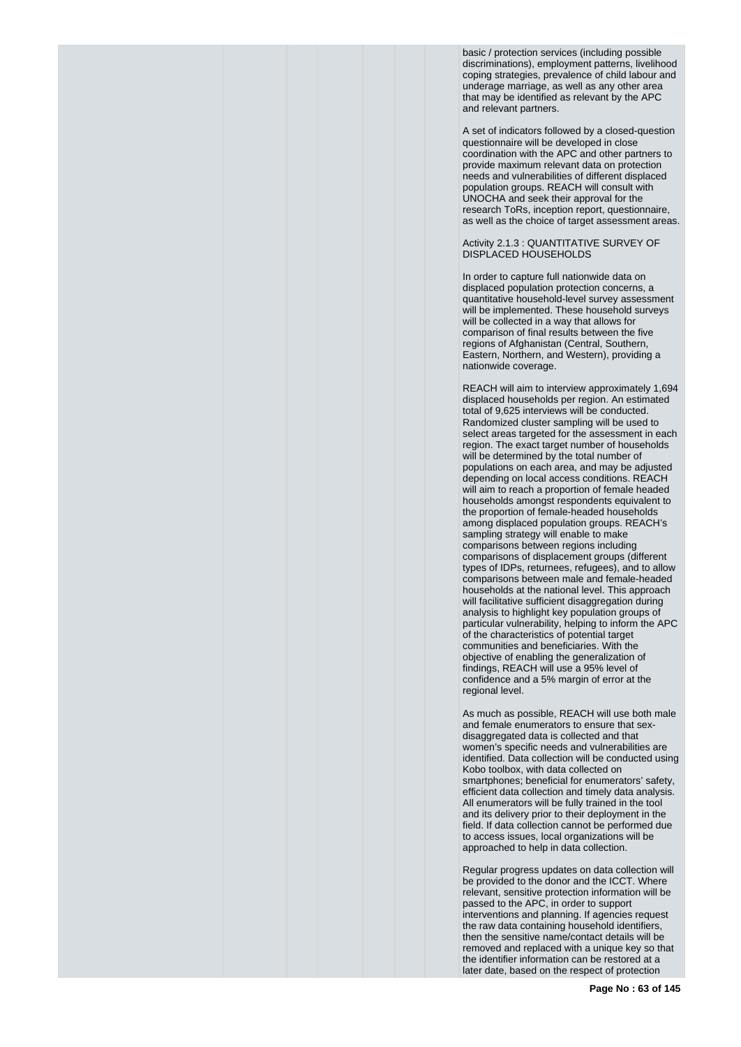basic / protection services (including possible discriminations), employment patterns, livelihood coping strategies, prevalence of child labour and underage marriage, as well as any other area that may be identified as relevant by the APC and relevant partners.

A set of indicators followed by a closed-question questionnaire will be developed in close coordination with the APC and other partners to provide maximum relevant data on protection needs and vulnerabilities of different displaced population groups. REACH will consult with UNOCHA and seek their approval for the research ToRs, inception report, questionnaire, as well as the choice of target assessment areas.

Activity 2.1.3 : QUANTITATIVE SURVEY OF DISPLACED HOUSEHOLDS

In order to capture full nationwide data on displaced population protection concerns, a quantitative household-level survey assessment will be implemented. These household surveys will be collected in a way that allows for comparison of final results between the five regions of Afghanistan (Central, Southern, Eastern, Northern, and Western), providing a nationwide coverage.

REACH will aim to interview approximately 1,694 displaced households per region. An estimated total of 9,625 interviews will be conducted. Randomized cluster sampling will be used to select areas targeted for the assessment in each region. The exact target number of households will be determined by the total number of populations on each area, and may be adjusted depending on local access conditions. REACH will aim to reach a proportion of female headed households amongst respondents equivalent to the proportion of female-headed households among displaced population groups. REACH's sampling strategy will enable to make comparisons between regions including comparisons of displacement groups (different types of IDPs, returnees, refugees), and to allow comparisons between male and female-headed households at the national level. This approach will facilitative sufficient disaggregation during analysis to highlight key population groups of particular vulnerability, helping to inform the APC of the characteristics of potential target communities and beneficiaries. With the objective of enabling the generalization of findings, REACH will use a 95% level of confidence and a 5% margin of error at the regional level.

As much as possible, REACH will use both male and female enumerators to ensure that sex-disaggregated data is collected and that women's specific needs and vulnerabilities are identified. Data collection will be conducted using Kobo toolbox, with data collected on smartphones; beneficial for enumerators' safety, efficient data collection and timely data analysis. All enumerators will be fully trained in the tool and its delivery prior to their deployment in the field. If data collection cannot be performed due to access issues, local organizations will be approached to help in data collection.

Regular progress updates on data collection will be provided to the donor and the ICCT. Where relevant, sensitive protection information will be passed to the APC, in order to support interventions and planning. If agencies request the raw data containing household identifiers, then the sensitive name/contact details will be removed and replaced with a unique key so that the identifier information can be restored at a later date, based on the respect of protection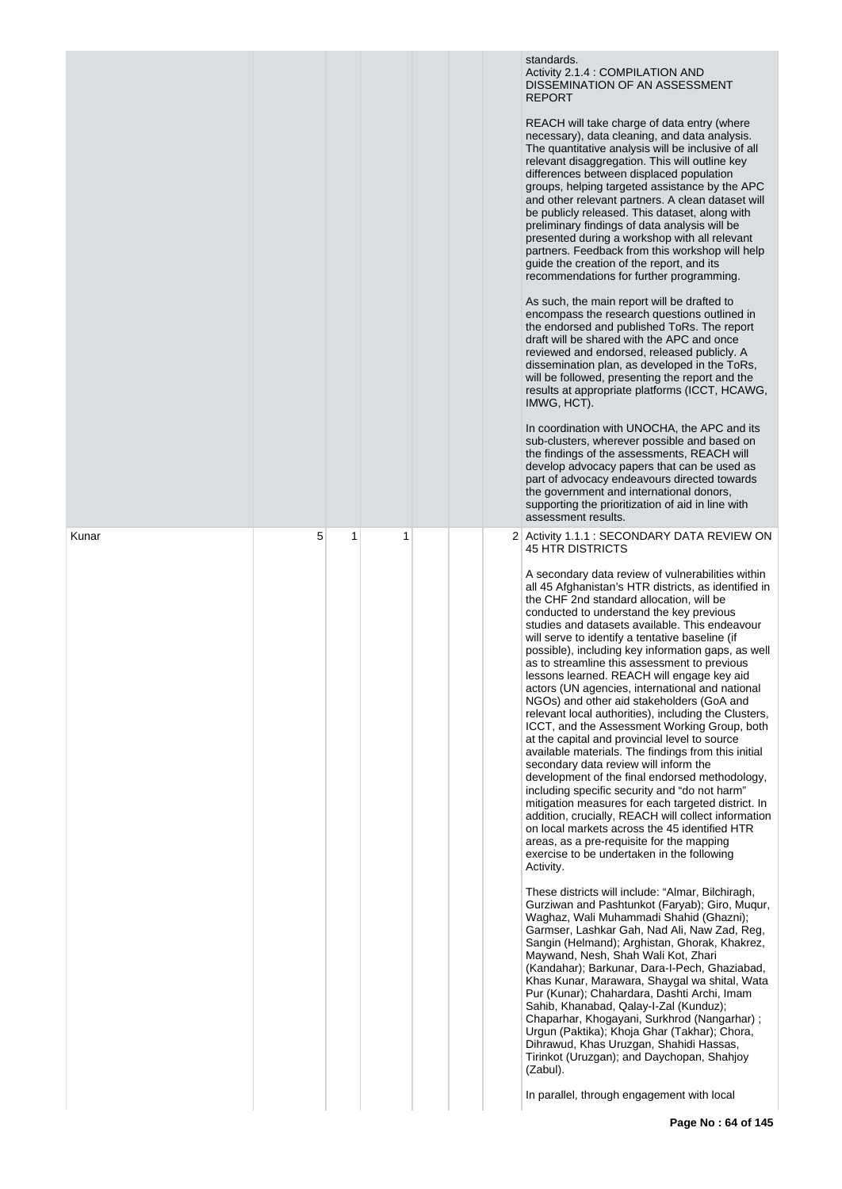| | | | | | | |
|---|---|---|---|---|---|---|
| | | | | | | standards.<br>Activity 2.1.4 : COMPILATION AND DISSEMINATION OF AN ASSESSMENT REPORT<br><br>REACH will take charge of data entry (where necessary), data cleaning, and data analysis. The quantitative analysis will be inclusive of all relevant disaggregation. This will outline key differences between displaced population groups, helping targeted assistance by the APC and other relevant partners. A clean dataset will be publicly released. This dataset, along with preliminary findings of data analysis will be presented during a workshop with all relevant partners. Feedback from this workshop will help guide the creation of the report, and its recommendations for further programming.<br><br>As such, the main report will be drafted to encompass the research questions outlined in the endorsed and published ToRs. The report draft will be shared with the APC and once reviewed and endorsed, released publicly. A dissemination plan, as developed in the ToRs, will be followed, presenting the report and the results at appropriate platforms (ICCT, HCAWG, IMWG, HCT).<br><br>In coordination with UNOCHA, the APC and its sub-clusters, wherever possible and based on the findings of the assessments, REACH will develop advocacy papers that can be used as part of advocacy endeavours directed towards the government and international donors, supporting the prioritization of aid in line with assessment results. |
| Kunar | 5 | 1 | 1 | | | 2 | Activity 1.1.1 : SECONDARY DATA REVIEW ON 45 HTR DISTRICTS<br><br>A secondary data review of vulnerabilities within all 45 Afghanistan's HTR districts, as identified in the CHF 2nd standard allocation, will be conducted to understand the key previous studies and datasets available. This endeavour will serve to identify a tentative baseline (if possible), including key information gaps, as well as to streamline this assessment to previous lessons learned. REACH will engage key aid actors (UN agencies, international and national NGOs) and other aid stakeholders (GoA and relevant local authorities), including the Clusters, ICCT, and the Assessment Working Group, both at the capital and provincial level to source available materials. The findings from this initial secondary data review will inform the development of the final endorsed methodology, including specific security and "do not harm" mitigation measures for each targeted district. In addition, crucially, REACH will collect information on local markets across the 45 identified HTR areas, as a pre-requisite for the mapping exercise to be undertaken in the following Activity.<br><br>These districts will include: "Almar, Bilchiragh, Gurziwan and Pashtunkot (Faryab); Giro, Muqur, Waghaz, Wali Muhammadi Shahid (Ghazni); Garmser, Lashkar Gah, Nad Ali, Naw Zad, Reg, Sangin (Helmand); Arghistan, Ghorak, Khakrez, Maywand, Nesh, Shah Wali Kot, Zhari (Kandahar); Barkunar, Dara-I-Pech, Ghaziabad, Khas Kunar, Marawara, Shaygal wa shital, Wata Pur (Kunar); Chahardara, Dashti Archi, Imam Sahib, Khanabad, Qalay-I-Zal (Kunduz); Chaparhar, Khogayani, Surkhrod (Nangarhar) ; Urgun (Paktika); Khoja Ghar (Takhar); Chora, Dihrawud, Khas Uruzgan, Shahidi Hassas, Tirinkot (Uruzgan); and Daychopan, Shahjoy (Zabul).<br><br>In parallel, through engagement with local |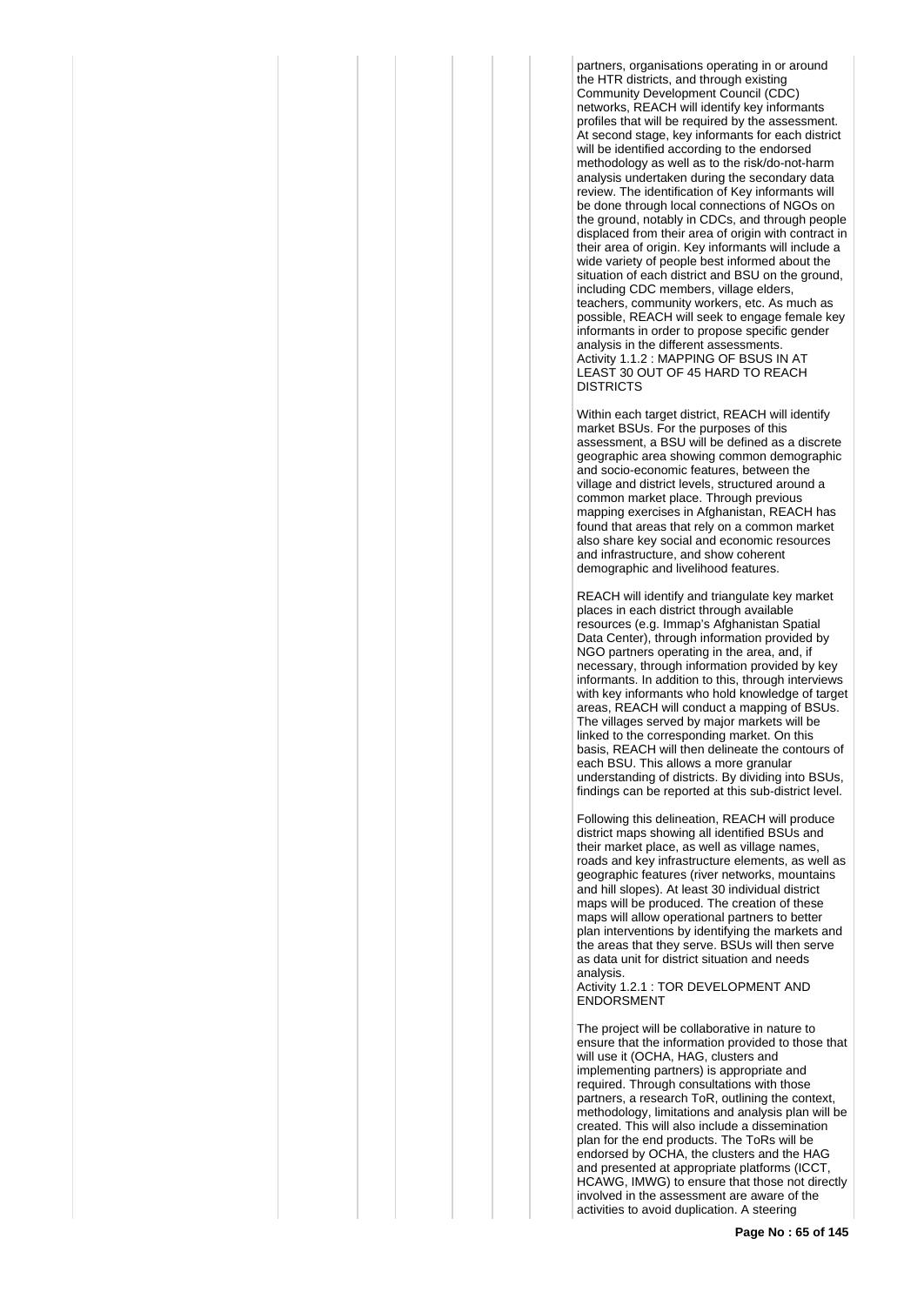partners, organisations operating in or around the HTR districts, and through existing Community Development Council (CDC) networks, REACH will identify key informants profiles that will be required by the assessment. At second stage, key informants for each district will be identified according to the endorsed methodology as well as to the risk/do-not-harm analysis undertaken during the secondary data review. The identification of Key informants will be done through local connections of NGOs on the ground, notably in CDCs, and through people displaced from their area of origin with contract in their area of origin. Key informants will include a wide variety of people best informed about the situation of each district and BSU on the ground, including CDC members, village elders, teachers, community workers, etc. As much as possible, REACH will seek to engage female key informants in order to propose specific gender analysis in the different assessments.

Activity 1.1.2 : MAPPING OF BSUS IN AT LEAST 30 OUT OF 45 HARD TO REACH DISTRICTS

Within each target district, REACH will identify market BSUs. For the purposes of this assessment, a BSU will be defined as a discrete geographic area showing common demographic and socio-economic features, between the village and district levels, structured around a common market place. Through previous mapping exercises in Afghanistan, REACH has found that areas that rely on a common market also share key social and economic resources and infrastructure, and show coherent demographic and livelihood features.

REACH will identify and triangulate key market places in each district through available resources (e.g. Immap's Afghanistan Spatial Data Center), through information provided by NGO partners operating in the area, and, if necessary, through information provided by key informants. In addition to this, through interviews with key informants who hold knowledge of target areas, REACH will conduct a mapping of BSUs. The villages served by major markets will be linked to the corresponding market. On this basis, REACH will then delineate the contours of each BSU. This allows a more granular understanding of districts. By dividing into BSUs, findings can be reported at this sub-district level.

Following this delineation, REACH will produce district maps showing all identified BSUs and their market place, as well as village names, roads and key infrastructure elements, as well as geographic features (river networks, mountains and hill slopes). At least 30 individual district maps will be produced. The creation of these maps will allow operational partners to better plan interventions by identifying the markets and the areas that they serve. BSUs will then serve as data unit for district situation and needs analysis.

Activity 1.2.1 : TOR DEVELOPMENT AND ENDORSMENT

The project will be collaborative in nature to ensure that the information provided to those that will use it (OCHA, HAG, clusters and implementing partners) is appropriate and required. Through consultations with those partners, a research ToR, outlining the context, methodology, limitations and analysis plan will be created. This will also include a dissemination plan for the end products. The ToRs will be endorsed by OCHA, the clusters and the HAG and presented at appropriate platforms (ICCT, HCAWG, IMWG) to ensure that those not directly involved in the assessment are aware of the activities to avoid duplication. A steering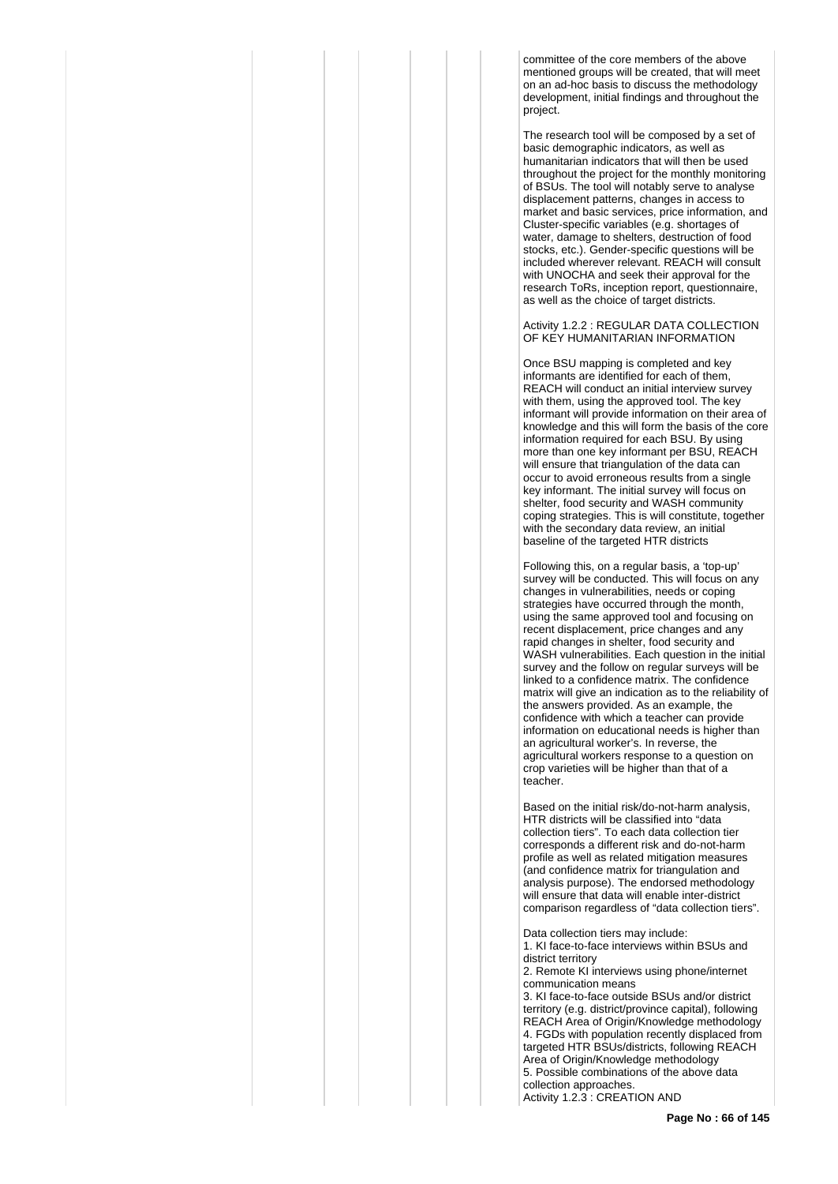committee of the core members of the above mentioned groups will be created, that will meet on an ad-hoc basis to discuss the methodology development, initial findings and throughout the project.

The research tool will be composed by a set of basic demographic indicators, as well as humanitarian indicators that will then be used throughout the project for the monthly monitoring of BSUs. The tool will notably serve to analyse displacement patterns, changes in access to market and basic services, price information, and Cluster-specific variables (e.g. shortages of water, damage to shelters, destruction of food stocks, etc.). Gender-specific questions will be included wherever relevant. REACH will consult with UNOCHA and seek their approval for the research ToRs, inception report, questionnaire, as well as the choice of target districts.

Activity 1.2.2 : REGULAR DATA COLLECTION OF KEY HUMANITARIAN INFORMATION

Once BSU mapping is completed and key informants are identified for each of them, REACH will conduct an initial interview survey with them, using the approved tool. The key informant will provide information on their area of knowledge and this will form the basis of the core information required for each BSU. By using more than one key informant per BSU, REACH will ensure that triangulation of the data can occur to avoid erroneous results from a single key informant. The initial survey will focus on shelter, food security and WASH community coping strategies. This is will constitute, together with the secondary data review, an initial baseline of the targeted HTR districts

Following this, on a regular basis, a 'top-up' survey will be conducted. This will focus on any changes in vulnerabilities, needs or coping strategies have occurred through the month, using the same approved tool and focusing on recent displacement, price changes and any rapid changes in shelter, food security and WASH vulnerabilities. Each question in the initial survey and the follow on regular surveys will be linked to a confidence matrix. The confidence matrix will give an indication as to the reliability of the answers provided. As an example, the confidence with which a teacher can provide information on educational needs is higher than an agricultural worker's. In reverse, the agricultural workers response to a question on crop varieties will be higher than that of a teacher.

Based on the initial risk/do-not-harm analysis, HTR districts will be classified into "data collection tiers". To each data collection tier corresponds a different risk and do-not-harm profile as well as related mitigation measures (and confidence matrix for triangulation and analysis purpose). The endorsed methodology will ensure that data will enable inter-district comparison regardless of "data collection tiers".

Data collection tiers may include:
1. KI face-to-face interviews within BSUs and district territory
2. Remote KI interviews using phone/internet communication means
3. KI face-to-face outside BSUs and/or district territory (e.g. district/province capital), following REACH Area of Origin/Knowledge methodology
4. FGDs with population recently displaced from targeted HTR BSUs/districts, following REACH Area of Origin/Knowledge methodology
5. Possible combinations of the above data collection approaches.

Activity 1.2.3 : CREATION AND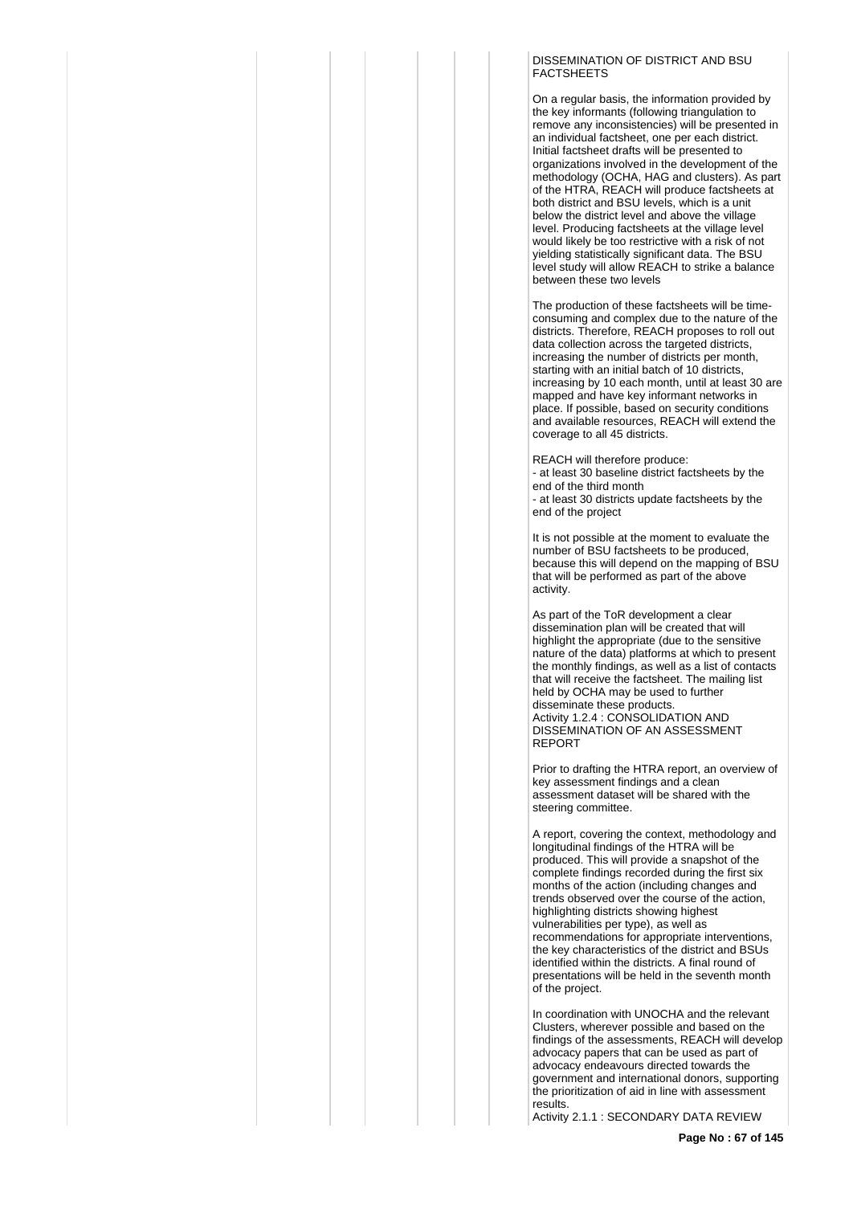DISSEMINATION OF DISTRICT AND BSU FACTSHEETS

On a regular basis, the information provided by the key informants (following triangulation to remove any inconsistencies) will be presented in an individual factsheet, one per each district. Initial factsheet drafts will be presented to organizations involved in the development of the methodology (OCHA, HAG and clusters). As part of the HTRA, REACH will produce factsheets at both district and BSU levels, which is a unit below the district level and above the village level. Producing factsheets at the village level would likely be too restrictive with a risk of not yielding statistically significant data. The BSU level study will allow REACH to strike a balance between these two levels

The production of these factsheets will be time-consuming and complex due to the nature of the districts. Therefore, REACH proposes to roll out data collection across the targeted districts, increasing the number of districts per month, starting with an initial batch of 10 districts, increasing by 10 each month, until at least 30 are mapped and have key informant networks in place. If possible, based on security conditions and available resources, REACH will extend the coverage to all 45 districts.

REACH will therefore produce:
- at least 30 baseline district factsheets by the end of the third month
- at least 30 districts update factsheets by the end of the project

It is not possible at the moment to evaluate the number of BSU factsheets to be produced, because this will depend on the mapping of BSU that will be performed as part of the above activity.

As part of the ToR development a clear dissemination plan will be created that will highlight the appropriate (due to the sensitive nature of the data) platforms at which to present the monthly findings, as well as a list of contacts that will receive the factsheet. The mailing list held by OCHA may be used to further disseminate these products.
Activity 1.2.4 : CONSOLIDATION AND DISSEMINATION OF AN ASSESSMENT REPORT

Prior to drafting the HTRA report, an overview of key assessment findings and a clean assessment dataset will be shared with the steering committee.

A report, covering the context, methodology and longitudinal findings of the HTRA will be produced. This will provide a snapshot of the complete findings recorded during the first six months of the action (including changes and trends observed over the course of the action, highlighting districts showing highest vulnerabilities per type), as well as recommendations for appropriate interventions, the key characteristics of the district and BSUs identified within the districts. A final round of presentations will be held in the seventh month of the project.

In coordination with UNOCHA and the relevant Clusters, wherever possible and based on the findings of the assessments, REACH will develop advocacy papers that can be used as part of advocacy endeavours directed towards the government and international donors, supporting the prioritization of aid in line with assessment results.
Activity 2.1.1 : SECONDARY DATA REVIEW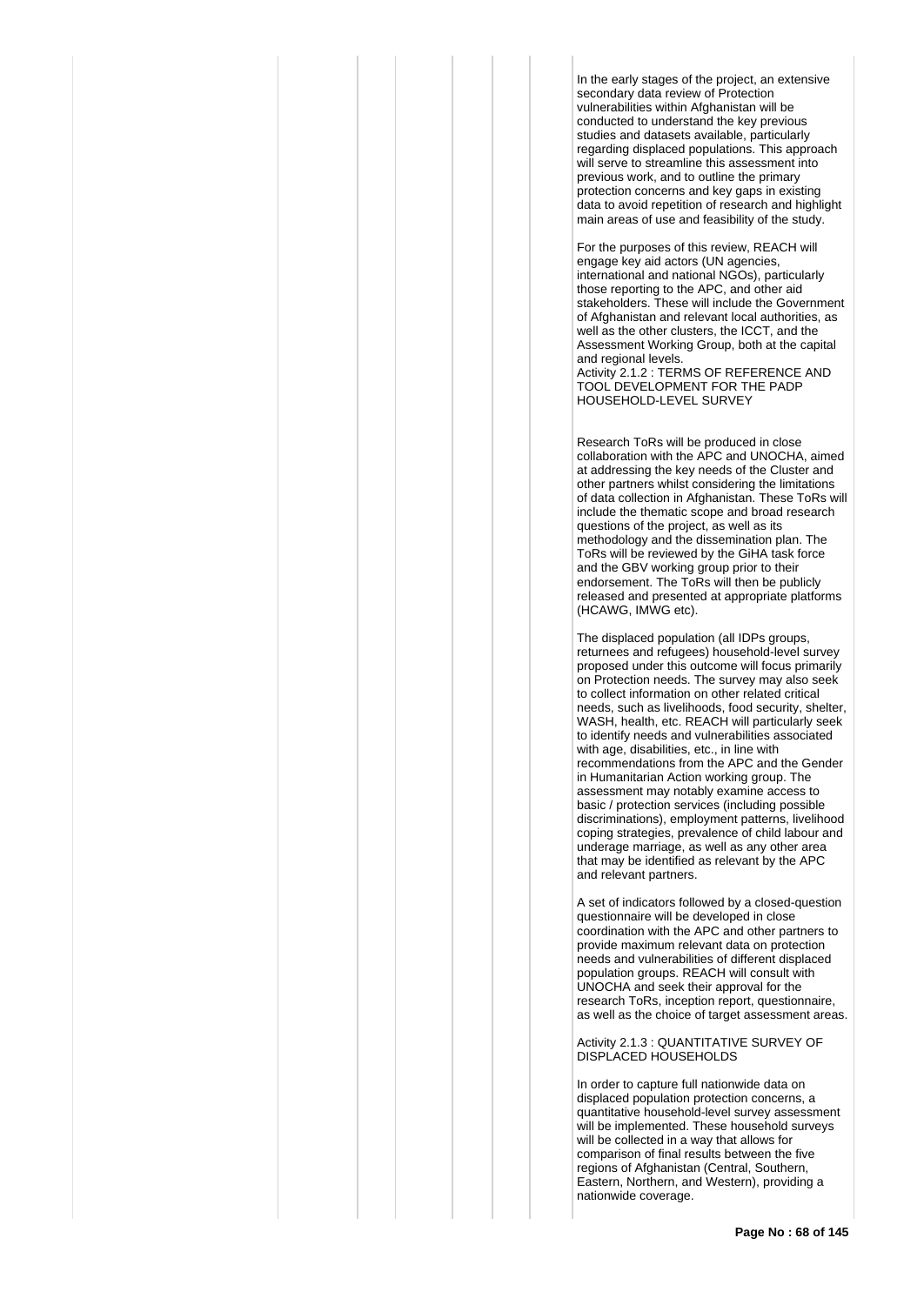In the early stages of the project, an extensive secondary data review of Protection vulnerabilities within Afghanistan will be conducted to understand the key previous studies and datasets available, particularly regarding displaced populations. This approach will serve to streamline this assessment into previous work, and to outline the primary protection concerns and key gaps in existing data to avoid repetition of research and highlight main areas of use and feasibility of the study.

For the purposes of this review, REACH will engage key aid actors (UN agencies, international and national NGOs), particularly those reporting to the APC, and other aid stakeholders. These will include the Government of Afghanistan and relevant local authorities, as well as the other clusters, the ICCT, and the Assessment Working Group, both at the capital and regional levels.

Activity 2.1.2 : TERMS OF REFERENCE AND TOOL DEVELOPMENT FOR THE PADP HOUSEHOLD-LEVEL SURVEY

Research ToRs will be produced in close collaboration with the APC and UNOCHA, aimed at addressing the key needs of the Cluster and other partners whilst considering the limitations of data collection in Afghanistan. These ToRs will include the thematic scope and broad research questions of the project, as well as its methodology and the dissemination plan. The ToRs will be reviewed by the GiHA task force and the GBV working group prior to their endorsement. The ToRs will then be publicly released and presented at appropriate platforms (HCAWG, IMWG etc).

The displaced population (all IDPs groups, returnees and refugees) household-level survey proposed under this outcome will focus primarily on Protection needs. The survey may also seek to collect information on other related critical needs, such as livelihoods, food security, shelter, WASH, health, etc. REACH will particularly seek to identify needs and vulnerabilities associated with age, disabilities, etc., in line with recommendations from the APC and the Gender in Humanitarian Action working group. The assessment may notably examine access to basic / protection services (including possible discriminations), employment patterns, livelihood coping strategies, prevalence of child labour and underage marriage, as well as any other area that may be identified as relevant by the APC and relevant partners.

A set of indicators followed by a closed-question questionnaire will be developed in close coordination with the APC and other partners to provide maximum relevant data on protection needs and vulnerabilities of different displaced population groups. REACH will consult with UNOCHA and seek their approval for the research ToRs, inception report, questionnaire, as well as the choice of target assessment areas.

Activity 2.1.3 : QUANTITATIVE SURVEY OF DISPLACED HOUSEHOLDS

In order to capture full nationwide data on displaced population protection concerns, a quantitative household-level survey assessment will be implemented. These household surveys will be collected in a way that allows for comparison of final results between the five regions of Afghanistan (Central, Southern, Eastern, Northern, and Western), providing a nationwide coverage.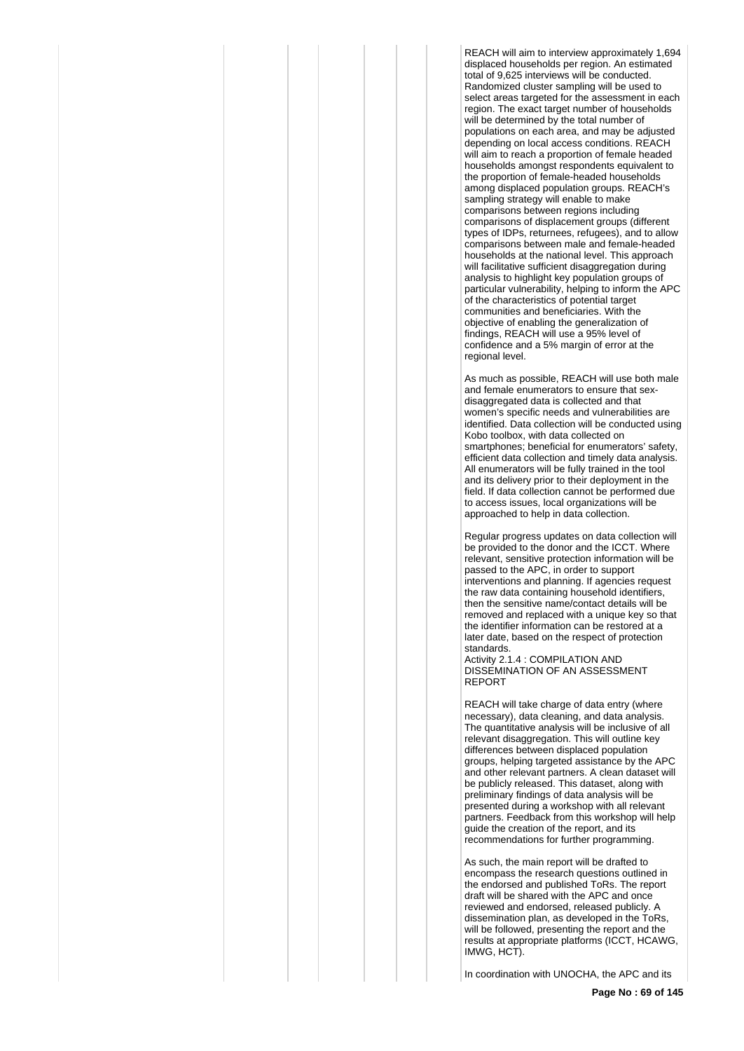REACH will aim to interview approximately 1,694 displaced households per region. An estimated total of 9,625 interviews will be conducted. Randomized cluster sampling will be used to select areas targeted for the assessment in each region. The exact target number of households will be determined by the total number of populations on each area, and may be adjusted depending on local access conditions. REACH will aim to reach a proportion of female headed households amongst respondents equivalent to the proportion of female-headed households among displaced population groups. REACH's sampling strategy will enable to make comparisons between regions including comparisons of displacement groups (different types of IDPs, returnees, refugees), and to allow comparisons between male and female-headed households at the national level. This approach will facilitative sufficient disaggregation during analysis to highlight key population groups of particular vulnerability, helping to inform the APC of the characteristics of potential target communities and beneficiaries. With the objective of enabling the generalization of findings, REACH will use a 95% level of confidence and a 5% margin of error at the regional level.

As much as possible, REACH will use both male and female enumerators to ensure that sex-disaggregated data is collected and that women's specific needs and vulnerabilities are identified. Data collection will be conducted using Kobo toolbox, with data collected on smartphones; beneficial for enumerators' safety, efficient data collection and timely data analysis. All enumerators will be fully trained in the tool and its delivery prior to their deployment in the field. If data collection cannot be performed due to access issues, local organizations will be approached to help in data collection.

Regular progress updates on data collection will be provided to the donor and the ICCT. Where relevant, sensitive protection information will be passed to the APC, in order to support interventions and planning. If agencies request the raw data containing household identifiers, then the sensitive name/contact details will be removed and replaced with a unique key so that the identifier information can be restored at a later date, based on the respect of protection standards.

Activity 2.1.4 : COMPILATION AND DISSEMINATION OF AN ASSESSMENT REPORT

REACH will take charge of data entry (where necessary), data cleaning, and data analysis. The quantitative analysis will be inclusive of all relevant disaggregation. This will outline key differences between displaced population groups, helping targeted assistance by the APC and other relevant partners. A clean dataset will be publicly released. This dataset, along with preliminary findings of data analysis will be presented during a workshop with all relevant partners. Feedback from this workshop will help guide the creation of the report, and its recommendations for further programming.

As such, the main report will be drafted to encompass the research questions outlined in the endorsed and published ToRs. The report draft will be shared with the APC and once reviewed and endorsed, released publicly. A dissemination plan, as developed in the ToRs, will be followed, presenting the report and the results at appropriate platforms (ICCT, HCAWG, IMWG, HCT).

In coordination with UNOCHA, the APC and its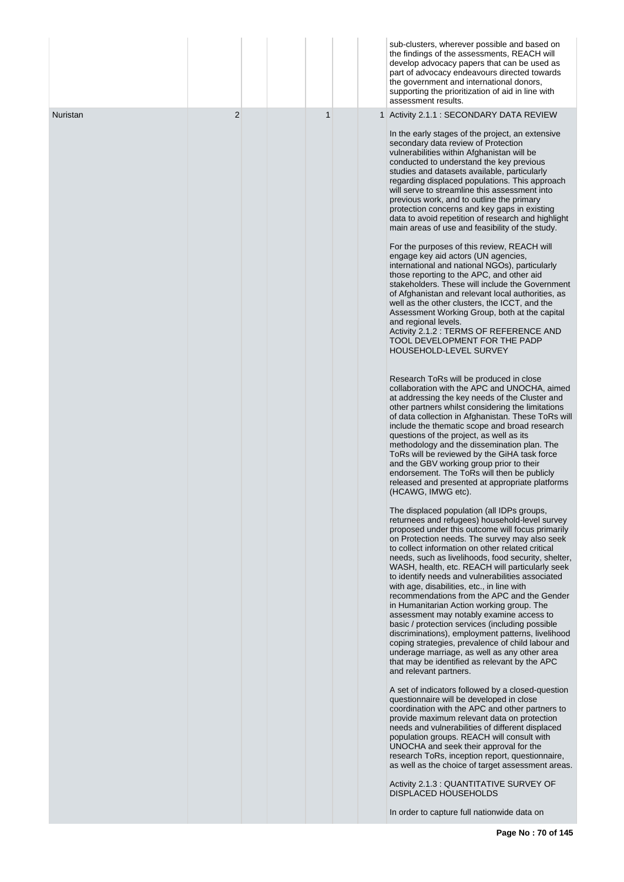| | | | | | | |
|---|---|---|---|---|---|---|
| | | | | | | sub-clusters, wherever possible and based on the findings of the assessments, REACH will develop advocacy papers that can be used as part of advocacy endeavours directed towards the government and international donors, supporting the prioritization of aid in line with assessment results. |
| Nuristan | 2 | | | 1 | | 1 Activity 2.1.1 : SECONDARY DATA REVIEW<br><br>In the early stages of the project, an extensive secondary data review of Protection vulnerabilities within Afghanistan will be conducted to understand the key previous studies and datasets available, particularly regarding displaced populations. This approach will serve to streamline this assessment into previous work, and to outline the primary protection concerns and key gaps in existing data to avoid repetition of research and highlight main areas of use and feasibility of the study.<br><br>For the purposes of this review, REACH will engage key aid actors (UN agencies, international and national NGOs), particularly those reporting to the APC, and other aid stakeholders. These will include the Government of Afghanistan and relevant local authorities, as well as the other clusters, the ICCT, and the Assessment Working Group, both at the capital and regional levels.<br>Activity 2.1.2 : TERMS OF REFERENCE AND TOOL DEVELOPMENT FOR THE PADP HOUSEHOLD-LEVEL SURVEY<br><br>Research ToRs will be produced in close collaboration with the APC and UNOCHA, aimed at addressing the key needs of the Cluster and other partners whilst considering the limitations of data collection in Afghanistan. These ToRs will include the thematic scope and broad research questions of the project, as well as its methodology and the dissemination plan. The ToRs will be reviewed by the GiHA task force and the GBV working group prior to their endorsement. The ToRs will then be publicly released and presented at appropriate platforms (HCAWG, IMWG etc).<br><br>The displaced population (all IDPs groups, returnees and refugees) household-level survey proposed under this outcome will focus primarily on Protection needs. The survey may also seek to collect information on other related critical needs, such as livelihoods, food security, shelter, WASH, health, etc. REACH will particularly seek to identify needs and vulnerabilities associated with age, disabilities, etc., in line with recommendations from the APC and the Gender in Humanitarian Action working group. The assessment may notably examine access to basic / protection services (including possible discriminations), employment patterns, livelihood coping strategies, prevalence of child labour and underage marriage, as well as any other area that may be identified as relevant by the APC and relevant partners.<br><br>A set of indicators followed by a closed-question questionnaire will be developed in close coordination with the APC and other partners to provide maximum relevant data on protection needs and vulnerabilities of different displaced population groups. REACH will consult with UNOCHA and seek their approval for the research ToRs, inception report, questionnaire, as well as the choice of target assessment areas.<br><br>Activity 2.1.3 : QUANTITATIVE SURVEY OF DISPLACED HOUSEHOLDS<br><br>In order to capture full nationwide data on |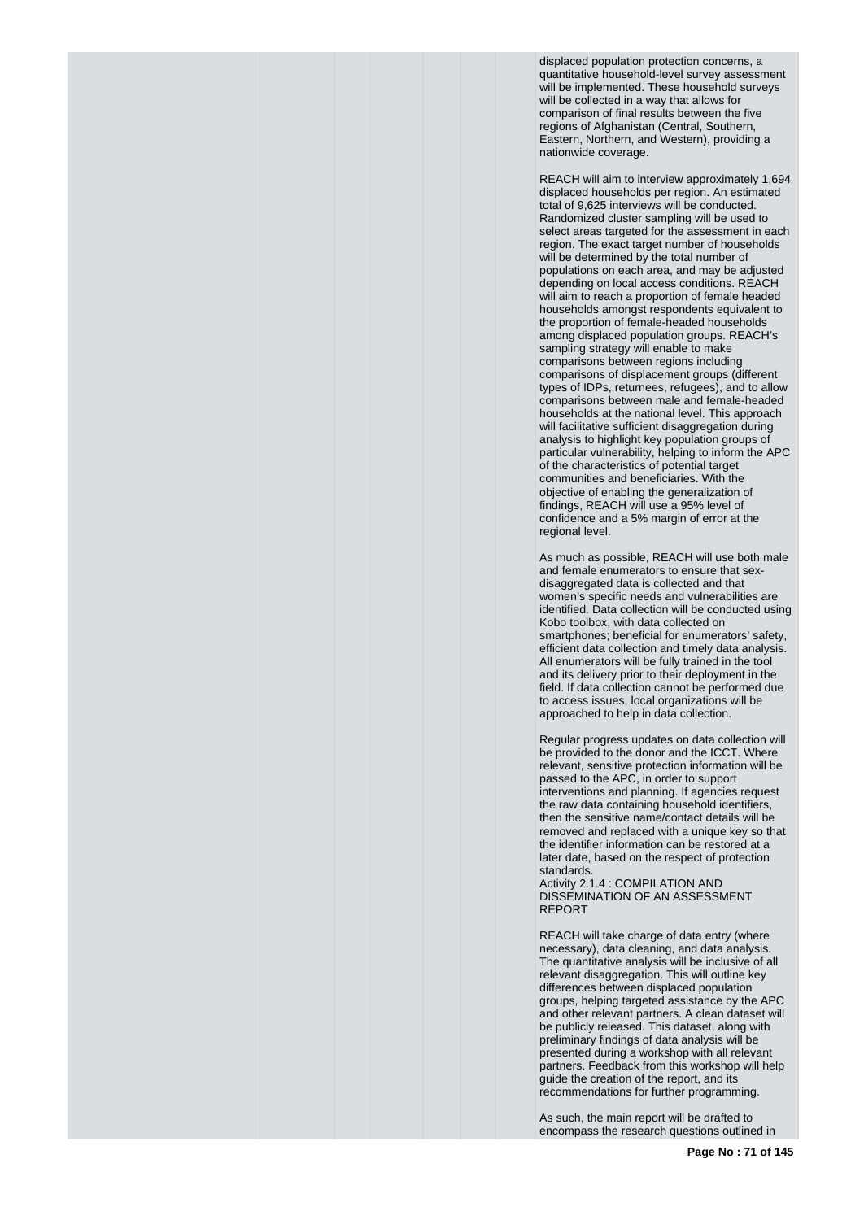displaced population protection concerns, a quantitative household-level survey assessment will be implemented. These household surveys will be collected in a way that allows for comparison of final results between the five regions of Afghanistan (Central, Southern, Eastern, Northern, and Western), providing a nationwide coverage.

REACH will aim to interview approximately 1,694 displaced households per region. An estimated total of 9,625 interviews will be conducted. Randomized cluster sampling will be used to select areas targeted for the assessment in each region. The exact target number of households will be determined by the total number of populations on each area, and may be adjusted depending on local access conditions. REACH will aim to reach a proportion of female headed households amongst respondents equivalent to the proportion of female-headed households among displaced population groups. REACH's sampling strategy will enable to make comparisons between regions including comparisons of displacement groups (different types of IDPs, returnees, refugees), and to allow comparisons between male and female-headed households at the national level. This approach will facilitative sufficient disaggregation during analysis to highlight key population groups of particular vulnerability, helping to inform the APC of the characteristics of potential target communities and beneficiaries. With the objective of enabling the generalization of findings, REACH will use a 95% level of confidence and a 5% margin of error at the regional level.

As much as possible, REACH will use both male and female enumerators to ensure that sex-disaggregated data is collected and that women's specific needs and vulnerabilities are identified. Data collection will be conducted using Kobo toolbox, with data collected on smartphones; beneficial for enumerators' safety, efficient data collection and timely data analysis. All enumerators will be fully trained in the tool and its delivery prior to their deployment in the field. If data collection cannot be performed due to access issues, local organizations will be approached to help in data collection.

Regular progress updates on data collection will be provided to the donor and the ICCT. Where relevant, sensitive protection information will be passed to the APC, in order to support interventions and planning. If agencies request the raw data containing household identifiers, then the sensitive name/contact details will be removed and replaced with a unique key so that the identifier information can be restored at a later date, based on the respect of protection standards.

Activity 2.1.4 : COMPILATION AND DISSEMINATION OF AN ASSESSMENT REPORT

REACH will take charge of data entry (where necessary), data cleaning, and data analysis. The quantitative analysis will be inclusive of all relevant disaggregation. This will outline key differences between displaced population groups, helping targeted assistance by the APC and other relevant partners. A clean dataset will be publicly released. This dataset, along with preliminary findings of data analysis will be presented during a workshop with all relevant partners. Feedback from this workshop will help guide the creation of the report, and its recommendations for further programming.

As such, the main report will be drafted to encompass the research questions outlined in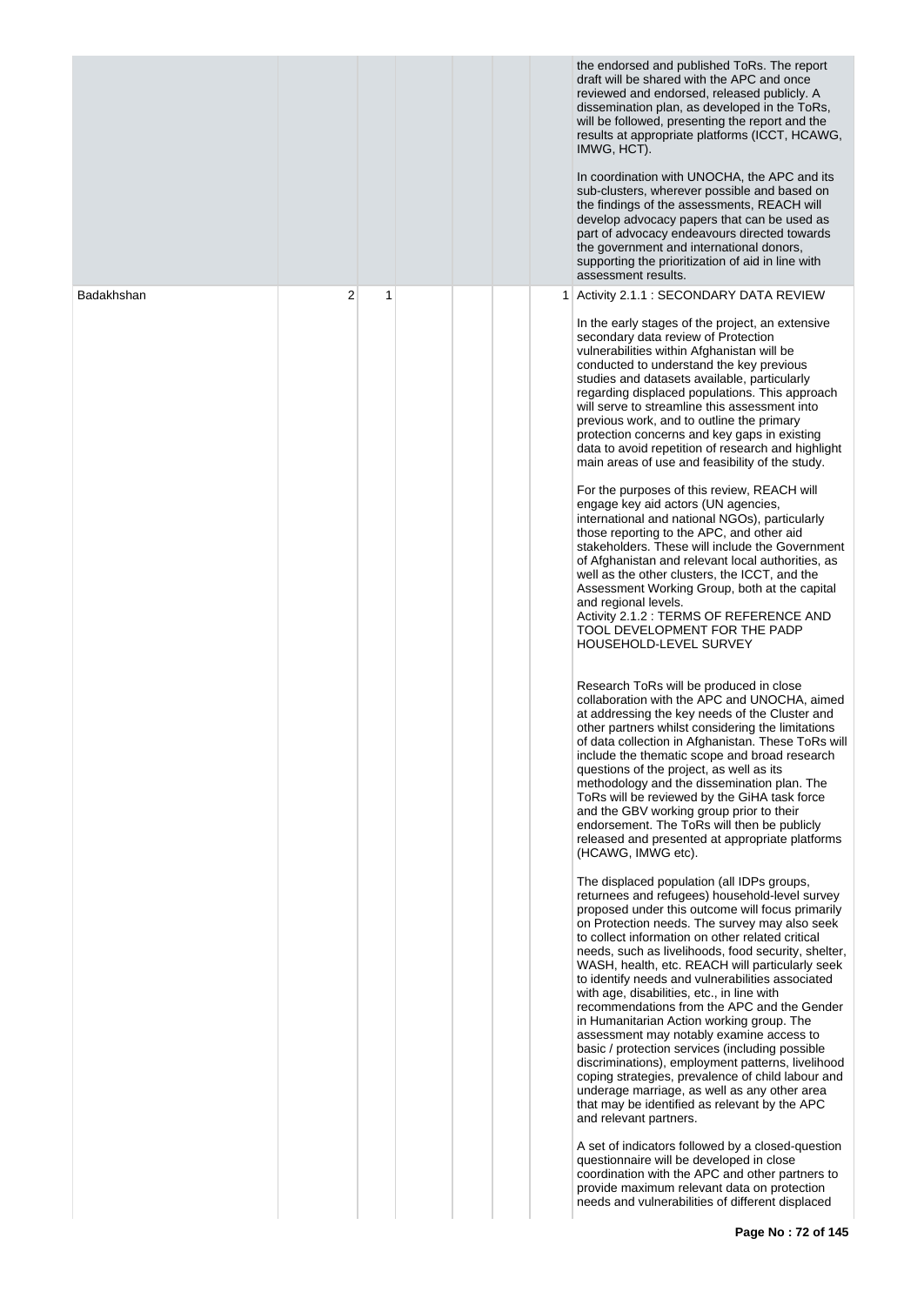| | | | | | | |
|---|---|---|---|---|---|---|
| | | | | | | the endorsed and published ToRs. The report draft will be shared with the APC and once reviewed and endorsed, released publicly. A dissemination plan, as developed in the ToRs, will be followed, presenting the report and the results at appropriate platforms (ICCT, HCAWG, IMWG, HCT).<br><br>In coordination with UNOCHA, the APC and its sub-clusters, wherever possible and based on the findings of the assessments, REACH will develop advocacy papers that can be used as part of advocacy endeavours directed towards the government and international donors, supporting the prioritization of aid in line with assessment results. |
| Badakhshan | 2 | 1 | | | | 1 Activity 2.1.1 : SECONDARY DATA REVIEW<br><br>In the early stages of the project, an extensive secondary data review of Protection vulnerabilities within Afghanistan will be conducted to understand the key previous studies and datasets available, particularly regarding displaced populations. This approach will serve to streamline this assessment into previous work, and to outline the primary protection concerns and key gaps in existing data to avoid repetition of research and highlight main areas of use and feasibility of the study.<br><br>For the purposes of this review, REACH will engage key aid actors (UN agencies, international and national NGOs), particularly those reporting to the APC, and other aid stakeholders. These will include the Government of Afghanistan and relevant local authorities, as well as the other clusters, the ICCT, and the Assessment Working Group, both at the capital and regional levels.<br>Activity 2.1.2 : TERMS OF REFERENCE AND TOOL DEVELOPMENT FOR THE PADP HOUSEHOLD-LEVEL SURVEY<br><br>Research ToRs will be produced in close collaboration with the APC and UNOCHA, aimed at addressing the key needs of the Cluster and other partners whilst considering the limitations of data collection in Afghanistan. These ToRs will include the thematic scope and broad research questions of the project, as well as its methodology and the dissemination plan. The ToRs will be reviewed by the GiHA task force and the GBV working group prior to their endorsement. The ToRs will then be publicly released and presented at appropriate platforms (HCAWG, IMWG etc).<br><br>The displaced population (all IDPs groups, returnees and refugees) household-level survey proposed under this outcome will focus primarily on Protection needs. The survey may also seek to collect information on other related critical needs, such as livelihoods, food security, shelter, WASH, health, etc. REACH will particularly seek to identify needs and vulnerabilities associated with age, disabilities, etc., in line with recommendations from the APC and the Gender in Humanitarian Action working group. The assessment may notably examine access to basic / protection services (including possible discriminations), employment patterns, livelihood coping strategies, prevalence of child labour and underage marriage, as well as any other area that may be identified as relevant by the APC and relevant partners.<br><br>A set of indicators followed by a closed-question questionnaire will be developed in close coordination with the APC and other partners to provide maximum relevant data on protection needs and vulnerabilities of different displaced |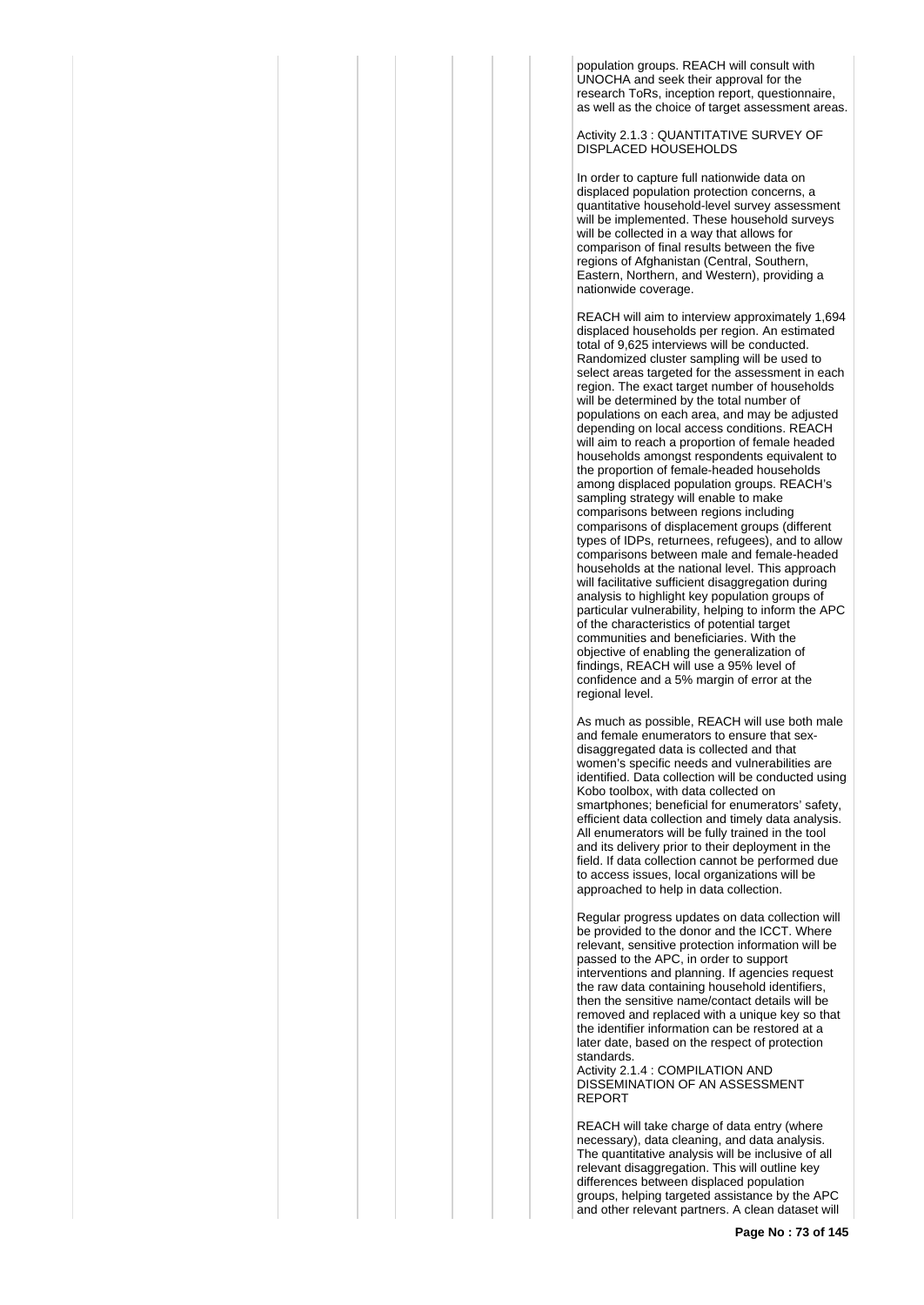population groups. REACH will consult with UNOCHA and seek their approval for the research ToRs, inception report, questionnaire, as well as the choice of target assessment areas.

Activity 2.1.3 : QUANTITATIVE SURVEY OF DISPLACED HOUSEHOLDS

In order to capture full nationwide data on displaced population protection concerns, a quantitative household-level survey assessment will be implemented. These household surveys will be collected in a way that allows for comparison of final results between the five regions of Afghanistan (Central, Southern, Eastern, Northern, and Western), providing a nationwide coverage.

REACH will aim to interview approximately 1,694 displaced households per region. An estimated total of 9,625 interviews will be conducted. Randomized cluster sampling will be used to select areas targeted for the assessment in each region. The exact target number of households will be determined by the total number of populations on each area, and may be adjusted depending on local access conditions. REACH will aim to reach a proportion of female headed households amongst respondents equivalent to the proportion of female-headed households among displaced population groups. REACH's sampling strategy will enable to make comparisons between regions including comparisons of displacement groups (different types of IDPs, returnees, refugees), and to allow comparisons between male and female-headed households at the national level. This approach will facilitative sufficient disaggregation during analysis to highlight key population groups of particular vulnerability, helping to inform the APC of the characteristics of potential target communities and beneficiaries. With the objective of enabling the generalization of findings, REACH will use a 95% level of confidence and a 5% margin of error at the regional level.

As much as possible, REACH will use both male and female enumerators to ensure that sex-disaggregated data is collected and that women's specific needs and vulnerabilities are identified. Data collection will be conducted using Kobo toolbox, with data collected on smartphones; beneficial for enumerators' safety, efficient data collection and timely data analysis. All enumerators will be fully trained in the tool and its delivery prior to their deployment in the field. If data collection cannot be performed due to access issues, local organizations will be approached to help in data collection.

Regular progress updates on data collection will be provided to the donor and the ICCT. Where relevant, sensitive protection information will be passed to the APC, in order to support interventions and planning. If agencies request the raw data containing household identifiers, then the sensitive name/contact details will be removed and replaced with a unique key so that the identifier information can be restored at a later date, based on the respect of protection standards.

Activity 2.1.4 : COMPILATION AND DISSEMINATION OF AN ASSESSMENT REPORT

REACH will take charge of data entry (where necessary), data cleaning, and data analysis. The quantitative analysis will be inclusive of all relevant disaggregation. This will outline key differences between displaced population groups, helping targeted assistance by the APC and other relevant partners. A clean dataset will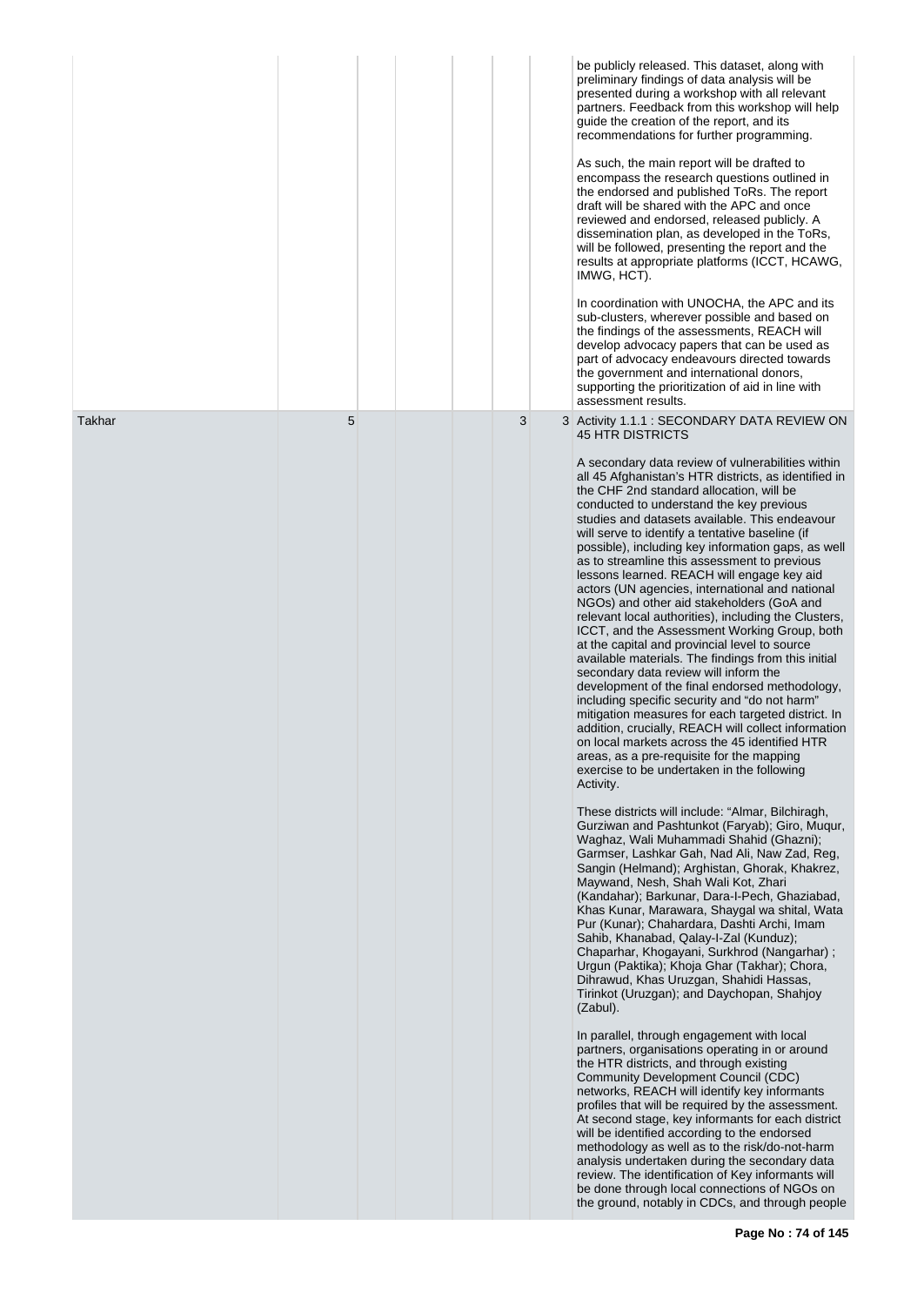| | | | | | | |
|---|---|---|---|---|---|---|
| | | | | | | be publicly released. This dataset, along with preliminary findings of data analysis will be presented during a workshop with all relevant partners. Feedback from this workshop will help guide the creation of the report, and its recommendations for further programming.<br><br>As such, the main report will be drafted to encompass the research questions outlined in the endorsed and published ToRs. The report draft will be shared with the APC and once reviewed and endorsed, released publicly. A dissemination plan, as developed in the ToRs, will be followed, presenting the report and the results at appropriate platforms (ICCT, HCAWG, IMWG, HCT).<br><br>In coordination with UNOCHA, the APC and its sub-clusters, wherever possible and based on the findings of the assessments, REACH will develop advocacy papers that can be used as part of advocacy endeavours directed towards the government and international donors, supporting the prioritization of aid in line with assessment results. |
| Takhar | 5 | | | | 3 | 3 Activity 1.1.1 : SECONDARY DATA REVIEW ON 45 HTR DISTRICTS<br><br>A secondary data review of vulnerabilities within all 45 Afghanistan's HTR districts, as identified in the CHF 2nd standard allocation, will be conducted to understand the key previous studies and datasets available. This endeavour will serve to identify a tentative baseline (if possible), including key information gaps, as well as to streamline this assessment to previous lessons learned. REACH will engage key aid actors (UN agencies, international and national NGOs) and other aid stakeholders (GoA and relevant local authorities), including the Clusters, ICCT, and the Assessment Working Group, both at the capital and provincial level to source available materials. The findings from this initial secondary data review will inform the development of the final endorsed methodology, including specific security and "do not harm" mitigation measures for each targeted district. In addition, crucially, REACH will collect information on local markets across the 45 identified HTR areas, as a pre-requisite for the mapping exercise to be undertaken in the following Activity.<br><br>These districts will include: "Almar, Bilchiragh, Gurziwan and Pashtunkot (Faryab); Giro, Muqur, Waghaz, Wali Muhammadi Shahid (Ghazni); Garmser, Lashkar Gah, Nad Ali, Naw Zad, Reg, Sangin (Helmand); Arghistan, Ghorak, Khakrez, Maywand, Nesh, Shah Wali Kot, Zhari (Kandahar); Barkunar, Dara-I-Pech, Ghaziabad, Khas Kunar, Marawara, Shaygal wa shital, Wata Pur (Kunar); Chahardara, Dashti Archi, Imam Sahib, Khanabad, Qalay-I-Zal (Kunduz); Chaparhar, Khogayani, Surkhrod (Nangarhar) ; Urgun (Paktika); Khoja Ghar (Takhar); Chora, Dihrawud, Khas Uruzgan, Shahidi Hassas, Tirinkot (Uruzgan); and Daychopan, Shahjoy (Zabul).<br><br>In parallel, through engagement with local partners, organisations operating in or around the HTR districts, and through existing Community Development Council (CDC) networks, REACH will identify key informants profiles that will be required by the assessment. At second stage, key informants for each district will be identified according to the endorsed methodology as well as to the risk/do-not-harm analysis undertaken during the secondary data review. The identification of Key informants will be done through local connections of NGOs on the ground, notably in CDCs, and through people |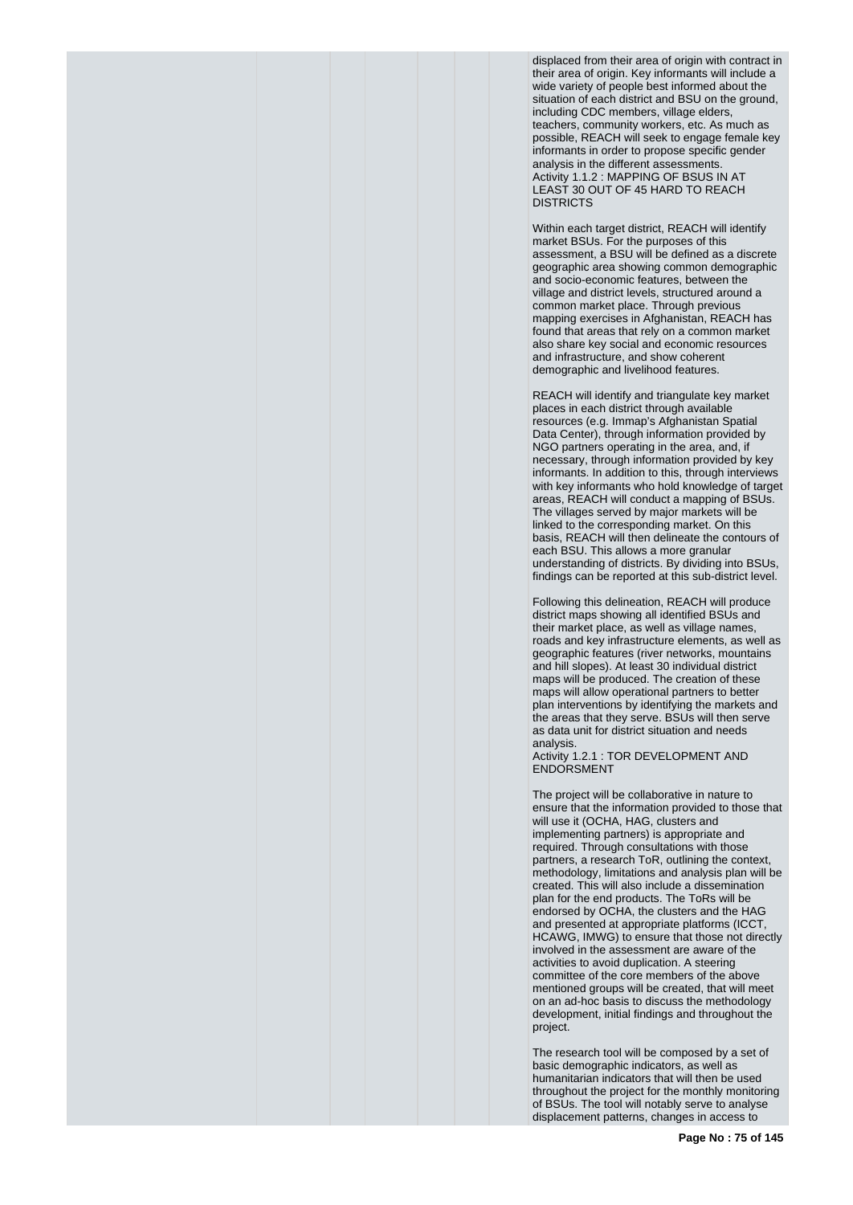displaced from their area of origin with contract in their area of origin. Key informants will include a wide variety of people best informed about the situation of each district and BSU on the ground, including CDC members, village elders, teachers, community workers, etc. As much as possible, REACH will seek to engage female key informants in order to propose specific gender analysis in the different assessments.

Activity 1.1.2 : MAPPING OF BSUS IN AT LEAST 30 OUT OF 45 HARD TO REACH DISTRICTS

Within each target district, REACH will identify market BSUs. For the purposes of this assessment, a BSU will be defined as a discrete geographic area showing common demographic and socio-economic features, between the village and district levels, structured around a common market place. Through previous mapping exercises in Afghanistan, REACH has found that areas that rely on a common market also share key social and economic resources and infrastructure, and show coherent demographic and livelihood features.

REACH will identify and triangulate key market places in each district through available resources (e.g. Immap's Afghanistan Spatial Data Center), through information provided by NGO partners operating in the area, and, if necessary, through information provided by key informants. In addition to this, through interviews with key informants who hold knowledge of target areas, REACH will conduct a mapping of BSUs. The villages served by major markets will be linked to the corresponding market. On this basis, REACH will then delineate the contours of each BSU. This allows a more granular understanding of districts. By dividing into BSUs, findings can be reported at this sub-district level.

Following this delineation, REACH will produce district maps showing all identified BSUs and their market place, as well as village names, roads and key infrastructure elements, as well as geographic features (river networks, mountains and hill slopes). At least 30 individual district maps will be produced. The creation of these maps will allow operational partners to better plan interventions by identifying the markets and the areas that they serve. BSUs will then serve as data unit for district situation and needs analysis.

Activity 1.2.1 : TOR DEVELOPMENT AND ENDORSMENT

The project will be collaborative in nature to ensure that the information provided to those that will use it (OCHA, HAG, clusters and implementing partners) is appropriate and required. Through consultations with those partners, a research ToR, outlining the context, methodology, limitations and analysis plan will be created. This will also include a dissemination plan for the end products. The ToRs will be endorsed by OCHA, the clusters and the HAG and presented at appropriate platforms (ICCT, HCAWG, IMWG) to ensure that those not directly involved in the assessment are aware of the activities to avoid duplication. A steering committee of the core members of the above mentioned groups will be created, that will meet on an ad-hoc basis to discuss the methodology development, initial findings and throughout the project.

The research tool will be composed by a set of basic demographic indicators, as well as humanitarian indicators that will then be used throughout the project for the monthly monitoring of BSUs. The tool will notably serve to analyse displacement patterns, changes in access to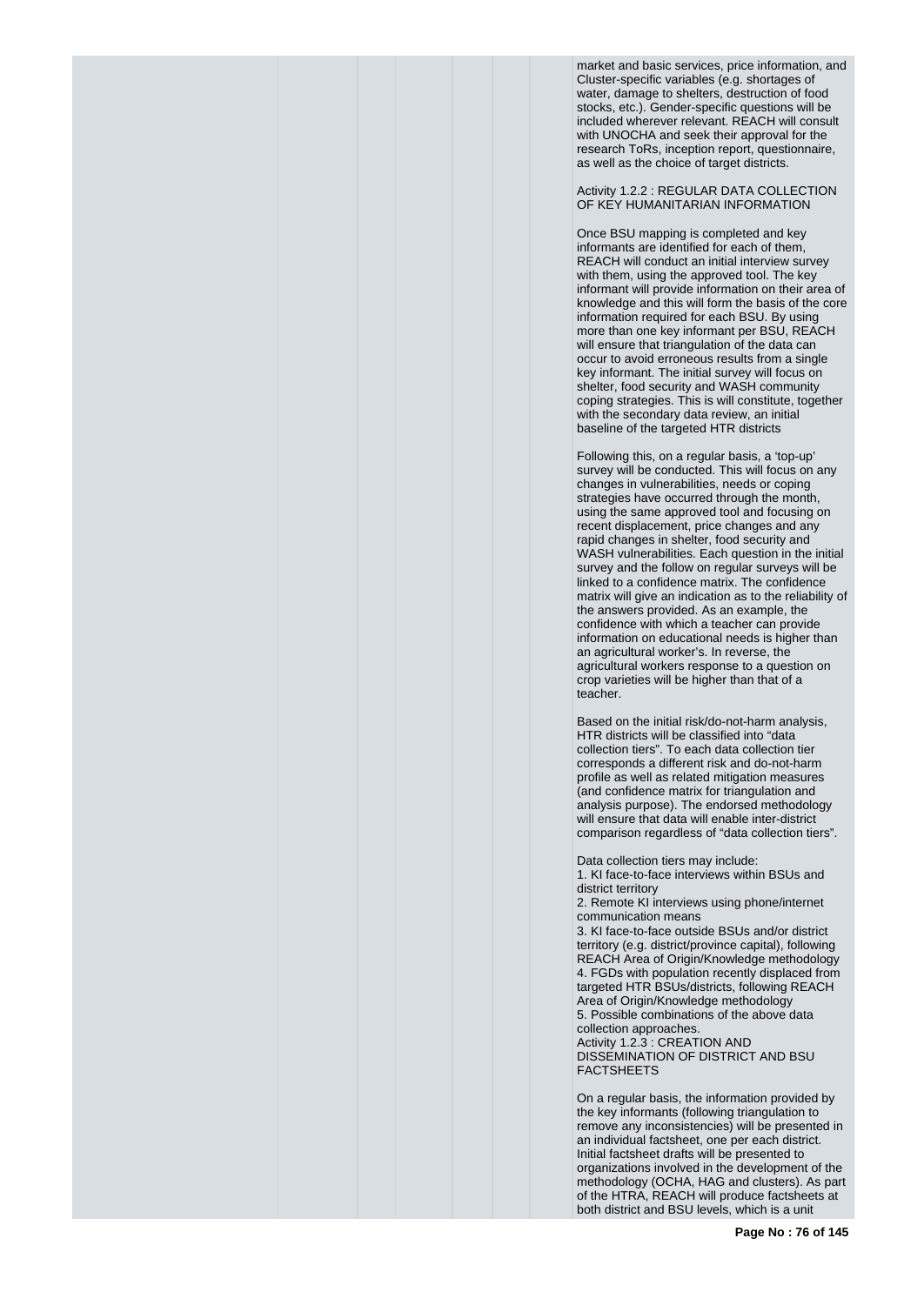market and basic services, price information, and Cluster-specific variables (e.g. shortages of water, damage to shelters, destruction of food stocks, etc.). Gender-specific questions will be included wherever relevant. REACH will consult with UNOCHA and seek their approval for the research ToRs, inception report, questionnaire, as well as the choice of target districts.

Activity 1.2.2 : REGULAR DATA COLLECTION OF KEY HUMANITARIAN INFORMATION

Once BSU mapping is completed and key informants are identified for each of them, REACH will conduct an initial interview survey with them, using the approved tool. The key informant will provide information on their area of knowledge and this will form the basis of the core information required for each BSU. By using more than one key informant per BSU, REACH will ensure that triangulation of the data can occur to avoid erroneous results from a single key informant. The initial survey will focus on shelter, food security and WASH community coping strategies. This is will constitute, together with the secondary data review, an initial baseline of the targeted HTR districts

Following this, on a regular basis, a 'top-up' survey will be conducted. This will focus on any changes in vulnerabilities, needs or coping strategies have occurred through the month, using the same approved tool and focusing on recent displacement, price changes and any rapid changes in shelter, food security and WASH vulnerabilities. Each question in the initial survey and the follow on regular surveys will be linked to a confidence matrix. The confidence matrix will give an indication as to the reliability of the answers provided. As an example, the confidence with which a teacher can provide information on educational needs is higher than an agricultural worker's. In reverse, the agricultural workers response to a question on crop varieties will be higher than that of a teacher.

Based on the initial risk/do-not-harm analysis, HTR districts will be classified into "data collection tiers". To each data collection tier corresponds a different risk and do-not-harm profile as well as related mitigation measures (and confidence matrix for triangulation and analysis purpose). The endorsed methodology will ensure that data will enable inter-district comparison regardless of "data collection tiers".

Data collection tiers may include:
1. KI face-to-face interviews within BSUs and district territory
2. Remote KI interviews using phone/internet communication means
3. KI face-to-face outside BSUs and/or district territory (e.g. district/province capital), following REACH Area of Origin/Knowledge methodology
4. FGDs with population recently displaced from targeted HTR BSUs/districts, following REACH Area of Origin/Knowledge methodology
5. Possible combinations of the above data collection approaches.

Activity 1.2.3 : CREATION AND DISSEMINATION OF DISTRICT AND BSU FACTSHEETS

On a regular basis, the information provided by the key informants (following triangulation to remove any inconsistencies) will be presented in an individual factsheet, one per each district. Initial factsheet drafts will be presented to organizations involved in the development of the methodology (OCHA, HAG and clusters). As part of the HTRA, REACH will produce factsheets at both district and BSU levels, which is a unit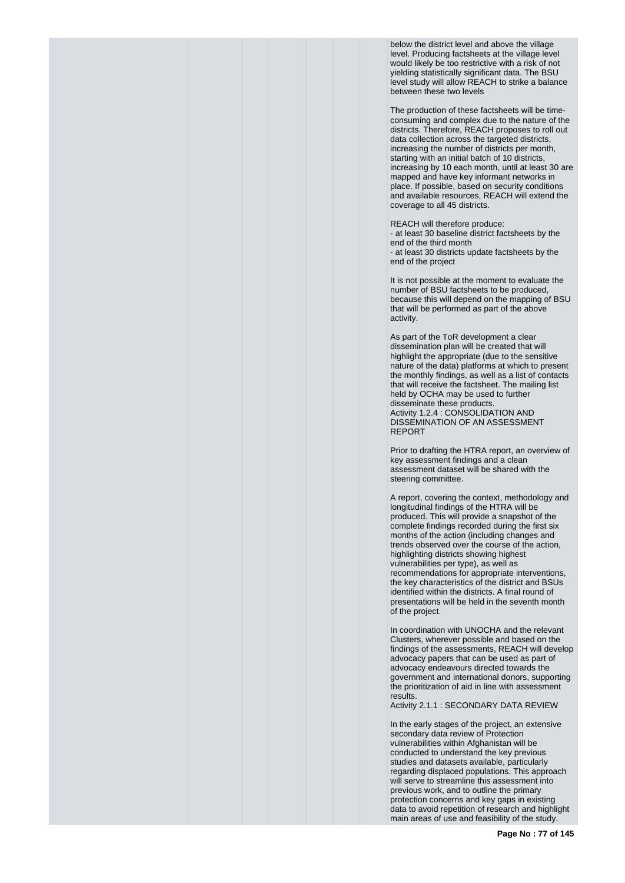below the district level and above the village level. Producing factsheets at the village level would likely be too restrictive with a risk of not yielding statistically significant data. The BSU level study will allow REACH to strike a balance between these two levels

The production of these factsheets will be time-consuming and complex due to the nature of the districts. Therefore, REACH proposes to roll out data collection across the targeted districts, increasing the number of districts per month, starting with an initial batch of 10 districts, increasing by 10 each month, until at least 30 are mapped and have key informant networks in place. If possible, based on security conditions and available resources, REACH will extend the coverage to all 45 districts.

REACH will therefore produce:
- at least 30 baseline district factsheets by the end of the third month
- at least 30 districts update factsheets by the end of the project

It is not possible at the moment to evaluate the number of BSU factsheets to be produced, because this will depend on the mapping of BSU that will be performed as part of the above activity.

As part of the ToR development a clear dissemination plan will be created that will highlight the appropriate (due to the sensitive nature of the data) platforms at which to present the monthly findings, as well as a list of contacts that will receive the factsheet. The mailing list held by OCHA may be used to further disseminate these products.

Activity 1.2.4 : CONSOLIDATION AND DISSEMINATION OF AN ASSESSMENT REPORT

Prior to drafting the HTRA report, an overview of key assessment findings and a clean assessment dataset will be shared with the steering committee.

A report, covering the context, methodology and longitudinal findings of the HTRA will be produced. This will provide a snapshot of the complete findings recorded during the first six months of the action (including changes and trends observed over the course of the action, highlighting districts showing highest vulnerabilities per type), as well as recommendations for appropriate interventions, the key characteristics of the district and BSUs identified within the districts. A final round of presentations will be held in the seventh month of the project.

In coordination with UNOCHA and the relevant Clusters, wherever possible and based on the findings of the assessments, REACH will develop advocacy papers that can be used as part of advocacy endeavours directed towards the government and international donors, supporting the prioritization of aid in line with assessment results.

Activity 2.1.1 : SECONDARY DATA REVIEW

In the early stages of the project, an extensive secondary data review of Protection vulnerabilities within Afghanistan will be conducted to understand the key previous studies and datasets available, particularly regarding displaced populations. This approach will serve to streamline this assessment into previous work, and to outline the primary protection concerns and key gaps in existing data to avoid repetition of research and highlight main areas of use and feasibility of the study.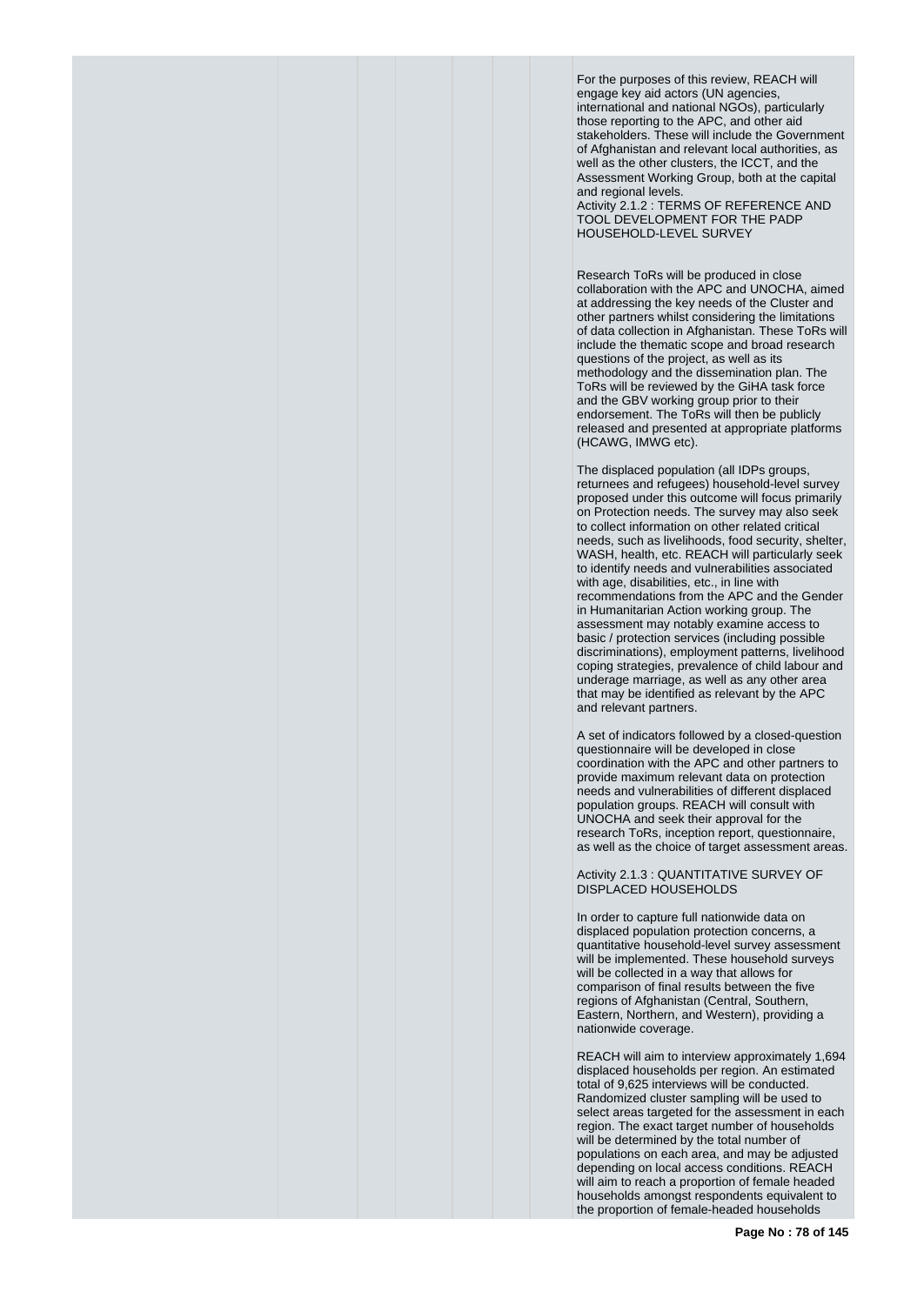For the purposes of this review, REACH will engage key aid actors (UN agencies, international and national NGOs), particularly those reporting to the APC, and other aid stakeholders. These will include the Government of Afghanistan and relevant local authorities, as well as the other clusters, the ICCT, and the Assessment Working Group, both at the capital and regional levels.

Activity 2.1.2 : TERMS OF REFERENCE AND TOOL DEVELOPMENT FOR THE PADP HOUSEHOLD-LEVEL SURVEY

Research ToRs will be produced in close collaboration with the APC and UNOCHA, aimed at addressing the key needs of the Cluster and other partners whilst considering the limitations of data collection in Afghanistan. These ToRs will include the thematic scope and broad research questions of the project, as well as its methodology and the dissemination plan. The ToRs will be reviewed by the GiHA task force and the GBV working group prior to their endorsement. The ToRs will then be publicly released and presented at appropriate platforms (HCAWG, IMWG etc).

The displaced population (all IDPs groups, returnees and refugees) household-level survey proposed under this outcome will focus primarily on Protection needs. The survey may also seek to collect information on other related critical needs, such as livelihoods, food security, shelter, WASH, health, etc. REACH will particularly seek to identify needs and vulnerabilities associated with age, disabilities, etc., in line with recommendations from the APC and the Gender in Humanitarian Action working group. The assessment may notably examine access to basic / protection services (including possible discriminations), employment patterns, livelihood coping strategies, prevalence of child labour and underage marriage, as well as any other area that may be identified as relevant by the APC and relevant partners.

A set of indicators followed by a closed-question questionnaire will be developed in close coordination with the APC and other partners to provide maximum relevant data on protection needs and vulnerabilities of different displaced population groups. REACH will consult with UNOCHA and seek their approval for the research ToRs, inception report, questionnaire, as well as the choice of target assessment areas.

Activity 2.1.3 : QUANTITATIVE SURVEY OF DISPLACED HOUSEHOLDS

In order to capture full nationwide data on displaced population protection concerns, a quantitative household-level survey assessment will be implemented. These household surveys will be collected in a way that allows for comparison of final results between the five regions of Afghanistan (Central, Southern, Eastern, Northern, and Western), providing a nationwide coverage.

REACH will aim to interview approximately 1,694 displaced households per region. An estimated total of 9,625 interviews will be conducted. Randomized cluster sampling will be used to select areas targeted for the assessment in each region. The exact target number of households will be determined by the total number of populations on each area, and may be adjusted depending on local access conditions. REACH will aim to reach a proportion of female headed households amongst respondents equivalent to the proportion of female-headed households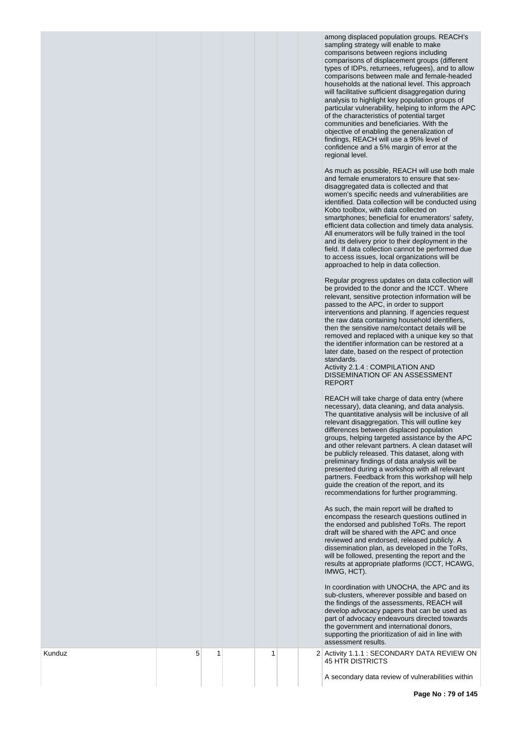| | | | | | | |
|---|---|---|---|---|---|---|
| | | | | | | among displaced population groups. REACH's sampling strategy will enable to make comparisons between regions including comparisons of displacement groups (different types of IDPs, returnees, refugees), and to allow comparisons between male and female-headed households at the national level. This approach will facilitative sufficient disaggregation during analysis to highlight key population groups of particular vulnerability, helping to inform the APC of the characteristics of potential target communities and beneficiaries. With the objective of enabling the generalization of findings, REACH will use a 95% level of confidence and a 5% margin of error at the regional level.<br><br>As much as possible, REACH will use both male and female enumerators to ensure that sex-disaggregated data is collected and that women's specific needs and vulnerabilities are identified. Data collection will be conducted using Kobo toolbox, with data collected on smartphones; beneficial for enumerators' safety, efficient data collection and timely data analysis. All enumerators will be fully trained in the tool and its delivery prior to their deployment in the field. If data collection cannot be performed due to access issues, local organizations will be approached to help in data collection.<br><br>Regular progress updates on data collection will be provided to the donor and the ICCT. Where relevant, sensitive protection information will be passed to the APC, in order to support interventions and planning. If agencies request the raw data containing household identifiers, then the sensitive name/contact details will be removed and replaced with a unique key so that the identifier information can be restored at a later date, based on the respect of protection standards.<br>Activity 2.1.4 : COMPILATION AND DISSEMINATION OF AN ASSESSMENT REPORT<br><br>REACH will take charge of data entry (where necessary), data cleaning, and data analysis. The quantitative analysis will be inclusive of all relevant disaggregation. This will outline key differences between displaced population groups, helping targeted assistance by the APC and other relevant partners. A clean dataset will be publicly released. This dataset, along with preliminary findings of data analysis will be presented during a workshop with all relevant partners. Feedback from this workshop will help guide the creation of the report, and its recommendations for further programming.<br><br>As such, the main report will be drafted to encompass the research questions outlined in the endorsed and published ToRs. The report draft will be shared with the APC and once reviewed and endorsed, released publicly. A dissemination plan, as developed in the ToRs, will be followed, presenting the report and the results at appropriate platforms (ICCT, HCAWG, IMWG, HCT).<br><br>In coordination with UNOCHA, the APC and its sub-clusters, wherever possible and based on the findings of the assessments, REACH will develop advocacy papers that can be used as part of advocacy endeavours directed towards the government and international donors, supporting the prioritization of aid in line with assessment results. |
| Kunduz | 5 | 1 | | 1 | | 2 Activity 1.1.1 : SECONDARY DATA REVIEW ON 45 HTR DISTRICTS<br><br>A secondary data review of vulnerabilities within |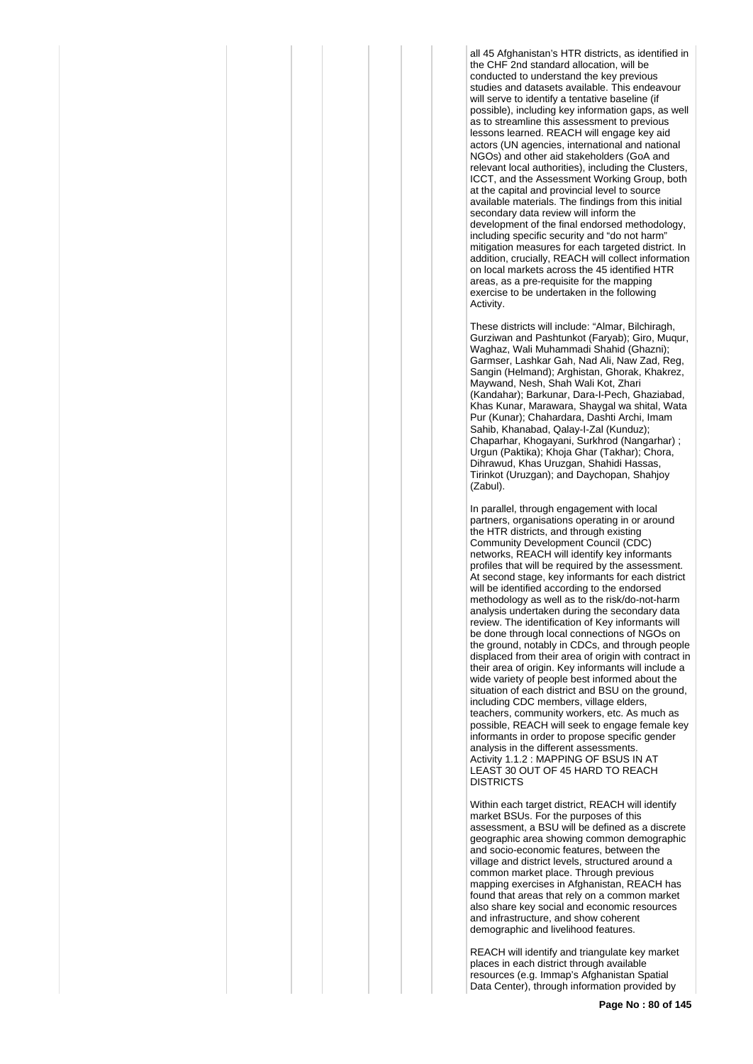all 45 Afghanistan's HTR districts, as identified in the CHF 2nd standard allocation, will be conducted to understand the key previous studies and datasets available. This endeavour will serve to identify a tentative baseline (if possible), including key information gaps, as well as to streamline this assessment to previous lessons learned. REACH will engage key aid actors (UN agencies, international and national NGOs) and other aid stakeholders (GoA and relevant local authorities), including the Clusters, ICCT, and the Assessment Working Group, both at the capital and provincial level to source available materials. The findings from this initial secondary data review will inform the development of the final endorsed methodology, including specific security and "do not harm" mitigation measures for each targeted district. In addition, crucially, REACH will collect information on local markets across the 45 identified HTR areas, as a pre-requisite for the mapping exercise to be undertaken in the following Activity.

These districts will include: "Almar, Bilchiragh, Gurziwan and Pashtunkot (Faryab); Giro, Muqur, Waghaz, Wali Muhammadi Shahid (Ghazni); Garmser, Lashkar Gah, Nad Ali, Naw Zad, Reg, Sangin (Helmand); Arghistan, Ghorak, Khakrez, Maywand, Nesh, Shah Wali Kot, Zhari (Kandahar); Barkunar, Dara-I-Pech, Ghaziabad, Khas Kunar, Marawara, Shaygal wa shital, Wata Pur (Kunar); Chahardara, Dashti Archi, Imam Sahib, Khanabad, Qalay-I-Zal (Kunduz); Chaparhar, Khogayani, Surkhrod (Nangarhar) ; Urgun (Paktika); Khoja Ghar (Takhar); Chora, Dihrawud, Khas Uruzgan, Shahidi Hassas, Tirinkot (Uruzgan); and Daychopan, Shahjoy (Zabul).

In parallel, through engagement with local partners, organisations operating in or around the HTR districts, and through existing Community Development Council (CDC) networks, REACH will identify key informants profiles that will be required by the assessment. At second stage, key informants for each district will be identified according to the endorsed methodology as well as to the risk/do-not-harm analysis undertaken during the secondary data review. The identification of Key informants will be done through local connections of NGOs on the ground, notably in CDCs, and through people displaced from their area of origin with contract in their area of origin. Key informants will include a wide variety of people best informed about the situation of each district and BSU on the ground, including CDC members, village elders, teachers, community workers, etc. As much as possible, REACH will seek to engage female key informants in order to propose specific gender analysis in the different assessments.

Activity 1.1.2 : MAPPING OF BSUS IN AT LEAST 30 OUT OF 45 HARD TO REACH DISTRICTS

Within each target district, REACH will identify market BSUs. For the purposes of this assessment, a BSU will be defined as a discrete geographic area showing common demographic and socio-economic features, between the village and district levels, structured around a common market place. Through previous mapping exercises in Afghanistan, REACH has found that areas that rely on a common market also share key social and economic resources and infrastructure, and show coherent demographic and livelihood features.

REACH will identify and triangulate key market places in each district through available resources (e.g. Immap's Afghanistan Spatial Data Center), through information provided by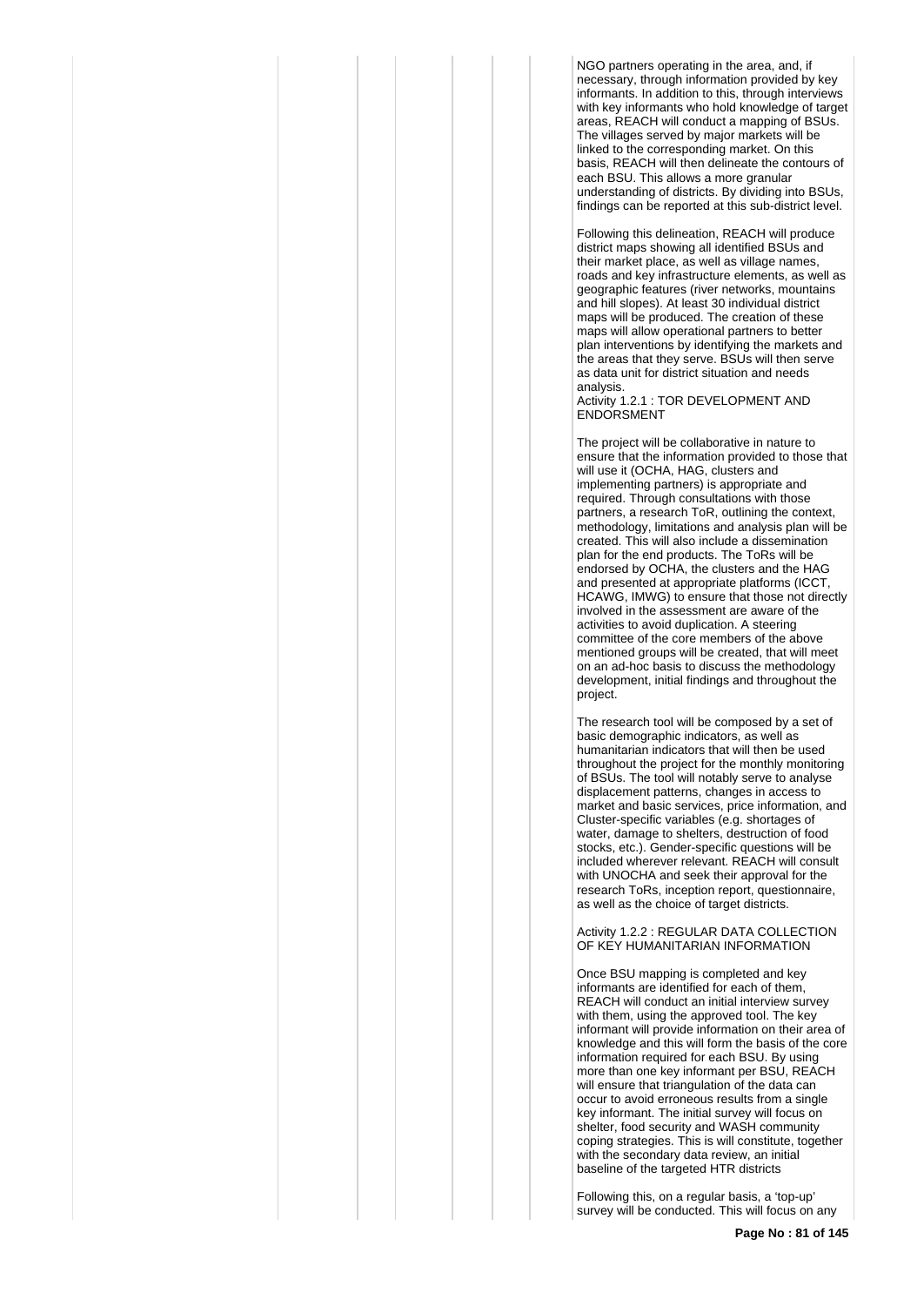NGO partners operating in the area, and, if necessary, through information provided by key informants. In addition to this, through interviews with key informants who hold knowledge of target areas, REACH will conduct a mapping of BSUs. The villages served by major markets will be linked to the corresponding market. On this basis, REACH will then delineate the contours of each BSU. This allows a more granular understanding of districts. By dividing into BSUs, findings can be reported at this sub-district level.

Following this delineation, REACH will produce district maps showing all identified BSUs and their market place, as well as village names, roads and key infrastructure elements, as well as geographic features (river networks, mountains and hill slopes). At least 30 individual district maps will be produced. The creation of these maps will allow operational partners to better plan interventions by identifying the markets and the areas that they serve. BSUs will then serve as data unit for district situation and needs analysis.

Activity 1.2.1 : TOR DEVELOPMENT AND ENDORSMENT

The project will be collaborative in nature to ensure that the information provided to those that will use it (OCHA, HAG, clusters and implementing partners) is appropriate and required. Through consultations with those partners, a research ToR, outlining the context, methodology, limitations and analysis plan will be created. This will also include a dissemination plan for the end products. The ToRs will be endorsed by OCHA, the clusters and the HAG and presented at appropriate platforms (ICCT, HCAWG, IMWG) to ensure that those not directly involved in the assessment are aware of the activities to avoid duplication. A steering committee of the core members of the above mentioned groups will be created, that will meet on an ad-hoc basis to discuss the methodology development, initial findings and throughout the project.

The research tool will be composed by a set of basic demographic indicators, as well as humanitarian indicators that will then be used throughout the project for the monthly monitoring of BSUs. The tool will notably serve to analyse displacement patterns, changes in access to market and basic services, price information, and Cluster-specific variables (e.g. shortages of water, damage to shelters, destruction of food stocks, etc.). Gender-specific questions will be included wherever relevant. REACH will consult with UNOCHA and seek their approval for the research ToRs, inception report, questionnaire, as well as the choice of target districts.

Activity 1.2.2 : REGULAR DATA COLLECTION OF KEY HUMANITARIAN INFORMATION

Once BSU mapping is completed and key informants are identified for each of them, REACH will conduct an initial interview survey with them, using the approved tool. The key informant will provide information on their area of knowledge and this will form the basis of the core information required for each BSU. By using more than one key informant per BSU, REACH will ensure that triangulation of the data can occur to avoid erroneous results from a single key informant. The initial survey will focus on shelter, food security and WASH community coping strategies. This is will constitute, together with the secondary data review, an initial baseline of the targeted HTR districts

Following this, on a regular basis, a 'top-up' survey will be conducted. This will focus on any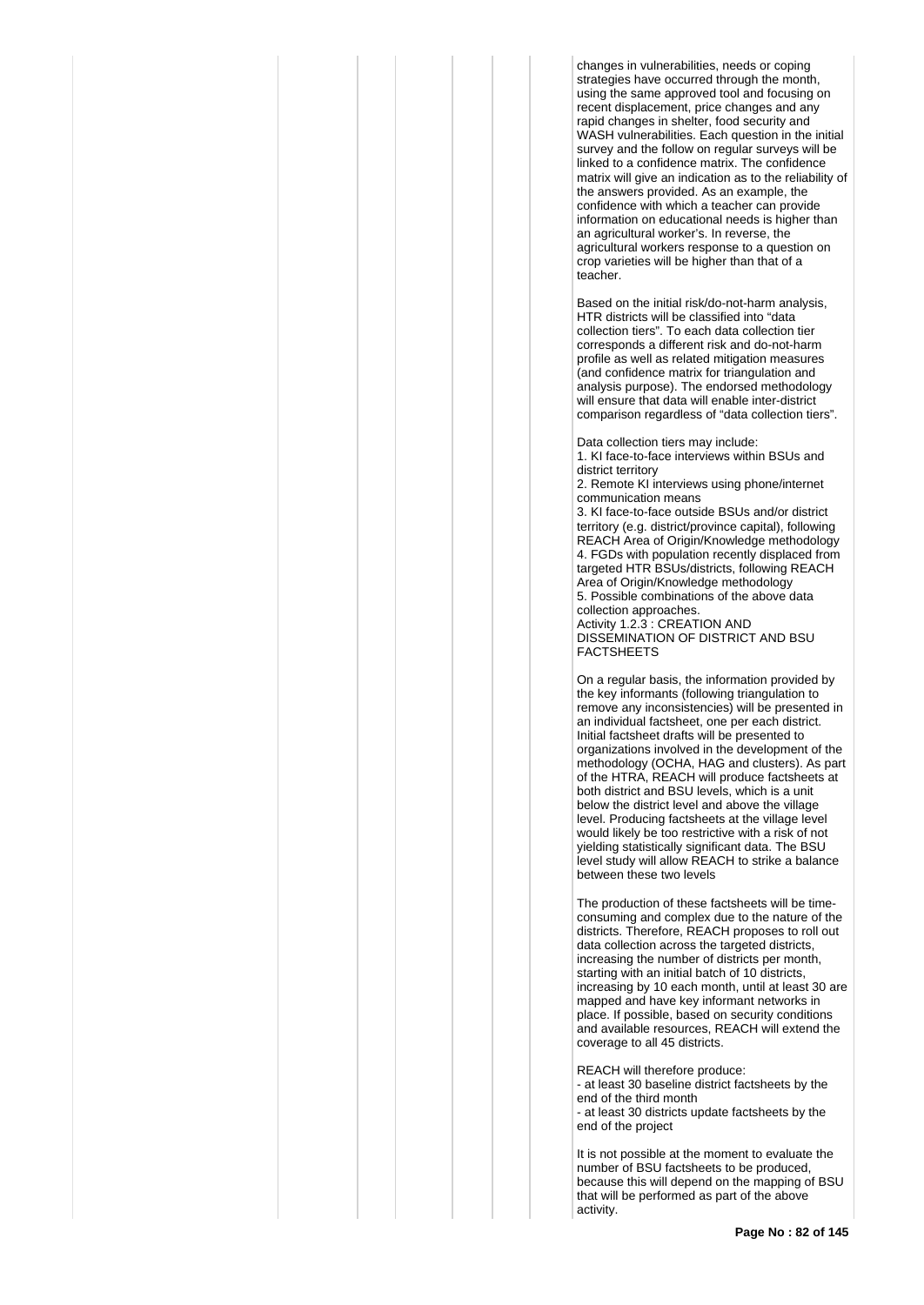changes in vulnerabilities, needs or coping strategies have occurred through the month, using the same approved tool and focusing on recent displacement, price changes and any rapid changes in shelter, food security and WASH vulnerabilities. Each question in the initial survey and the follow on regular surveys will be linked to a confidence matrix. The confidence matrix will give an indication as to the reliability of the answers provided. As an example, the confidence with which a teacher can provide information on educational needs is higher than an agricultural worker's. In reverse, the agricultural workers response to a question on crop varieties will be higher than that of a teacher.

Based on the initial risk/do-not-harm analysis, HTR districts will be classified into "data collection tiers". To each data collection tier corresponds a different risk and do-not-harm profile as well as related mitigation measures (and confidence matrix for triangulation and analysis purpose). The endorsed methodology will ensure that data will enable inter-district comparison regardless of "data collection tiers".

Data collection tiers may include:
1. KI face-to-face interviews within BSUs and district territory
2. Remote KI interviews using phone/internet communication means
3. KI face-to-face outside BSUs and/or district territory (e.g. district/province capital), following REACH Area of Origin/Knowledge methodology
4. FGDs with population recently displaced from targeted HTR BSUs/districts, following REACH Area of Origin/Knowledge methodology
5. Possible combinations of the above data collection approaches.

Activity 1.2.3 : CREATION AND DISSEMINATION OF DISTRICT AND BSU FACTSHEETS

On a regular basis, the information provided by the key informants (following triangulation to remove any inconsistencies) will be presented in an individual factsheet, one per each district. Initial factsheet drafts will be presented to organizations involved in the development of the methodology (OCHA, HAG and clusters). As part of the HTRA, REACH will produce factsheets at both district and BSU levels, which is a unit below the district level and above the village level. Producing factsheets at the village level would likely be too restrictive with a risk of not yielding statistically significant data. The BSU level study will allow REACH to strike a balance between these two levels

The production of these factsheets will be time-consuming and complex due to the nature of the districts. Therefore, REACH proposes to roll out data collection across the targeted districts, increasing the number of districts per month, starting with an initial batch of 10 districts, increasing by 10 each month, until at least 30 are mapped and have key informant networks in place. If possible, based on security conditions and available resources, REACH will extend the coverage to all 45 districts.

REACH will therefore produce:
- at least 30 baseline district factsheets by the end of the third month
- at least 30 districts update factsheets by the end of the project

It is not possible at the moment to evaluate the number of BSU factsheets to be produced, because this will depend on the mapping of BSU that will be performed as part of the above activity.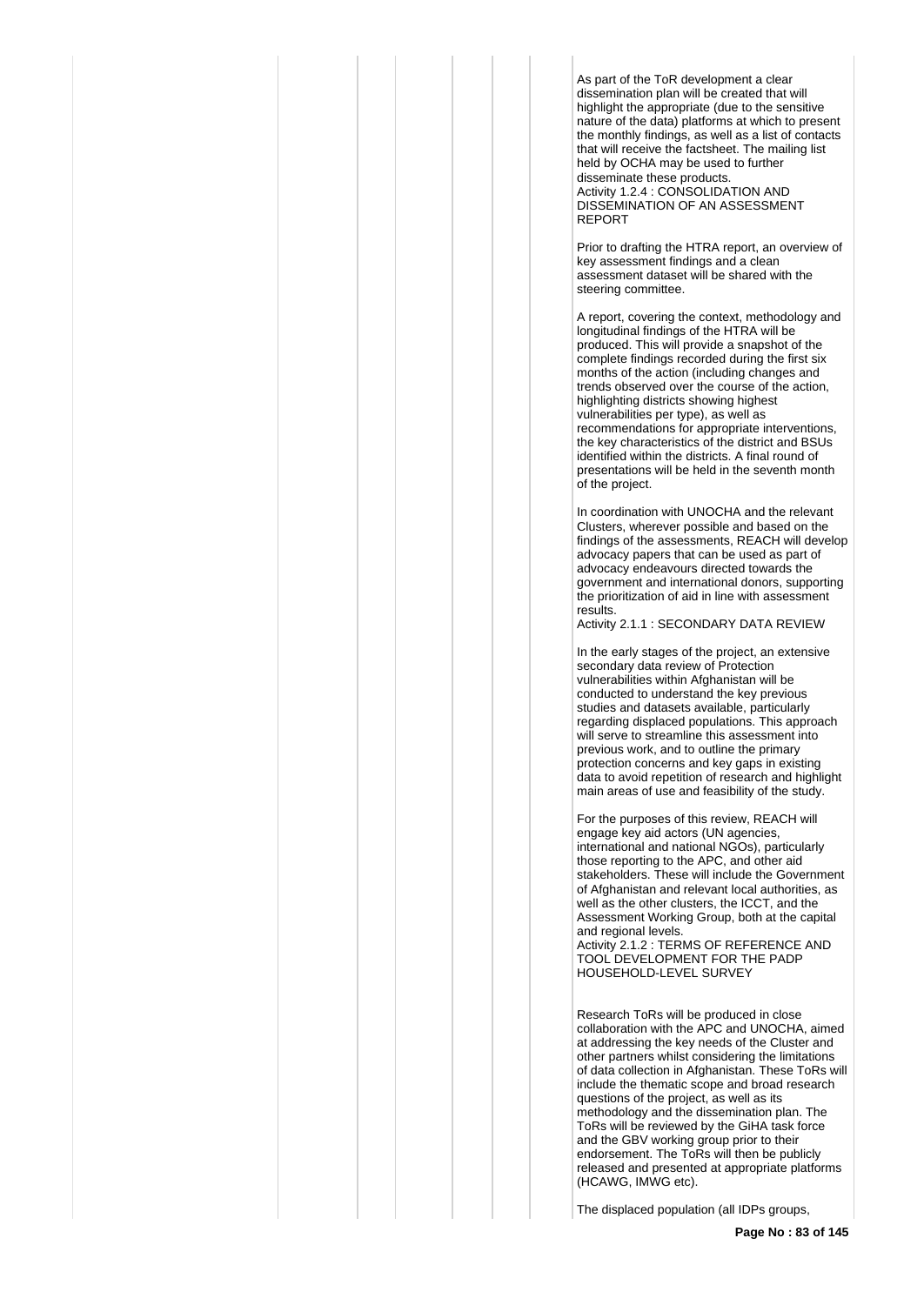As part of the ToR development a clear dissemination plan will be created that will highlight the appropriate (due to the sensitive nature of the data) platforms at which to present the monthly findings, as well as a list of contacts that will receive the factsheet. The mailing list held by OCHA may be used to further disseminate these products.

Activity 1.2.4 : CONSOLIDATION AND DISSEMINATION OF AN ASSESSMENT REPORT

Prior to drafting the HTRA report, an overview of key assessment findings and a clean assessment dataset will be shared with the steering committee.

A report, covering the context, methodology and longitudinal findings of the HTRA will be produced. This will provide a snapshot of the complete findings recorded during the first six months of the action (including changes and trends observed over the course of the action, highlighting districts showing highest vulnerabilities per type), as well as recommendations for appropriate interventions, the key characteristics of the district and BSUs identified within the districts. A final round of presentations will be held in the seventh month of the project.

In coordination with UNOCHA and the relevant Clusters, wherever possible and based on the findings of the assessments, REACH will develop advocacy papers that can be used as part of advocacy endeavours directed towards the government and international donors, supporting the prioritization of aid in line with assessment results.

Activity 2.1.1 : SECONDARY DATA REVIEW

In the early stages of the project, an extensive secondary data review of Protection vulnerabilities within Afghanistan will be conducted to understand the key previous studies and datasets available, particularly regarding displaced populations. This approach will serve to streamline this assessment into previous work, and to outline the primary protection concerns and key gaps in existing data to avoid repetition of research and highlight main areas of use and feasibility of the study.

For the purposes of this review, REACH will engage key aid actors (UN agencies, international and national NGOs), particularly those reporting to the APC, and other aid stakeholders. These will include the Government of Afghanistan and relevant local authorities, as well as the other clusters, the ICCT, and the Assessment Working Group, both at the capital and regional levels.

Activity 2.1.2 : TERMS OF REFERENCE AND TOOL DEVELOPMENT FOR THE PADP HOUSEHOLD-LEVEL SURVEY

Research ToRs will be produced in close collaboration with the APC and UNOCHA, aimed at addressing the key needs of the Cluster and other partners whilst considering the limitations of data collection in Afghanistan. These ToRs will include the thematic scope and broad research questions of the project, as well as its methodology and the dissemination plan. The ToRs will be reviewed by the GiHA task force and the GBV working group prior to their endorsement. The ToRs will then be publicly released and presented at appropriate platforms (HCAWG, IMWG etc).

The displaced population (all IDPs groups,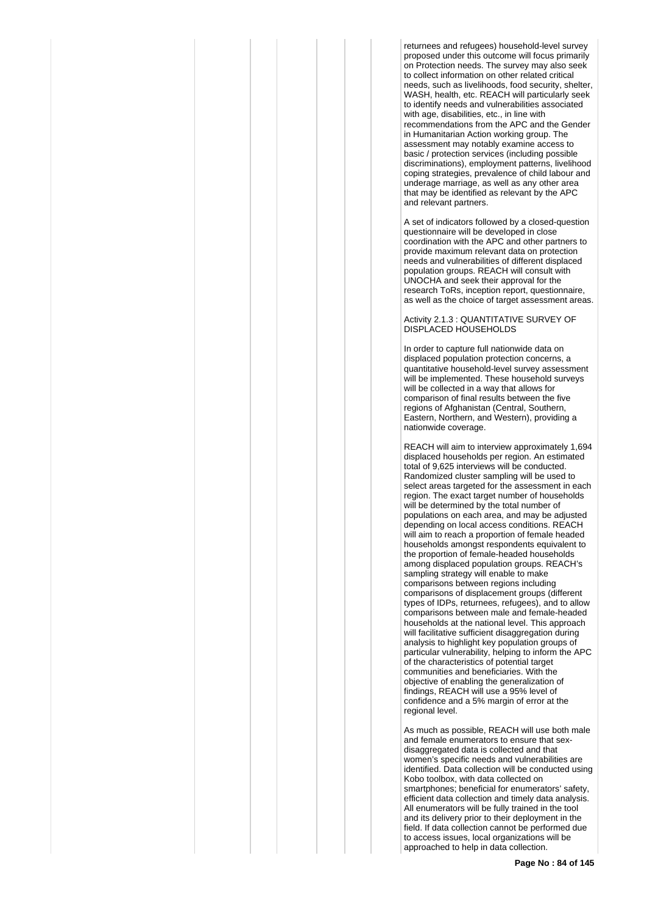returnees and refugees) household-level survey proposed under this outcome will focus primarily on Protection needs. The survey may also seek to collect information on other related critical needs, such as livelihoods, food security, shelter, WASH, health, etc. REACH will particularly seek to identify needs and vulnerabilities associated with age, disabilities, etc., in line with recommendations from the APC and the Gender in Humanitarian Action working group. The assessment may notably examine access to basic / protection services (including possible discriminations), employment patterns, livelihood coping strategies, prevalence of child labour and underage marriage, as well as any other area that may be identified as relevant by the APC and relevant partners.

A set of indicators followed by a closed-question questionnaire will be developed in close coordination with the APC and other partners to provide maximum relevant data on protection needs and vulnerabilities of different displaced population groups. REACH will consult with UNOCHA and seek their approval for the research ToRs, inception report, questionnaire, as well as the choice of target assessment areas.

Activity 2.1.3 : QUANTITATIVE SURVEY OF DISPLACED HOUSEHOLDS

In order to capture full nationwide data on displaced population protection concerns, a quantitative household-level survey assessment will be implemented. These household surveys will be collected in a way that allows for comparison of final results between the five regions of Afghanistan (Central, Southern, Eastern, Northern, and Western), providing a nationwide coverage.

REACH will aim to interview approximately 1,694 displaced households per region. An estimated total of 9,625 interviews will be conducted. Randomized cluster sampling will be used to select areas targeted for the assessment in each region. The exact target number of households will be determined by the total number of populations on each area, and may be adjusted depending on local access conditions. REACH will aim to reach a proportion of female headed households amongst respondents equivalent to the proportion of female-headed households among displaced population groups. REACH's sampling strategy will enable to make comparisons between regions including comparisons of displacement groups (different types of IDPs, returnees, refugees), and to allow comparisons between male and female-headed households at the national level. This approach will facilitative sufficient disaggregation during analysis to highlight key population groups of particular vulnerability, helping to inform the APC of the characteristics of potential target communities and beneficiaries. With the objective of enabling the generalization of findings, REACH will use a 95% level of confidence and a 5% margin of error at the regional level.

As much as possible, REACH will use both male and female enumerators to ensure that sex-disaggregated data is collected and that women's specific needs and vulnerabilities are identified. Data collection will be conducted using Kobo toolbox, with data collected on smartphones; beneficial for enumerators' safety, efficient data collection and timely data analysis. All enumerators will be fully trained in the tool and its delivery prior to their deployment in the field. If data collection cannot be performed due to access issues, local organizations will be approached to help in data collection.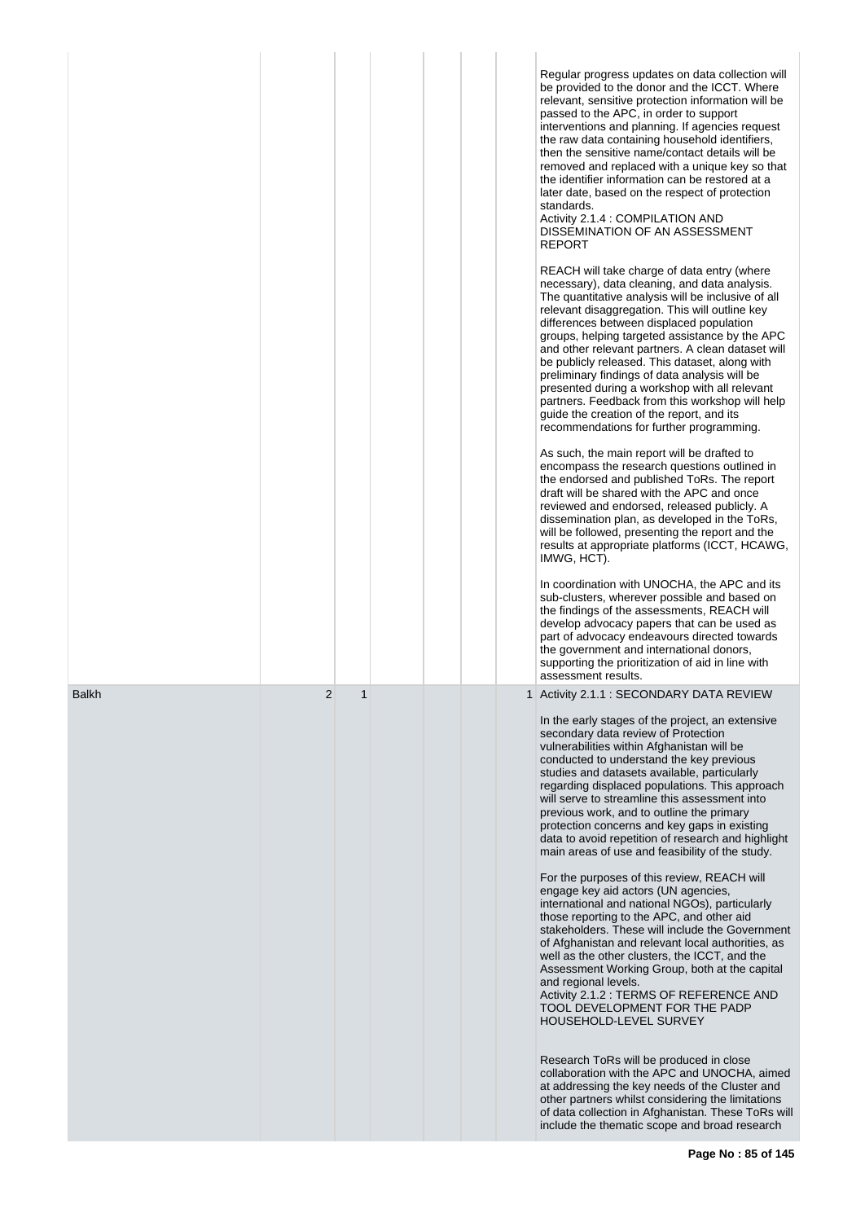| | | | | | | | |
|---|---|---|---|---|---|---|---|
| | | | | | | | Regular progress updates on data collection will be provided to the donor and the ICCT. Where relevant, sensitive protection information will be passed to the APC, in order to support interventions and planning. If agencies request the raw data containing household identifiers, then the sensitive name/contact details will be removed and replaced with a unique key so that the identifier information can be restored at a later date, based on the respect of protection standards.<br>Activity 2.1.4 : COMPILATION AND DISSEMINATION OF AN ASSESSMENT REPORT<br><br>REACH will take charge of data entry (where necessary), data cleaning, and data analysis. The quantitative analysis will be inclusive of all relevant disaggregation. This will outline key differences between displaced population groups, helping targeted assistance by the APC and other relevant partners. A clean dataset will be publicly released. This dataset, along with preliminary findings of data analysis will be presented during a workshop with all relevant partners. Feedback from this workshop will help guide the creation of the report, and its recommendations for further programming.<br><br>As such, the main report will be drafted to encompass the research questions outlined in the endorsed and published ToRs. The report draft will be shared with the APC and once reviewed and endorsed, released publicly. A dissemination plan, as developed in the ToRs, will be followed, presenting the report and the results at appropriate platforms (ICCT, HCAWG, IMWG, HCT).<br><br>In coordination with UNOCHA, the APC and its sub-clusters, wherever possible and based on the findings of the assessments, REACH will develop advocacy papers that can be used as part of advocacy endeavours directed towards the government and international donors, supporting the prioritization of aid in line with assessment results. |
| Balkh | 2 | 1 | | | | 1 | Activity 2.1.1 : SECONDARY DATA REVIEW<br><br>In the early stages of the project, an extensive secondary data review of Protection vulnerabilities within Afghanistan will be conducted to understand the key previous studies and datasets available, particularly regarding displaced populations. This approach will serve to streamline this assessment into previous work, and to outline the primary protection concerns and key gaps in existing data to avoid repetition of research and highlight main areas of use and feasibility of the study.<br><br>For the purposes of this review, REACH will engage key aid actors (UN agencies, international and national NGOs), particularly those reporting to the APC, and other aid stakeholders. These will include the Government of Afghanistan and relevant local authorities, as well as the other clusters, the ICCT, and the Assessment Working Group, both at the capital and regional levels.<br>Activity 2.1.2 : TERMS OF REFERENCE AND TOOL DEVELOPMENT FOR THE PADP HOUSEHOLD-LEVEL SURVEY<br><br>Research ToRs will be produced in close collaboration with the APC and UNOCHA, aimed at addressing the key needs of the Cluster and other partners whilst considering the limitations of data collection in Afghanistan. These ToRs will include the thematic scope and broad research |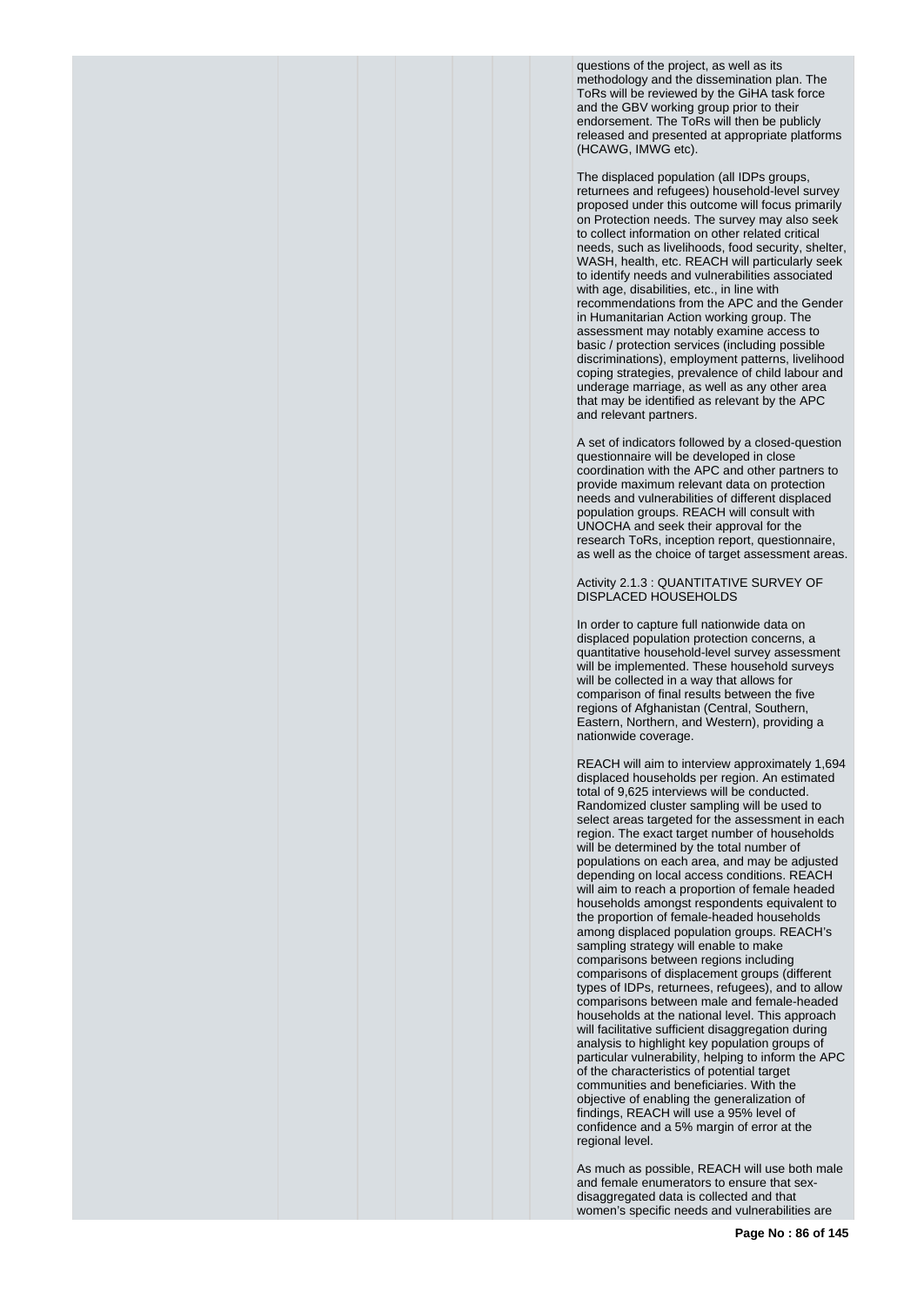questions of the project, as well as its methodology and the dissemination plan. The ToRs will be reviewed by the GiHA task force and the GBV working group prior to their endorsement. The ToRs will then be publicly released and presented at appropriate platforms (HCAWG, IMWG etc).

The displaced population (all IDPs groups, returnees and refugees) household-level survey proposed under this outcome will focus primarily on Protection needs. The survey may also seek to collect information on other related critical needs, such as livelihoods, food security, shelter, WASH, health, etc. REACH will particularly seek to identify needs and vulnerabilities associated with age, disabilities, etc., in line with recommendations from the APC and the Gender in Humanitarian Action working group. The assessment may notably examine access to basic / protection services (including possible discriminations), employment patterns, livelihood coping strategies, prevalence of child labour and underage marriage, as well as any other area that may be identified as relevant by the APC and relevant partners.

A set of indicators followed by a closed-question questionnaire will be developed in close coordination with the APC and other partners to provide maximum relevant data on protection needs and vulnerabilities of different displaced population groups. REACH will consult with UNOCHA and seek their approval for the research ToRs, inception report, questionnaire, as well as the choice of target assessment areas.

Activity 2.1.3 : QUANTITATIVE SURVEY OF DISPLACED HOUSEHOLDS

In order to capture full nationwide data on displaced population protection concerns, a quantitative household-level survey assessment will be implemented. These household surveys will be collected in a way that allows for comparison of final results between the five regions of Afghanistan (Central, Southern, Eastern, Northern, and Western), providing a nationwide coverage.

REACH will aim to interview approximately 1,694 displaced households per region. An estimated total of 9,625 interviews will be conducted. Randomized cluster sampling will be used to select areas targeted for the assessment in each region. The exact target number of households will be determined by the total number of populations on each area, and may be adjusted depending on local access conditions. REACH will aim to reach a proportion of female headed households amongst respondents equivalent to the proportion of female-headed households among displaced population groups. REACH's sampling strategy will enable to make comparisons between regions including comparisons of displacement groups (different types of IDPs, returnees, refugees), and to allow comparisons between male and female-headed households at the national level. This approach will facilitative sufficient disaggregation during analysis to highlight key population groups of particular vulnerability, helping to inform the APC of the characteristics of potential target communities and beneficiaries. With the objective of enabling the generalization of findings, REACH will use a 95% level of confidence and a 5% margin of error at the regional level.

As much as possible, REACH will use both male and female enumerators to ensure that sex-disaggregated data is collected and that women's specific needs and vulnerabilities are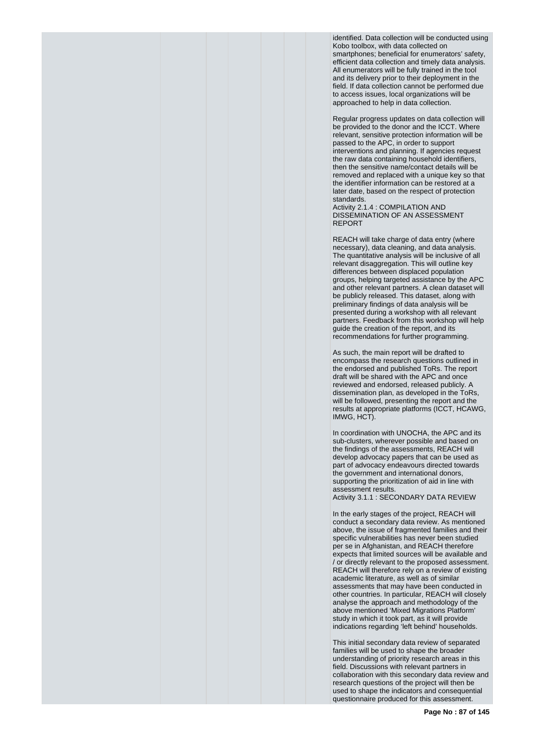identified. Data collection will be conducted using Kobo toolbox, with data collected on smartphones; beneficial for enumerators' safety, efficient data collection and timely data analysis. All enumerators will be fully trained in the tool and its delivery prior to their deployment in the field. If data collection cannot be performed due to access issues, local organizations will be approached to help in data collection.

Regular progress updates on data collection will be provided to the donor and the ICCT. Where relevant, sensitive protection information will be passed to the APC, in order to support interventions and planning. If agencies request the raw data containing household identifiers, then the sensitive name/contact details will be removed and replaced with a unique key so that the identifier information can be restored at a later date, based on the respect of protection standards.

Activity 2.1.4 : COMPILATION AND DISSEMINATION OF AN ASSESSMENT REPORT

REACH will take charge of data entry (where necessary), data cleaning, and data analysis. The quantitative analysis will be inclusive of all relevant disaggregation. This will outline key differences between displaced population groups, helping targeted assistance by the APC and other relevant partners. A clean dataset will be publicly released. This dataset, along with preliminary findings of data analysis will be presented during a workshop with all relevant partners. Feedback from this workshop will help guide the creation of the report, and its recommendations for further programming.

As such, the main report will be drafted to encompass the research questions outlined in the endorsed and published ToRs. The report draft will be shared with the APC and once reviewed and endorsed, released publicly. A dissemination plan, as developed in the ToRs, will be followed, presenting the report and the results at appropriate platforms (ICCT, HCAWG, IMWG, HCT).

In coordination with UNOCHA, the APC and its sub-clusters, wherever possible and based on the findings of the assessments, REACH will develop advocacy papers that can be used as part of advocacy endeavours directed towards the government and international donors, supporting the prioritization of aid in line with assessment results.

Activity 3.1.1 : SECONDARY DATA REVIEW

In the early stages of the project, REACH will conduct a secondary data review. As mentioned above, the issue of fragmented families and their specific vulnerabilities has never been studied per se in Afghanistan, and REACH therefore expects that limited sources will be available and / or directly relevant to the proposed assessment. REACH will therefore rely on a review of existing academic literature, as well as of similar assessments that may have been conducted in other countries. In particular, REACH will closely analyse the approach and methodology of the above mentioned 'Mixed Migrations Platform' study in which it took part, as it will provide indications regarding 'left behind' households.

This initial secondary data review of separated families will be used to shape the broader understanding of priority research areas in this field. Discussions with relevant partners in collaboration with this secondary data review and research questions of the project will then be used to shape the indicators and consequential questionnaire produced for this assessment.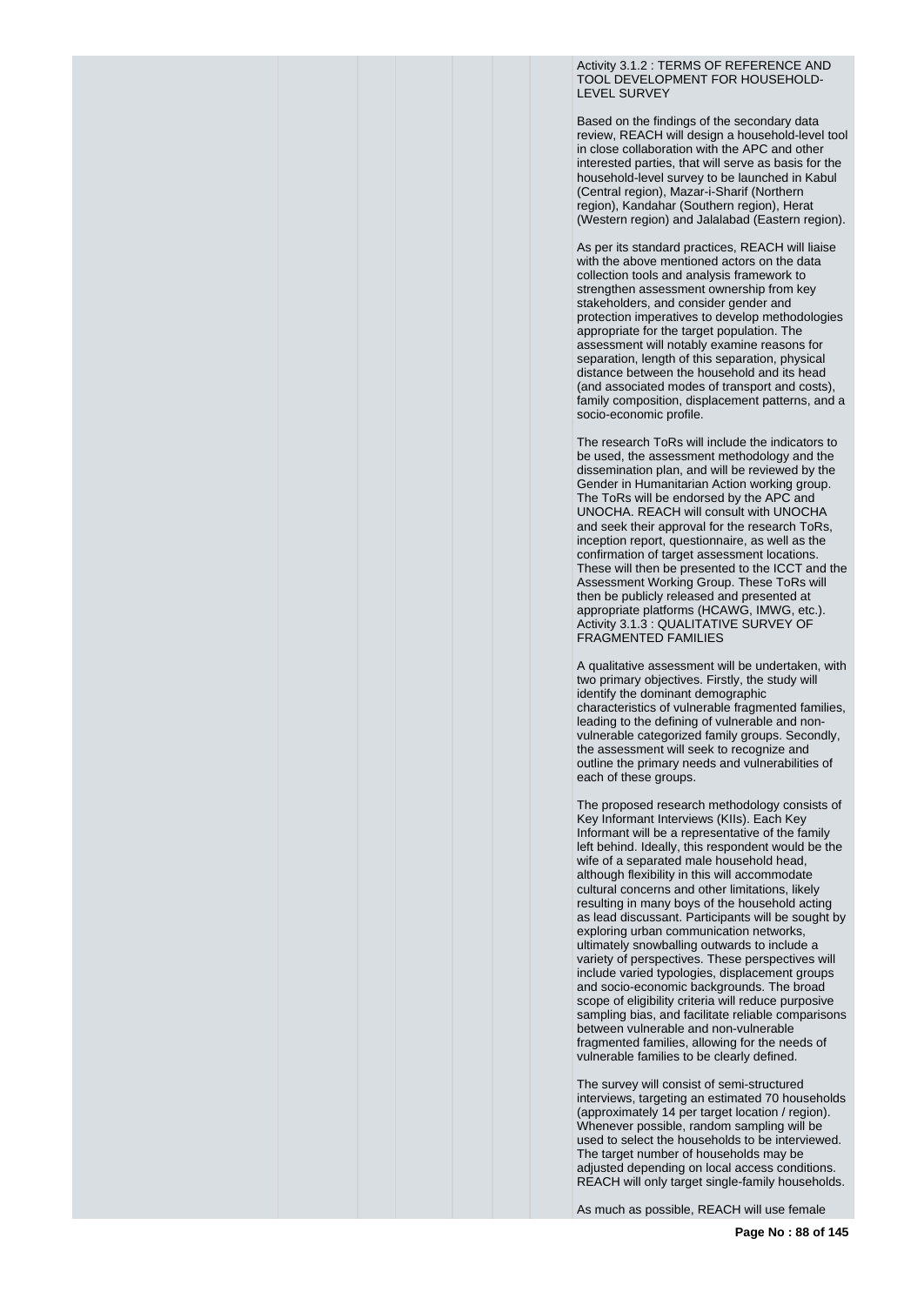Activity 3.1.2 : TERMS OF REFERENCE AND TOOL DEVELOPMENT FOR HOUSEHOLD-LEVEL SURVEY

Based on the findings of the secondary data review, REACH will design a household-level tool in close collaboration with the APC and other interested parties, that will serve as basis for the household-level survey to be launched in Kabul (Central region), Mazar-i-Sharif (Northern region), Kandahar (Southern region), Herat (Western region) and Jalalabad (Eastern region).

As per its standard practices, REACH will liaise with the above mentioned actors on the data collection tools and analysis framework to strengthen assessment ownership from key stakeholders, and consider gender and protection imperatives to develop methodologies appropriate for the target population. The assessment will notably examine reasons for separation, length of this separation, physical distance between the household and its head (and associated modes of transport and costs), family composition, displacement patterns, and a socio-economic profile.

The research ToRs will include the indicators to be used, the assessment methodology and the dissemination plan, and will be reviewed by the Gender in Humanitarian Action working group. The ToRs will be endorsed by the APC and UNOCHA. REACH will consult with UNOCHA and seek their approval for the research ToRs, inception report, questionnaire, as well as the confirmation of target assessment locations. These will then be presented to the ICCT and the Assessment Working Group. These ToRs will then be publicly released and presented at appropriate platforms (HCAWG, IMWG, etc.).

Activity 3.1.3 : QUALITATIVE SURVEY OF FRAGMENTED FAMILIES

A qualitative assessment will be undertaken, with two primary objectives. Firstly, the study will identify the dominant demographic characteristics of vulnerable fragmented families, leading to the defining of vulnerable and non-vulnerable categorized family groups. Secondly, the assessment will seek to recognize and outline the primary needs and vulnerabilities of each of these groups.

The proposed research methodology consists of Key Informant Interviews (KIIs). Each Key Informant will be a representative of the family left behind. Ideally, this respondent would be the wife of a separated male household head, although flexibility in this will accommodate cultural concerns and other limitations, likely resulting in many boys of the household acting as lead discussant. Participants will be sought by exploring urban communication networks, ultimately snowballing outwards to include a variety of perspectives. These perspectives will include varied typologies, displacement groups and socio-economic backgrounds. The broad scope of eligibility criteria will reduce purposive sampling bias, and facilitate reliable comparisons between vulnerable and non-vulnerable fragmented families, allowing for the needs of vulnerable families to be clearly defined.

The survey will consist of semi-structured interviews, targeting an estimated 70 households (approximately 14 per target location / region). Whenever possible, random sampling will be used to select the households to be interviewed. The target number of households may be adjusted depending on local access conditions. REACH will only target single-family households.

As much as possible, REACH will use female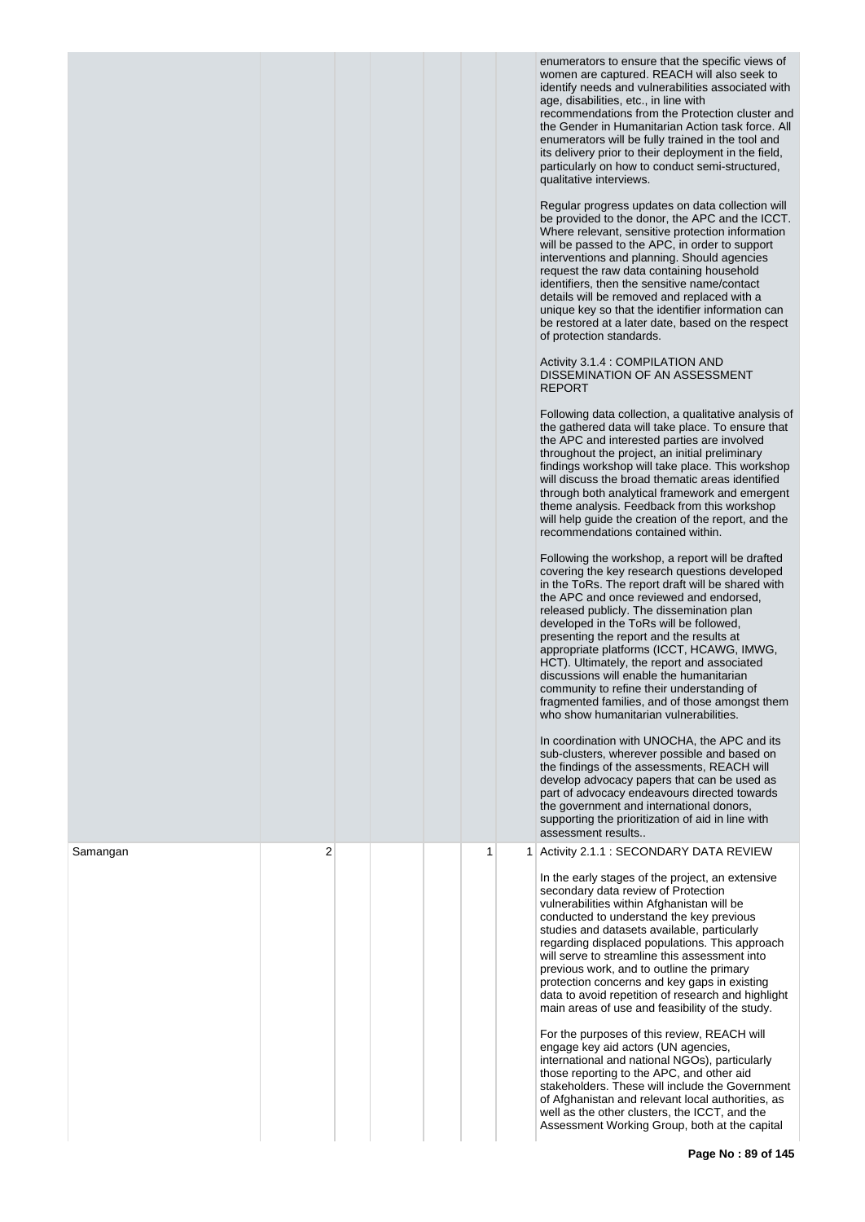| | | | | | | |
|---|---|---|---|---|---|---|
| | | | | | | enumerators to ensure that the specific views of women are captured. REACH will also seek to identify needs and vulnerabilities associated with age, disabilities, etc., in line with recommendations from the Protection cluster and the Gender in Humanitarian Action task force. All enumerators will be fully trained in the tool and its delivery prior to their deployment in the field, particularly on how to conduct semi-structured, qualitative interviews.<br><br>Regular progress updates on data collection will be provided to the donor, the APC and the ICCT. Where relevant, sensitive protection information will be passed to the APC, in order to support interventions and planning. Should agencies request the raw data containing household identifiers, then the sensitive name/contact details will be removed and replaced with a unique key so that the identifier information can be restored at a later date, based on the respect of protection standards.<br><br>Activity 3.1.4 : COMPILATION AND DISSEMINATION OF AN ASSESSMENT REPORT<br><br>Following data collection, a qualitative analysis of the gathered data will take place. To ensure that the APC and interested parties are involved throughout the project, an initial preliminary findings workshop will take place. This workshop will discuss the broad thematic areas identified through both analytical framework and emergent theme analysis. Feedback from this workshop will help guide the creation of the report, and the recommendations contained within.<br><br>Following the workshop, a report will be drafted covering the key research questions developed in the ToRs. The report draft will be shared with the APC and once reviewed and endorsed, released publicly. The dissemination plan developed in the ToRs will be followed, presenting the report and the results at appropriate platforms (ICCT, HCAWG, IMWG, HCT). Ultimately, the report and associated discussions will enable the humanitarian community to refine their understanding of fragmented families, and of those amongst them who show humanitarian vulnerabilities.<br><br>In coordination with UNOCHA, the APC and its sub-clusters, wherever possible and based on the findings of the assessments, REACH will develop advocacy papers that can be used as part of advocacy endeavours directed towards the government and international donors, supporting the prioritization of aid in line with assessment results.. |
| Samangan | 2 | | | | 1 | 1 Activity 2.1.1 : SECONDARY DATA REVIEW<br><br>In the early stages of the project, an extensive secondary data review of Protection vulnerabilities within Afghanistan will be conducted to understand the key previous studies and datasets available, particularly regarding displaced populations. This approach will serve to streamline this assessment into previous work, and to outline the primary protection concerns and key gaps in existing data to avoid repetition of research and highlight main areas of use and feasibility of the study.<br><br>For the purposes of this review, REACH will engage key aid actors (UN agencies, international and national NGOs), particularly those reporting to the APC, and other aid stakeholders. These will include the Government of Afghanistan and relevant local authorities, as well as the other clusters, the ICCT, and the Assessment Working Group, both at the capital |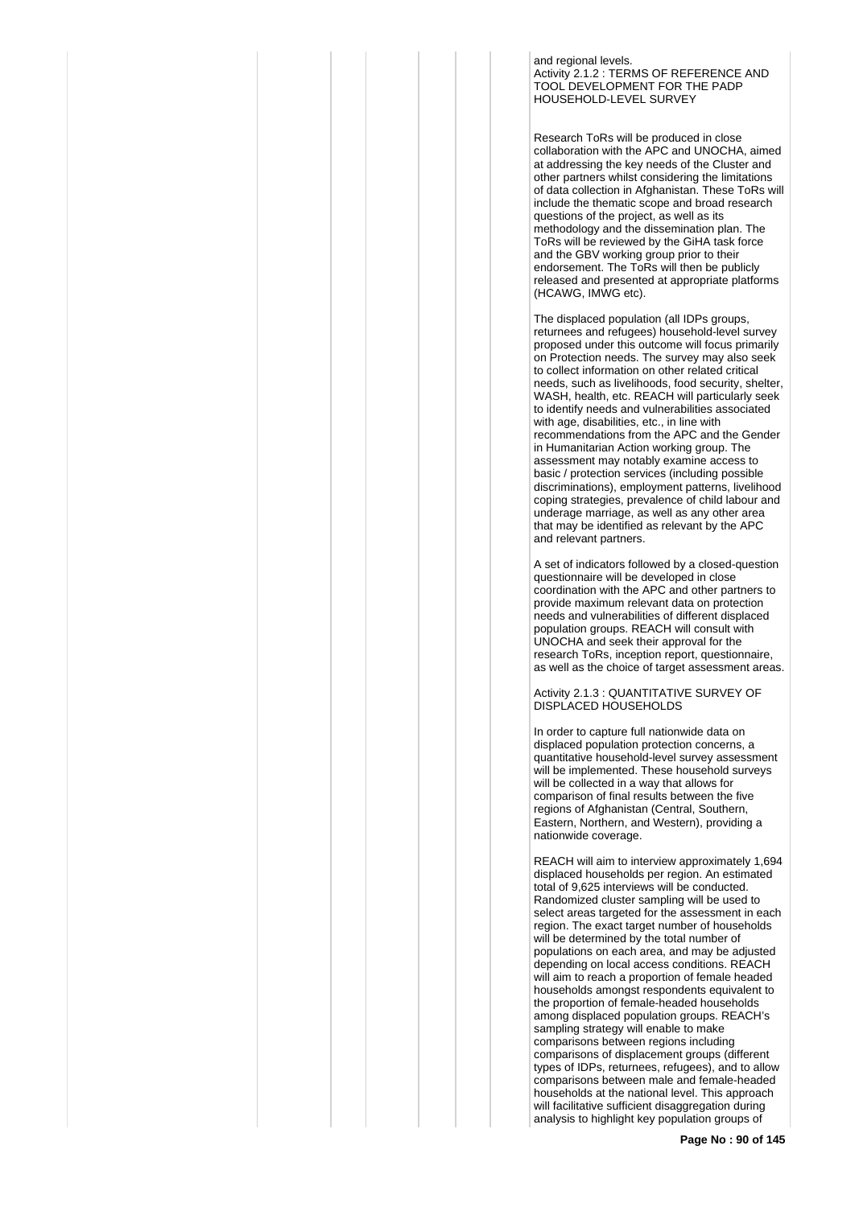and regional levels.

Activity 2.1.2 : TERMS OF REFERENCE AND TOOL DEVELOPMENT FOR THE PADP HOUSEHOLD-LEVEL SURVEY

Research ToRs will be produced in close collaboration with the APC and UNOCHA, aimed at addressing the key needs of the Cluster and other partners whilst considering the limitations of data collection in Afghanistan. These ToRs will include the thematic scope and broad research questions of the project, as well as its methodology and the dissemination plan. The ToRs will be reviewed by the GiHA task force and the GBV working group prior to their endorsement. The ToRs will then be publicly released and presented at appropriate platforms (HCAWG, IMWG etc).

The displaced population (all IDPs groups, returnees and refugees) household-level survey proposed under this outcome will focus primarily on Protection needs. The survey may also seek to collect information on other related critical needs, such as livelihoods, food security, shelter, WASH, health, etc. REACH will particularly seek to identify needs and vulnerabilities associated with age, disabilities, etc., in line with recommendations from the APC and the Gender in Humanitarian Action working group. The assessment may notably examine access to basic / protection services (including possible discriminations), employment patterns, livelihood coping strategies, prevalence of child labour and underage marriage, as well as any other area that may be identified as relevant by the APC and relevant partners.

A set of indicators followed by a closed-question questionnaire will be developed in close coordination with the APC and other partners to provide maximum relevant data on protection needs and vulnerabilities of different displaced population groups. REACH will consult with UNOCHA and seek their approval for the research ToRs, inception report, questionnaire, as well as the choice of target assessment areas.

Activity 2.1.3 : QUANTITATIVE SURVEY OF DISPLACED HOUSEHOLDS

In order to capture full nationwide data on displaced population protection concerns, a quantitative household-level survey assessment will be implemented. These household surveys will be collected in a way that allows for comparison of final results between the five regions of Afghanistan (Central, Southern, Eastern, Northern, and Western), providing a nationwide coverage.

REACH will aim to interview approximately 1,694 displaced households per region. An estimated total of 9,625 interviews will be conducted. Randomized cluster sampling will be used to select areas targeted for the assessment in each region. The exact target number of households will be determined by the total number of populations on each area, and may be adjusted depending on local access conditions. REACH will aim to reach a proportion of female headed households amongst respondents equivalent to the proportion of female-headed households among displaced population groups. REACH's sampling strategy will enable to make comparisons between regions including comparisons of displacement groups (different types of IDPs, returnees, refugees), and to allow comparisons between male and female-headed households at the national level. This approach will facilitative sufficient disaggregation during analysis to highlight key population groups of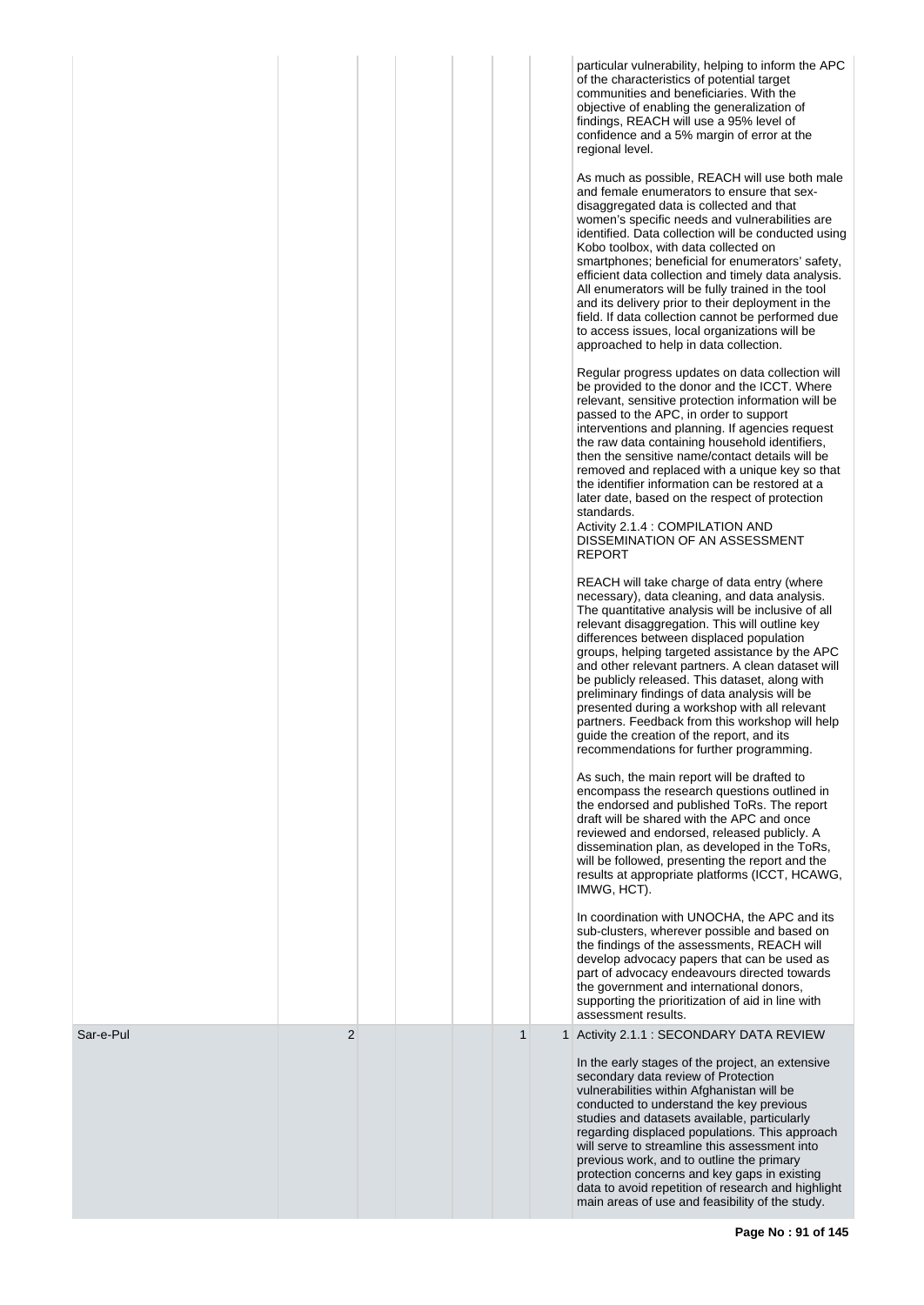| | | | | | | |
|---|---|---|---|---|---|---|
| | | | | | | particular vulnerability, helping to inform the APC of the characteristics of potential target communities and beneficiaries. With the objective of enabling the generalization of findings, REACH will use a 95% level of confidence and a 5% margin of error at the regional level.<br><br>As much as possible, REACH will use both male and female enumerators to ensure that sex-disaggregated data is collected and that women's specific needs and vulnerabilities are identified. Data collection will be conducted using Kobo toolbox, with data collected on smartphones; beneficial for enumerators' safety, efficient data collection and timely data analysis. All enumerators will be fully trained in the tool and its delivery prior to their deployment in the field. If data collection cannot be performed due to access issues, local organizations will be approached to help in data collection.<br><br>Regular progress updates on data collection will be provided to the donor and the ICCT. Where relevant, sensitive protection information will be passed to the APC, in order to support interventions and planning. If agencies request the raw data containing household identifiers, then the sensitive name/contact details will be removed and replaced with a unique key so that the identifier information can be restored at a later date, based on the respect of protection standards.<br>Activity 2.1.4 : COMPILATION AND DISSEMINATION OF AN ASSESSMENT REPORT<br><br>REACH will take charge of data entry (where necessary), data cleaning, and data analysis. The quantitative analysis will be inclusive of all relevant disaggregation. This will outline key differences between displaced population groups, helping targeted assistance by the APC and other relevant partners. A clean dataset will be publicly released. This dataset, along with preliminary findings of data analysis will be presented during a workshop with all relevant partners. Feedback from this workshop will help guide the creation of the report, and its recommendations for further programming.<br><br>As such, the main report will be drafted to encompass the research questions outlined in the endorsed and published ToRs. The report draft will be shared with the APC and once reviewed and endorsed, released publicly. A dissemination plan, as developed in the ToRs, will be followed, presenting the report and the results at appropriate platforms (ICCT, HCAWG, IMWG, HCT).<br><br>In coordination with UNOCHA, the APC and its sub-clusters, wherever possible and based on the findings of the assessments, REACH will develop advocacy papers that can be used as part of advocacy endeavours directed towards the government and international donors, supporting the prioritization of aid in line with assessment results. |
| Sar-e-Pul | 2 | | | | 1 | 1 | Activity 2.1.1 : SECONDARY DATA REVIEW<br><br>In the early stages of the project, an extensive secondary data review of Protection vulnerabilities within Afghanistan will be conducted to understand the key previous studies and datasets available, particularly regarding displaced populations. This approach will serve to streamline this assessment into previous work, and to outline the primary protection concerns and key gaps in existing data to avoid repetition of research and highlight main areas of use and feasibility of the study. |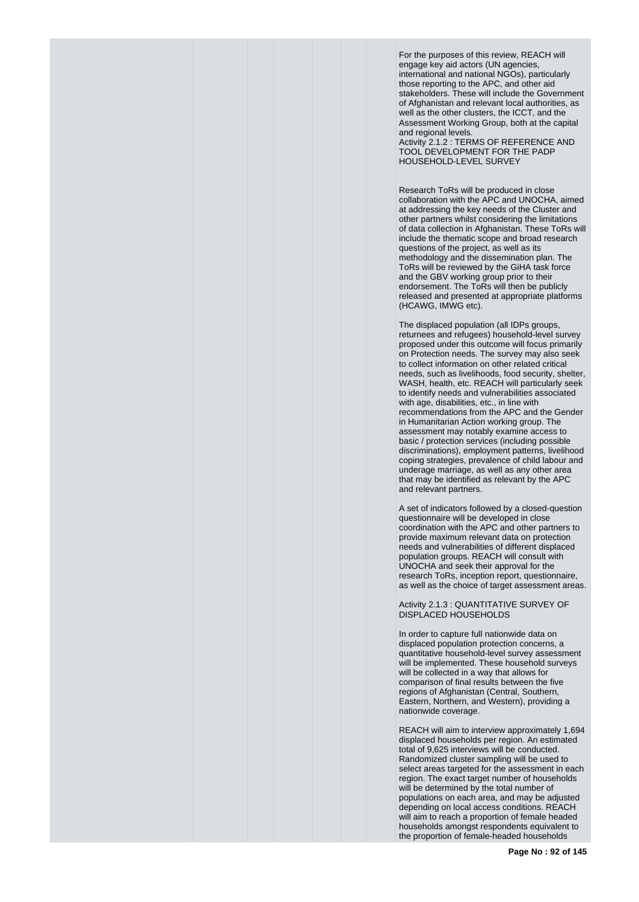For the purposes of this review, REACH will engage key aid actors (UN agencies, international and national NGOs), particularly those reporting to the APC, and other aid stakeholders. These will include the Government of Afghanistan and relevant local authorities, as well as the other clusters, the ICCT, and the Assessment Working Group, both at the capital and regional levels.

Activity 2.1.2 : TERMS OF REFERENCE AND TOOL DEVELOPMENT FOR THE PADP HOUSEHOLD-LEVEL SURVEY

Research ToRs will be produced in close collaboration with the APC and UNOCHA, aimed at addressing the key needs of the Cluster and other partners whilst considering the limitations of data collection in Afghanistan. These ToRs will include the thematic scope and broad research questions of the project, as well as its methodology and the dissemination plan. The ToRs will be reviewed by the GiHA task force and the GBV working group prior to their endorsement. The ToRs will then be publicly released and presented at appropriate platforms (HCAWG, IMWG etc).

The displaced population (all IDPs groups, returnees and refugees) household-level survey proposed under this outcome will focus primarily on Protection needs. The survey may also seek to collect information on other related critical needs, such as livelihoods, food security, shelter, WASH, health, etc. REACH will particularly seek to identify needs and vulnerabilities associated with age, disabilities, etc., in line with recommendations from the APC and the Gender in Humanitarian Action working group. The assessment may notably examine access to basic / protection services (including possible discriminations), employment patterns, livelihood coping strategies, prevalence of child labour and underage marriage, as well as any other area that may be identified as relevant by the APC and relevant partners.

A set of indicators followed by a closed-question questionnaire will be developed in close coordination with the APC and other partners to provide maximum relevant data on protection needs and vulnerabilities of different displaced population groups. REACH will consult with UNOCHA and seek their approval for the research ToRs, inception report, questionnaire, as well as the choice of target assessment areas.

Activity 2.1.3 : QUANTITATIVE SURVEY OF DISPLACED HOUSEHOLDS

In order to capture full nationwide data on displaced population protection concerns, a quantitative household-level survey assessment will be implemented. These household surveys will be collected in a way that allows for comparison of final results between the five regions of Afghanistan (Central, Southern, Eastern, Northern, and Western), providing a nationwide coverage.

REACH will aim to interview approximately 1,694 displaced households per region. An estimated total of 9,625 interviews will be conducted. Randomized cluster sampling will be used to select areas targeted for the assessment in each region. The exact target number of households will be determined by the total number of populations on each area, and may be adjusted depending on local access conditions. REACH will aim to reach a proportion of female headed households amongst respondents equivalent to the proportion of female-headed households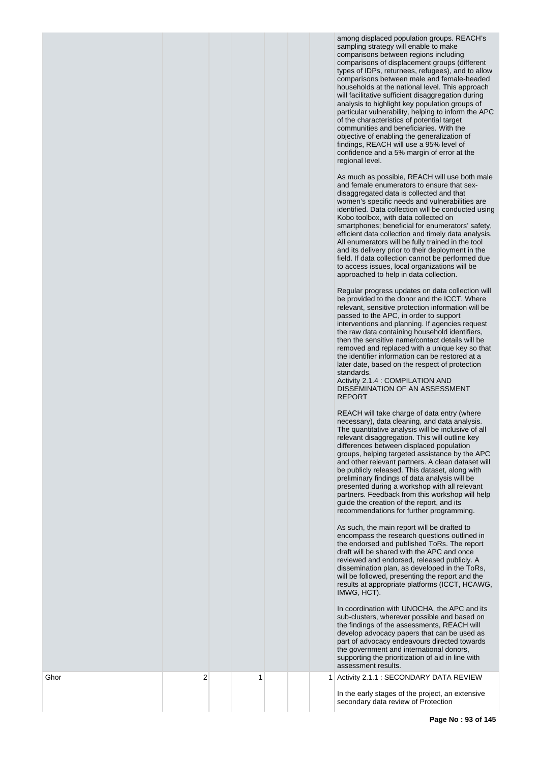| | | | | | | |
|---|---|---|---|---|---|---|
| | | | | | | among displaced population groups. REACH's sampling strategy will enable to make comparisons between regions including comparisons of displacement groups (different types of IDPs, returnees, refugees), and to allow comparisons between male and female-headed households at the national level. This approach will facilitative sufficient disaggregation during analysis to highlight key population groups of particular vulnerability, helping to inform the APC of the characteristics of potential target communities and beneficiaries. With the objective of enabling the generalization of findings, REACH will use a 95% level of confidence and a 5% margin of error at the regional level.<br><br>As much as possible, REACH will use both male and female enumerators to ensure that sex-disaggregated data is collected and that women's specific needs and vulnerabilities are identified. Data collection will be conducted using Kobo toolbox, with data collected on smartphones; beneficial for enumerators' safety, efficient data collection and timely data analysis. All enumerators will be fully trained in the tool and its delivery prior to their deployment in the field. If data collection cannot be performed due to access issues, local organizations will be approached to help in data collection.<br><br>Regular progress updates on data collection will be provided to the donor and the ICCT. Where relevant, sensitive protection information will be passed to the APC, in order to support interventions and planning. If agencies request the raw data containing household identifiers, then the sensitive name/contact details will be removed and replaced with a unique key so that the identifier information can be restored at a later date, based on the respect of protection standards.<br>Activity 2.1.4 : COMPILATION AND DISSEMINATION OF AN ASSESSMENT REPORT<br><br>REACH will take charge of data entry (where necessary), data cleaning, and data analysis. The quantitative analysis will be inclusive of all relevant disaggregation. This will outline key differences between displaced population groups, helping targeted assistance by the APC and other relevant partners. A clean dataset will be publicly released. This dataset, along with preliminary findings of data analysis will be presented during a workshop with all relevant partners. Feedback from this workshop will help guide the creation of the report, and its recommendations for further programming.<br><br>As such, the main report will be drafted to encompass the research questions outlined in the endorsed and published ToRs. The report draft will be shared with the APC and once reviewed and endorsed, released publicly. A dissemination plan, as developed in the ToRs, will be followed, presenting the report and the results at appropriate platforms (ICCT, HCAWG, IMWG, HCT).<br><br>In coordination with UNOCHA, the APC and its sub-clusters, wherever possible and based on the findings of the assessments, REACH will develop advocacy papers that can be used as part of advocacy endeavours directed towards the government and international donors, supporting the prioritization of aid in line with assessment results. |
| Ghor | 2 | | 1 | | | 1 | Activity 2.1.1 : SECONDARY DATA REVIEW<br><br>In the early stages of the project, an extensive secondary data review of Protection |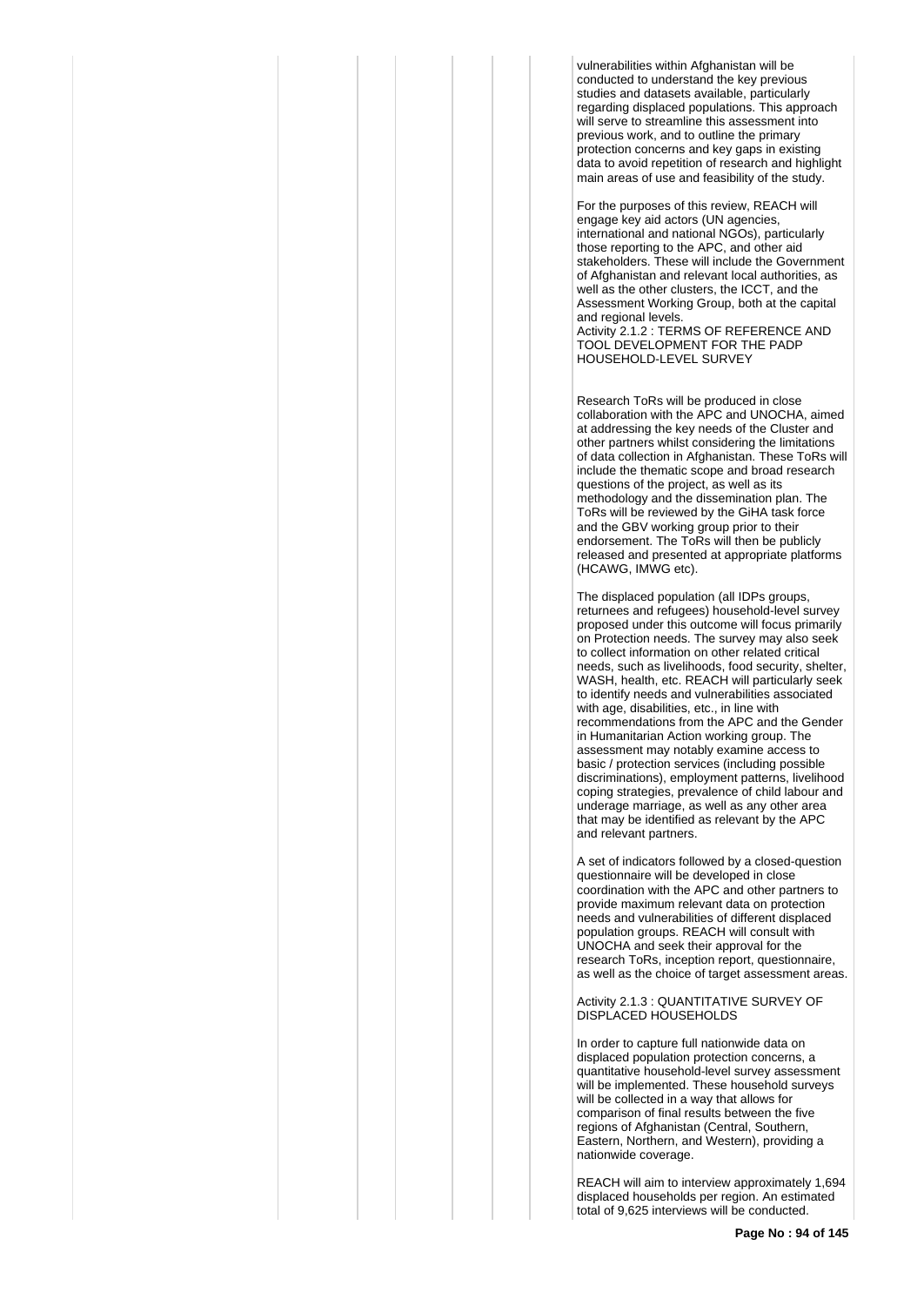vulnerabilities within Afghanistan will be conducted to understand the key previous studies and datasets available, particularly regarding displaced populations. This approach will serve to streamline this assessment into previous work, and to outline the primary protection concerns and key gaps in existing data to avoid repetition of research and highlight main areas of use and feasibility of the study.

For the purposes of this review, REACH will engage key aid actors (UN agencies, international and national NGOs), particularly those reporting to the APC, and other aid stakeholders. These will include the Government of Afghanistan and relevant local authorities, as well as the other clusters, the ICCT, and the Assessment Working Group, both at the capital and regional levels.

Activity 2.1.2 : TERMS OF REFERENCE AND TOOL DEVELOPMENT FOR THE PADP HOUSEHOLD-LEVEL SURVEY

Research ToRs will be produced in close collaboration with the APC and UNOCHA, aimed at addressing the key needs of the Cluster and other partners whilst considering the limitations of data collection in Afghanistan. These ToRs will include the thematic scope and broad research questions of the project, as well as its methodology and the dissemination plan. The ToRs will be reviewed by the GiHA task force and the GBV working group prior to their endorsement. The ToRs will then be publicly released and presented at appropriate platforms (HCAWG, IMWG etc).

The displaced population (all IDPs groups, returnees and refugees) household-level survey proposed under this outcome will focus primarily on Protection needs. The survey may also seek to collect information on other related critical needs, such as livelihoods, food security, shelter, WASH, health, etc. REACH will particularly seek to identify needs and vulnerabilities associated with age, disabilities, etc., in line with recommendations from the APC and the Gender in Humanitarian Action working group. The assessment may notably examine access to basic / protection services (including possible discriminations), employment patterns, livelihood coping strategies, prevalence of child labour and underage marriage, as well as any other area that may be identified as relevant by the APC and relevant partners.

A set of indicators followed by a closed-question questionnaire will be developed in close coordination with the APC and other partners to provide maximum relevant data on protection needs and vulnerabilities of different displaced population groups. REACH will consult with UNOCHA and seek their approval for the research ToRs, inception report, questionnaire, as well as the choice of target assessment areas.

Activity 2.1.3 : QUANTITATIVE SURVEY OF DISPLACED HOUSEHOLDS

In order to capture full nationwide data on displaced population protection concerns, a quantitative household-level survey assessment will be implemented. These household surveys will be collected in a way that allows for comparison of final results between the five regions of Afghanistan (Central, Southern, Eastern, Northern, and Western), providing a nationwide coverage.

REACH will aim to interview approximately 1,694 displaced households per region. An estimated total of 9,625 interviews will be conducted.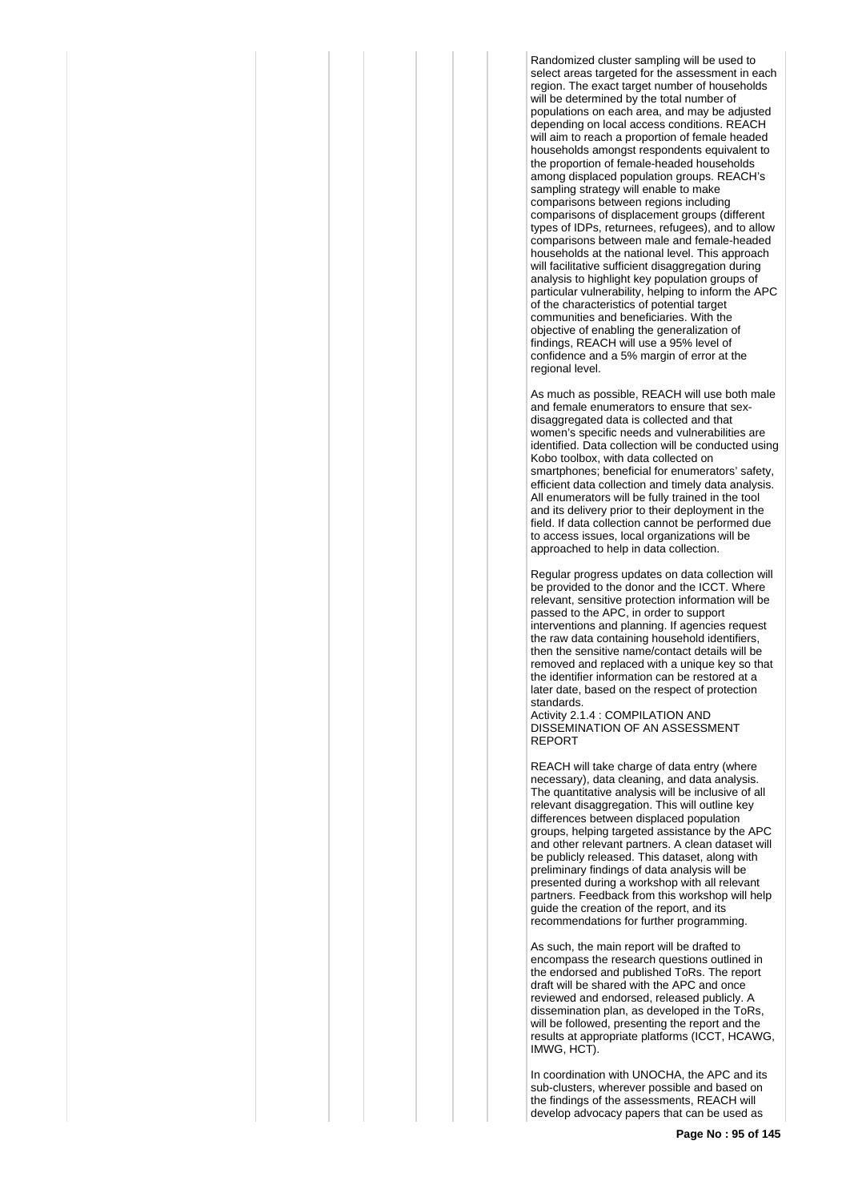Randomized cluster sampling will be used to select areas targeted for the assessment in each region. The exact target number of households will be determined by the total number of populations on each area, and may be adjusted depending on local access conditions. REACH will aim to reach a proportion of female headed households amongst respondents equivalent to the proportion of female-headed households among displaced population groups. REACH's sampling strategy will enable to make comparisons between regions including comparisons of displacement groups (different types of IDPs, returnees, refugees), and to allow comparisons between male and female-headed households at the national level. This approach will facilitative sufficient disaggregation during analysis to highlight key population groups of particular vulnerability, helping to inform the APC of the characteristics of potential target communities and beneficiaries. With the objective of enabling the generalization of findings, REACH will use a 95% level of confidence and a 5% margin of error at the regional level.

As much as possible, REACH will use both male and female enumerators to ensure that sex-disaggregated data is collected and that women's specific needs and vulnerabilities are identified. Data collection will be conducted using Kobo toolbox, with data collected on smartphones; beneficial for enumerators' safety, efficient data collection and timely data analysis. All enumerators will be fully trained in the tool and its delivery prior to their deployment in the field. If data collection cannot be performed due to access issues, local organizations will be approached to help in data collection.

Regular progress updates on data collection will be provided to the donor and the ICCT. Where relevant, sensitive protection information will be passed to the APC, in order to support interventions and planning. If agencies request the raw data containing household identifiers, then the sensitive name/contact details will be removed and replaced with a unique key so that the identifier information can be restored at a later date, based on the respect of protection standards.

Activity 2.1.4 : COMPILATION AND DISSEMINATION OF AN ASSESSMENT REPORT

REACH will take charge of data entry (where necessary), data cleaning, and data analysis. The quantitative analysis will be inclusive of all relevant disaggregation. This will outline key differences between displaced population groups, helping targeted assistance by the APC and other relevant partners. A clean dataset will be publicly released. This dataset, along with preliminary findings of data analysis will be presented during a workshop with all relevant partners. Feedback from this workshop will help guide the creation of the report, and its recommendations for further programming.

As such, the main report will be drafted to encompass the research questions outlined in the endorsed and published ToRs. The report draft will be shared with the APC and once reviewed and endorsed, released publicly. A dissemination plan, as developed in the ToRs, will be followed, presenting the report and the results at appropriate platforms (ICCT, HCAWG, IMWG, HCT).

In coordination with UNOCHA, the APC and its sub-clusters, wherever possible and based on the findings of the assessments, REACH will develop advocacy papers that can be used as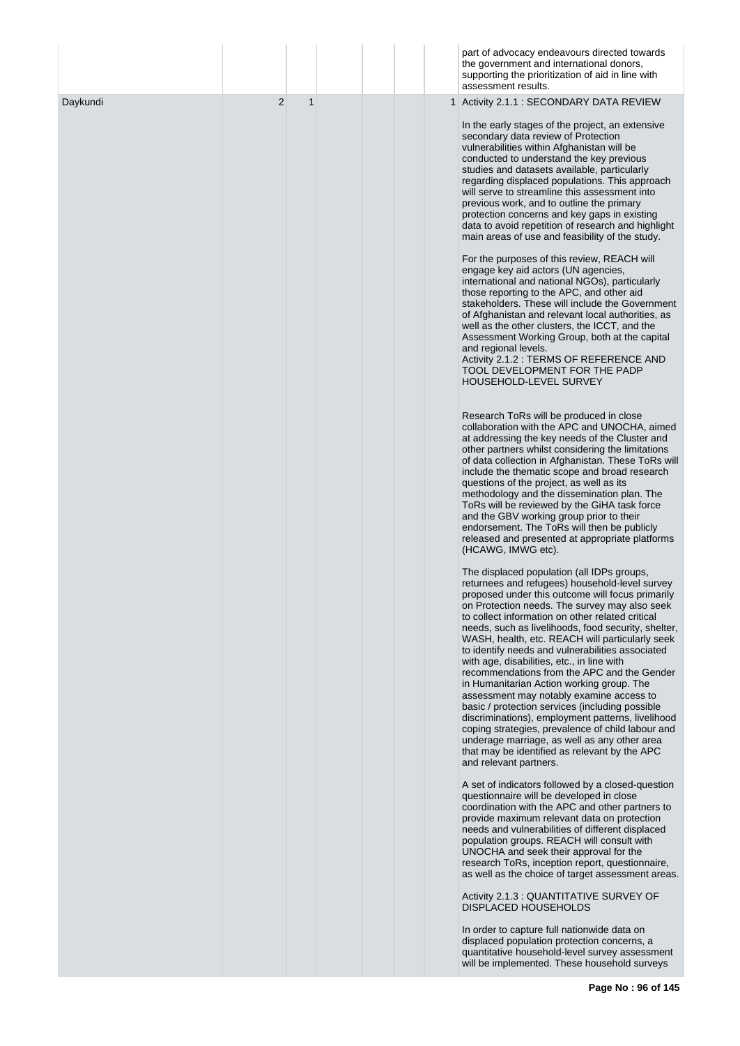| | | | | | | | |
|---|---|---|---|---|---|---|---|
| | | | | | | | part of advocacy endeavours directed towards the government and international donors, supporting the prioritization of aid in line with assessment results. |
| Daykundi | 2 | 1 | | | | 1 | Activity 2.1.1 : SECONDARY DATA REVIEW<br><br>In the early stages of the project, an extensive secondary data review of Protection vulnerabilities within Afghanistan will be conducted to understand the key previous studies and datasets available, particularly regarding displaced populations. This approach will serve to streamline this assessment into previous work, and to outline the primary protection concerns and key gaps in existing data to avoid repetition of research and highlight main areas of use and feasibility of the study.<br><br>For the purposes of this review, REACH will engage key aid actors (UN agencies, international and national NGOs), particularly those reporting to the APC, and other aid stakeholders. These will include the Government of Afghanistan and relevant local authorities, as well as the other clusters, the ICCT, and the Assessment Working Group, both at the capital and regional levels.<br>Activity 2.1.2 : TERMS OF REFERENCE AND TOOL DEVELOPMENT FOR THE PADP HOUSEHOLD-LEVEL SURVEY<br><br>Research ToRs will be produced in close collaboration with the APC and UNOCHA, aimed at addressing the key needs of the Cluster and other partners whilst considering the limitations of data collection in Afghanistan. These ToRs will include the thematic scope and broad research questions of the project, as well as its methodology and the dissemination plan. The ToRs will be reviewed by the GiHA task force and the GBV working group prior to their endorsement. The ToRs will then be publicly released and presented at appropriate platforms (HCAWG, IMWG etc).<br><br>The displaced population (all IDPs groups, returnees and refugees) household-level survey proposed under this outcome will focus primarily on Protection needs. The survey may also seek to collect information on other related critical needs, such as livelihoods, food security, shelter, WASH, health, etc. REACH will particularly seek to identify needs and vulnerabilities associated with age, disabilities, etc., in line with recommendations from the APC and the Gender in Humanitarian Action working group. The assessment may notably examine access to basic / protection services (including possible discriminations), employment patterns, livelihood coping strategies, prevalence of child labour and underage marriage, as well as any other area that may be identified as relevant by the APC and relevant partners.<br><br>A set of indicators followed by a closed-question questionnaire will be developed in close coordination with the APC and other partners to provide maximum relevant data on protection needs and vulnerabilities of different displaced population groups. REACH will consult with UNOCHA and seek their approval for the research ToRs, inception report, questionnaire, as well as the choice of target assessment areas.<br><br>Activity 2.1.3 : QUANTITATIVE SURVEY OF DISPLACED HOUSEHOLDS<br><br>In order to capture full nationwide data on displaced population protection concerns, a quantitative household-level survey assessment will be implemented. These household surveys |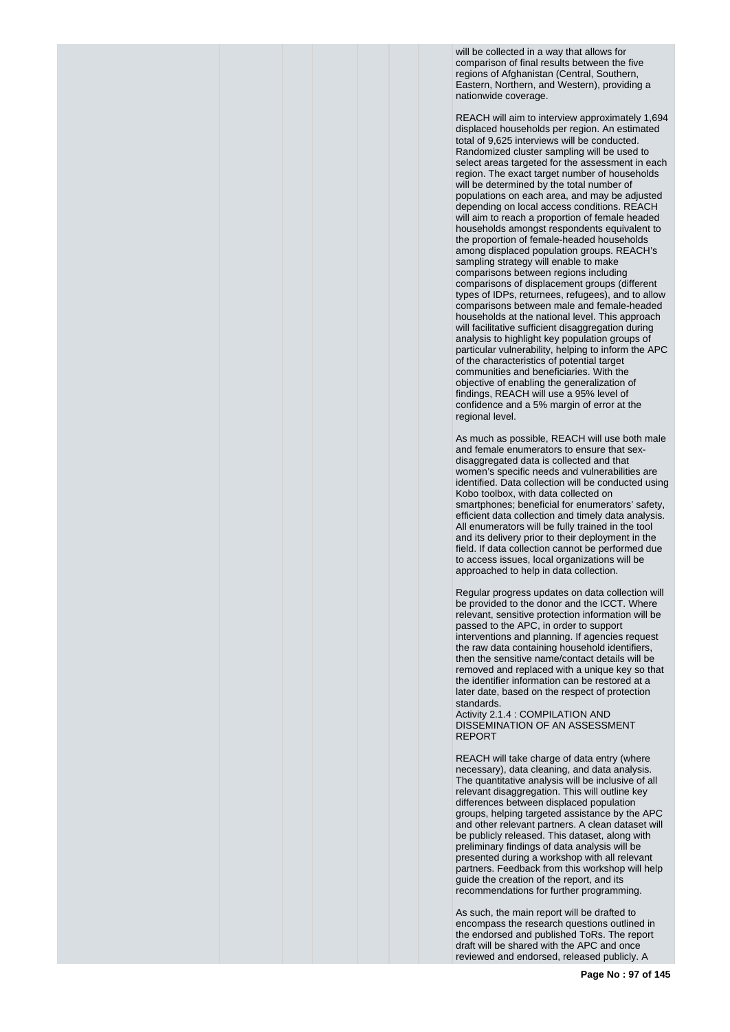will be collected in a way that allows for comparison of final results between the five regions of Afghanistan (Central, Southern, Eastern, Northern, and Western), providing a nationwide coverage.

REACH will aim to interview approximately 1,694 displaced households per region. An estimated total of 9,625 interviews will be conducted. Randomized cluster sampling will be used to select areas targeted for the assessment in each region. The exact target number of households will be determined by the total number of populations on each area, and may be adjusted depending on local access conditions. REACH will aim to reach a proportion of female headed households amongst respondents equivalent to the proportion of female-headed households among displaced population groups. REACH's sampling strategy will enable to make comparisons between regions including comparisons of displacement groups (different types of IDPs, returnees, refugees), and to allow comparisons between male and female-headed households at the national level. This approach will facilitative sufficient disaggregation during analysis to highlight key population groups of particular vulnerability, helping to inform the APC of the characteristics of potential target communities and beneficiaries. With the objective of enabling the generalization of findings, REACH will use a 95% level of confidence and a 5% margin of error at the regional level.

As much as possible, REACH will use both male and female enumerators to ensure that sex-disaggregated data is collected and that women's specific needs and vulnerabilities are identified. Data collection will be conducted using Kobo toolbox, with data collected on smartphones; beneficial for enumerators' safety, efficient data collection and timely data analysis. All enumerators will be fully trained in the tool and its delivery prior to their deployment in the field. If data collection cannot be performed due to access issues, local organizations will be approached to help in data collection.

Regular progress updates on data collection will be provided to the donor and the ICCT. Where relevant, sensitive protection information will be passed to the APC, in order to support interventions and planning. If agencies request the raw data containing household identifiers, then the sensitive name/contact details will be removed and replaced with a unique key so that the identifier information can be restored at a later date, based on the respect of protection standards.

Activity 2.1.4 : COMPILATION AND DISSEMINATION OF AN ASSESSMENT REPORT

REACH will take charge of data entry (where necessary), data cleaning, and data analysis. The quantitative analysis will be inclusive of all relevant disaggregation. This will outline key differences between displaced population groups, helping targeted assistance by the APC and other relevant partners. A clean dataset will be publicly released. This dataset, along with preliminary findings of data analysis will be presented during a workshop with all relevant partners. Feedback from this workshop will help guide the creation of the report, and its recommendations for further programming.

As such, the main report will be drafted to encompass the research questions outlined in the endorsed and published ToRs. The report draft will be shared with the APC and once reviewed and endorsed, released publicly. A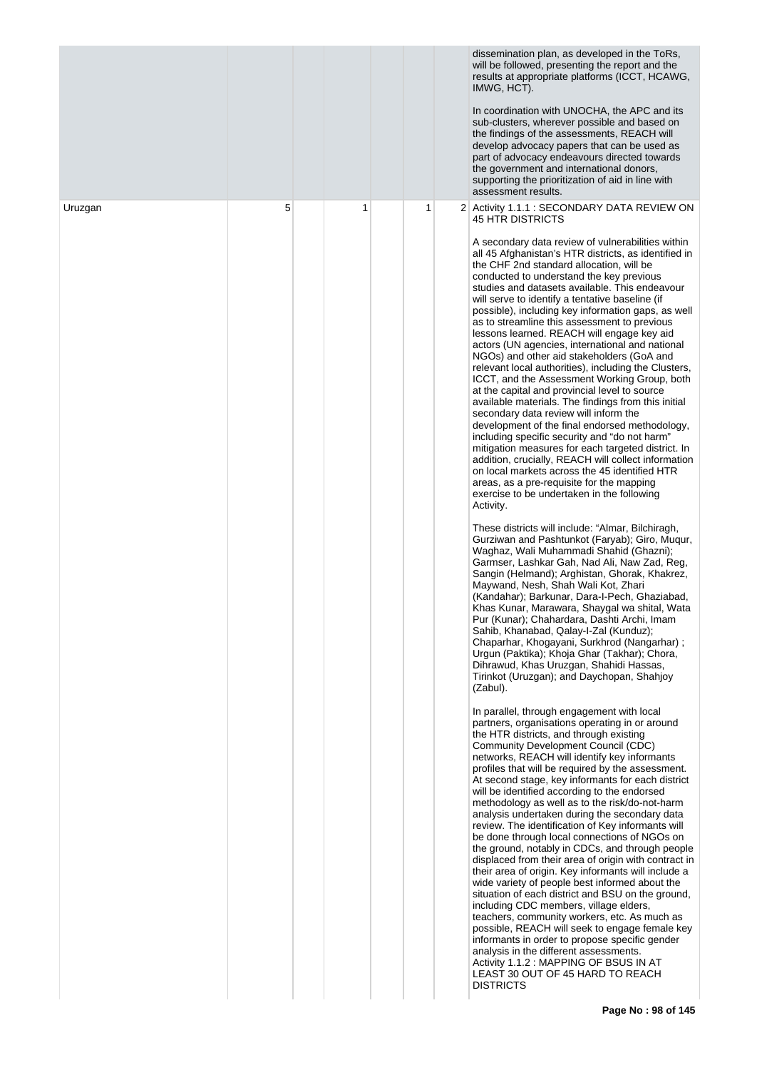| | | | | | | |
|---|---|---|---|---|---|---|
| | | | | | | dissemination plan, as developed in the ToRs, will be followed, presenting the report and the results at appropriate platforms (ICCT, HCAWG, IMWG, HCT).<br><br>In coordination with UNOCHA, the APC and its sub-clusters, wherever possible and based on the findings of the assessments, REACH will develop advocacy papers that can be used as part of advocacy endeavours directed towards the government and international donors, supporting the prioritization of aid in line with assessment results. |
| Uruzgan | 5 | | 1 | | 1 | 2 Activity 1.1.1 : SECONDARY DATA REVIEW ON 45 HTR DISTRICTS<br><br>A secondary data review of vulnerabilities within all 45 Afghanistan's HTR districts, as identified in the CHF 2nd standard allocation, will be conducted to understand the key previous studies and datasets available. This endeavour will serve to identify a tentative baseline (if possible), including key information gaps, as well as to streamline this assessment to previous lessons learned. REACH will engage key aid actors (UN agencies, international and national NGOs) and other aid stakeholders (GoA and relevant local authorities), including the Clusters, ICCT, and the Assessment Working Group, both at the capital and provincial level to source available materials. The findings from this initial secondary data review will inform the development of the final endorsed methodology, including specific security and "do not harm" mitigation measures for each targeted district. In addition, crucially, REACH will collect information on local markets across the 45 identified HTR areas, as a pre-requisite for the mapping exercise to be undertaken in the following Activity.<br><br>These districts will include: "Almar, Bilchiragh, Gurziwan and Pashtunkot (Faryab); Giro, Muqur, Waghaz, Wali Muhammadi Shahid (Ghazni); Garmser, Lashkar Gah, Nad Ali, Naw Zad, Reg, Sangin (Helmand); Arghistan, Ghorak, Khakrez, Maywand, Nesh, Shah Wali Kot, Zhari (Kandahar); Barkunar, Dara-I-Pech, Ghaziabad, Khas Kunar, Marawara, Shaygal wa shital, Wata Pur (Kunar); Chahardara, Dashti Archi, Imam Sahib, Khanabad, Qalay-I-Zal (Kunduz); Chaparhar, Khogayani, Surkhrod (Nangarhar) ; Urgun (Paktika); Khoja Ghar (Takhar); Chora, Dihrawud, Khas Uruzgan, Shahidi Hassas, Tirinkot (Uruzgan); and Daychopan, Shahjoy (Zabul).<br><br>In parallel, through engagement with local partners, organisations operating in or around the HTR districts, and through existing Community Development Council (CDC) networks, REACH will identify key informants profiles that will be required by the assessment. At second stage, key informants for each district will be identified according to the endorsed methodology as well as to the risk/do-not-harm analysis undertaken during the secondary data review. The identification of Key informants will be done through local connections of NGOs on the ground, notably in CDCs, and through people displaced from their area of origin with contract in their area of origin. Key informants will include a wide variety of people best informed about the situation of each district and BSU on the ground, including CDC members, village elders, teachers, community workers, etc. As much as possible, REACH will seek to engage female key informants in order to propose specific gender analysis in the different assessments.<br>Activity 1.1.2 : MAPPING OF BSUS IN AT LEAST 30 OUT OF 45 HARD TO REACH DISTRICTS |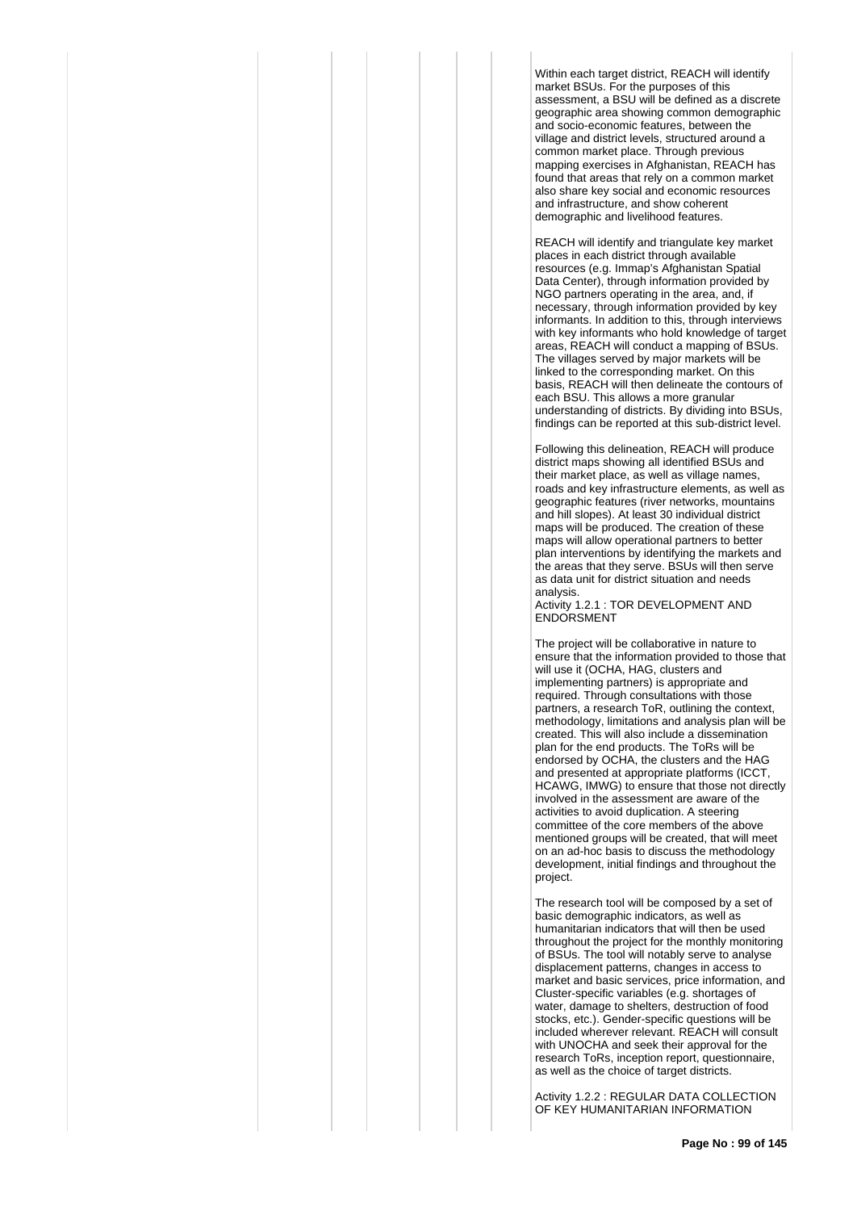Within each target district, REACH will identify market BSUs. For the purposes of this assessment, a BSU will be defined as a discrete geographic area showing common demographic and socio-economic features, between the village and district levels, structured around a common market place. Through previous mapping exercises in Afghanistan, REACH has found that areas that rely on a common market also share key social and economic resources and infrastructure, and show coherent demographic and livelihood features.

REACH will identify and triangulate key market places in each district through available resources (e.g. Immap's Afghanistan Spatial Data Center), through information provided by NGO partners operating in the area, and, if necessary, through information provided by key informants. In addition to this, through interviews with key informants who hold knowledge of target areas, REACH will conduct a mapping of BSUs. The villages served by major markets will be linked to the corresponding market. On this basis, REACH will then delineate the contours of each BSU. This allows a more granular understanding of districts. By dividing into BSUs, findings can be reported at this sub-district level.

Following this delineation, REACH will produce district maps showing all identified BSUs and their market place, as well as village names, roads and key infrastructure elements, as well as geographic features (river networks, mountains and hill slopes). At least 30 individual district maps will be produced. The creation of these maps will allow operational partners to better plan interventions by identifying the markets and the areas that they serve. BSUs will then serve as data unit for district situation and needs analysis.

Activity 1.2.1 : TOR DEVELOPMENT AND ENDORSMENT

The project will be collaborative in nature to ensure that the information provided to those that will use it (OCHA, HAG, clusters and implementing partners) is appropriate and required. Through consultations with those partners, a research ToR, outlining the context, methodology, limitations and analysis plan will be created. This will also include a dissemination plan for the end products. The ToRs will be endorsed by OCHA, the clusters and the HAG and presented at appropriate platforms (ICCT, HCAWG, IMWG) to ensure that those not directly involved in the assessment are aware of the activities to avoid duplication. A steering committee of the core members of the above mentioned groups will be created, that will meet on an ad-hoc basis to discuss the methodology development, initial findings and throughout the project.

The research tool will be composed by a set of basic demographic indicators, as well as humanitarian indicators that will then be used throughout the project for the monthly monitoring of BSUs. The tool will notably serve to analyse displacement patterns, changes in access to market and basic services, price information, and Cluster-specific variables (e.g. shortages of water, damage to shelters, destruction of food stocks, etc.). Gender-specific questions will be included wherever relevant. REACH will consult with UNOCHA and seek their approval for the research ToRs, inception report, questionnaire, as well as the choice of target districts.

Activity 1.2.2 : REGULAR DATA COLLECTION OF KEY HUMANITARIAN INFORMATION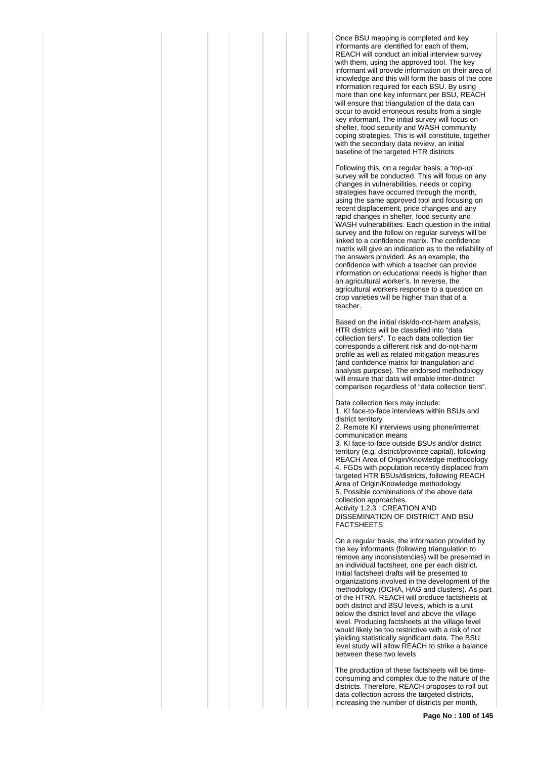Once BSU mapping is completed and key informants are identified for each of them, REACH will conduct an initial interview survey with them, using the approved tool. The key informant will provide information on their area of knowledge and this will form the basis of the core information required for each BSU. By using more than one key informant per BSU, REACH will ensure that triangulation of the data can occur to avoid erroneous results from a single key informant. The initial survey will focus on shelter, food security and WASH community coping strategies. This is will constitute, together with the secondary data review, an initial baseline of the targeted HTR districts

Following this, on a regular basis, a 'top-up' survey will be conducted. This will focus on any changes in vulnerabilities, needs or coping strategies have occurred through the month, using the same approved tool and focusing on recent displacement, price changes and any rapid changes in shelter, food security and WASH vulnerabilities. Each question in the initial survey and the follow on regular surveys will be linked to a confidence matrix. The confidence matrix will give an indication as to the reliability of the answers provided. As an example, the confidence with which a teacher can provide information on educational needs is higher than an agricultural worker's. In reverse, the agricultural workers response to a question on crop varieties will be higher than that of a teacher.

Based on the initial risk/do-not-harm analysis, HTR districts will be classified into "data collection tiers". To each data collection tier corresponds a different risk and do-not-harm profile as well as related mitigation measures (and confidence matrix for triangulation and analysis purpose). The endorsed methodology will ensure that data will enable inter-district comparison regardless of "data collection tiers".

Data collection tiers may include:
1. KI face-to-face interviews within BSUs and district territory
2. Remote KI interviews using phone/internet communication means
3. KI face-to-face outside BSUs and/or district territory (e.g. district/province capital), following REACH Area of Origin/Knowledge methodology
4. FGDs with population recently displaced from targeted HTR BSUs/districts, following REACH Area of Origin/Knowledge methodology
5. Possible combinations of the above data collection approaches.

Activity 1.2.3 : CREATION AND DISSEMINATION OF DISTRICT AND BSU FACTSHEETS

On a regular basis, the information provided by the key informants (following triangulation to remove any inconsistencies) will be presented in an individual factsheet, one per each district. Initial factsheet drafts will be presented to organizations involved in the development of the methodology (OCHA, HAG and clusters). As part of the HTRA, REACH will produce factsheets at both district and BSU levels, which is a unit below the district level and above the village level. Producing factsheets at the village level would likely be too restrictive with a risk of not yielding statistically significant data. The BSU level study will allow REACH to strike a balance between these two levels

The production of these factsheets will be time-consuming and complex due to the nature of the districts. Therefore, REACH proposes to roll out data collection across the targeted districts, increasing the number of districts per month,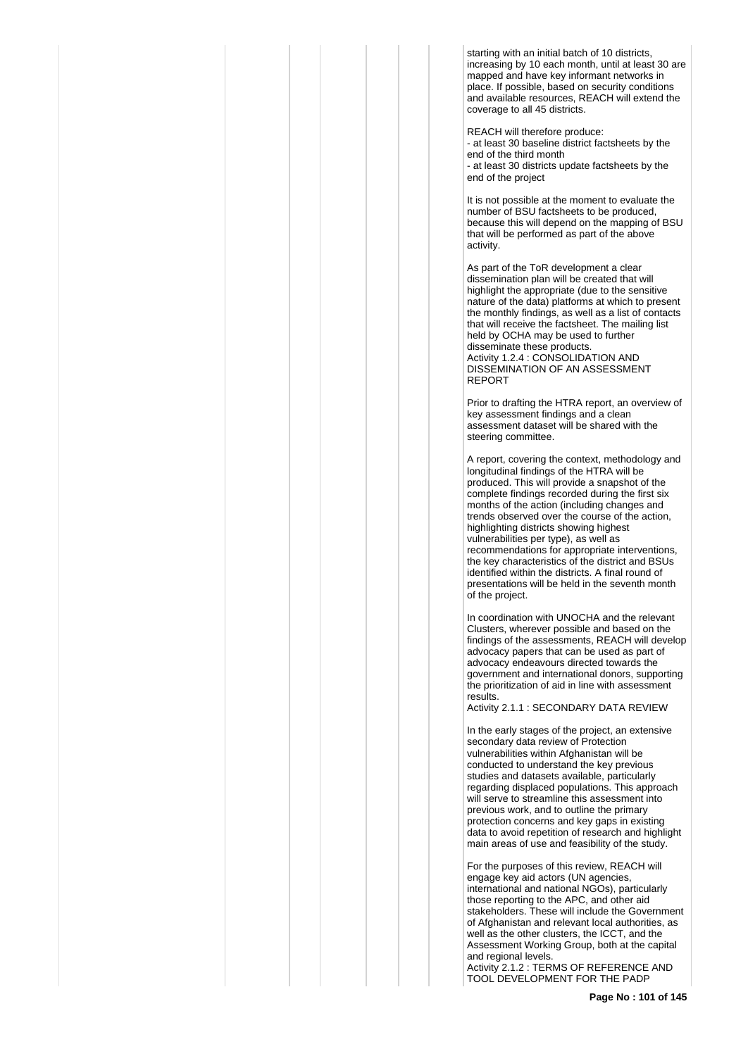starting with an initial batch of 10 districts, increasing by 10 each month, until at least 30 are mapped and have key informant networks in place. If possible, based on security conditions and available resources, REACH will extend the coverage to all 45 districts.

REACH will therefore produce:
- at least 30 baseline district factsheets by the end of the third month
- at least 30 districts update factsheets by the end of the project

It is not possible at the moment to evaluate the number of BSU factsheets to be produced, because this will depend on the mapping of BSU that will be performed as part of the above activity.

As part of the ToR development a clear dissemination plan will be created that will highlight the appropriate (due to the sensitive nature of the data) platforms at which to present the monthly findings, as well as a list of contacts that will receive the factsheet. The mailing list held by OCHA may be used to further disseminate these products.
Activity 1.2.4 : CONSOLIDATION AND DISSEMINATION OF AN ASSESSMENT REPORT

Prior to drafting the HTRA report, an overview of key assessment findings and a clean assessment dataset will be shared with the steering committee.

A report, covering the context, methodology and longitudinal findings of the HTRA will be produced. This will provide a snapshot of the complete findings recorded during the first six months of the action (including changes and trends observed over the course of the action, highlighting districts showing highest vulnerabilities per type), as well as recommendations for appropriate interventions, the key characteristics of the district and BSUs identified within the districts. A final round of presentations will be held in the seventh month of the project.

In coordination with UNOCHA and the relevant Clusters, wherever possible and based on the findings of the assessments, REACH will develop advocacy papers that can be used as part of advocacy endeavours directed towards the government and international donors, supporting the prioritization of aid in line with assessment results.
Activity 2.1.1 : SECONDARY DATA REVIEW

In the early stages of the project, an extensive secondary data review of Protection vulnerabilities within Afghanistan will be conducted to understand the key previous studies and datasets available, particularly regarding displaced populations. This approach will serve to streamline this assessment into previous work, and to outline the primary protection concerns and key gaps in existing data to avoid repetition of research and highlight main areas of use and feasibility of the study.

For the purposes of this review, REACH will engage key aid actors (UN agencies, international and national NGOs), particularly those reporting to the APC, and other aid stakeholders. These will include the Government of Afghanistan and relevant local authorities, as well as the other clusters, the ICCT, and the Assessment Working Group, both at the capital and regional levels.
Activity 2.1.2 : TERMS OF REFERENCE AND TOOL DEVELOPMENT FOR THE PADP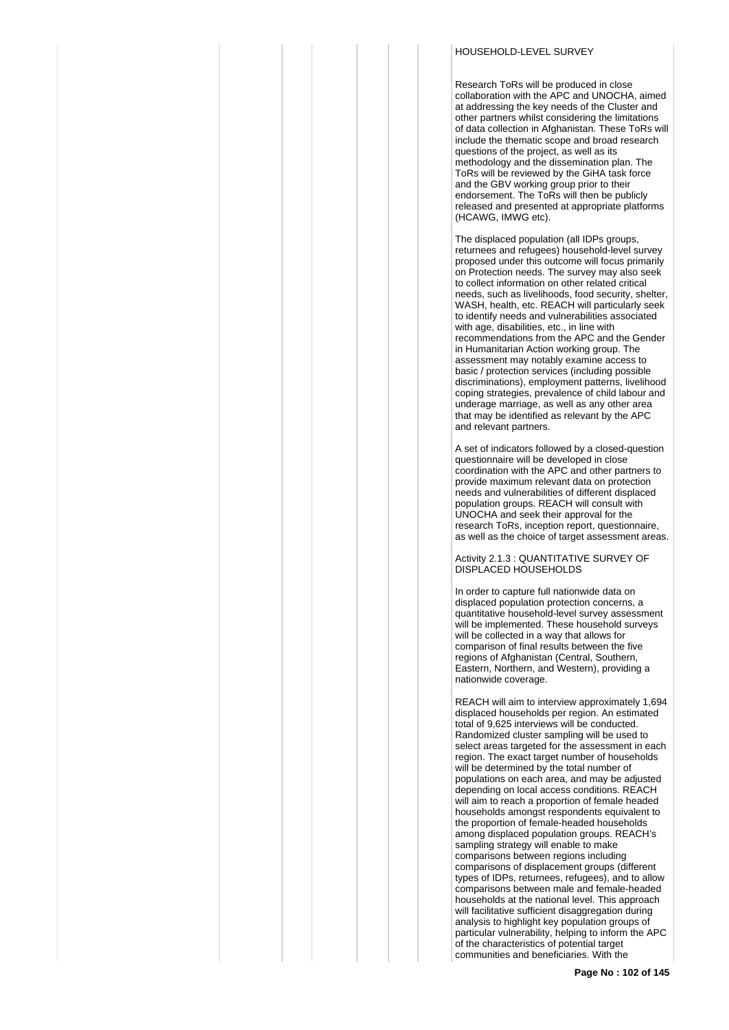HOUSEHOLD-LEVEL SURVEY

Research ToRs will be produced in close collaboration with the APC and UNOCHA, aimed at addressing the key needs of the Cluster and other partners whilst considering the limitations of data collection in Afghanistan. These ToRs will include the thematic scope and broad research questions of the project, as well as its methodology and the dissemination plan. The ToRs will be reviewed by the GiHA task force and the GBV working group prior to their endorsement. The ToRs will then be publicly released and presented at appropriate platforms (HCAWG, IMWG etc).

The displaced population (all IDPs groups, returnees and refugees) household-level survey proposed under this outcome will focus primarily on Protection needs. The survey may also seek to collect information on other related critical needs, such as livelihoods, food security, shelter, WASH, health, etc. REACH will particularly seek to identify needs and vulnerabilities associated with age, disabilities, etc., in line with recommendations from the APC and the Gender in Humanitarian Action working group. The assessment may notably examine access to basic / protection services (including possible discriminations), employment patterns, livelihood coping strategies, prevalence of child labour and underage marriage, as well as any other area that may be identified as relevant by the APC and relevant partners.

A set of indicators followed by a closed-question questionnaire will be developed in close coordination with the APC and other partners to provide maximum relevant data on protection needs and vulnerabilities of different displaced population groups. REACH will consult with UNOCHA and seek their approval for the research ToRs, inception report, questionnaire, as well as the choice of target assessment areas.

Activity 2.1.3 : QUANTITATIVE SURVEY OF DISPLACED HOUSEHOLDS

In order to capture full nationwide data on displaced population protection concerns, a quantitative household-level survey assessment will be implemented. These household surveys will be collected in a way that allows for comparison of final results between the five regions of Afghanistan (Central, Southern, Eastern, Northern, and Western), providing a nationwide coverage.

REACH will aim to interview approximately 1,694 displaced households per region. An estimated total of 9,625 interviews will be conducted. Randomized cluster sampling will be used to select areas targeted for the assessment in each region. The exact target number of households will be determined by the total number of populations on each area, and may be adjusted depending on local access conditions. REACH will aim to reach a proportion of female headed households amongst respondents equivalent to the proportion of female-headed households among displaced population groups. REACH's sampling strategy will enable to make comparisons between regions including comparisons of displacement groups (different types of IDPs, returnees, refugees), and to allow comparisons between male and female-headed households at the national level. This approach will facilitative sufficient disaggregation during analysis to highlight key population groups of particular vulnerability, helping to inform the APC of the characteristics of potential target communities and beneficiaries. With the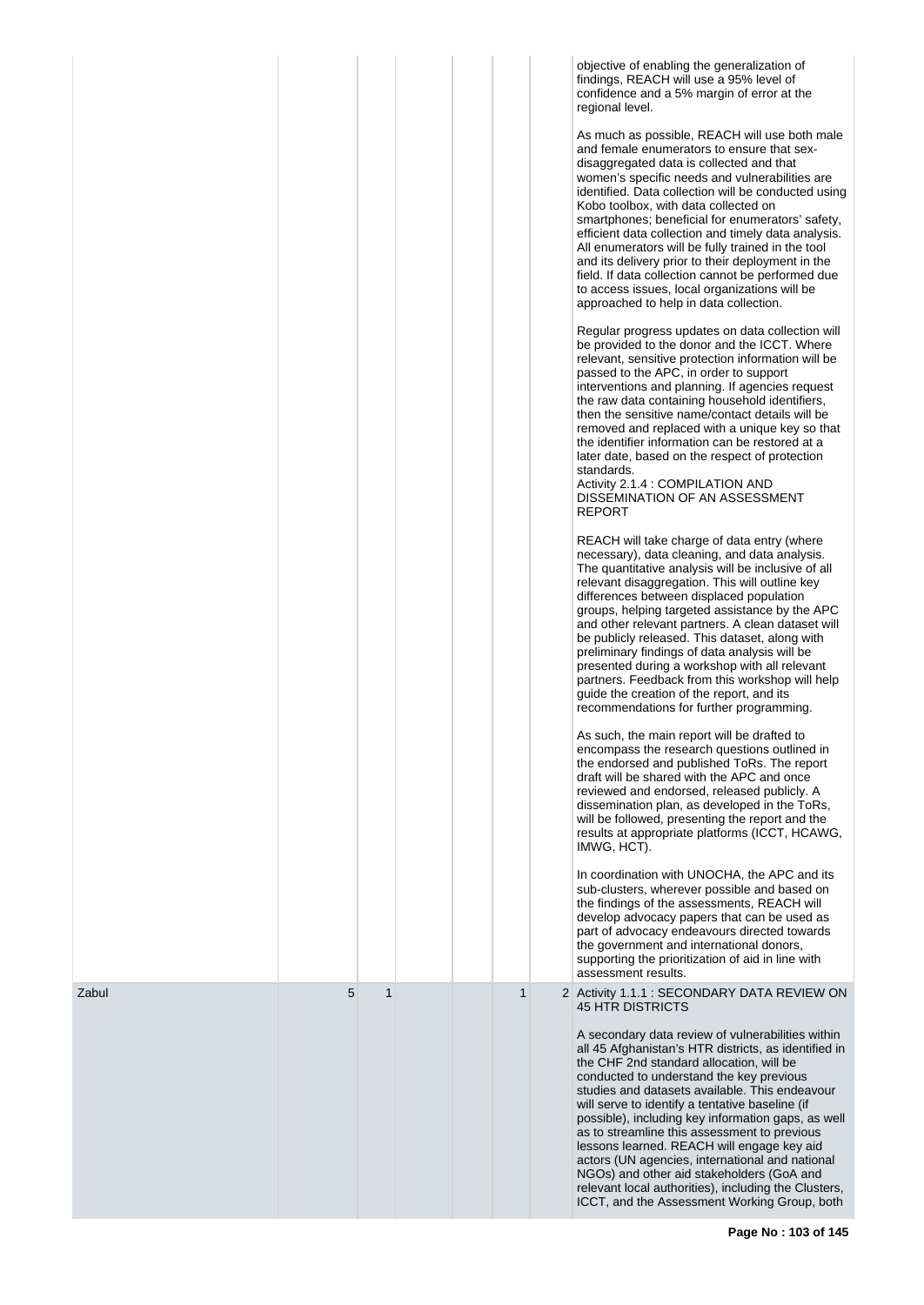| | | | | | | |
|---|---|---|---|---|---|---|
| | | | | | | objective of enabling the generalization of findings, REACH will use a 95% level of confidence and a 5% margin of error at the regional level.<br><br>As much as possible, REACH will use both male and female enumerators to ensure that sex-disaggregated data is collected and that women's specific needs and vulnerabilities are identified. Data collection will be conducted using Kobo toolbox, with data collected on smartphones; beneficial for enumerators' safety, efficient data collection and timely data analysis. All enumerators will be fully trained in the tool and its delivery prior to their deployment in the field. If data collection cannot be performed due to access issues, local organizations will be approached to help in data collection.<br><br>Regular progress updates on data collection will be provided to the donor and the ICCT. Where relevant, sensitive protection information will be passed to the APC, in order to support interventions and planning. If agencies request the raw data containing household identifiers, then the sensitive name/contact details will be removed and replaced with a unique key so that the identifier information can be restored at a later date, based on the respect of protection standards.<br>Activity 2.1.4 : COMPILATION AND DISSEMINATION OF AN ASSESSMENT REPORT<br><br>REACH will take charge of data entry (where necessary), data cleaning, and data analysis. The quantitative analysis will be inclusive of all relevant disaggregation. This will outline key differences between displaced population groups, helping targeted assistance by the APC and other relevant partners. A clean dataset will be publicly released. This dataset, along with preliminary findings of data analysis will be presented during a workshop with all relevant partners. Feedback from this workshop will help guide the creation of the report, and its recommendations for further programming.<br><br>As such, the main report will be drafted to encompass the research questions outlined in the endorsed and published ToRs. The report draft will be shared with the APC and once reviewed and endorsed, released publicly. A dissemination plan, as developed in the ToRs, will be followed, presenting the report and the results at appropriate platforms (ICCT, HCAWG, IMWG, HCT).<br><br>In coordination with UNOCHA, the APC and its sub-clusters, wherever possible and based on the findings of the assessments, REACH will develop advocacy papers that can be used as part of advocacy endeavours directed towards the government and international donors, supporting the prioritization of aid in line with assessment results. |
| Zabul | 5 | 1 | | | 1 | 2 Activity 1.1.1 : SECONDARY DATA REVIEW ON 45 HTR DISTRICTS<br><br>A secondary data review of vulnerabilities within all 45 Afghanistan's HTR districts, as identified in the CHF 2nd standard allocation, will be conducted to understand the key previous studies and datasets available. This endeavour will serve to identify a tentative baseline (if possible), including key information gaps, as well as to streamline this assessment to previous lessons learned. REACH will engage key aid actors (UN agencies, international and national NGOs) and other aid stakeholders (GoA and relevant local authorities), including the Clusters, ICCT, and the Assessment Working Group, both |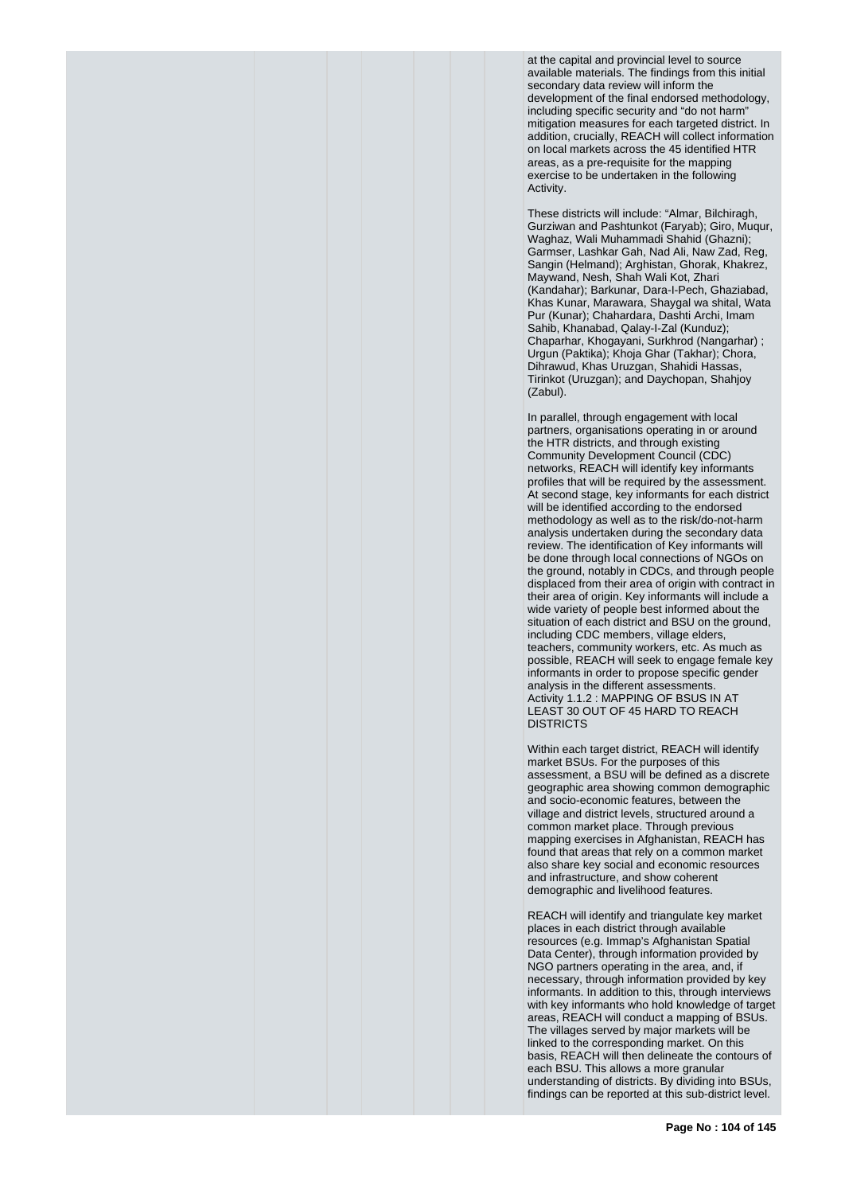at the capital and provincial level to source available materials. The findings from this initial secondary data review will inform the development of the final endorsed methodology, including specific security and "do not harm" mitigation measures for each targeted district. In addition, crucially, REACH will collect information on local markets across the 45 identified HTR areas, as a pre-requisite for the mapping exercise to be undertaken in the following Activity.

These districts will include: "Almar, Bilchiragh, Gurziwan and Pashtunkot (Faryab); Giro, Muqur, Waghaz, Wali Muhammadi Shahid (Ghazni); Garmser, Lashkar Gah, Nad Ali, Naw Zad, Reg, Sangin (Helmand); Arghistan, Ghorak, Khakrez, Maywand, Nesh, Shah Wali Kot, Zhari (Kandahar); Barkunar, Dara-I-Pech, Ghaziabad, Khas Kunar, Marawara, Shaygal wa shital, Wata Pur (Kunar); Chahardara, Dashti Archi, Imam Sahib, Khanabad, Qalay-I-Zal (Kunduz); Chaparhar, Khogayani, Surkhrod (Nangarhar) ; Urgun (Paktika); Khoja Ghar (Takhar); Chora, Dihrawud, Khas Uruzgan, Shahidi Hassas, Tirinkot (Uruzgan); and Daychopan, Shahjoy (Zabul).

In parallel, through engagement with local partners, organisations operating in or around the HTR districts, and through existing Community Development Council (CDC) networks, REACH will identify key informants profiles that will be required by the assessment. At second stage, key informants for each district will be identified according to the endorsed methodology as well as to the risk/do-not-harm analysis undertaken during the secondary data review. The identification of Key informants will be done through local connections of NGOs on the ground, notably in CDCs, and through people displaced from their area of origin with contract in their area of origin. Key informants will include a wide variety of people best informed about the situation of each district and BSU on the ground, including CDC members, village elders, teachers, community workers, etc. As much as possible, REACH will seek to engage female key informants in order to propose specific gender analysis in the different assessments.
Activity 1.1.2 : MAPPING OF BSUS IN AT LEAST 30 OUT OF 45 HARD TO REACH DISTRICTS

Within each target district, REACH will identify market BSUs. For the purposes of this assessment, a BSU will be defined as a discrete geographic area showing common demographic and socio-economic features, between the village and district levels, structured around a common market place. Through previous mapping exercises in Afghanistan, REACH has found that areas that rely on a common market also share key social and economic resources and infrastructure, and show coherent demographic and livelihood features.

REACH will identify and triangulate key market places in each district through available resources (e.g. Immap's Afghanistan Spatial Data Center), through information provided by NGO partners operating in the area, and, if necessary, through information provided by key informants. In addition to this, through interviews with key informants who hold knowledge of target areas, REACH will conduct a mapping of BSUs. The villages served by major markets will be linked to the corresponding market. On this basis, REACH will then delineate the contours of each BSU. This allows a more granular understanding of districts. By dividing into BSUs, findings can be reported at this sub-district level.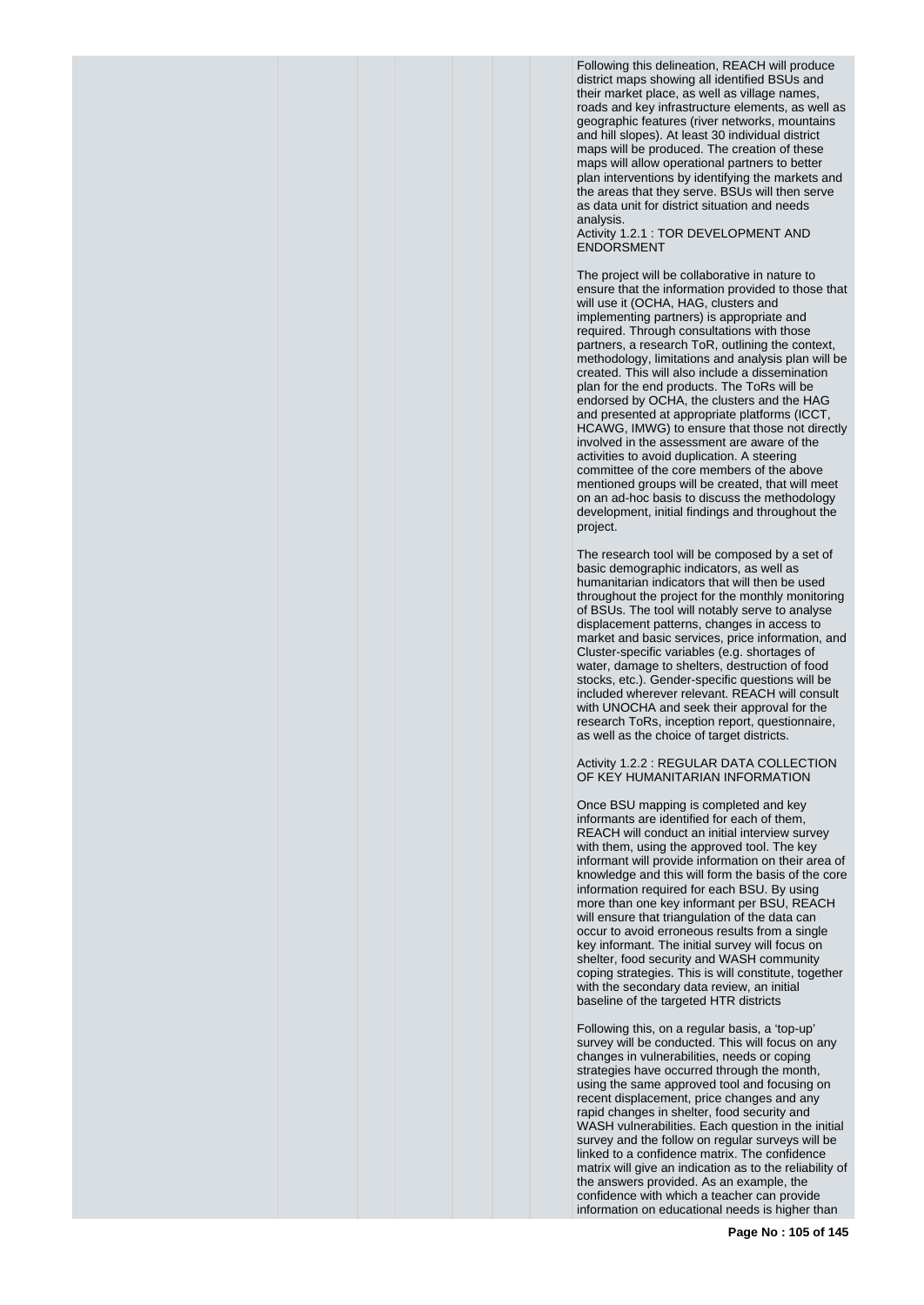Following this delineation, REACH will produce district maps showing all identified BSUs and their market place, as well as village names, roads and key infrastructure elements, as well as geographic features (river networks, mountains and hill slopes). At least 30 individual district maps will be produced. The creation of these maps will allow operational partners to better plan interventions by identifying the markets and the areas that they serve. BSUs will then serve as data unit for district situation and needs analysis.

Activity 1.2.1 : TOR DEVELOPMENT AND ENDORSMENT

The project will be collaborative in nature to ensure that the information provided to those that will use it (OCHA, HAG, clusters and implementing partners) is appropriate and required. Through consultations with those partners, a research ToR, outlining the context, methodology, limitations and analysis plan will be created. This will also include a dissemination plan for the end products. The ToRs will be endorsed by OCHA, the clusters and the HAG and presented at appropriate platforms (ICCT, HCAWG, IMWG) to ensure that those not directly involved in the assessment are aware of the activities to avoid duplication. A steering committee of the core members of the above mentioned groups will be created, that will meet on an ad-hoc basis to discuss the methodology development, initial findings and throughout the project.

The research tool will be composed by a set of basic demographic indicators, as well as humanitarian indicators that will then be used throughout the project for the monthly monitoring of BSUs. The tool will notably serve to analyse displacement patterns, changes in access to market and basic services, price information, and Cluster-specific variables (e.g. shortages of water, damage to shelters, destruction of food stocks, etc.). Gender-specific questions will be included wherever relevant. REACH will consult with UNOCHA and seek their approval for the research ToRs, inception report, questionnaire, as well as the choice of target districts.

Activity 1.2.2 : REGULAR DATA COLLECTION OF KEY HUMANITARIAN INFORMATION

Once BSU mapping is completed and key informants are identified for each of them, REACH will conduct an initial interview survey with them, using the approved tool. The key informant will provide information on their area of knowledge and this will form the basis of the core information required for each BSU. By using more than one key informant per BSU, REACH will ensure that triangulation of the data can occur to avoid erroneous results from a single key informant. The initial survey will focus on shelter, food security and WASH community coping strategies. This is will constitute, together with the secondary data review, an initial baseline of the targeted HTR districts

Following this, on a regular basis, a 'top-up' survey will be conducted. This will focus on any changes in vulnerabilities, needs or coping strategies have occurred through the month, using the same approved tool and focusing on recent displacement, price changes and any rapid changes in shelter, food security and WASH vulnerabilities. Each question in the initial survey and the follow on regular surveys will be linked to a confidence matrix. The confidence matrix will give an indication as to the reliability of the answers provided. As an example, the confidence with which a teacher can provide information on educational needs is higher than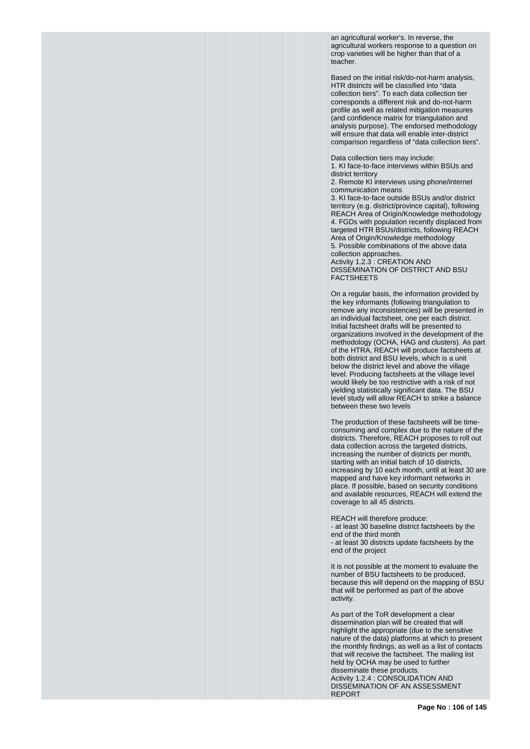an agricultural worker's. In reverse, the agricultural workers response to a question on crop varieties will be higher than that of a teacher.

Based on the initial risk/do-not-harm analysis, HTR districts will be classified into "data collection tiers". To each data collection tier corresponds a different risk and do-not-harm profile as well as related mitigation measures (and confidence matrix for triangulation and analysis purpose). The endorsed methodology will ensure that data will enable inter-district comparison regardless of "data collection tiers".

Data collection tiers may include:
1. KI face-to-face interviews within BSUs and district territory
2. Remote KI interviews using phone/internet communication means
3. KI face-to-face outside BSUs and/or district territory (e.g. district/province capital), following REACH Area of Origin/Knowledge methodology
4. FGDs with population recently displaced from targeted HTR BSUs/districts, following REACH Area of Origin/Knowledge methodology
5. Possible combinations of the above data collection approaches.

Activity 1.2.3 : CREATION AND DISSEMINATION OF DISTRICT AND BSU FACTSHEETS

On a regular basis, the information provided by the key informants (following triangulation to remove any inconsistencies) will be presented in an individual factsheet, one per each district. Initial factsheet drafts will be presented to organizations involved in the development of the methodology (OCHA, HAG and clusters). As part of the HTRA, REACH will produce factsheets at both district and BSU levels, which is a unit below the district level and above the village level. Producing factsheets at the village level would likely be too restrictive with a risk of not yielding statistically significant data. The BSU level study will allow REACH to strike a balance between these two levels

The production of these factsheets will be time-consuming and complex due to the nature of the districts. Therefore, REACH proposes to roll out data collection across the targeted districts, increasing the number of districts per month, starting with an initial batch of 10 districts, increasing by 10 each month, until at least 30 are mapped and have key informant networks in place. If possible, based on security conditions and available resources, REACH will extend the coverage to all 45 districts.

REACH will therefore produce:
- at least 30 baseline district factsheets by the end of the third month
- at least 30 districts update factsheets by the end of the project

It is not possible at the moment to evaluate the number of BSU factsheets to be produced, because this will depend on the mapping of BSU that will be performed as part of the above activity.

As part of the ToR development a clear dissemination plan will be created that will highlight the appropriate (due to the sensitive nature of the data) platforms at which to present the monthly findings, as well as a list of contacts that will receive the factsheet. The mailing list held by OCHA may be used to further disseminate these products.

Activity 1.2.4 : CONSOLIDATION AND DISSEMINATION OF AN ASSESSMENT REPORT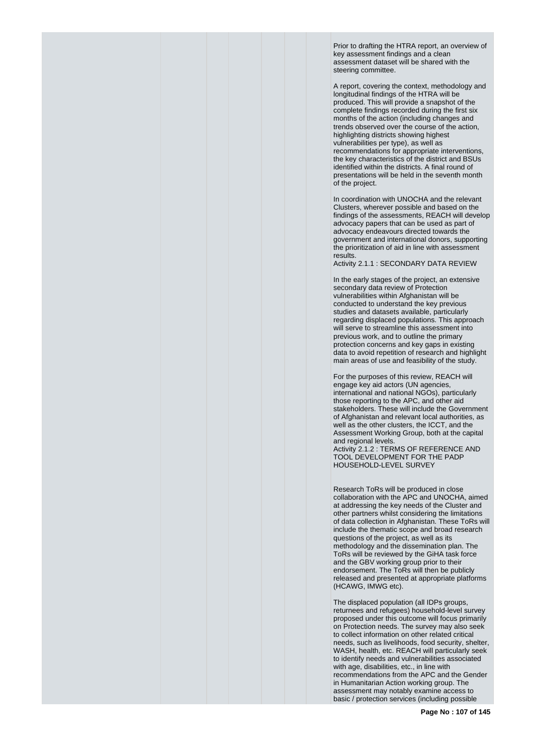Prior to drafting the HTRA report, an overview of key assessment findings and a clean assessment dataset will be shared with the steering committee.

A report, covering the context, methodology and longitudinal findings of the HTRA will be produced. This will provide a snapshot of the complete findings recorded during the first six months of the action (including changes and trends observed over the course of the action, highlighting districts showing highest vulnerabilities per type), as well as recommendations for appropriate interventions, the key characteristics of the district and BSUs identified within the districts. A final round of presentations will be held in the seventh month of the project.

In coordination with UNOCHA and the relevant Clusters, wherever possible and based on the findings of the assessments, REACH will develop advocacy papers that can be used as part of advocacy endeavours directed towards the government and international donors, supporting the prioritization of aid in line with assessment results.

Activity 2.1.1 : SECONDARY DATA REVIEW

In the early stages of the project, an extensive secondary data review of Protection vulnerabilities within Afghanistan will be conducted to understand the key previous studies and datasets available, particularly regarding displaced populations. This approach will serve to streamline this assessment into previous work, and to outline the primary protection concerns and key gaps in existing data to avoid repetition of research and highlight main areas of use and feasibility of the study.

For the purposes of this review, REACH will engage key aid actors (UN agencies, international and national NGOs), particularly those reporting to the APC, and other aid stakeholders. These will include the Government of Afghanistan and relevant local authorities, as well as the other clusters, the ICCT, and the Assessment Working Group, both at the capital and regional levels.

Activity 2.1.2 : TERMS OF REFERENCE AND TOOL DEVELOPMENT FOR THE PADP HOUSEHOLD-LEVEL SURVEY

Research ToRs will be produced in close collaboration with the APC and UNOCHA, aimed at addressing the key needs of the Cluster and other partners whilst considering the limitations of data collection in Afghanistan. These ToRs will include the thematic scope and broad research questions of the project, as well as its methodology and the dissemination plan. The ToRs will be reviewed by the GiHA task force and the GBV working group prior to their endorsement. The ToRs will then be publicly released and presented at appropriate platforms (HCAWG, IMWG etc).

The displaced population (all IDPs groups, returnees and refugees) household-level survey proposed under this outcome will focus primarily on Protection needs. The survey may also seek to collect information on other related critical needs, such as livelihoods, food security, shelter, WASH, health, etc. REACH will particularly seek to identify needs and vulnerabilities associated with age, disabilities, etc., in line with recommendations from the APC and the Gender in Humanitarian Action working group. The assessment may notably examine access to basic / protection services (including possible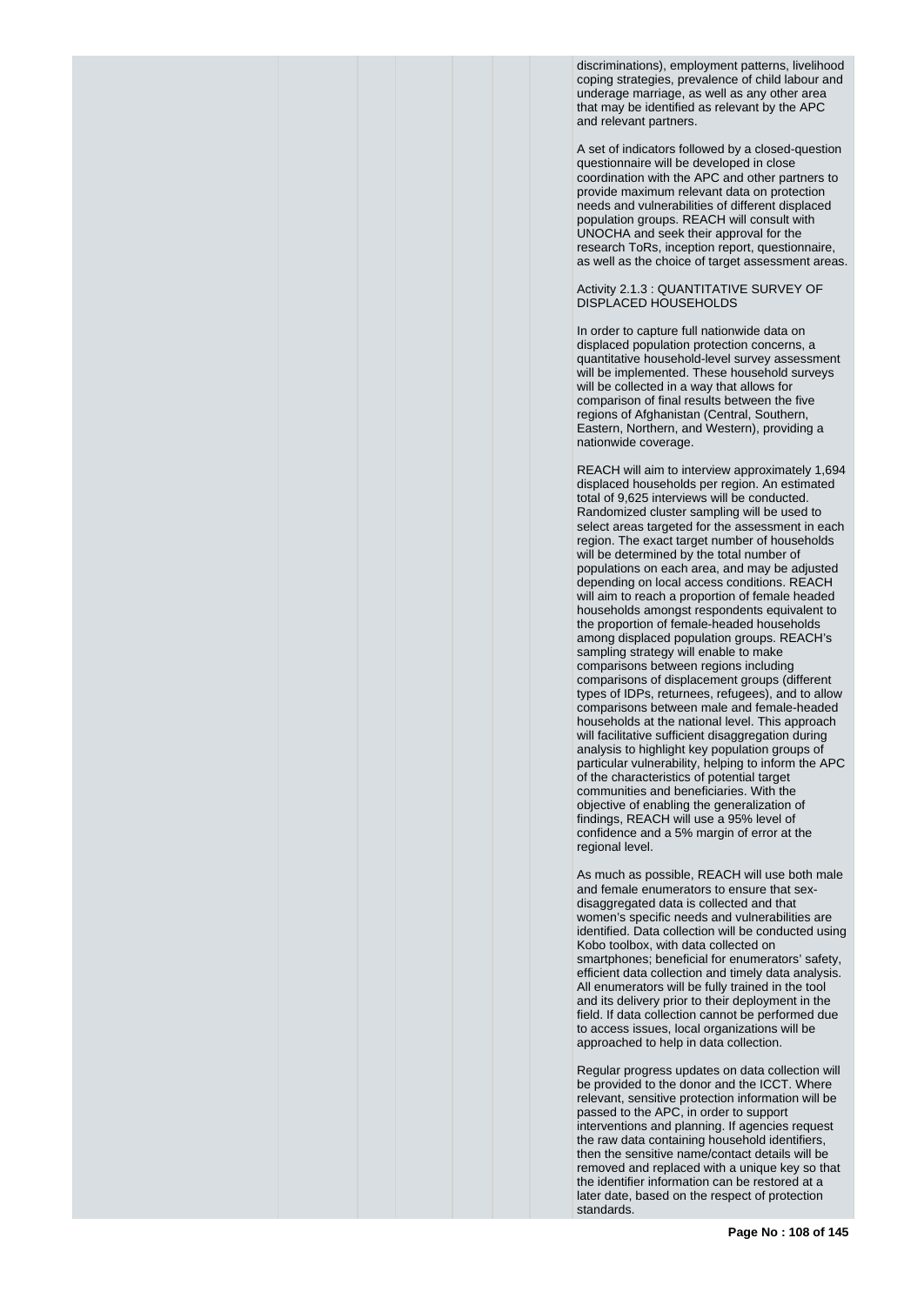discriminations), employment patterns, livelihood coping strategies, prevalence of child labour and underage marriage, as well as any other area that may be identified as relevant by the APC and relevant partners.

A set of indicators followed by a closed-question questionnaire will be developed in close coordination with the APC and other partners to provide maximum relevant data on protection needs and vulnerabilities of different displaced population groups. REACH will consult with UNOCHA and seek their approval for the research ToRs, inception report, questionnaire, as well as the choice of target assessment areas.

Activity 2.1.3 : QUANTITATIVE SURVEY OF DISPLACED HOUSEHOLDS

In order to capture full nationwide data on displaced population protection concerns, a quantitative household-level survey assessment will be implemented. These household surveys will be collected in a way that allows for comparison of final results between the five regions of Afghanistan (Central, Southern, Eastern, Northern, and Western), providing a nationwide coverage.

REACH will aim to interview approximately 1,694 displaced households per region. An estimated total of 9,625 interviews will be conducted. Randomized cluster sampling will be used to select areas targeted for the assessment in each region. The exact target number of households will be determined by the total number of populations on each area, and may be adjusted depending on local access conditions. REACH will aim to reach a proportion of female headed households amongst respondents equivalent to the proportion of female-headed households among displaced population groups. REACH's sampling strategy will enable to make comparisons between regions including comparisons of displacement groups (different types of IDPs, returnees, refugees), and to allow comparisons between male and female-headed households at the national level. This approach will facilitative sufficient disaggregation during analysis to highlight key population groups of particular vulnerability, helping to inform the APC of the characteristics of potential target communities and beneficiaries. With the objective of enabling the generalization of findings, REACH will use a 95% level of confidence and a 5% margin of error at the regional level.

As much as possible, REACH will use both male and female enumerators to ensure that sex-disaggregated data is collected and that women's specific needs and vulnerabilities are identified. Data collection will be conducted using Kobo toolbox, with data collected on smartphones; beneficial for enumerators' safety, efficient data collection and timely data analysis. All enumerators will be fully trained in the tool and its delivery prior to their deployment in the field. If data collection cannot be performed due to access issues, local organizations will be approached to help in data collection.

Regular progress updates on data collection will be provided to the donor and the ICCT. Where relevant, sensitive protection information will be passed to the APC, in order to support interventions and planning. If agencies request the raw data containing household identifiers, then the sensitive name/contact details will be removed and replaced with a unique key so that the identifier information can be restored at a later date, based on the respect of protection standards.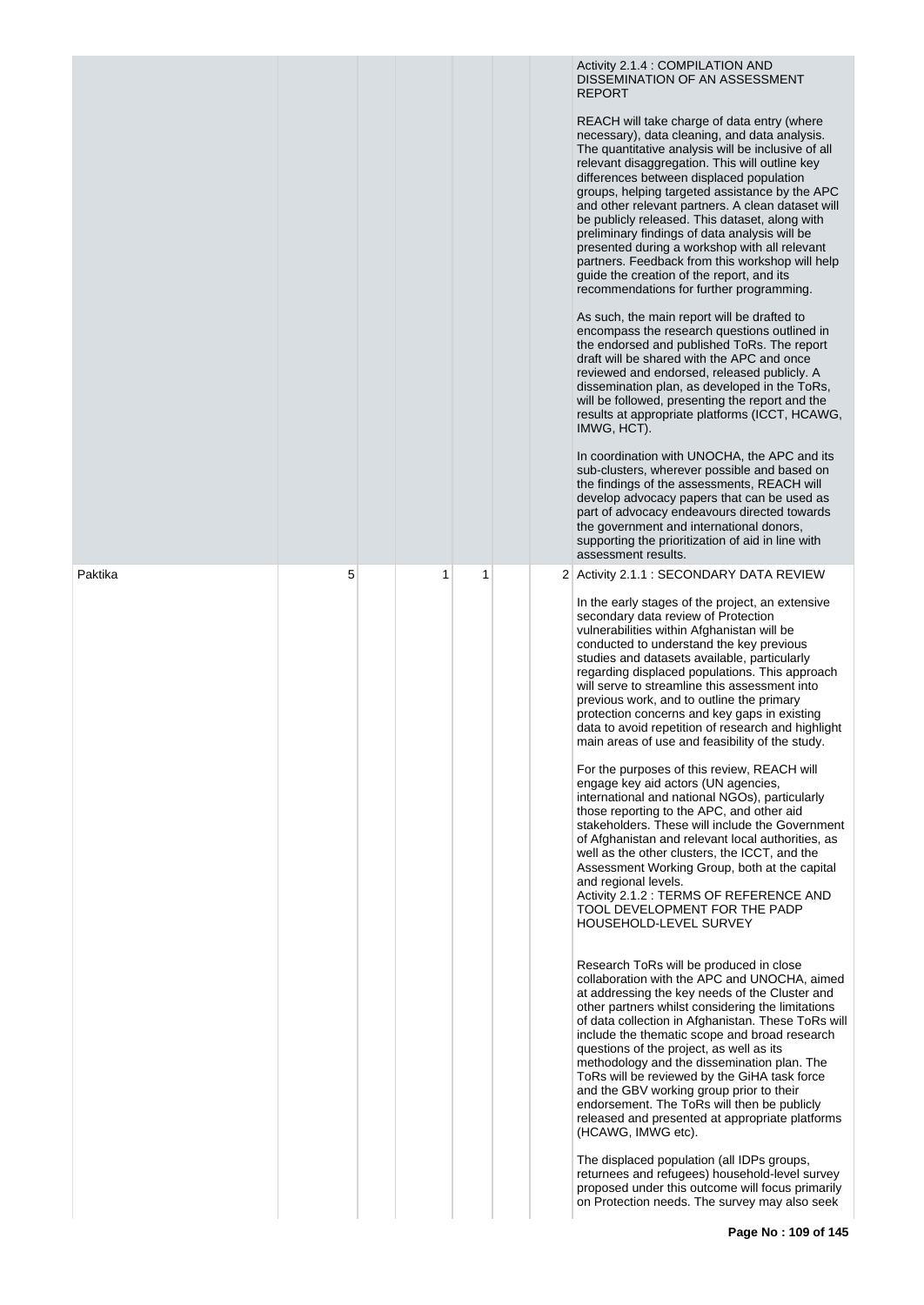| | | | | | | |
|---|---|---|---|---|---|---|
| | | | | | | Activity 2.1.4 : COMPILATION AND DISSEMINATION OF AN ASSESSMENT REPORT<br><br>REACH will take charge of data entry (where necessary), data cleaning, and data analysis. The quantitative analysis will be inclusive of all relevant disaggregation. This will outline key differences between displaced population groups, helping targeted assistance by the APC and other relevant partners. A clean dataset will be publicly released. This dataset, along with preliminary findings of data analysis will be presented during a workshop with all relevant partners. Feedback from this workshop will help guide the creation of the report, and its recommendations for further programming.<br><br>As such, the main report will be drafted to encompass the research questions outlined in the endorsed and published ToRs. The report draft will be shared with the APC and once reviewed and endorsed, released publicly. A dissemination plan, as developed in the ToRs, will be followed, presenting the report and the results at appropriate platforms (ICCT, HCAWG, IMWG, HCT).<br><br>In coordination with UNOCHA, the APC and its sub-clusters, wherever possible and based on the findings of the assessments, REACH will develop advocacy papers that can be used as part of advocacy endeavours directed towards the government and international donors, supporting the prioritization of aid in line with assessment results. |
| Paktika | 5 | | 1 | 1 | | 2 | Activity 2.1.1 : SECONDARY DATA REVIEW<br><br>In the early stages of the project, an extensive secondary data review of Protection vulnerabilities within Afghanistan will be conducted to understand the key previous studies and datasets available, particularly regarding displaced populations. This approach will serve to streamline this assessment into previous work, and to outline the primary protection concerns and key gaps in existing data to avoid repetition of research and highlight main areas of use and feasibility of the study.<br><br>For the purposes of this review, REACH will engage key aid actors (UN agencies, international and national NGOs), particularly those reporting to the APC, and other aid stakeholders. These will include the Government of Afghanistan and relevant local authorities, as well as the other clusters, the ICCT, and the Assessment Working Group, both at the capital and regional levels.<br>Activity 2.1.2 : TERMS OF REFERENCE AND TOOL DEVELOPMENT FOR THE PADP HOUSEHOLD-LEVEL SURVEY<br><br>Research ToRs will be produced in close collaboration with the APC and UNOCHA, aimed at addressing the key needs of the Cluster and other partners whilst considering the limitations of data collection in Afghanistan. These ToRs will include the thematic scope and broad research questions of the project, as well as its methodology and the dissemination plan. The ToRs will be reviewed by the GiHA task force and the GBV working group prior to their endorsement. The ToRs will then be publicly released and presented at appropriate platforms (HCAWG, IMWG etc).<br><br>The displaced population (all IDPs groups, returnees and refugees) household-level survey proposed under this outcome will focus primarily on Protection needs. The survey may also seek |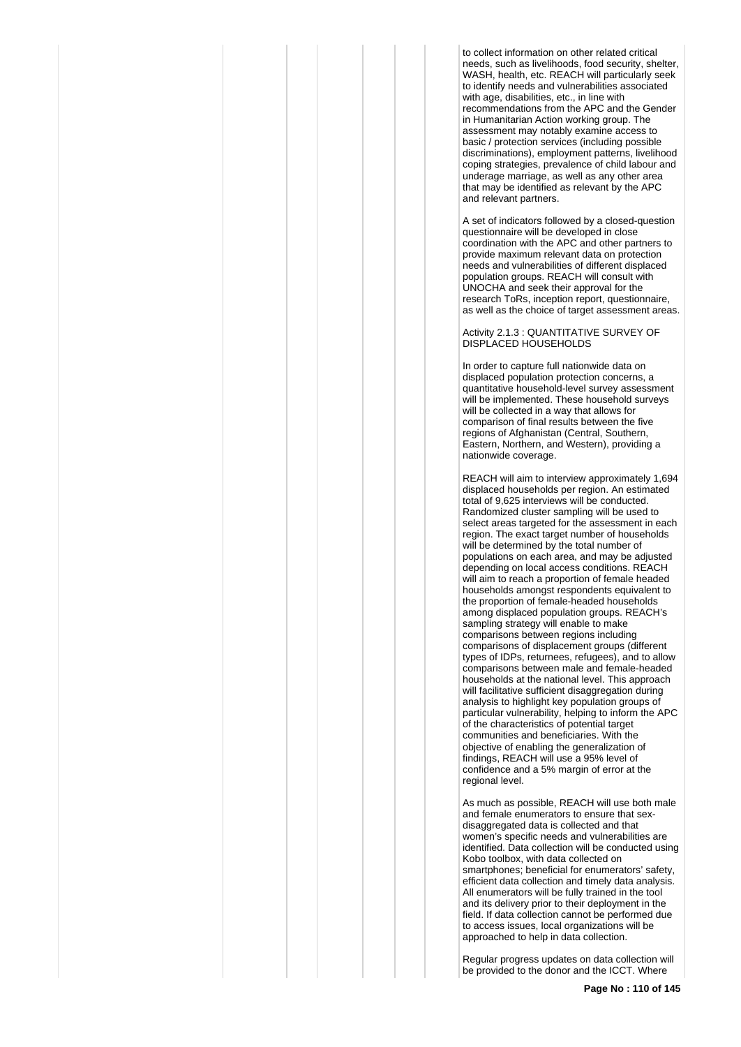to collect information on other related critical needs, such as livelihoods, food security, shelter, WASH, health, etc. REACH will particularly seek to identify needs and vulnerabilities associated with age, disabilities, etc., in line with recommendations from the APC and the Gender in Humanitarian Action working group. The assessment may notably examine access to basic / protection services (including possible discriminations), employment patterns, livelihood coping strategies, prevalence of child labour and underage marriage, as well as any other area that may be identified as relevant by the APC and relevant partners.

A set of indicators followed by a closed-question questionnaire will be developed in close coordination with the APC and other partners to provide maximum relevant data on protection needs and vulnerabilities of different displaced population groups. REACH will consult with UNOCHA and seek their approval for the research ToRs, inception report, questionnaire, as well as the choice of target assessment areas.

Activity 2.1.3 : QUANTITATIVE SURVEY OF DISPLACED HOUSEHOLDS

In order to capture full nationwide data on displaced population protection concerns, a quantitative household-level survey assessment will be implemented. These household surveys will be collected in a way that allows for comparison of final results between the five regions of Afghanistan (Central, Southern, Eastern, Northern, and Western), providing a nationwide coverage.

REACH will aim to interview approximately 1,694 displaced households per region. An estimated total of 9,625 interviews will be conducted. Randomized cluster sampling will be used to select areas targeted for the assessment in each region. The exact target number of households will be determined by the total number of populations on each area, and may be adjusted depending on local access conditions. REACH will aim to reach a proportion of female headed households amongst respondents equivalent to the proportion of female-headed households among displaced population groups. REACH's sampling strategy will enable to make comparisons between regions including comparisons of displacement groups (different types of IDPs, returnees, refugees), and to allow comparisons between male and female-headed households at the national level. This approach will facilitative sufficient disaggregation during analysis to highlight key population groups of particular vulnerability, helping to inform the APC of the characteristics of potential target communities and beneficiaries. With the objective of enabling the generalization of findings, REACH will use a 95% level of confidence and a 5% margin of error at the regional level.

As much as possible, REACH will use both male and female enumerators to ensure that sex-disaggregated data is collected and that women's specific needs and vulnerabilities are identified. Data collection will be conducted using Kobo toolbox, with data collected on smartphones; beneficial for enumerators' safety, efficient data collection and timely data analysis. All enumerators will be fully trained in the tool and its delivery prior to their deployment in the field. If data collection cannot be performed due to access issues, local organizations will be approached to help in data collection.

Regular progress updates on data collection will be provided to the donor and the ICCT. Where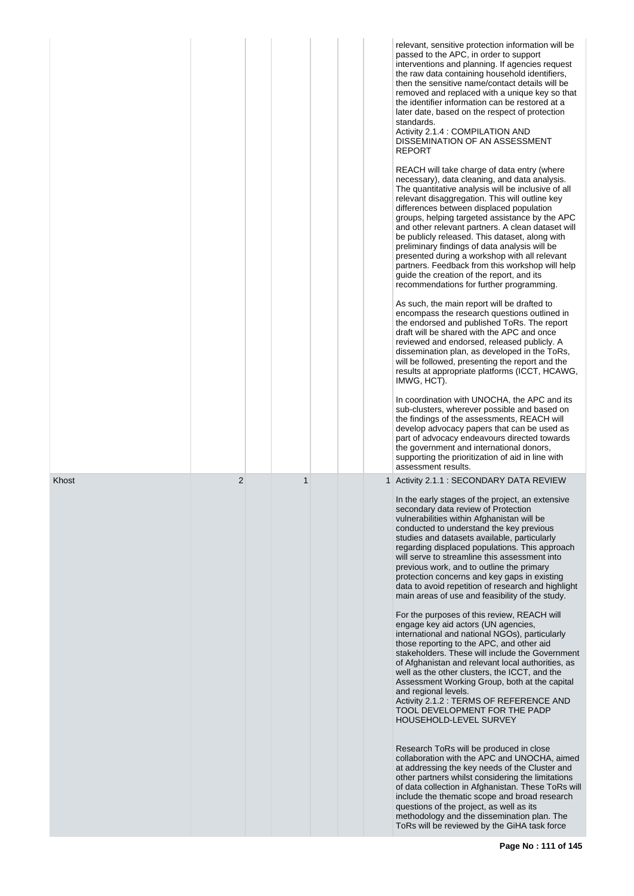| | | | | | | |
|---|---|---|---|---|---|---|
| | | | | | | relevant, sensitive protection information will be passed to the APC, in order to support interventions and planning. If agencies request the raw data containing household identifiers, then the sensitive name/contact details will be removed and replaced with a unique key so that the identifier information can be restored at a later date, based on the respect of protection standards.<br>Activity 2.1.4 : COMPILATION AND DISSEMINATION OF AN ASSESSMENT REPORT<br><br>REACH will take charge of data entry (where necessary), data cleaning, and data analysis. The quantitative analysis will be inclusive of all relevant disaggregation. This will outline key differences between displaced population groups, helping targeted assistance by the APC and other relevant partners. A clean dataset will be publicly released. This dataset, along with preliminary findings of data analysis will be presented during a workshop with all relevant partners. Feedback from this workshop will help guide the creation of the report, and its recommendations for further programming.<br><br>As such, the main report will be drafted to encompass the research questions outlined in the endorsed and published ToRs. The report draft will be shared with the APC and once reviewed and endorsed, released publicly. A dissemination plan, as developed in the ToRs, will be followed, presenting the report and the results at appropriate platforms (ICCT, HCAWG, IMWG, HCT).<br><br>In coordination with UNOCHA, the APC and its sub-clusters, wherever possible and based on the findings of the assessments, REACH will develop advocacy papers that can be used as part of advocacy endeavours directed towards the government and international donors, supporting the prioritization of aid in line with assessment results. |
| Khost | 2 | 1 | | | 1 | Activity 2.1.1 : SECONDARY DATA REVIEW<br><br>In the early stages of the project, an extensive secondary data review of Protection vulnerabilities within Afghanistan will be conducted to understand the key previous studies and datasets available, particularly regarding displaced populations. This approach will serve to streamline this assessment into previous work, and to outline the primary protection concerns and key gaps in existing data to avoid repetition of research and highlight main areas of use and feasibility of the study.<br><br>For the purposes of this review, REACH will engage key aid actors (UN agencies, international and national NGOs), particularly those reporting to the APC, and other aid stakeholders. These will include the Government of Afghanistan and relevant local authorities, as well as the other clusters, the ICCT, and the Assessment Working Group, both at the capital and regional levels.<br>Activity 2.1.2 : TERMS OF REFERENCE AND TOOL DEVELOPMENT FOR THE PADP HOUSEHOLD-LEVEL SURVEY<br><br>Research ToRs will be produced in close collaboration with the APC and UNOCHA, aimed at addressing the key needs of the Cluster and other partners whilst considering the limitations of data collection in Afghanistan. These ToRs will include the thematic scope and broad research questions of the project, as well as its methodology and the dissemination plan. The ToRs will be reviewed by the GiHA task force |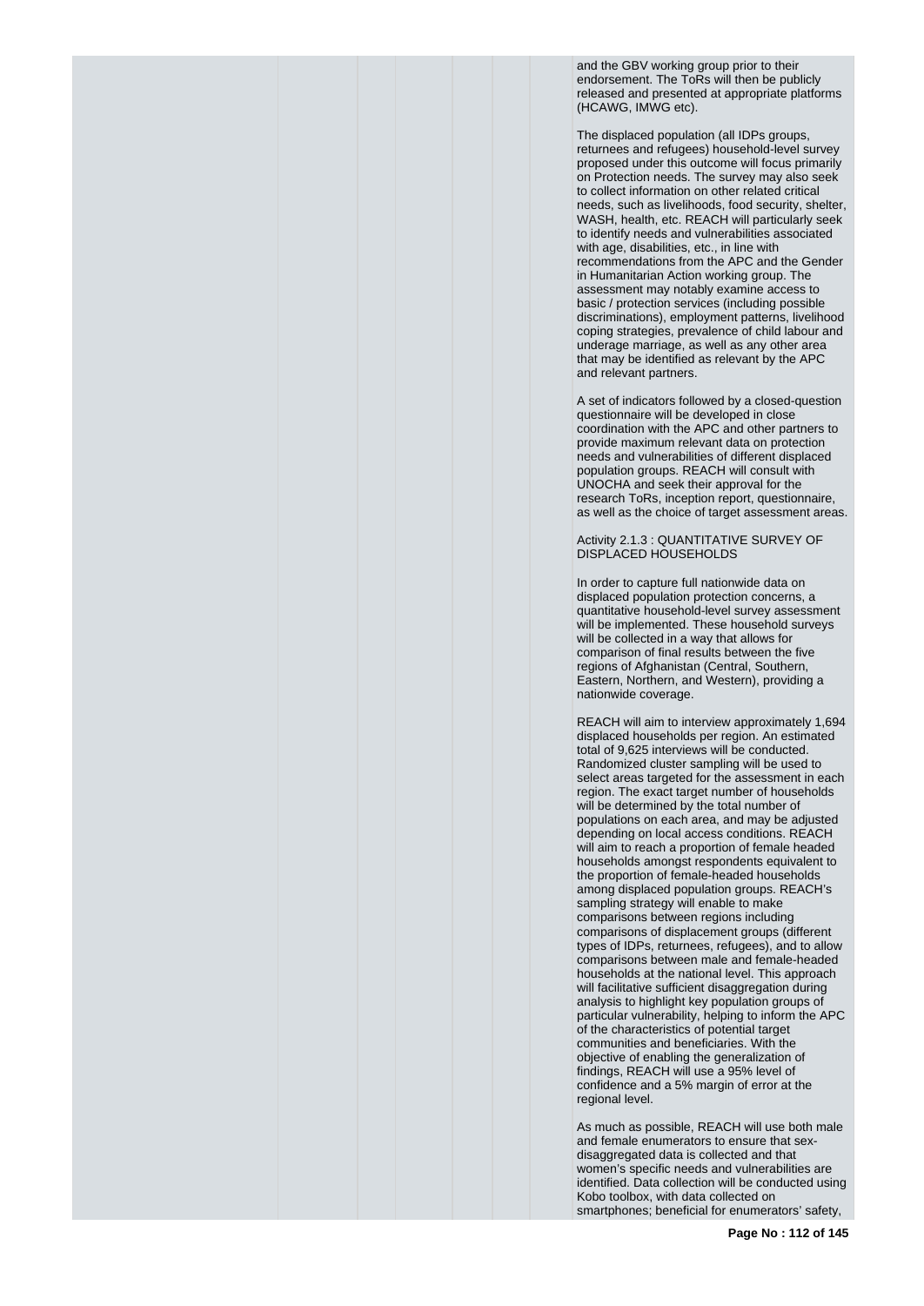and the GBV working group prior to their endorsement. The ToRs will then be publicly released and presented at appropriate platforms (HCAWG, IMWG etc).

The displaced population (all IDPs groups, returnees and refugees) household-level survey proposed under this outcome will focus primarily on Protection needs. The survey may also seek to collect information on other related critical needs, such as livelihoods, food security, shelter, WASH, health, etc. REACH will particularly seek to identify needs and vulnerabilities associated with age, disabilities, etc., in line with recommendations from the APC and the Gender in Humanitarian Action working group. The assessment may notably examine access to basic / protection services (including possible discriminations), employment patterns, livelihood coping strategies, prevalence of child labour and underage marriage, as well as any other area that may be identified as relevant by the APC and relevant partners.

A set of indicators followed by a closed-question questionnaire will be developed in close coordination with the APC and other partners to provide maximum relevant data on protection needs and vulnerabilities of different displaced population groups. REACH will consult with UNOCHA and seek their approval for the research ToRs, inception report, questionnaire, as well as the choice of target assessment areas.

Activity 2.1.3 : QUANTITATIVE SURVEY OF DISPLACED HOUSEHOLDS

In order to capture full nationwide data on displaced population protection concerns, a quantitative household-level survey assessment will be implemented. These household surveys will be collected in a way that allows for comparison of final results between the five regions of Afghanistan (Central, Southern, Eastern, Northern, and Western), providing a nationwide coverage.

REACH will aim to interview approximately 1,694 displaced households per region. An estimated total of 9,625 interviews will be conducted. Randomized cluster sampling will be used to select areas targeted for the assessment in each region. The exact target number of households will be determined by the total number of populations on each area, and may be adjusted depending on local access conditions. REACH will aim to reach a proportion of female headed households amongst respondents equivalent to the proportion of female-headed households among displaced population groups. REACH's sampling strategy will enable to make comparisons between regions including comparisons of displacement groups (different types of IDPs, returnees, refugees), and to allow comparisons between male and female-headed households at the national level. This approach will facilitative sufficient disaggregation during analysis to highlight key population groups of particular vulnerability, helping to inform the APC of the characteristics of potential target communities and beneficiaries. With the objective of enabling the generalization of findings, REACH will use a 95% level of confidence and a 5% margin of error at the regional level.

As much as possible, REACH will use both male and female enumerators to ensure that sex-disaggregated data is collected and that women's specific needs and vulnerabilities are identified. Data collection will be conducted using Kobo toolbox, with data collected on smartphones; beneficial for enumerators' safety,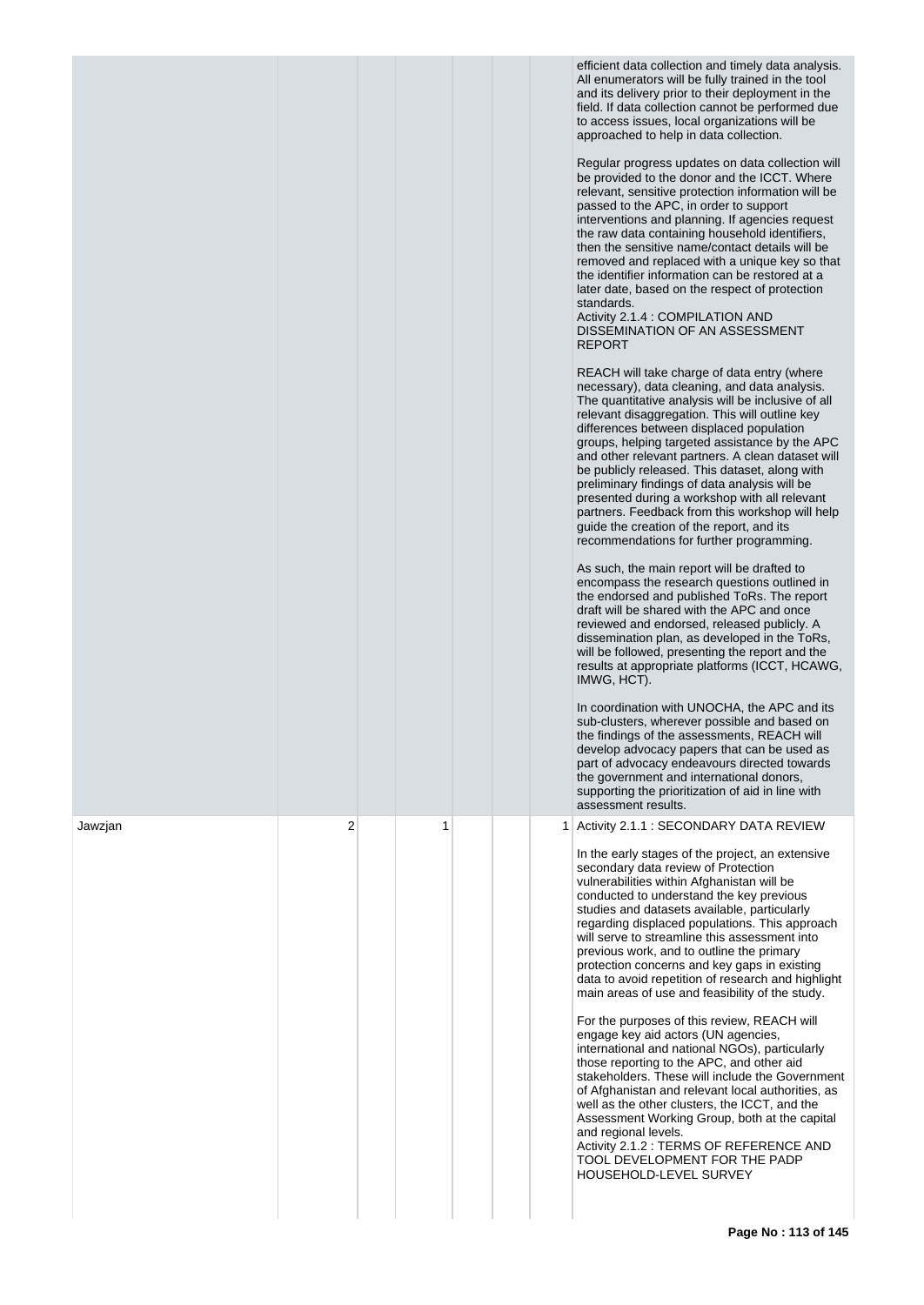| | | | | | | |
|---|---|---|---|---|---|---|
| | | | | | | efficient data collection and timely data analysis. All enumerators will be fully trained in the tool and its delivery prior to their deployment in the field. If data collection cannot be performed due to access issues, local organizations will be approached to help in data collection.<br><br>Regular progress updates on data collection will be provided to the donor and the ICCT. Where relevant, sensitive protection information will be passed to the APC, in order to support interventions and planning. If agencies request the raw data containing household identifiers, then the sensitive name/contact details will be removed and replaced with a unique key so that the identifier information can be restored at a later date, based on the respect of protection standards.<br>Activity 2.1.4 : COMPILATION AND DISSEMINATION OF AN ASSESSMENT REPORT<br><br>REACH will take charge of data entry (where necessary), data cleaning, and data analysis. The quantitative analysis will be inclusive of all relevant disaggregation. This will outline key differences between displaced population groups, helping targeted assistance by the APC and other relevant partners. A clean dataset will be publicly released. This dataset, along with preliminary findings of data analysis will be presented during a workshop with all relevant partners. Feedback from this workshop will help guide the creation of the report, and its recommendations for further programming.<br><br>As such, the main report will be drafted to encompass the research questions outlined in the endorsed and published ToRs. The report draft will be shared with the APC and once reviewed and endorsed, released publicly. A dissemination plan, as developed in the ToRs, will be followed, presenting the report and the results at appropriate platforms (ICCT, HCAWG, IMWG, HCT).<br><br>In coordination with UNOCHA, the APC and its sub-clusters, wherever possible and based on the findings of the assessments, REACH will develop advocacy papers that can be used as part of advocacy endeavours directed towards the government and international donors, supporting the prioritization of aid in line with assessment results. |
| Jawzjan | 2 | 1 | | | 1 | Activity 2.1.1 : SECONDARY DATA REVIEW<br><br>In the early stages of the project, an extensive secondary data review of Protection vulnerabilities within Afghanistan will be conducted to understand the key previous studies and datasets available, particularly regarding displaced populations. This approach will serve to streamline this assessment into previous work, and to outline the primary protection concerns and key gaps in existing data to avoid repetition of research and highlight main areas of use and feasibility of the study.<br><br>For the purposes of this review, REACH will engage key aid actors (UN agencies, international and national NGOs), particularly those reporting to the APC, and other aid stakeholders. These will include the Government of Afghanistan and relevant local authorities, as well as the other clusters, the ICCT, and the Assessment Working Group, both at the capital and regional levels.<br>Activity 2.1.2 : TERMS OF REFERENCE AND TOOL DEVELOPMENT FOR THE PADP HOUSEHOLD-LEVEL SURVEY |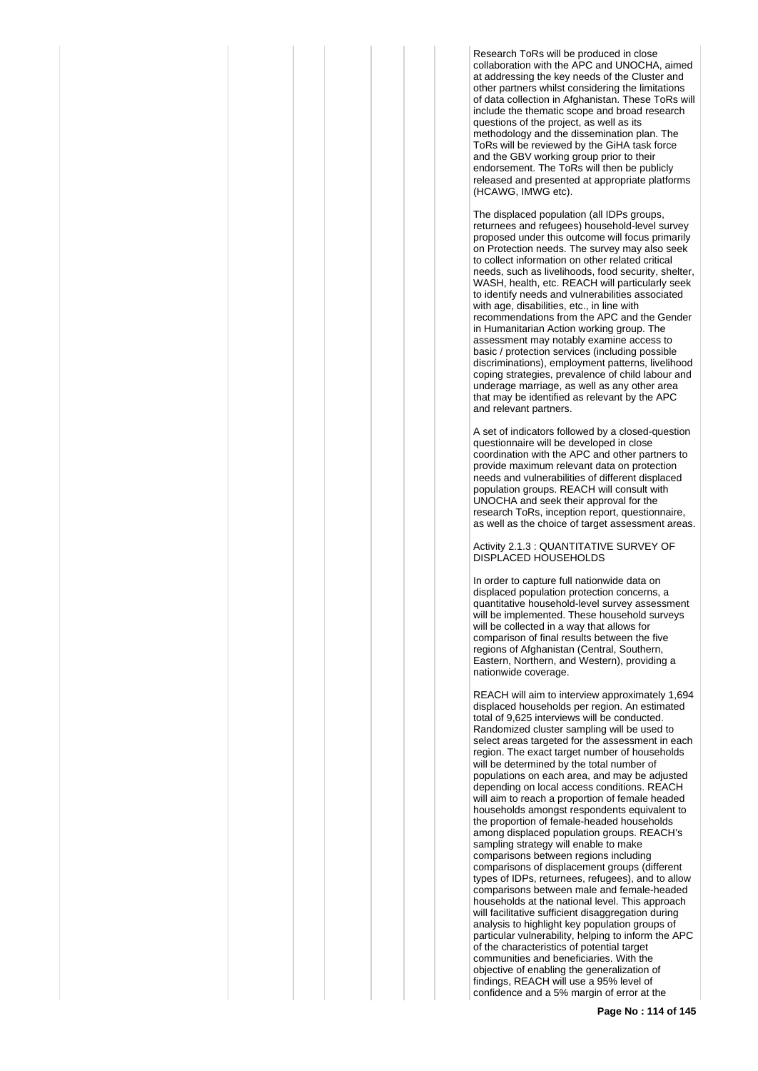Research ToRs will be produced in close collaboration with the APC and UNOCHA, aimed at addressing the key needs of the Cluster and other partners whilst considering the limitations of data collection in Afghanistan. These ToRs will include the thematic scope and broad research questions of the project, as well as its methodology and the dissemination plan. The ToRs will be reviewed by the GiHA task force and the GBV working group prior to their endorsement. The ToRs will then be publicly released and presented at appropriate platforms (HCAWG, IMWG etc).

The displaced population (all IDPs groups, returnees and refugees) household-level survey proposed under this outcome will focus primarily on Protection needs. The survey may also seek to collect information on other related critical needs, such as livelihoods, food security, shelter, WASH, health, etc. REACH will particularly seek to identify needs and vulnerabilities associated with age, disabilities, etc., in line with recommendations from the APC and the Gender in Humanitarian Action working group. The assessment may notably examine access to basic / protection services (including possible discriminations), employment patterns, livelihood coping strategies, prevalence of child labour and underage marriage, as well as any other area that may be identified as relevant by the APC and relevant partners.

A set of indicators followed by a closed-question questionnaire will be developed in close coordination with the APC and other partners to provide maximum relevant data on protection needs and vulnerabilities of different displaced population groups. REACH will consult with UNOCHA and seek their approval for the research ToRs, inception report, questionnaire, as well as the choice of target assessment areas.

Activity 2.1.3 : QUANTITATIVE SURVEY OF DISPLACED HOUSEHOLDS

In order to capture full nationwide data on displaced population protection concerns, a quantitative household-level survey assessment will be implemented. These household surveys will be collected in a way that allows for comparison of final results between the five regions of Afghanistan (Central, Southern, Eastern, Northern, and Western), providing a nationwide coverage.

REACH will aim to interview approximately 1,694 displaced households per region. An estimated total of 9,625 interviews will be conducted. Randomized cluster sampling will be used to select areas targeted for the assessment in each region. The exact target number of households will be determined by the total number of populations on each area, and may be adjusted depending on local access conditions. REACH will aim to reach a proportion of female headed households amongst respondents equivalent to the proportion of female-headed households among displaced population groups. REACH's sampling strategy will enable to make comparisons between regions including comparisons of displacement groups (different types of IDPs, returnees, refugees), and to allow comparisons between male and female-headed households at the national level. This approach will facilitative sufficient disaggregation during analysis to highlight key population groups of particular vulnerability, helping to inform the APC of the characteristics of potential target communities and beneficiaries. With the objective of enabling the generalization of findings, REACH will use a 95% level of confidence and a 5% margin of error at the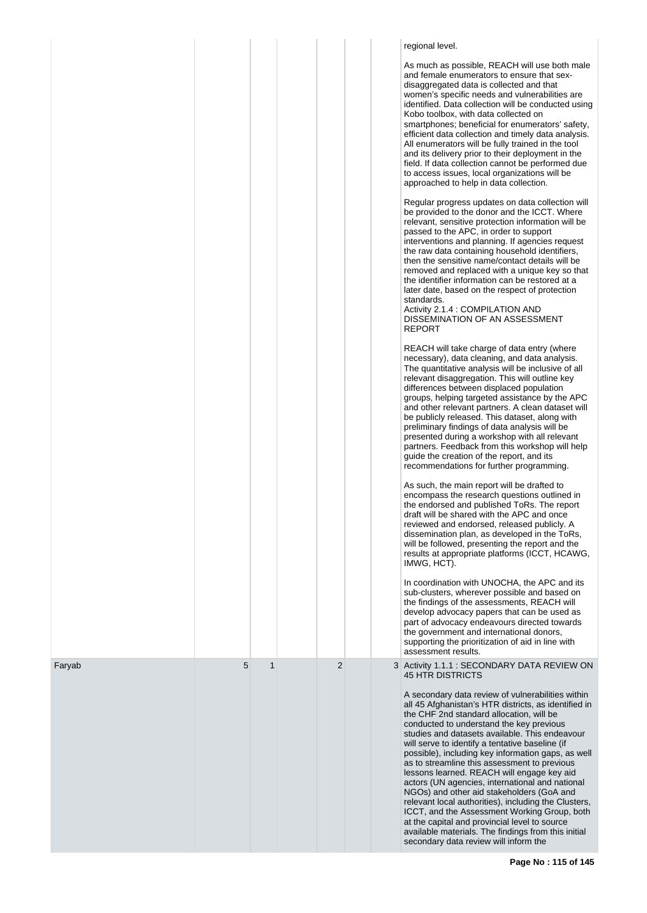| | | | | | | | |
|---|---|---|---|---|---|---|---|
| | | | | | | | regional level.<br><br>As much as possible, REACH will use both male and female enumerators to ensure that sex-disaggregated data is collected and that women's specific needs and vulnerabilities are identified. Data collection will be conducted using Kobo toolbox, with data collected on smartphones; beneficial for enumerators' safety, efficient data collection and timely data analysis. All enumerators will be fully trained in the tool and its delivery prior to their deployment in the field. If data collection cannot be performed due to access issues, local organizations will be approached to help in data collection.<br><br>Regular progress updates on data collection will be provided to the donor and the ICCT. Where relevant, sensitive protection information will be passed to the APC, in order to support interventions and planning. If agencies request the raw data containing household identifiers, then the sensitive name/contact details will be removed and replaced with a unique key so that the identifier information can be restored at a later date, based on the respect of protection standards.<br>Activity 2.1.4 : COMPILATION AND DISSEMINATION OF AN ASSESSMENT REPORT<br><br>REACH will take charge of data entry (where necessary), data cleaning, and data analysis. The quantitative analysis will be inclusive of all relevant disaggregation. This will outline key differences between displaced population groups, helping targeted assistance by the APC and other relevant partners. A clean dataset will be publicly released. This dataset, along with preliminary findings of data analysis will be presented during a workshop with all relevant partners. Feedback from this workshop will help guide the creation of the report, and its recommendations for further programming.<br><br>As such, the main report will be drafted to encompass the research questions outlined in the endorsed and published ToRs. The report draft will be shared with the APC and once reviewed and endorsed, released publicly. A dissemination plan, as developed in the ToRs, will be followed, presenting the report and the results at appropriate platforms (ICCT, HCAWG, IMWG, HCT).<br><br>In coordination with UNOCHA, the APC and its sub-clusters, wherever possible and based on the findings of the assessments, REACH will develop advocacy papers that can be used as part of advocacy endeavours directed towards the government and international donors, supporting the prioritization of aid in line with assessment results. |
| Faryab | 5 | 1 | | 2 | | 3 | Activity 1.1.1 : SECONDARY DATA REVIEW ON 45 HTR DISTRICTS<br><br>A secondary data review of vulnerabilities within all 45 Afghanistan's HTR districts, as identified in the CHF 2nd standard allocation, will be conducted to understand the key previous studies and datasets available. This endeavour will serve to identify a tentative baseline (if possible), including key information gaps, as well as to streamline this assessment to previous lessons learned. REACH will engage key aid actors (UN agencies, international and national NGOs) and other aid stakeholders (GoA and relevant local authorities), including the Clusters, ICCT, and the Assessment Working Group, both at the capital and provincial level to source available materials. The findings from this initial secondary data review will inform the |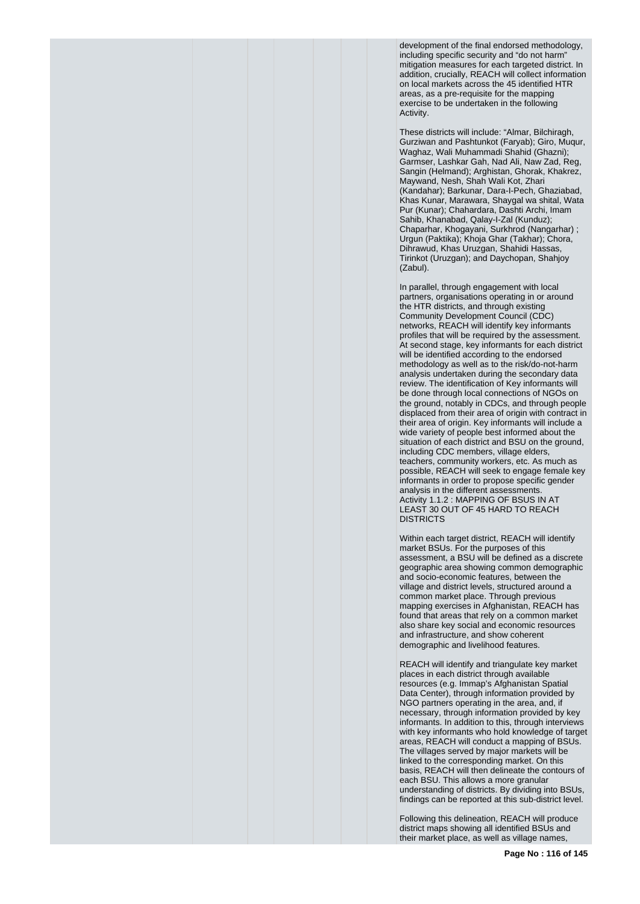development of the final endorsed methodology, including specific security and "do not harm" mitigation measures for each targeted district. In addition, crucially, REACH will collect information on local markets across the 45 identified HTR areas, as a pre-requisite for the mapping exercise to be undertaken in the following Activity.

These districts will include: "Almar, Bilchiragh, Gurziwan and Pashtunkot (Faryab); Giro, Muqur, Waghaz, Wali Muhammadi Shahid (Ghazni); Garmser, Lashkar Gah, Nad Ali, Naw Zad, Reg, Sangin (Helmand); Arghistan, Ghorak, Khakrez, Maywand, Nesh, Shah Wali Kot, Zhari (Kandahar); Barkunar, Dara-I-Pech, Ghaziabad, Khas Kunar, Marawara, Shaygal wa shital, Wata Pur (Kunar); Chahardara, Dashti Archi, Imam Sahib, Khanabad, Qalay-I-Zal (Kunduz); Chaparhar, Khogayani, Surkhrod (Nangarhar) ; Urgun (Paktika); Khoja Ghar (Takhar); Chora, Dihrawud, Khas Uruzgan, Shahidi Hassas, Tirinkot (Uruzgan); and Daychopan, Shahjoy (Zabul).

In parallel, through engagement with local partners, organisations operating in or around the HTR districts, and through existing Community Development Council (CDC) networks, REACH will identify key informants profiles that will be required by the assessment. At second stage, key informants for each district will be identified according to the endorsed methodology as well as to the risk/do-not-harm analysis undertaken during the secondary data review. The identification of Key informants will be done through local connections of NGOs on the ground, notably in CDCs, and through people displaced from their area of origin with contract in their area of origin. Key informants will include a wide variety of people best informed about the situation of each district and BSU on the ground, including CDC members, village elders, teachers, community workers, etc. As much as possible, REACH will seek to engage female key informants in order to propose specific gender analysis in the different assessments.
Activity 1.1.2 : MAPPING OF BSUS IN AT LEAST 30 OUT OF 45 HARD TO REACH DISTRICTS

Within each target district, REACH will identify market BSUs. For the purposes of this assessment, a BSU will be defined as a discrete geographic area showing common demographic and socio-economic features, between the village and district levels, structured around a common market place. Through previous mapping exercises in Afghanistan, REACH has found that areas that rely on a common market also share key social and economic resources and infrastructure, and show coherent demographic and livelihood features.

REACH will identify and triangulate key market places in each district through available resources (e.g. Immap's Afghanistan Spatial Data Center), through information provided by NGO partners operating in the area, and, if necessary, through information provided by key informants. In addition to this, through interviews with key informants who hold knowledge of target areas, REACH will conduct a mapping of BSUs. The villages served by major markets will be linked to the corresponding market. On this basis, REACH will then delineate the contours of each BSU. This allows a more granular understanding of districts. By dividing into BSUs, findings can be reported at this sub-district level.

Following this delineation, REACH will produce district maps showing all identified BSUs and their market place, as well as village names,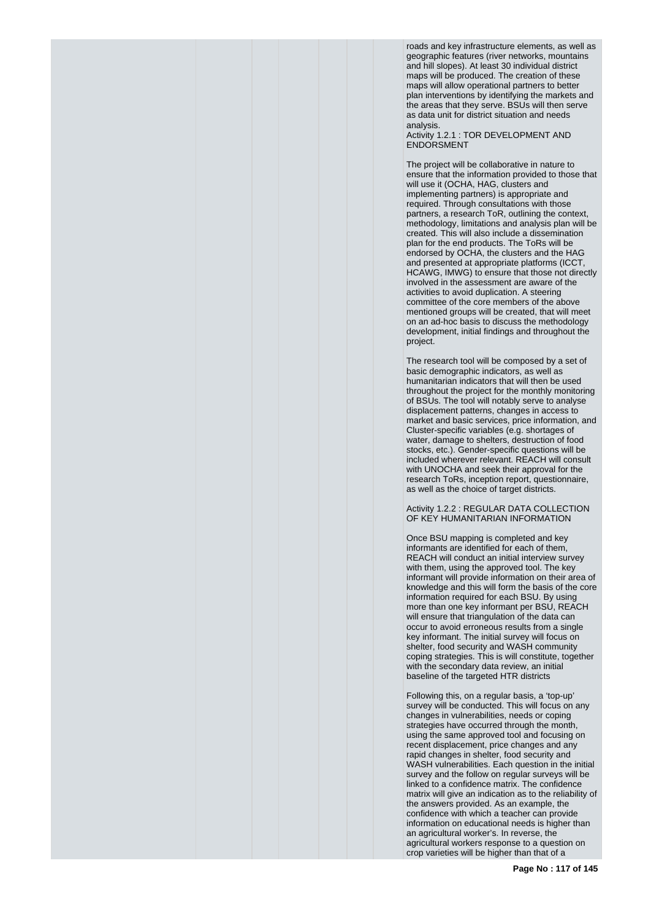roads and key infrastructure elements, as well as geographic features (river networks, mountains and hill slopes). At least 30 individual district maps will be produced. The creation of these maps will allow operational partners to better plan interventions by identifying the markets and the areas that they serve. BSUs will then serve as data unit for district situation and needs analysis.

Activity 1.2.1 : TOR DEVELOPMENT AND ENDORSMENT

The project will be collaborative in nature to ensure that the information provided to those that will use it (OCHA, HAG, clusters and implementing partners) is appropriate and required. Through consultations with those partners, a research ToR, outlining the context, methodology, limitations and analysis plan will be created. This will also include a dissemination plan for the end products. The ToRs will be endorsed by OCHA, the clusters and the HAG and presented at appropriate platforms (ICCT, HCAWG, IMWG) to ensure that those not directly involved in the assessment are aware of the activities to avoid duplication. A steering committee of the core members of the above mentioned groups will be created, that will meet on an ad-hoc basis to discuss the methodology development, initial findings and throughout the project.

The research tool will be composed by a set of basic demographic indicators, as well as humanitarian indicators that will then be used throughout the project for the monthly monitoring of BSUs. The tool will notably serve to analyse displacement patterns, changes in access to market and basic services, price information, and Cluster-specific variables (e.g. shortages of water, damage to shelters, destruction of food stocks, etc.). Gender-specific questions will be included wherever relevant. REACH will consult with UNOCHA and seek their approval for the research ToRs, inception report, questionnaire, as well as the choice of target districts.

Activity 1.2.2 : REGULAR DATA COLLECTION OF KEY HUMANITARIAN INFORMATION

Once BSU mapping is completed and key informants are identified for each of them, REACH will conduct an initial interview survey with them, using the approved tool. The key informant will provide information on their area of knowledge and this will form the basis of the core information required for each BSU. By using more than one key informant per BSU, REACH will ensure that triangulation of the data can occur to avoid erroneous results from a single key informant. The initial survey will focus on shelter, food security and WASH community coping strategies. This is will constitute, together with the secondary data review, an initial baseline of the targeted HTR districts

Following this, on a regular basis, a 'top-up' survey will be conducted. This will focus on any changes in vulnerabilities, needs or coping strategies have occurred through the month, using the same approved tool and focusing on recent displacement, price changes and any rapid changes in shelter, food security and WASH vulnerabilities. Each question in the initial survey and the follow on regular surveys will be linked to a confidence matrix. The confidence matrix will give an indication as to the reliability of the answers provided. As an example, the confidence with which a teacher can provide information on educational needs is higher than an agricultural worker's. In reverse, the agricultural workers response to a question on crop varieties will be higher than that of a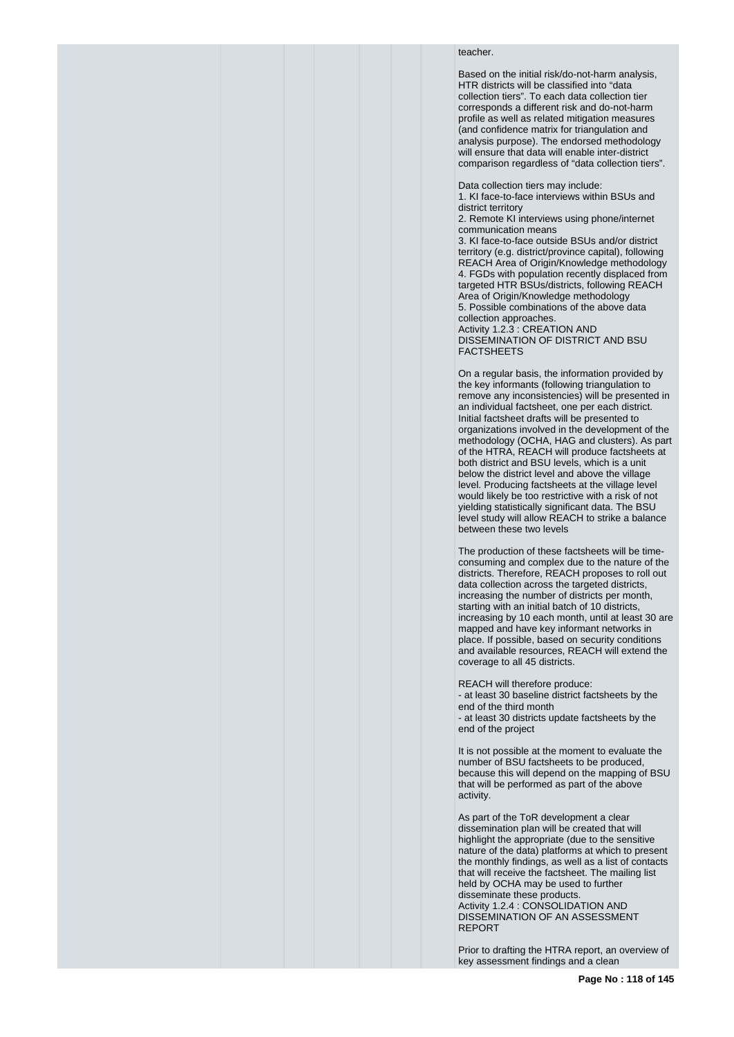teacher.

Based on the initial risk/do-not-harm analysis, HTR districts will be classified into "data collection tiers". To each data collection tier corresponds a different risk and do-not-harm profile as well as related mitigation measures (and confidence matrix for triangulation and analysis purpose). The endorsed methodology will ensure that data will enable inter-district comparison regardless of "data collection tiers".

Data collection tiers may include:
1. KI face-to-face interviews within BSUs and district territory
2. Remote KI interviews using phone/internet communication means
3. KI face-to-face outside BSUs and/or district territory (e.g. district/province capital), following REACH Area of Origin/Knowledge methodology
4. FGDs with population recently displaced from targeted HTR BSUs/districts, following REACH Area of Origin/Knowledge methodology
5. Possible combinations of the above data collection approaches.

Activity 1.2.3 : CREATION AND DISSEMINATION OF DISTRICT AND BSU FACTSHEETS

On a regular basis, the information provided by the key informants (following triangulation to remove any inconsistencies) will be presented in an individual factsheet, one per each district. Initial factsheet drafts will be presented to organizations involved in the development of the methodology (OCHA, HAG and clusters). As part of the HTRA, REACH will produce factsheets at both district and BSU levels, which is a unit below the district level and above the village level. Producing factsheets at the village level would likely be too restrictive with a risk of not yielding statistically significant data. The BSU level study will allow REACH to strike a balance between these two levels

The production of these factsheets will be time-consuming and complex due to the nature of the districts. Therefore, REACH proposes to roll out data collection across the targeted districts, increasing the number of districts per month, starting with an initial batch of 10 districts, increasing by 10 each month, until at least 30 are mapped and have key informant networks in place. If possible, based on security conditions and available resources, REACH will extend the coverage to all 45 districts.

REACH will therefore produce:
- at least 30 baseline district factsheets by the end of the third month
- at least 30 districts update factsheets by the end of the project

It is not possible at the moment to evaluate the number of BSU factsheets to be produced, because this will depend on the mapping of BSU that will be performed as part of the above activity.

As part of the ToR development a clear dissemination plan will be created that will highlight the appropriate (due to the sensitive nature of the data) platforms at which to present the monthly findings, as well as a list of contacts that will receive the factsheet. The mailing list held by OCHA may be used to further disseminate these products.

Activity 1.2.4 : CONSOLIDATION AND DISSEMINATION OF AN ASSESSMENT REPORT

Prior to drafting the HTRA report, an overview of key assessment findings and a clean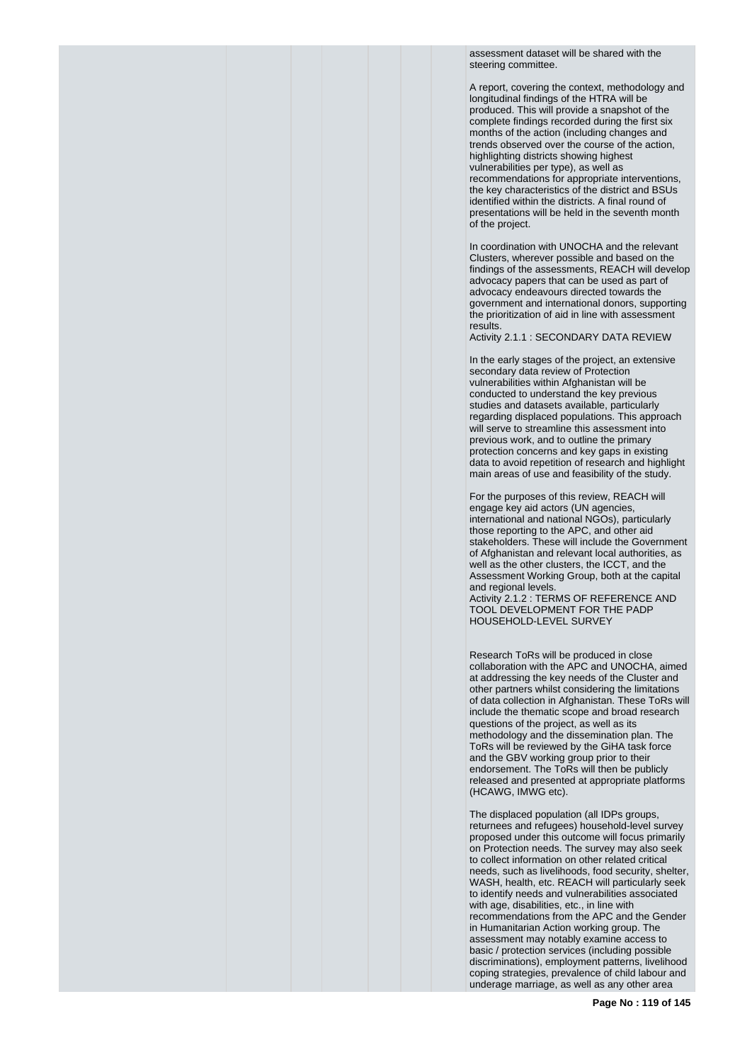assessment dataset will be shared with the steering committee.

A report, covering the context, methodology and longitudinal findings of the HTRA will be produced. This will provide a snapshot of the complete findings recorded during the first six months of the action (including changes and trends observed over the course of the action, highlighting districts showing highest vulnerabilities per type), as well as recommendations for appropriate interventions, the key characteristics of the district and BSUs identified within the districts. A final round of presentations will be held in the seventh month of the project.

In coordination with UNOCHA and the relevant Clusters, wherever possible and based on the findings of the assessments, REACH will develop advocacy papers that can be used as part of advocacy endeavours directed towards the government and international donors, supporting the prioritization of aid in line with assessment results.

Activity 2.1.1 : SECONDARY DATA REVIEW

In the early stages of the project, an extensive secondary data review of Protection vulnerabilities within Afghanistan will be conducted to understand the key previous studies and datasets available, particularly regarding displaced populations. This approach will serve to streamline this assessment into previous work, and to outline the primary protection concerns and key gaps in existing data to avoid repetition of research and highlight main areas of use and feasibility of the study.

For the purposes of this review, REACH will engage key aid actors (UN agencies, international and national NGOs), particularly those reporting to the APC, and other aid stakeholders. These will include the Government of Afghanistan and relevant local authorities, as well as the other clusters, the ICCT, and the Assessment Working Group, both at the capital and regional levels.

Activity 2.1.2 : TERMS OF REFERENCE AND TOOL DEVELOPMENT FOR THE PADP HOUSEHOLD-LEVEL SURVEY

Research ToRs will be produced in close collaboration with the APC and UNOCHA, aimed at addressing the key needs of the Cluster and other partners whilst considering the limitations of data collection in Afghanistan. These ToRs will include the thematic scope and broad research questions of the project, as well as its methodology and the dissemination plan. The ToRs will be reviewed by the GiHA task force and the GBV working group prior to their endorsement. The ToRs will then be publicly released and presented at appropriate platforms (HCAWG, IMWG etc).

The displaced population (all IDPs groups, returnees and refugees) household-level survey proposed under this outcome will focus primarily on Protection needs. The survey may also seek to collect information on other related critical needs, such as livelihoods, food security, shelter, WASH, health, etc. REACH will particularly seek to identify needs and vulnerabilities associated with age, disabilities, etc., in line with recommendations from the APC and the Gender in Humanitarian Action working group. The assessment may notably examine access to basic / protection services (including possible discriminations), employment patterns, livelihood coping strategies, prevalence of child labour and underage marriage, as well as any other area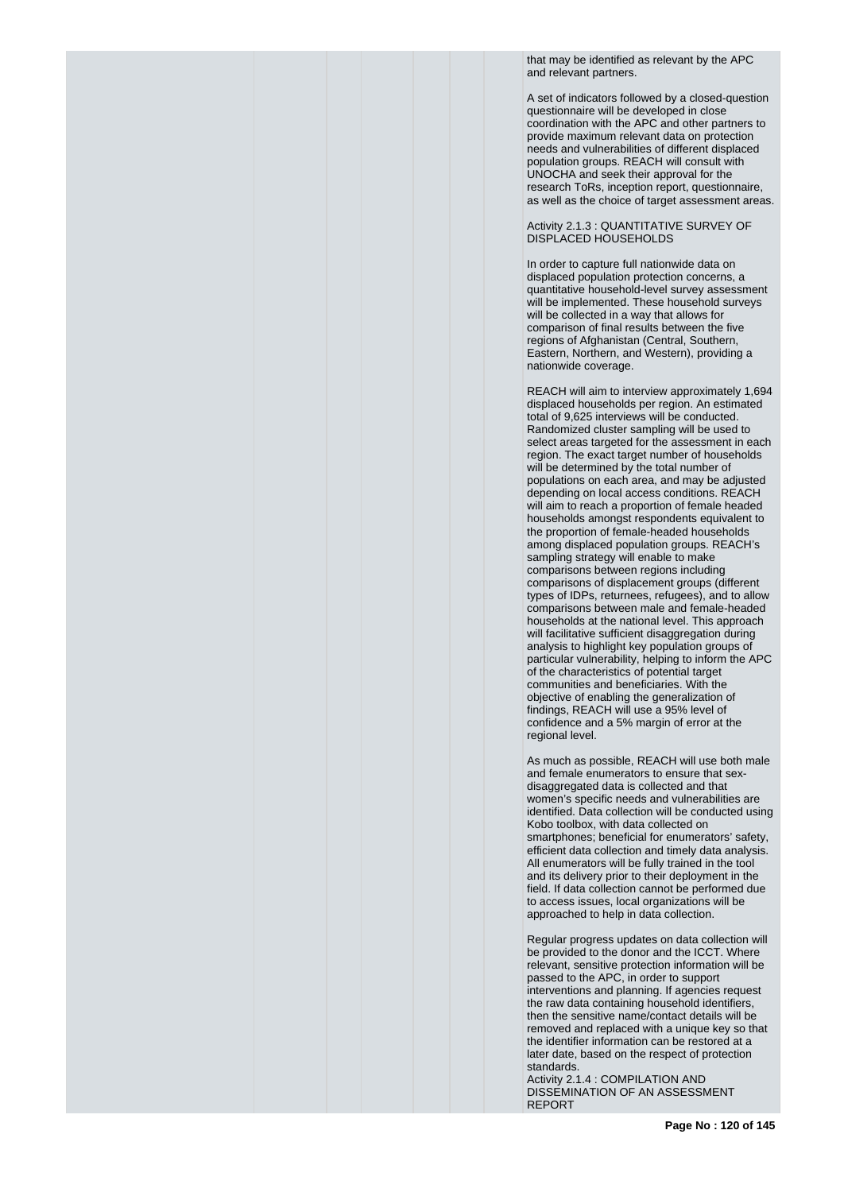that may be identified as relevant by the APC and relevant partners.

A set of indicators followed by a closed-question questionnaire will be developed in close coordination with the APC and other partners to provide maximum relevant data on protection needs and vulnerabilities of different displaced population groups. REACH will consult with UNOCHA and seek their approval for the research ToRs, inception report, questionnaire, as well as the choice of target assessment areas.

Activity 2.1.3 : QUANTITATIVE SURVEY OF DISPLACED HOUSEHOLDS

In order to capture full nationwide data on displaced population protection concerns, a quantitative household-level survey assessment will be implemented. These household surveys will be collected in a way that allows for comparison of final results between the five regions of Afghanistan (Central, Southern, Eastern, Northern, and Western), providing a nationwide coverage.

REACH will aim to interview approximately 1,694 displaced households per region. An estimated total of 9,625 interviews will be conducted. Randomized cluster sampling will be used to select areas targeted for the assessment in each region. The exact target number of households will be determined by the total number of populations on each area, and may be adjusted depending on local access conditions. REACH will aim to reach a proportion of female headed households amongst respondents equivalent to the proportion of female-headed households among displaced population groups. REACH's sampling strategy will enable to make comparisons between regions including comparisons of displacement groups (different types of IDPs, returnees, refugees), and to allow comparisons between male and female-headed households at the national level. This approach will facilitative sufficient disaggregation during analysis to highlight key population groups of particular vulnerability, helping to inform the APC of the characteristics of potential target communities and beneficiaries. With the objective of enabling the generalization of findings, REACH will use a 95% level of confidence and a 5% margin of error at the regional level.

As much as possible, REACH will use both male and female enumerators to ensure that sex-disaggregated data is collected and that women's specific needs and vulnerabilities are identified. Data collection will be conducted using Kobo toolbox, with data collected on smartphones; beneficial for enumerators' safety, efficient data collection and timely data analysis. All enumerators will be fully trained in the tool and its delivery prior to their deployment in the field. If data collection cannot be performed due to access issues, local organizations will be approached to help in data collection.

Regular progress updates on data collection will be provided to the donor and the ICCT. Where relevant, sensitive protection information will be passed to the APC, in order to support interventions and planning. If agencies request the raw data containing household identifiers, then the sensitive name/contact details will be removed and replaced with a unique key so that the identifier information can be restored at a later date, based on the respect of protection standards.

Activity 2.1.4 : COMPILATION AND DISSEMINATION OF AN ASSESSMENT REPORT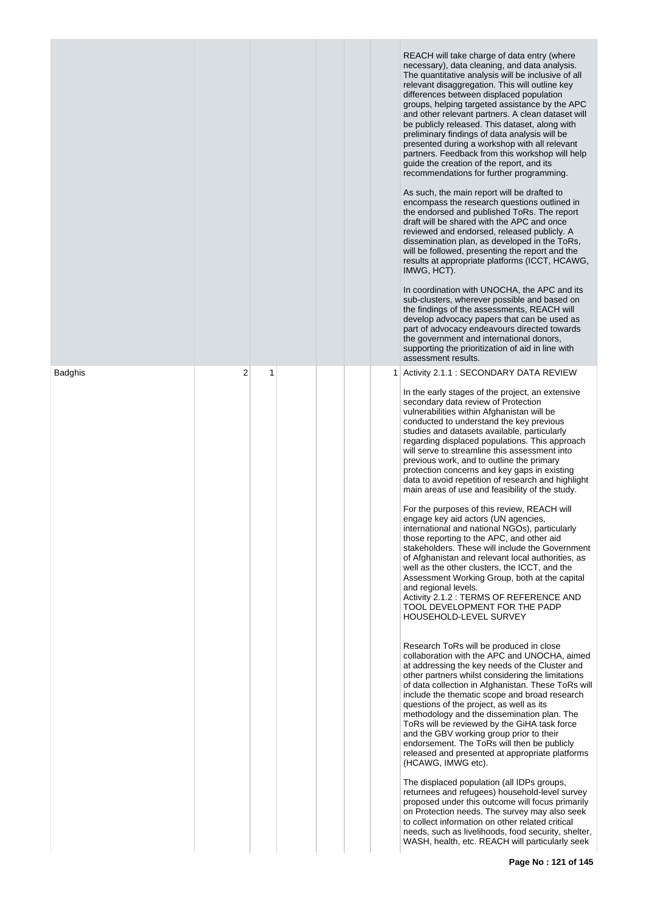| | | | | | | | |
|---|---|---|---|---|---|---|---|
| | | | | | | | REACH will take charge of data entry (where necessary), data cleaning, and data analysis. The quantitative analysis will be inclusive of all relevant disaggregation. This will outline key differences between displaced population groups, helping targeted assistance by the APC and other relevant partners. A clean dataset will be publicly released. This dataset, along with preliminary findings of data analysis will be presented during a workshop with all relevant partners. Feedback from this workshop will help guide the creation of the report, and its recommendations for further programming.<br><br>As such, the main report will be drafted to encompass the research questions outlined in the endorsed and published ToRs. The report draft will be shared with the APC and once reviewed and endorsed, released publicly. A dissemination plan, as developed in the ToRs, will be followed, presenting the report and the results at appropriate platforms (ICCT, HCAWG, IMWG, HCT).<br><br>In coordination with UNOCHA, the APC and its sub-clusters, wherever possible and based on the findings of the assessments, REACH will develop advocacy papers that can be used as part of advocacy endeavours directed towards the government and international donors, supporting the prioritization of aid in line with assessment results. |
| Badghis | 2 | 1 | | | | 1 | Activity 2.1.1 : SECONDARY DATA REVIEW<br><br>In the early stages of the project, an extensive secondary data review of Protection vulnerabilities within Afghanistan will be conducted to understand the key previous studies and datasets available, particularly regarding displaced populations. This approach will serve to streamline this assessment into previous work, and to outline the primary protection concerns and key gaps in existing data to avoid repetition of research and highlight main areas of use and feasibility of the study.<br><br>For the purposes of this review, REACH will engage key aid actors (UN agencies, international and national NGOs), particularly those reporting to the APC, and other aid stakeholders. These will include the Government of Afghanistan and relevant local authorities, as well as the other clusters, the ICCT, and the Assessment Working Group, both at the capital and regional levels.<br>Activity 2.1.2 : TERMS OF REFERENCE AND TOOL DEVELOPMENT FOR THE PADP HOUSEHOLD-LEVEL SURVEY<br><br>Research ToRs will be produced in close collaboration with the APC and UNOCHA, aimed at addressing the key needs of the Cluster and other partners whilst considering the limitations of data collection in Afghanistan. These ToRs will include the thematic scope and broad research questions of the project, as well as its methodology and the dissemination plan. The ToRs will be reviewed by the GiHA task force and the GBV working group prior to their endorsement. The ToRs will then be publicly released and presented at appropriate platforms (HCAWG, IMWG etc).<br><br>The displaced population (all IDPs groups, returnees and refugees) household-level survey proposed under this outcome will focus primarily on Protection needs. The survey may also seek to collect information on other related critical needs, such as livelihoods, food security, shelter, WASH, health, etc. REACH will particularly seek |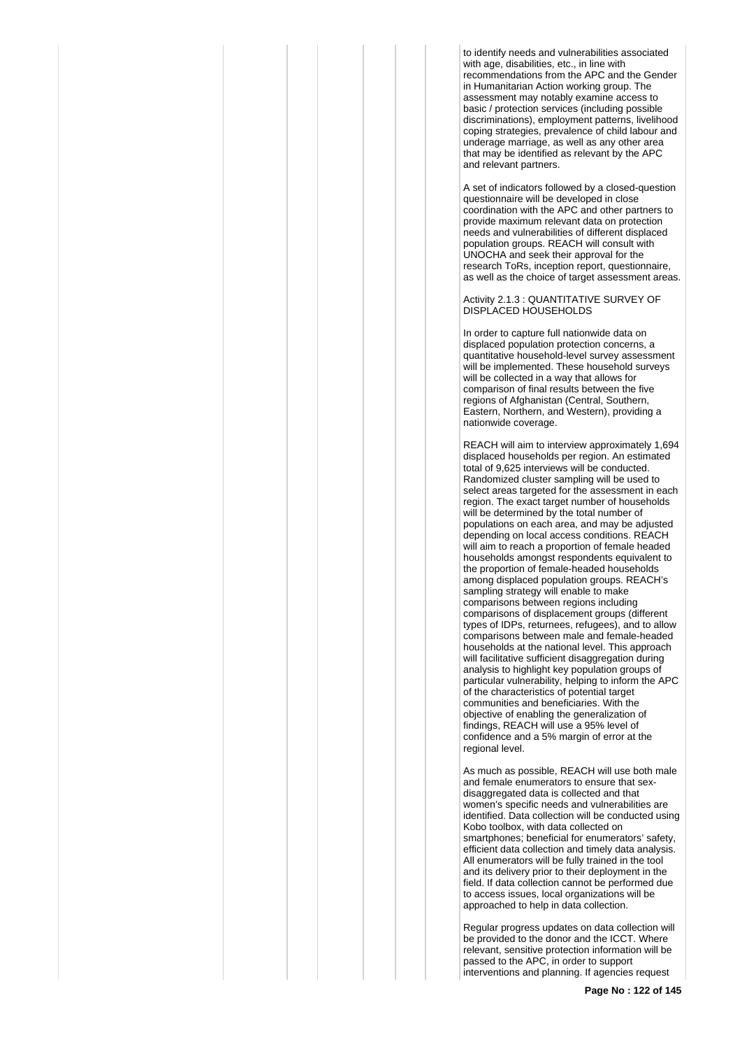to identify needs and vulnerabilities associated with age, disabilities, etc., in line with recommendations from the APC and the Gender in Humanitarian Action working group. The assessment may notably examine access to basic / protection services (including possible discriminations), employment patterns, livelihood coping strategies, prevalence of child labour and underage marriage, as well as any other area that may be identified as relevant by the APC and relevant partners.

A set of indicators followed by a closed-question questionnaire will be developed in close coordination with the APC and other partners to provide maximum relevant data on protection needs and vulnerabilities of different displaced population groups. REACH will consult with UNOCHA and seek their approval for the research ToRs, inception report, questionnaire, as well as the choice of target assessment areas.

Activity 2.1.3 : QUANTITATIVE SURVEY OF DISPLACED HOUSEHOLDS

In order to capture full nationwide data on displaced population protection concerns, a quantitative household-level survey assessment will be implemented. These household surveys will be collected in a way that allows for comparison of final results between the five regions of Afghanistan (Central, Southern, Eastern, Northern, and Western), providing a nationwide coverage.

REACH will aim to interview approximately 1,694 displaced households per region. An estimated total of 9,625 interviews will be conducted. Randomized cluster sampling will be used to select areas targeted for the assessment in each region. The exact target number of households will be determined by the total number of populations on each area, and may be adjusted depending on local access conditions. REACH will aim to reach a proportion of female headed households amongst respondents equivalent to the proportion of female-headed households among displaced population groups. REACH's sampling strategy will enable to make comparisons between regions including comparisons of displacement groups (different types of IDPs, returnees, refugees), and to allow comparisons between male and female-headed households at the national level. This approach will facilitative sufficient disaggregation during analysis to highlight key population groups of particular vulnerability, helping to inform the APC of the characteristics of potential target communities and beneficiaries. With the objective of enabling the generalization of findings, REACH will use a 95% level of confidence and a 5% margin of error at the regional level.

As much as possible, REACH will use both male and female enumerators to ensure that sex-disaggregated data is collected and that women's specific needs and vulnerabilities are identified. Data collection will be conducted using Kobo toolbox, with data collected on smartphones; beneficial for enumerators' safety, efficient data collection and timely data analysis. All enumerators will be fully trained in the tool and its delivery prior to their deployment in the field. If data collection cannot be performed due to access issues, local organizations will be approached to help in data collection.

Regular progress updates on data collection will be provided to the donor and the ICCT. Where relevant, sensitive protection information will be passed to the APC, in order to support interventions and planning. If agencies request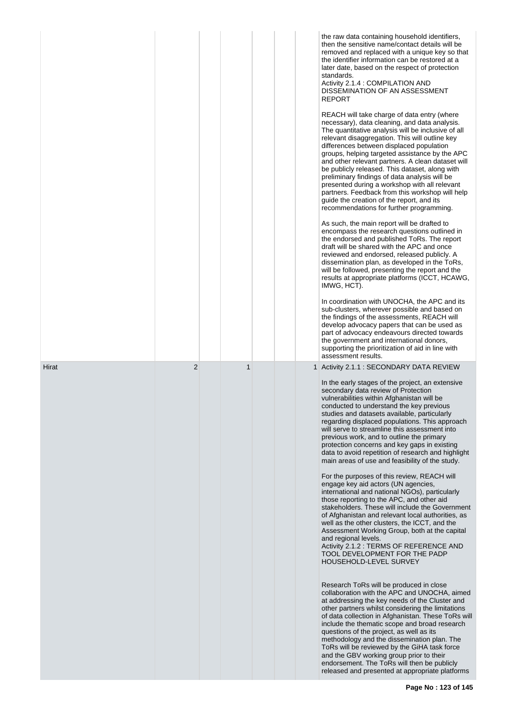| | | | | | | |
|---|---|---|---|---|---|---|
| | | | | | | the raw data containing household identifiers, then the sensitive name/contact details will be removed and replaced with a unique key so that the identifier information can be restored at a later date, based on the respect of protection standards.<br>Activity 2.1.4 : COMPILATION AND DISSEMINATION OF AN ASSESSMENT REPORT<br><br>REACH will take charge of data entry (where necessary), data cleaning, and data analysis. The quantitative analysis will be inclusive of all relevant disaggregation. This will outline key differences between displaced population groups, helping targeted assistance by the APC and other relevant partners. A clean dataset will be publicly released. This dataset, along with preliminary findings of data analysis will be presented during a workshop with all relevant partners. Feedback from this workshop will help guide the creation of the report, and its recommendations for further programming.<br><br>As such, the main report will be drafted to encompass the research questions outlined in the endorsed and published ToRs. The report draft will be shared with the APC and once reviewed and endorsed, released publicly. A dissemination plan, as developed in the ToRs, will be followed, presenting the report and the results at appropriate platforms (ICCT, HCAWG, IMWG, HCT).<br><br>In coordination with UNOCHA, the APC and its sub-clusters, wherever possible and based on the findings of the assessments, REACH will develop advocacy papers that can be used as part of advocacy endeavours directed towards the government and international donors, supporting the prioritization of aid in line with assessment results. |
| Hirat | 2 | 1 | | | 1 | Activity 2.1.1 : SECONDARY DATA REVIEW<br><br>In the early stages of the project, an extensive secondary data review of Protection vulnerabilities within Afghanistan will be conducted to understand the key previous studies and datasets available, particularly regarding displaced populations. This approach will serve to streamline this assessment into previous work, and to outline the primary protection concerns and key gaps in existing data to avoid repetition of research and highlight main areas of use and feasibility of the study.<br><br>For the purposes of this review, REACH will engage key aid actors (UN agencies, international and national NGOs), particularly those reporting to the APC, and other aid stakeholders. These will include the Government of Afghanistan and relevant local authorities, as well as the other clusters, the ICCT, and the Assessment Working Group, both at the capital and regional levels.<br>Activity 2.1.2 : TERMS OF REFERENCE AND TOOL DEVELOPMENT FOR THE PADP HOUSEHOLD-LEVEL SURVEY<br><br>Research ToRs will be produced in close collaboration with the APC and UNOCHA, aimed at addressing the key needs of the Cluster and other partners whilst considering the limitations of data collection in Afghanistan. These ToRs will include the thematic scope and broad research questions of the project, as well as its methodology and the dissemination plan. The ToRs will be reviewed by the GiHA task force and the GBV working group prior to their endorsement. The ToRs will then be publicly released and presented at appropriate platforms |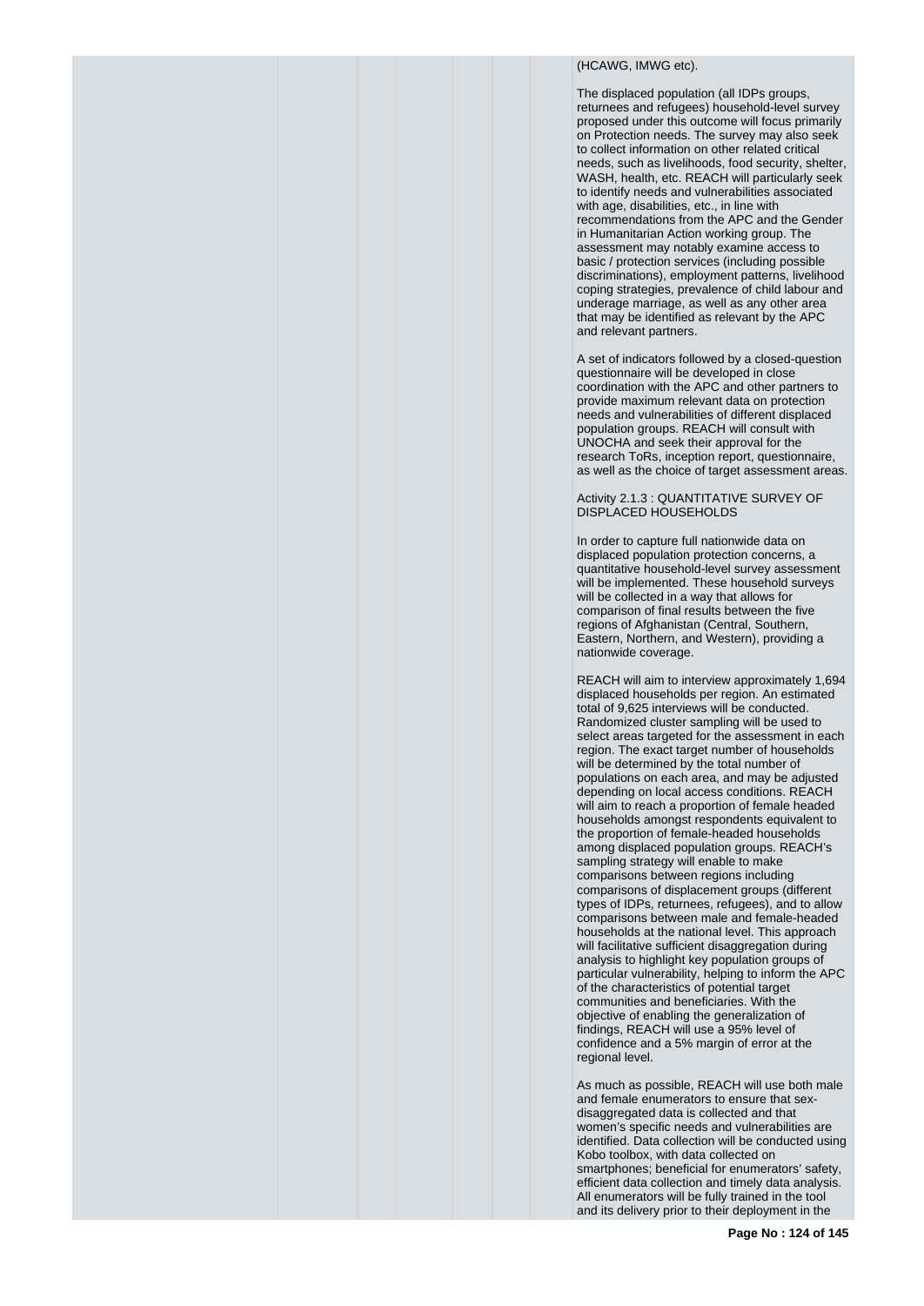(HCAWG, IMWG etc).

The displaced population (all IDPs groups, returnees and refugees) household-level survey proposed under this outcome will focus primarily on Protection needs. The survey may also seek to collect information on other related critical needs, such as livelihoods, food security, shelter, WASH, health, etc. REACH will particularly seek to identify needs and vulnerabilities associated with age, disabilities, etc., in line with recommendations from the APC and the Gender in Humanitarian Action working group. The assessment may notably examine access to basic / protection services (including possible discriminations), employment patterns, livelihood coping strategies, prevalence of child labour and underage marriage, as well as any other area that may be identified as relevant by the APC and relevant partners.

A set of indicators followed by a closed-question questionnaire will be developed in close coordination with the APC and other partners to provide maximum relevant data on protection needs and vulnerabilities of different displaced population groups. REACH will consult with UNOCHA and seek their approval for the research ToRs, inception report, questionnaire, as well as the choice of target assessment areas.

Activity 2.1.3 : QUANTITATIVE SURVEY OF DISPLACED HOUSEHOLDS

In order to capture full nationwide data on displaced population protection concerns, a quantitative household-level survey assessment will be implemented. These household surveys will be collected in a way that allows for comparison of final results between the five regions of Afghanistan (Central, Southern, Eastern, Northern, and Western), providing a nationwide coverage.

REACH will aim to interview approximately 1,694 displaced households per region. An estimated total of 9,625 interviews will be conducted. Randomized cluster sampling will be used to select areas targeted for the assessment in each region. The exact target number of households will be determined by the total number of populations on each area, and may be adjusted depending on local access conditions. REACH will aim to reach a proportion of female headed households amongst respondents equivalent to the proportion of female-headed households among displaced population groups. REACH's sampling strategy will enable to make comparisons between regions including comparisons of displacement groups (different types of IDPs, returnees, refugees), and to allow comparisons between male and female-headed households at the national level. This approach will facilitative sufficient disaggregation during analysis to highlight key population groups of particular vulnerability, helping to inform the APC of the characteristics of potential target communities and beneficiaries. With the objective of enabling the generalization of findings, REACH will use a 95% level of confidence and a 5% margin of error at the regional level.

As much as possible, REACH will use both male and female enumerators to ensure that sex-disaggregated data is collected and that women's specific needs and vulnerabilities are identified. Data collection will be conducted using Kobo toolbox, with data collected on smartphones; beneficial for enumerators' safety, efficient data collection and timely data analysis. All enumerators will be fully trained in the tool and its delivery prior to their deployment in the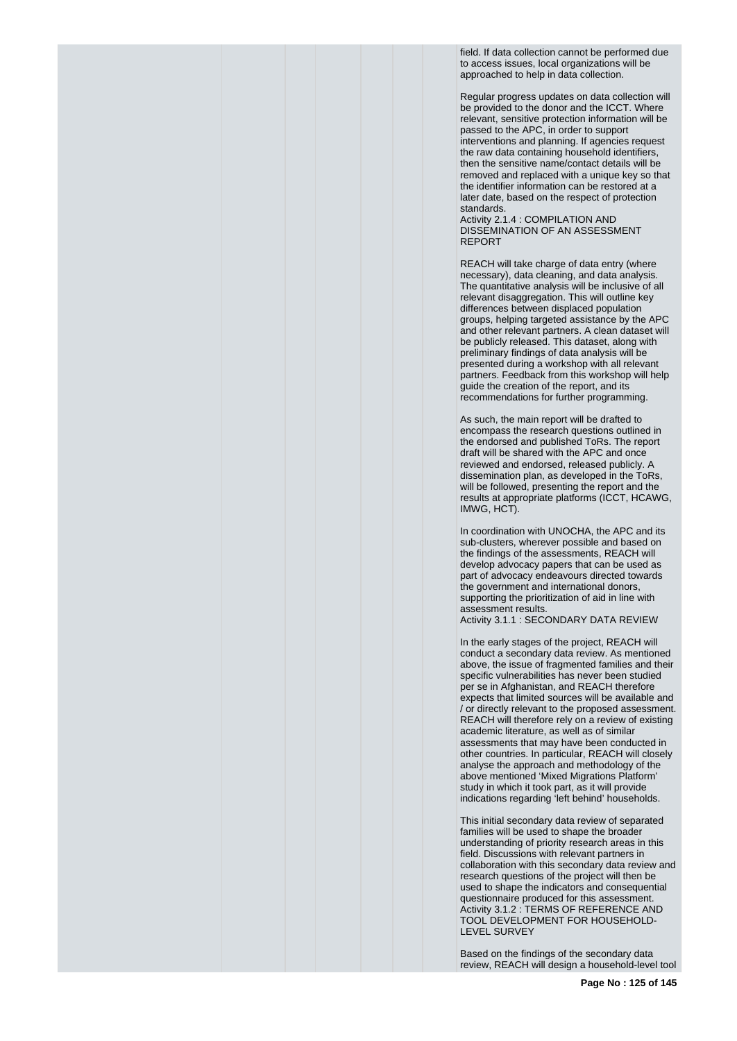field. If data collection cannot be performed due to access issues, local organizations will be approached to help in data collection.

Regular progress updates on data collection will be provided to the donor and the ICCT. Where relevant, sensitive protection information will be passed to the APC, in order to support interventions and planning. If agencies request the raw data containing household identifiers, then the sensitive name/contact details will be removed and replaced with a unique key so that the identifier information can be restored at a later date, based on the respect of protection standards.

Activity 2.1.4 : COMPILATION AND DISSEMINATION OF AN ASSESSMENT REPORT

REACH will take charge of data entry (where necessary), data cleaning, and data analysis. The quantitative analysis will be inclusive of all relevant disaggregation. This will outline key differences between displaced population groups, helping targeted assistance by the APC and other relevant partners. A clean dataset will be publicly released. This dataset, along with preliminary findings of data analysis will be presented during a workshop with all relevant partners. Feedback from this workshop will help guide the creation of the report, and its recommendations for further programming.

As such, the main report will be drafted to encompass the research questions outlined in the endorsed and published ToRs. The report draft will be shared with the APC and once reviewed and endorsed, released publicly. A dissemination plan, as developed in the ToRs, will be followed, presenting the report and the results at appropriate platforms (ICCT, HCAWG, IMWG, HCT).

In coordination with UNOCHA, the APC and its sub-clusters, wherever possible and based on the findings of the assessments, REACH will develop advocacy papers that can be used as part of advocacy endeavours directed towards the government and international donors, supporting the prioritization of aid in line with assessment results.

Activity 3.1.1 : SECONDARY DATA REVIEW

In the early stages of the project, REACH will conduct a secondary data review. As mentioned above, the issue of fragmented families and their specific vulnerabilities has never been studied per se in Afghanistan, and REACH therefore expects that limited sources will be available and / or directly relevant to the proposed assessment. REACH will therefore rely on a review of existing academic literature, as well as of similar assessments that may have been conducted in other countries. In particular, REACH will closely analyse the approach and methodology of the above mentioned 'Mixed Migrations Platform' study in which it took part, as it will provide indications regarding 'left behind' households.

This initial secondary data review of separated families will be used to shape the broader understanding of priority research areas in this field. Discussions with relevant partners in collaboration with this secondary data review and research questions of the project will then be used to shape the indicators and consequential questionnaire produced for this assessment.

Activity 3.1.2 : TERMS OF REFERENCE AND TOOL DEVELOPMENT FOR HOUSEHOLD-LEVEL SURVEY

Based on the findings of the secondary data review, REACH will design a household-level tool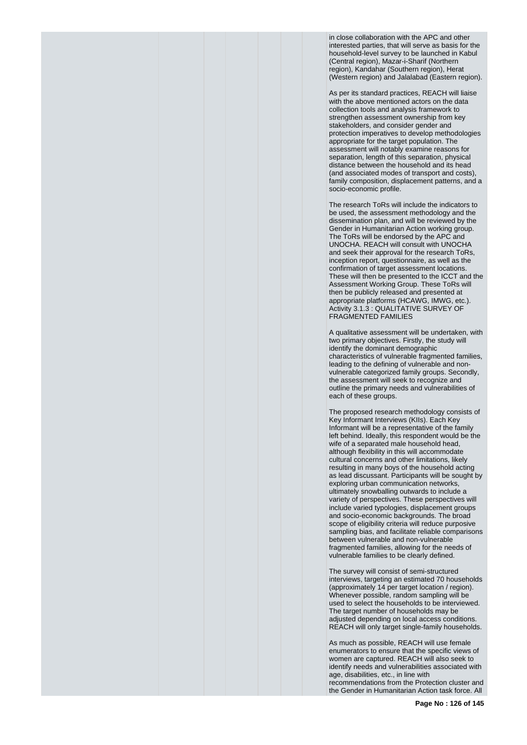in close collaboration with the APC and other interested parties, that will serve as basis for the household-level survey to be launched in Kabul (Central region), Mazar-i-Sharif (Northern region), Kandahar (Southern region), Herat (Western region) and Jalalabad (Eastern region).

As per its standard practices, REACH will liaise with the above mentioned actors on the data collection tools and analysis framework to strengthen assessment ownership from key stakeholders, and consider gender and protection imperatives to develop methodologies appropriate for the target population. The assessment will notably examine reasons for separation, length of this separation, physical distance between the household and its head (and associated modes of transport and costs), family composition, displacement patterns, and a socio-economic profile.

The research ToRs will include the indicators to be used, the assessment methodology and the dissemination plan, and will be reviewed by the Gender in Humanitarian Action working group. The ToRs will be endorsed by the APC and UNOCHA. REACH will consult with UNOCHA and seek their approval for the research ToRs, inception report, questionnaire, as well as the confirmation of target assessment locations. These will then be presented to the ICCT and the Assessment Working Group. These ToRs will then be publicly released and presented at appropriate platforms (HCAWG, IMWG, etc.).
Activity 3.1.3 : QUALITATIVE SURVEY OF FRAGMENTED FAMILIES

A qualitative assessment will be undertaken, with two primary objectives. Firstly, the study will identify the dominant demographic characteristics of vulnerable fragmented families, leading to the defining of vulnerable and non-vulnerable categorized family groups. Secondly, the assessment will seek to recognize and outline the primary needs and vulnerabilities of each of these groups.

The proposed research methodology consists of Key Informant Interviews (KIIs). Each Key Informant will be a representative of the family left behind. Ideally, this respondent would be the wife of a separated male household head, although flexibility in this will accommodate cultural concerns and other limitations, likely resulting in many boys of the household acting as lead discussant. Participants will be sought by exploring urban communication networks, ultimately snowballing outwards to include a variety of perspectives. These perspectives will include varied typologies, displacement groups and socio-economic backgrounds. The broad scope of eligibility criteria will reduce purposive sampling bias, and facilitate reliable comparisons between vulnerable and non-vulnerable fragmented families, allowing for the needs of vulnerable families to be clearly defined.

The survey will consist of semi-structured interviews, targeting an estimated 70 households (approximately 14 per target location / region). Whenever possible, random sampling will be used to select the households to be interviewed. The target number of households may be adjusted depending on local access conditions. REACH will only target single-family households.

As much as possible, REACH will use female enumerators to ensure that the specific views of women are captured. REACH will also seek to identify needs and vulnerabilities associated with age, disabilities, etc., in line with recommendations from the Protection cluster and the Gender in Humanitarian Action task force. All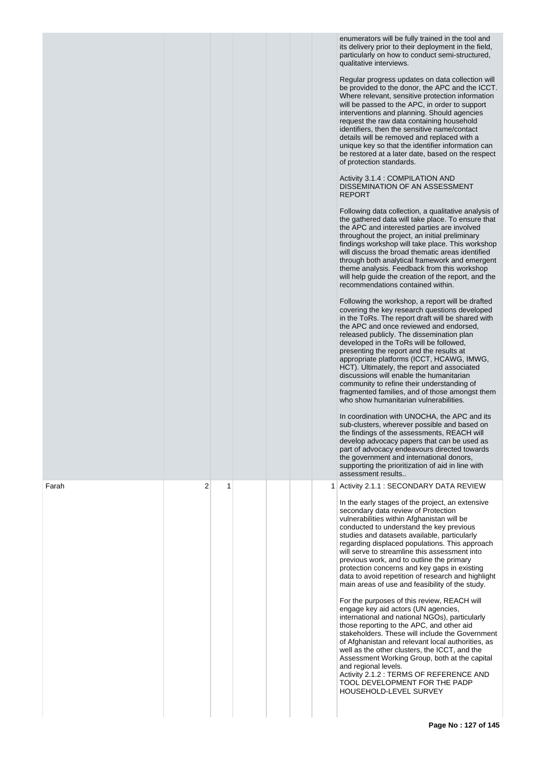| | | | | | | | |
|---|---|---|---|---|---|---|---|
| | | | | | | | enumerators will be fully trained in the tool and its delivery prior to their deployment in the field, particularly on how to conduct semi-structured, qualitative interviews.<br><br>Regular progress updates on data collection will be provided to the donor, the APC and the ICCT. Where relevant, sensitive protection information will be passed to the APC, in order to support interventions and planning. Should agencies request the raw data containing household identifiers, then the sensitive name/contact details will be removed and replaced with a unique key so that the identifier information can be restored at a later date, based on the respect of protection standards.<br><br>Activity 3.1.4 : COMPILATION AND DISSEMINATION OF AN ASSESSMENT REPORT<br><br>Following data collection, a qualitative analysis of the gathered data will take place. To ensure that the APC and interested parties are involved throughout the project, an initial preliminary findings workshop will take place. This workshop will discuss the broad thematic areas identified through both analytical framework and emergent theme analysis. Feedback from this workshop will help guide the creation of the report, and the recommendations contained within.<br><br>Following the workshop, a report will be drafted covering the key research questions developed in the ToRs. The report draft will be shared with the APC and once reviewed and endorsed, released publicly. The dissemination plan developed in the ToRs will be followed, presenting the report and the results at appropriate platforms (ICCT, HCAWG, IMWG, HCT). Ultimately, the report and associated discussions will enable the humanitarian community to refine their understanding of fragmented families, and of those amongst them who show humanitarian vulnerabilities.<br><br>In coordination with UNOCHA, the APC and its sub-clusters, wherever possible and based on the findings of the assessments, REACH will develop advocacy papers that can be used as part of advocacy endeavours directed towards the government and international donors, supporting the prioritization of aid in line with assessment results.. |
| Farah | 2 | 1 | | | | 1 | Activity 2.1.1 : SECONDARY DATA REVIEW<br><br>In the early stages of the project, an extensive secondary data review of Protection vulnerabilities within Afghanistan will be conducted to understand the key previous studies and datasets available, particularly regarding displaced populations. This approach will serve to streamline this assessment into previous work, and to outline the primary protection concerns and key gaps in existing data to avoid repetition of research and highlight main areas of use and feasibility of the study.<br><br>For the purposes of this review, REACH will engage key aid actors (UN agencies, international and national NGOs), particularly those reporting to the APC, and other aid stakeholders. These will include the Government of Afghanistan and relevant local authorities, as well as the other clusters, the ICCT, and the Assessment Working Group, both at the capital and regional levels.<br>Activity 2.1.2 : TERMS OF REFERENCE AND TOOL DEVELOPMENT FOR THE PADP HOUSEHOLD-LEVEL SURVEY |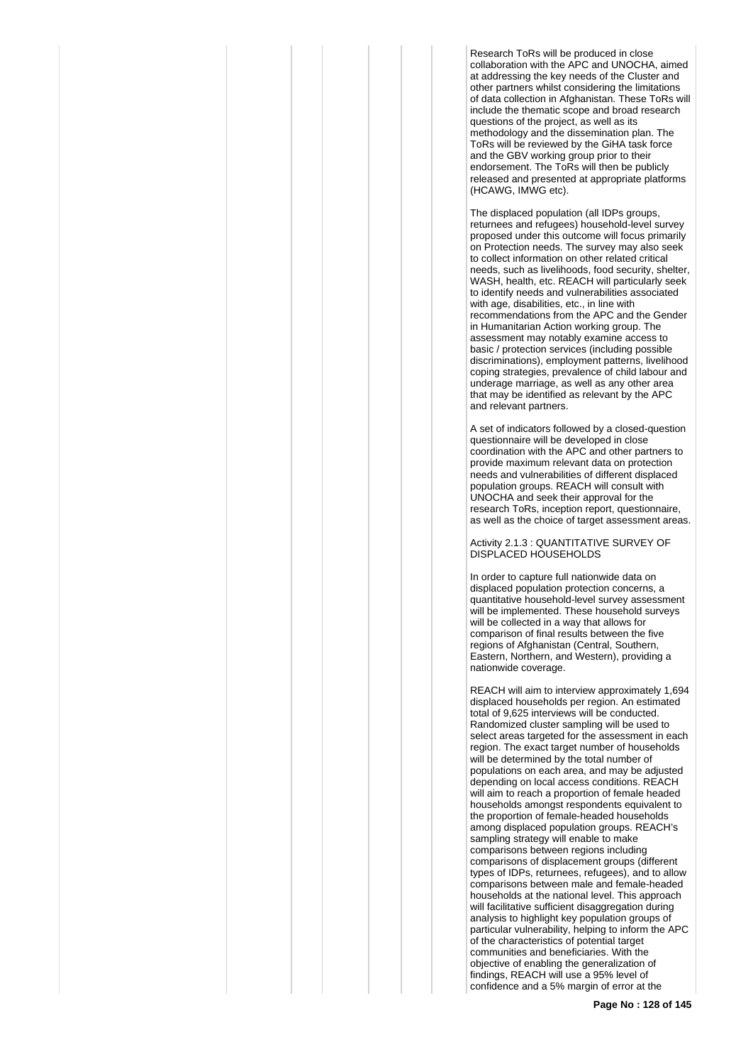Research ToRs will be produced in close collaboration with the APC and UNOCHA, aimed at addressing the key needs of the Cluster and other partners whilst considering the limitations of data collection in Afghanistan. These ToRs will include the thematic scope and broad research questions of the project, as well as its methodology and the dissemination plan. The ToRs will be reviewed by the GiHA task force and the GBV working group prior to their endorsement. The ToRs will then be publicly released and presented at appropriate platforms (HCAWG, IMWG etc).

The displaced population (all IDPs groups, returnees and refugees) household-level survey proposed under this outcome will focus primarily on Protection needs. The survey may also seek to collect information on other related critical needs, such as livelihoods, food security, shelter, WASH, health, etc. REACH will particularly seek to identify needs and vulnerabilities associated with age, disabilities, etc., in line with recommendations from the APC and the Gender in Humanitarian Action working group. The assessment may notably examine access to basic / protection services (including possible discriminations), employment patterns, livelihood coping strategies, prevalence of child labour and underage marriage, as well as any other area that may be identified as relevant by the APC and relevant partners.

A set of indicators followed by a closed-question questionnaire will be developed in close coordination with the APC and other partners to provide maximum relevant data on protection needs and vulnerabilities of different displaced population groups. REACH will consult with UNOCHA and seek their approval for the research ToRs, inception report, questionnaire, as well as the choice of target assessment areas.

Activity 2.1.3 : QUANTITATIVE SURVEY OF DISPLACED HOUSEHOLDS

In order to capture full nationwide data on displaced population protection concerns, a quantitative household-level survey assessment will be implemented. These household surveys will be collected in a way that allows for comparison of final results between the five regions of Afghanistan (Central, Southern, Eastern, Northern, and Western), providing a nationwide coverage.

REACH will aim to interview approximately 1,694 displaced households per region. An estimated total of 9,625 interviews will be conducted. Randomized cluster sampling will be used to select areas targeted for the assessment in each region. The exact target number of households will be determined by the total number of populations on each area, and may be adjusted depending on local access conditions. REACH will aim to reach a proportion of female headed households amongst respondents equivalent to the proportion of female-headed households among displaced population groups. REACH's sampling strategy will enable to make comparisons between regions including comparisons of displacement groups (different types of IDPs, returnees, refugees), and to allow comparisons between male and female-headed households at the national level. This approach will facilitative sufficient disaggregation during analysis to highlight key population groups of particular vulnerability, helping to inform the APC of the characteristics of potential target communities and beneficiaries. With the objective of enabling the generalization of findings, REACH will use a 95% level of confidence and a 5% margin of error at the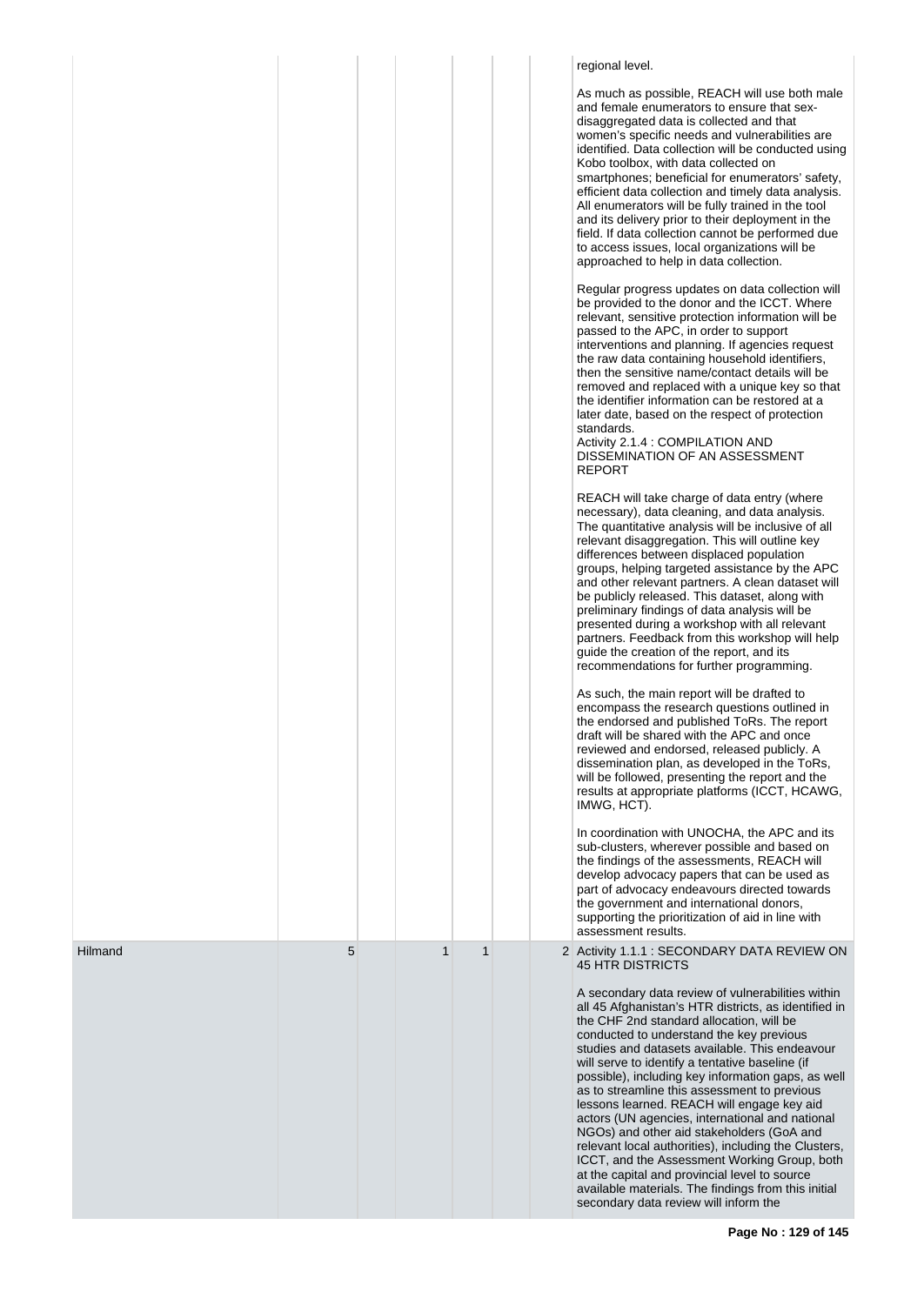| | | | | | | | |
|---|---|---|---|---|---|---|---|
| | | | | | | | regional level.<br><br>As much as possible, REACH will use both male and female enumerators to ensure that sex-disaggregated data is collected and that women's specific needs and vulnerabilities are identified. Data collection will be conducted using Kobo toolbox, with data collected on smartphones; beneficial for enumerators' safety, efficient data collection and timely data analysis. All enumerators will be fully trained in the tool and its delivery prior to their deployment in the field. If data collection cannot be performed due to access issues, local organizations will be approached to help in data collection.<br><br>Regular progress updates on data collection will be provided to the donor and the ICCT. Where relevant, sensitive protection information will be passed to the APC, in order to support interventions and planning. If agencies request the raw data containing household identifiers, then the sensitive name/contact details will be removed and replaced with a unique key so that the identifier information can be restored at a later date, based on the respect of protection standards.<br>Activity 2.1.4 : COMPILATION AND DISSEMINATION OF AN ASSESSMENT REPORT<br><br>REACH will take charge of data entry (where necessary), data cleaning, and data analysis. The quantitative analysis will be inclusive of all relevant disaggregation. This will outline key differences between displaced population groups, helping targeted assistance by the APC and other relevant partners. A clean dataset will be publicly released. This dataset, along with preliminary findings of data analysis will be presented during a workshop with all relevant partners. Feedback from this workshop will help guide the creation of the report, and its recommendations for further programming.<br><br>As such, the main report will be drafted to encompass the research questions outlined in the endorsed and published ToRs. The report draft will be shared with the APC and once reviewed and endorsed, released publicly. A dissemination plan, as developed in the ToRs, will be followed, presenting the report and the results at appropriate platforms (ICCT, HCAWG, IMWG, HCT).<br><br>In coordination with UNOCHA, the APC and its sub-clusters, wherever possible and based on the findings of the assessments, REACH will develop advocacy papers that can be used as part of advocacy endeavours directed towards the government and international donors, supporting the prioritization of aid in line with assessment results. |
| Hilmand | 5 | | 1 | 1 | | 2 | Activity 1.1.1 : SECONDARY DATA REVIEW ON 45 HTR DISTRICTS<br><br>A secondary data review of vulnerabilities within all 45 Afghanistan's HTR districts, as identified in the CHF 2nd standard allocation, will be conducted to understand the key previous studies and datasets available. This endeavour will serve to identify a tentative baseline (if possible), including key information gaps, as well as to streamline this assessment to previous lessons learned. REACH will engage key aid actors (UN agencies, international and national NGOs) and other aid stakeholders (GoA and relevant local authorities), including the Clusters, ICCT, and the Assessment Working Group, both at the capital and provincial level to source available materials. The findings from this initial secondary data review will inform the |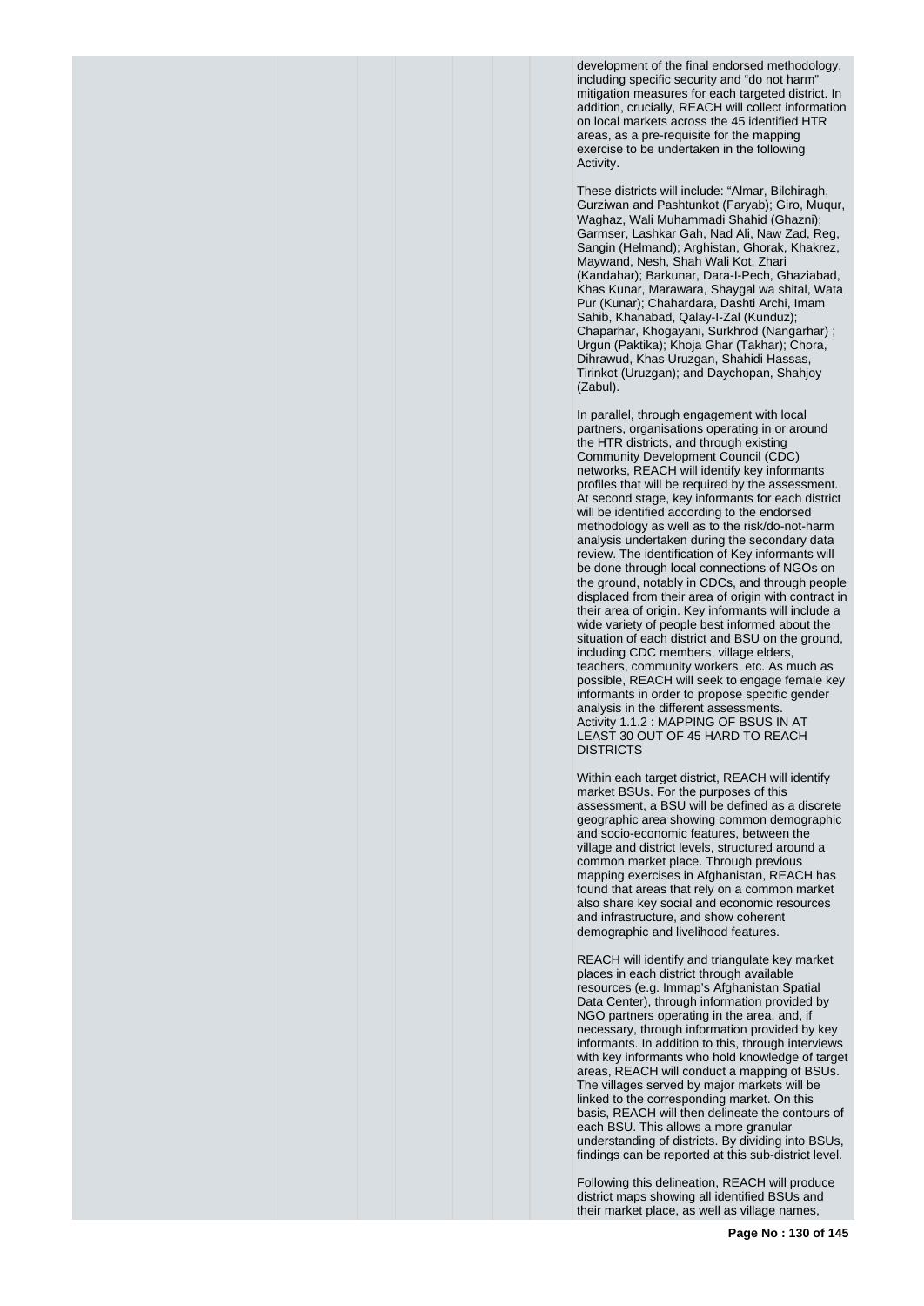development of the final endorsed methodology, including specific security and "do not harm" mitigation measures for each targeted district. In addition, crucially, REACH will collect information on local markets across the 45 identified HTR areas, as a pre-requisite for the mapping exercise to be undertaken in the following Activity.

These districts will include: "Almar, Bilchiragh, Gurziwan and Pashtunkot (Faryab); Giro, Muqur, Waghaz, Wali Muhammadi Shahid (Ghazni); Garmser, Lashkar Gah, Nad Ali, Naw Zad, Reg, Sangin (Helmand); Arghistan, Ghorak, Khakrez, Maywand, Nesh, Shah Wali Kot, Zhari (Kandahar); Barkunar, Dara-I-Pech, Ghaziabad, Khas Kunar, Marawara, Shaygal wa shital, Wata Pur (Kunar); Chahardara, Dashti Archi, Imam Sahib, Khanabad, Qalay-I-Zal (Kunduz); Chaparhar, Khogayani, Surkhrod (Nangarhar) ; Urgun (Paktika); Khoja Ghar (Takhar); Chora, Dihrawud, Khas Uruzgan, Shahidi Hassas, Tirinkot (Uruzgan); and Daychopan, Shahjoy (Zabul).

In parallel, through engagement with local partners, organisations operating in or around the HTR districts, and through existing Community Development Council (CDC) networks, REACH will identify key informants profiles that will be required by the assessment. At second stage, key informants for each district will be identified according to the endorsed methodology as well as to the risk/do-not-harm analysis undertaken during the secondary data review. The identification of Key informants will be done through local connections of NGOs on the ground, notably in CDCs, and through people displaced from their area of origin with contract in their area of origin. Key informants will include a wide variety of people best informed about the situation of each district and BSU on the ground, including CDC members, village elders, teachers, community workers, etc. As much as possible, REACH will seek to engage female key informants in order to propose specific gender analysis in the different assessments.

Activity 1.1.2 : MAPPING OF BSUS IN AT LEAST 30 OUT OF 45 HARD TO REACH DISTRICTS

Within each target district, REACH will identify market BSUs. For the purposes of this assessment, a BSU will be defined as a discrete geographic area showing common demographic and socio-economic features, between the village and district levels, structured around a common market place. Through previous mapping exercises in Afghanistan, REACH has found that areas that rely on a common market also share key social and economic resources and infrastructure, and show coherent demographic and livelihood features.

REACH will identify and triangulate key market places in each district through available resources (e.g. Immap's Afghanistan Spatial Data Center), through information provided by NGO partners operating in the area, and, if necessary, through information provided by key informants. In addition to this, through interviews with key informants who hold knowledge of target areas, REACH will conduct a mapping of BSUs. The villages served by major markets will be linked to the corresponding market. On this basis, REACH will then delineate the contours of each BSU. This allows a more granular understanding of districts. By dividing into BSUs, findings can be reported at this sub-district level.

Following this delineation, REACH will produce district maps showing all identified BSUs and their market place, as well as village names,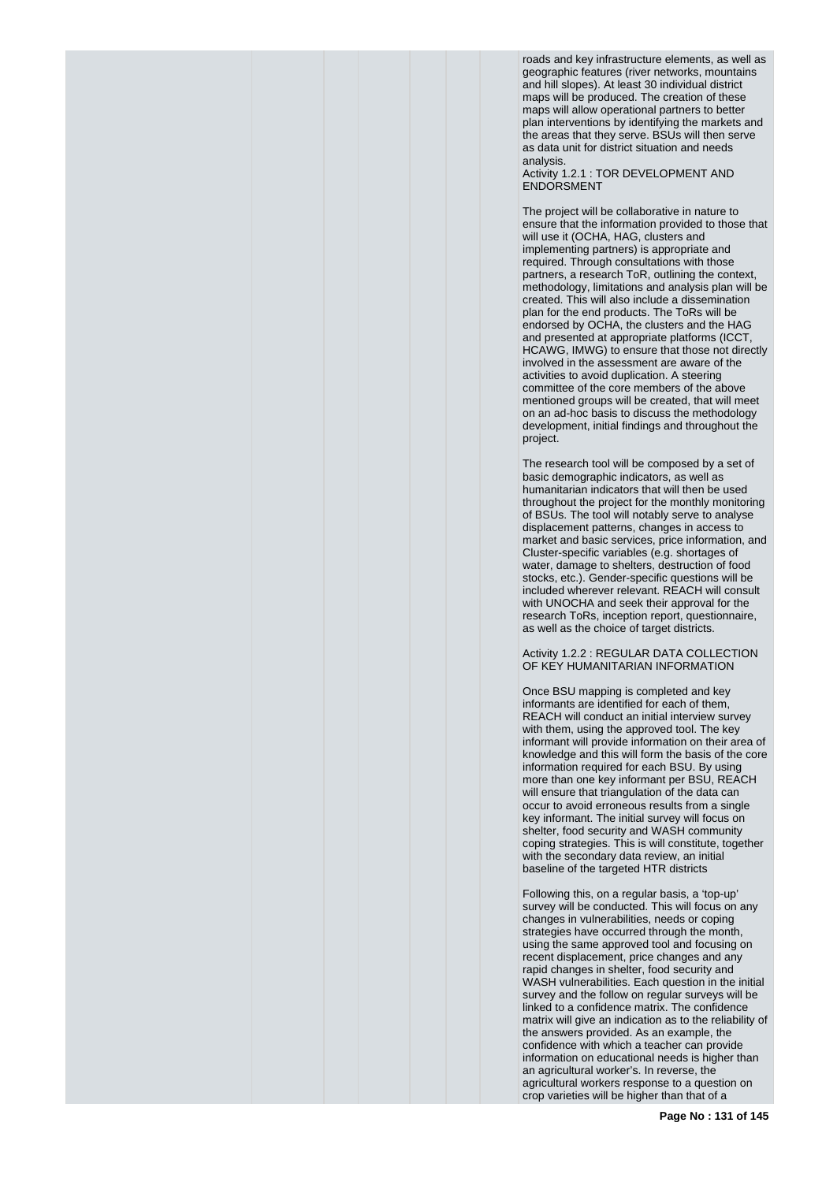roads and key infrastructure elements, as well as geographic features (river networks, mountains and hill slopes). At least 30 individual district maps will be produced. The creation of these maps will allow operational partners to better plan interventions by identifying the markets and the areas that they serve. BSUs will then serve as data unit for district situation and needs analysis.

Activity 1.2.1 : TOR DEVELOPMENT AND ENDORSMENT

The project will be collaborative in nature to ensure that the information provided to those that will use it (OCHA, HAG, clusters and implementing partners) is appropriate and required. Through consultations with those partners, a research ToR, outlining the context, methodology, limitations and analysis plan will be created. This will also include a dissemination plan for the end products. The ToRs will be endorsed by OCHA, the clusters and the HAG and presented at appropriate platforms (ICCT, HCAWG, IMWG) to ensure that those not directly involved in the assessment are aware of the activities to avoid duplication. A steering committee of the core members of the above mentioned groups will be created, that will meet on an ad-hoc basis to discuss the methodology development, initial findings and throughout the project.

The research tool will be composed by a set of basic demographic indicators, as well as humanitarian indicators that will then be used throughout the project for the monthly monitoring of BSUs. The tool will notably serve to analyse displacement patterns, changes in access to market and basic services, price information, and Cluster-specific variables (e.g. shortages of water, damage to shelters, destruction of food stocks, etc.). Gender-specific questions will be included wherever relevant. REACH will consult with UNOCHA and seek their approval for the research ToRs, inception report, questionnaire, as well as the choice of target districts.

Activity 1.2.2 : REGULAR DATA COLLECTION OF KEY HUMANITARIAN INFORMATION

Once BSU mapping is completed and key informants are identified for each of them, REACH will conduct an initial interview survey with them, using the approved tool. The key informant will provide information on their area of knowledge and this will form the basis of the core information required for each BSU. By using more than one key informant per BSU, REACH will ensure that triangulation of the data can occur to avoid erroneous results from a single key informant. The initial survey will focus on shelter, food security and WASH community coping strategies. This is will constitute, together with the secondary data review, an initial baseline of the targeted HTR districts

Following this, on a regular basis, a 'top-up' survey will be conducted. This will focus on any changes in vulnerabilities, needs or coping strategies have occurred through the month, using the same approved tool and focusing on recent displacement, price changes and any rapid changes in shelter, food security and WASH vulnerabilities. Each question in the initial survey and the follow on regular surveys will be linked to a confidence matrix. The confidence matrix will give an indication as to the reliability of the answers provided. As an example, the confidence with which a teacher can provide information on educational needs is higher than an agricultural worker's. In reverse, the agricultural workers response to a question on crop varieties will be higher than that of a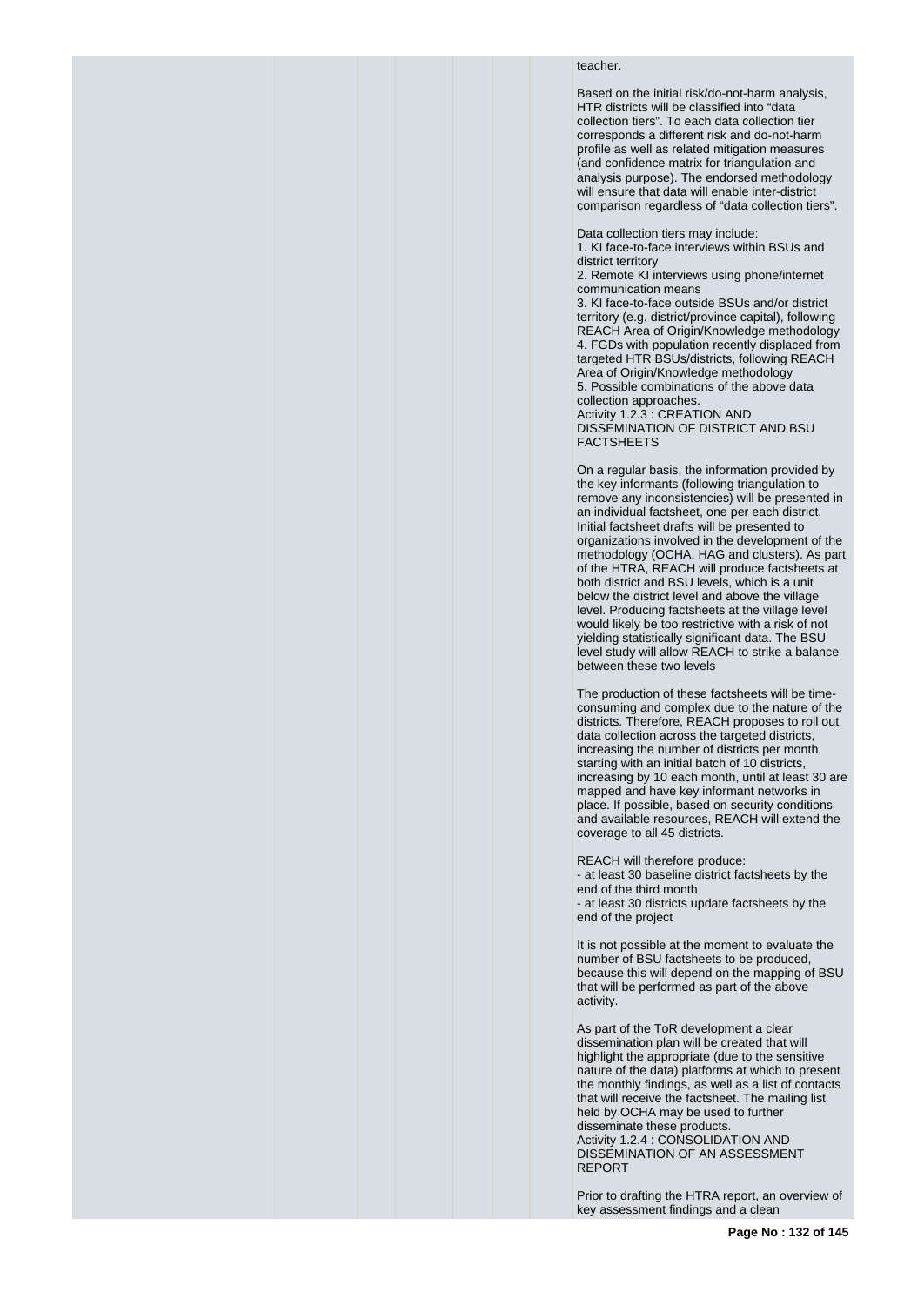teacher.

Based on the initial risk/do-not-harm analysis, HTR districts will be classified into "data collection tiers". To each data collection tier corresponds a different risk and do-not-harm profile as well as related mitigation measures (and confidence matrix for triangulation and analysis purpose). The endorsed methodology will ensure that data will enable inter-district comparison regardless of "data collection tiers".

Data collection tiers may include:
1. KI face-to-face interviews within BSUs and district territory
2. Remote KI interviews using phone/internet communication means
3. KI face-to-face outside BSUs and/or district territory (e.g. district/province capital), following REACH Area of Origin/Knowledge methodology
4. FGDs with population recently displaced from targeted HTR BSUs/districts, following REACH Area of Origin/Knowledge methodology
5. Possible combinations of the above data collection approaches.

Activity 1.2.3 : CREATION AND DISSEMINATION OF DISTRICT AND BSU FACTSHEETS

On a regular basis, the information provided by the key informants (following triangulation to remove any inconsistencies) will be presented in an individual factsheet, one per each district. Initial factsheet drafts will be presented to organizations involved in the development of the methodology (OCHA, HAG and clusters). As part of the HTRA, REACH will produce factsheets at both district and BSU levels, which is a unit below the district level and above the village level. Producing factsheets at the village level would likely be too restrictive with a risk of not yielding statistically significant data. The BSU level study will allow REACH to strike a balance between these two levels

The production of these factsheets will be time-consuming and complex due to the nature of the districts. Therefore, REACH proposes to roll out data collection across the targeted districts, increasing the number of districts per month, starting with an initial batch of 10 districts, increasing by 10 each month, until at least 30 are mapped and have key informant networks in place. If possible, based on security conditions and available resources, REACH will extend the coverage to all 45 districts.

REACH will therefore produce:
- at least 30 baseline district factsheets by the end of the third month
- at least 30 districts update factsheets by the end of the project

It is not possible at the moment to evaluate the number of BSU factsheets to be produced, because this will depend on the mapping of BSU that will be performed as part of the above activity.

As part of the ToR development a clear dissemination plan will be created that will highlight the appropriate (due to the sensitive nature of the data) platforms at which to present the monthly findings, as well as a list of contacts that will receive the factsheet. The mailing list held by OCHA may be used to further disseminate these products.

Activity 1.2.4 : CONSOLIDATION AND DISSEMINATION OF AN ASSESSMENT REPORT

Prior to drafting the HTRA report, an overview of key assessment findings and a clean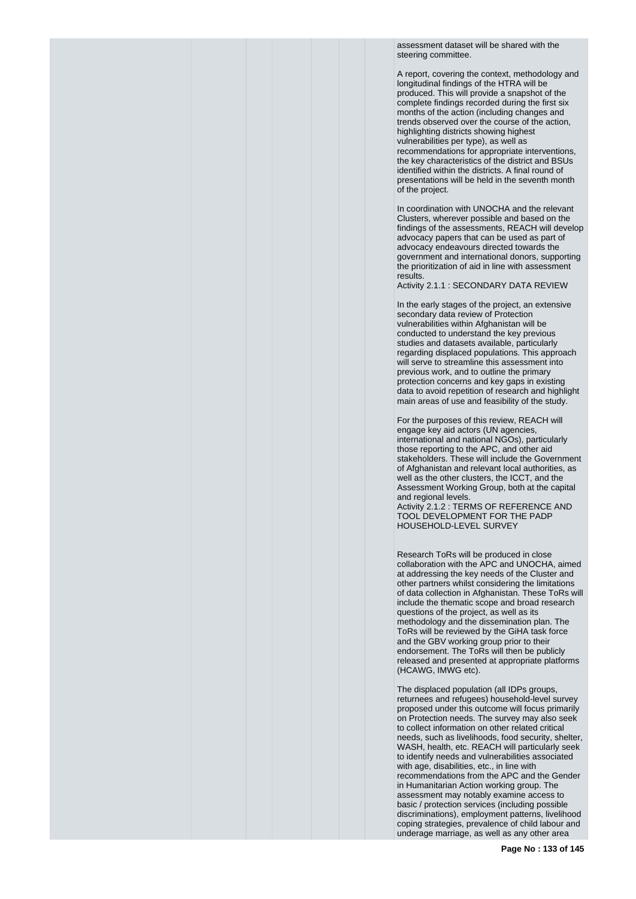assessment dataset will be shared with the steering committee.

A report, covering the context, methodology and longitudinal findings of the HTRA will be produced. This will provide a snapshot of the complete findings recorded during the first six months of the action (including changes and trends observed over the course of the action, highlighting districts showing highest vulnerabilities per type), as well as recommendations for appropriate interventions, the key characteristics of the district and BSUs identified within the districts. A final round of presentations will be held in the seventh month of the project.

In coordination with UNOCHA and the relevant Clusters, wherever possible and based on the findings of the assessments, REACH will develop advocacy papers that can be used as part of advocacy endeavours directed towards the government and international donors, supporting the prioritization of aid in line with assessment results.

Activity 2.1.1 : SECONDARY DATA REVIEW

In the early stages of the project, an extensive secondary data review of Protection vulnerabilities within Afghanistan will be conducted to understand the key previous studies and datasets available, particularly regarding displaced populations. This approach will serve to streamline this assessment into previous work, and to outline the primary protection concerns and key gaps in existing data to avoid repetition of research and highlight main areas of use and feasibility of the study.

For the purposes of this review, REACH will engage key aid actors (UN agencies, international and national NGOs), particularly those reporting to the APC, and other aid stakeholders. These will include the Government of Afghanistan and relevant local authorities, as well as the other clusters, the ICCT, and the Assessment Working Group, both at the capital and regional levels.

Activity 2.1.2 : TERMS OF REFERENCE AND TOOL DEVELOPMENT FOR THE PADP HOUSEHOLD-LEVEL SURVEY

Research ToRs will be produced in close collaboration with the APC and UNOCHA, aimed at addressing the key needs of the Cluster and other partners whilst considering the limitations of data collection in Afghanistan. These ToRs will include the thematic scope and broad research questions of the project, as well as its methodology and the dissemination plan. The ToRs will be reviewed by the GiHA task force and the GBV working group prior to their endorsement. The ToRs will then be publicly released and presented at appropriate platforms (HCAWG, IMWG etc).

The displaced population (all IDPs groups, returnees and refugees) household-level survey proposed under this outcome will focus primarily on Protection needs. The survey may also seek to collect information on other related critical needs, such as livelihoods, food security, shelter, WASH, health, etc. REACH will particularly seek to identify needs and vulnerabilities associated with age, disabilities, etc., in line with recommendations from the APC and the Gender in Humanitarian Action working group. The assessment may notably examine access to basic / protection services (including possible discriminations), employment patterns, livelihood coping strategies, prevalence of child labour and underage marriage, as well as any other area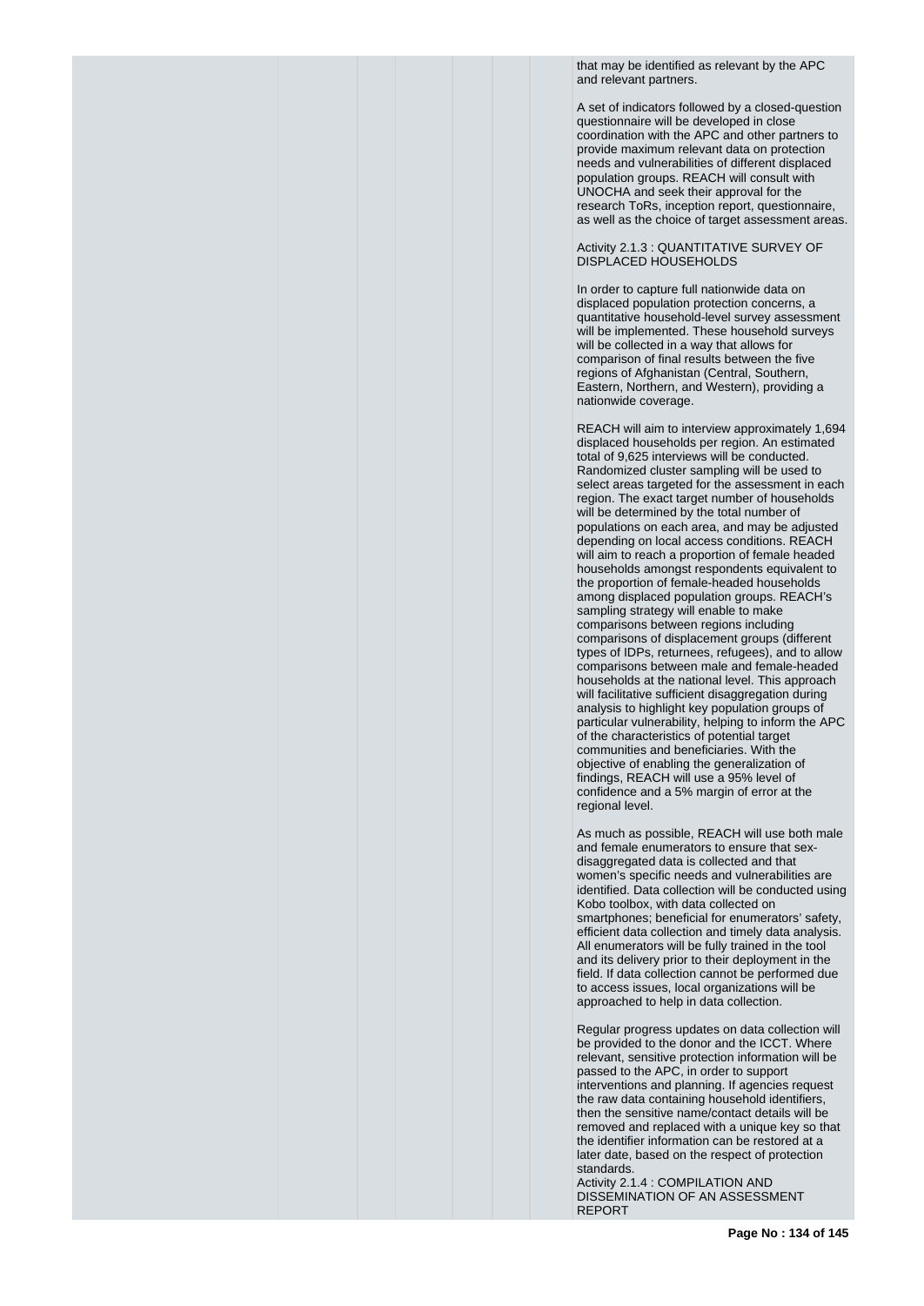that may be identified as relevant by the APC and relevant partners.

A set of indicators followed by a closed-question questionnaire will be developed in close coordination with the APC and other partners to provide maximum relevant data on protection needs and vulnerabilities of different displaced population groups. REACH will consult with UNOCHA and seek their approval for the research ToRs, inception report, questionnaire, as well as the choice of target assessment areas.

Activity 2.1.3 : QUANTITATIVE SURVEY OF DISPLACED HOUSEHOLDS

In order to capture full nationwide data on displaced population protection concerns, a quantitative household-level survey assessment will be implemented. These household surveys will be collected in a way that allows for comparison of final results between the five regions of Afghanistan (Central, Southern, Eastern, Northern, and Western), providing a nationwide coverage.

REACH will aim to interview approximately 1,694 displaced households per region. An estimated total of 9,625 interviews will be conducted. Randomized cluster sampling will be used to select areas targeted for the assessment in each region. The exact target number of households will be determined by the total number of populations on each area, and may be adjusted depending on local access conditions. REACH will aim to reach a proportion of female headed households amongst respondents equivalent to the proportion of female-headed households among displaced population groups. REACH's sampling strategy will enable to make comparisons between regions including comparisons of displacement groups (different types of IDPs, returnees, refugees), and to allow comparisons between male and female-headed households at the national level. This approach will facilitative sufficient disaggregation during analysis to highlight key population groups of particular vulnerability, helping to inform the APC of the characteristics of potential target communities and beneficiaries. With the objective of enabling the generalization of findings, REACH will use a 95% level of confidence and a 5% margin of error at the regional level.

As much as possible, REACH will use both male and female enumerators to ensure that sex-disaggregated data is collected and that women's specific needs and vulnerabilities are identified. Data collection will be conducted using Kobo toolbox, with data collected on smartphones; beneficial for enumerators' safety, efficient data collection and timely data analysis. All enumerators will be fully trained in the tool and its delivery prior to their deployment in the field. If data collection cannot be performed due to access issues, local organizations will be approached to help in data collection.

Regular progress updates on data collection will be provided to the donor and the ICCT. Where relevant, sensitive protection information will be passed to the APC, in order to support interventions and planning. If agencies request the raw data containing household identifiers, then the sensitive name/contact details will be removed and replaced with a unique key so that the identifier information can be restored at a later date, based on the respect of protection standards.

Activity 2.1.4 : COMPILATION AND DISSEMINATION OF AN ASSESSMENT REPORT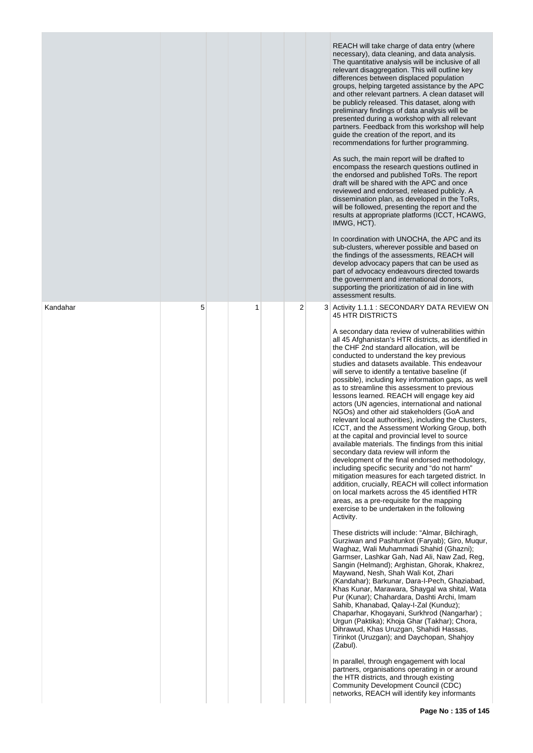| | | | | | |
|---|---|---|---|---|---|
| | | | | | REACH will take charge of data entry (where necessary), data cleaning, and data analysis. The quantitative analysis will be inclusive of all relevant disaggregation. This will outline key differences between displaced population groups, helping targeted assistance by the APC and other relevant partners. A clean dataset will be publicly released. This dataset, along with preliminary findings of data analysis will be presented during a workshop with all relevant partners. Feedback from this workshop will help guide the creation of the report, and its recommendations for further programming.<br><br>As such, the main report will be drafted to encompass the research questions outlined in the endorsed and published ToRs. The report draft will be shared with the APC and once reviewed and endorsed, released publicly. A dissemination plan, as developed in the ToRs, will be followed, presenting the report and the results at appropriate platforms (ICCT, HCAWG, IMWG, HCT).<br><br>In coordination with UNOCHA, the APC and its sub-clusters, wherever possible and based on the findings of the assessments, REACH will develop advocacy papers that can be used as part of advocacy endeavours directed towards the government and international donors, supporting the prioritization of aid in line with assessment results. |
| Kandahar | 5 | 1 | 2 | 3 | Activity 1.1.1 : SECONDARY DATA REVIEW ON 45 HTR DISTRICTS<br><br>A secondary data review of vulnerabilities within all 45 Afghanistan's HTR districts, as identified in the CHF 2nd standard allocation, will be conducted to understand the key previous studies and datasets available. This endeavour will serve to identify a tentative baseline (if possible), including key information gaps, as well as to streamline this assessment to previous lessons learned. REACH will engage key aid actors (UN agencies, international and national NGOs) and other aid stakeholders (GoA and relevant local authorities), including the Clusters, ICCT, and the Assessment Working Group, both at the capital and provincial level to source available materials. The findings from this initial secondary data review will inform the development of the final endorsed methodology, including specific security and "do not harm" mitigation measures for each targeted district. In addition, crucially, REACH will collect information on local markets across the 45 identified HTR areas, as a pre-requisite for the mapping exercise to be undertaken in the following Activity.<br><br>These districts will include: "Almar, Bilchiragh, Gurziwan and Pashtunkot (Faryab); Giro, Muqur, Waghaz, Wali Muhammadi Shahid (Ghazni); Garmser, Lashkar Gah, Nad Ali, Naw Zad, Reg, Sangin (Helmand); Arghistan, Ghorak, Khakrez, Maywand, Nesh, Shah Wali Kot, Zhari (Kandahar); Barkunar, Dara-I-Pech, Ghaziabad, Khas Kunar, Marawara, Shaygal wa shital, Wata Pur (Kunar); Chahardara, Dashti Archi, Imam Sahib, Khanabad, Qalay-I-Zal (Kunduz); Chaparhar, Khogayani, Surkhrod (Nangarhar) ; Urgun (Paktika); Khoja Ghar (Takhar); Chora, Dihrawud, Khas Uruzgan, Shahidi Hassas, Tirinkot (Uruzgan); and Daychopan, Shahjoy (Zabul).<br><br>In parallel, through engagement with local partners, organisations operating in or around the HTR districts, and through existing Community Development Council (CDC) networks, REACH will identify key informants |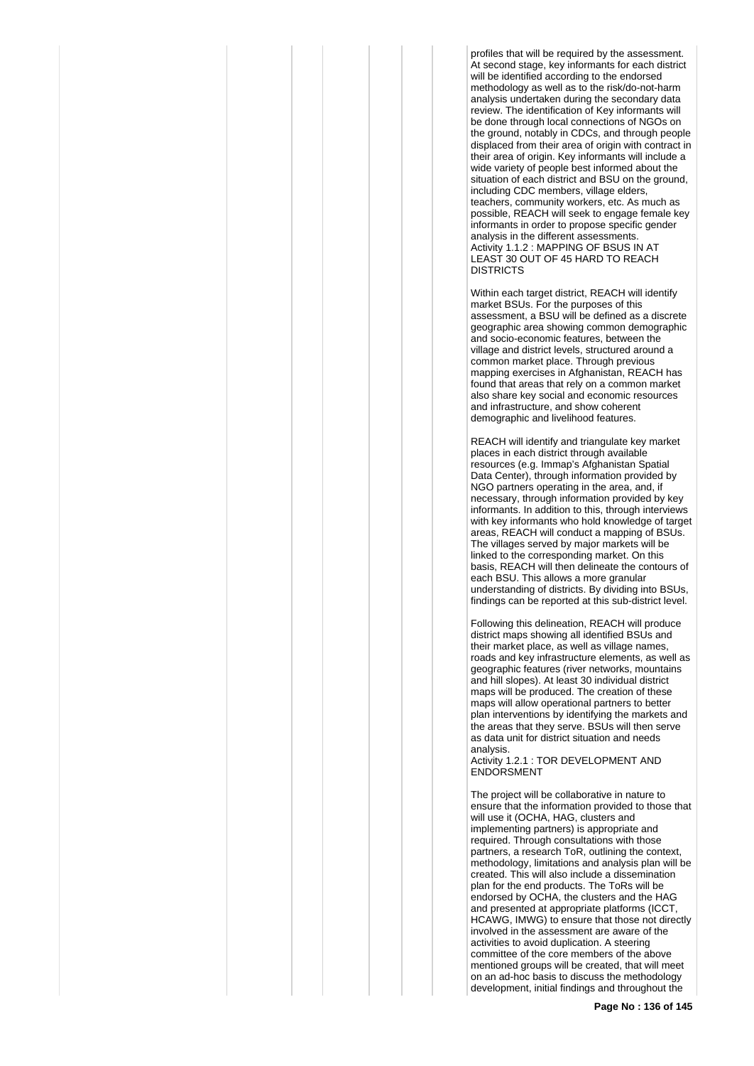profiles that will be required by the assessment. At second stage, key informants for each district will be identified according to the endorsed methodology as well as to the risk/do-not-harm analysis undertaken during the secondary data review. The identification of Key informants will be done through local connections of NGOs on the ground, notably in CDCs, and through people displaced from their area of origin with contract in their area of origin. Key informants will include a wide variety of people best informed about the situation of each district and BSU on the ground, including CDC members, village elders, teachers, community workers, etc. As much as possible, REACH will seek to engage female key informants in order to propose specific gender analysis in the different assessments.

Activity 1.1.2 : MAPPING OF BSUS IN AT LEAST 30 OUT OF 45 HARD TO REACH DISTRICTS

Within each target district, REACH will identify market BSUs. For the purposes of this assessment, a BSU will be defined as a discrete geographic area showing common demographic and socio-economic features, between the village and district levels, structured around a common market place. Through previous mapping exercises in Afghanistan, REACH has found that areas that rely on a common market also share key social and economic resources and infrastructure, and show coherent demographic and livelihood features.

REACH will identify and triangulate key market places in each district through available resources (e.g. Immap's Afghanistan Spatial Data Center), through information provided by NGO partners operating in the area, and, if necessary, through information provided by key informants. In addition to this, through interviews with key informants who hold knowledge of target areas, REACH will conduct a mapping of BSUs. The villages served by major markets will be linked to the corresponding market. On this basis, REACH will then delineate the contours of each BSU. This allows a more granular understanding of districts. By dividing into BSUs, findings can be reported at this sub-district level.

Following this delineation, REACH will produce district maps showing all identified BSUs and their market place, as well as village names, roads and key infrastructure elements, as well as geographic features (river networks, mountains and hill slopes). At least 30 individual district maps will be produced. The creation of these maps will allow operational partners to better plan interventions by identifying the markets and the areas that they serve. BSUs will then serve as data unit for district situation and needs analysis.

Activity 1.2.1 : TOR DEVELOPMENT AND ENDORSMENT

The project will be collaborative in nature to ensure that the information provided to those that will use it (OCHA, HAG, clusters and implementing partners) is appropriate and required. Through consultations with those partners, a research ToR, outlining the context, methodology, limitations and analysis plan will be created. This will also include a dissemination plan for the end products. The ToRs will be endorsed by OCHA, the clusters and the HAG and presented at appropriate platforms (ICCT, HCAWG, IMWG) to ensure that those not directly involved in the assessment are aware of the activities to avoid duplication. A steering committee of the core members of the above mentioned groups will be created, that will meet on an ad-hoc basis to discuss the methodology development, initial findings and throughout the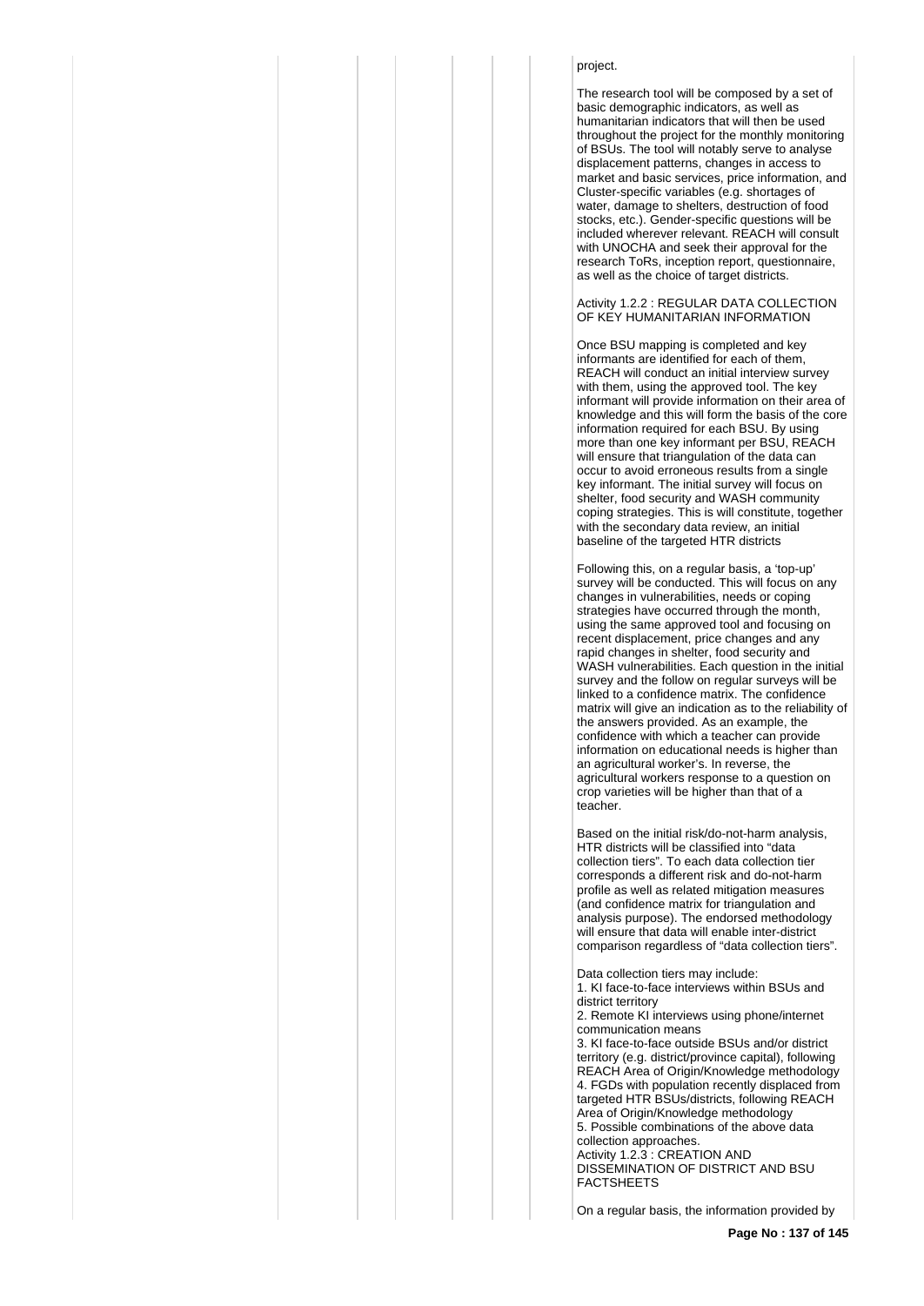project.

The research tool will be composed by a set of basic demographic indicators, as well as humanitarian indicators that will then be used throughout the project for the monthly monitoring of BSUs. The tool will notably serve to analyse displacement patterns, changes in access to market and basic services, price information, and Cluster-specific variables (e.g. shortages of water, damage to shelters, destruction of food stocks, etc.). Gender-specific questions will be included wherever relevant. REACH will consult with UNOCHA and seek their approval for the research ToRs, inception report, questionnaire, as well as the choice of target districts.

Activity 1.2.2 : REGULAR DATA COLLECTION OF KEY HUMANITARIAN INFORMATION

Once BSU mapping is completed and key informants are identified for each of them, REACH will conduct an initial interview survey with them, using the approved tool. The key informant will provide information on their area of knowledge and this will form the basis of the core information required for each BSU. By using more than one key informant per BSU, REACH will ensure that triangulation of the data can occur to avoid erroneous results from a single key informant. The initial survey will focus on shelter, food security and WASH community coping strategies. This is will constitute, together with the secondary data review, an initial baseline of the targeted HTR districts

Following this, on a regular basis, a 'top-up' survey will be conducted. This will focus on any changes in vulnerabilities, needs or coping strategies have occurred through the month, using the same approved tool and focusing on recent displacement, price changes and any rapid changes in shelter, food security and WASH vulnerabilities. Each question in the initial survey and the follow on regular surveys will be linked to a confidence matrix. The confidence matrix will give an indication as to the reliability of the answers provided. As an example, the confidence with which a teacher can provide information on educational needs is higher than an agricultural worker's. In reverse, the agricultural workers response to a question on crop varieties will be higher than that of a teacher.

Based on the initial risk/do-not-harm analysis, HTR districts will be classified into "data collection tiers". To each data collection tier corresponds a different risk and do-not-harm profile as well as related mitigation measures (and confidence matrix for triangulation and analysis purpose). The endorsed methodology will ensure that data will enable inter-district comparison regardless of "data collection tiers".

Data collection tiers may include:
1. KI face-to-face interviews within BSUs and district territory
2. Remote KI interviews using phone/internet communication means
3. KI face-to-face outside BSUs and/or district territory (e.g. district/province capital), following REACH Area of Origin/Knowledge methodology
4. FGDs with population recently displaced from targeted HTR BSUs/districts, following REACH Area of Origin/Knowledge methodology
5. Possible combinations of the above data collection approaches.

Activity 1.2.3 : CREATION AND DISSEMINATION OF DISTRICT AND BSU FACTSHEETS

On a regular basis, the information provided by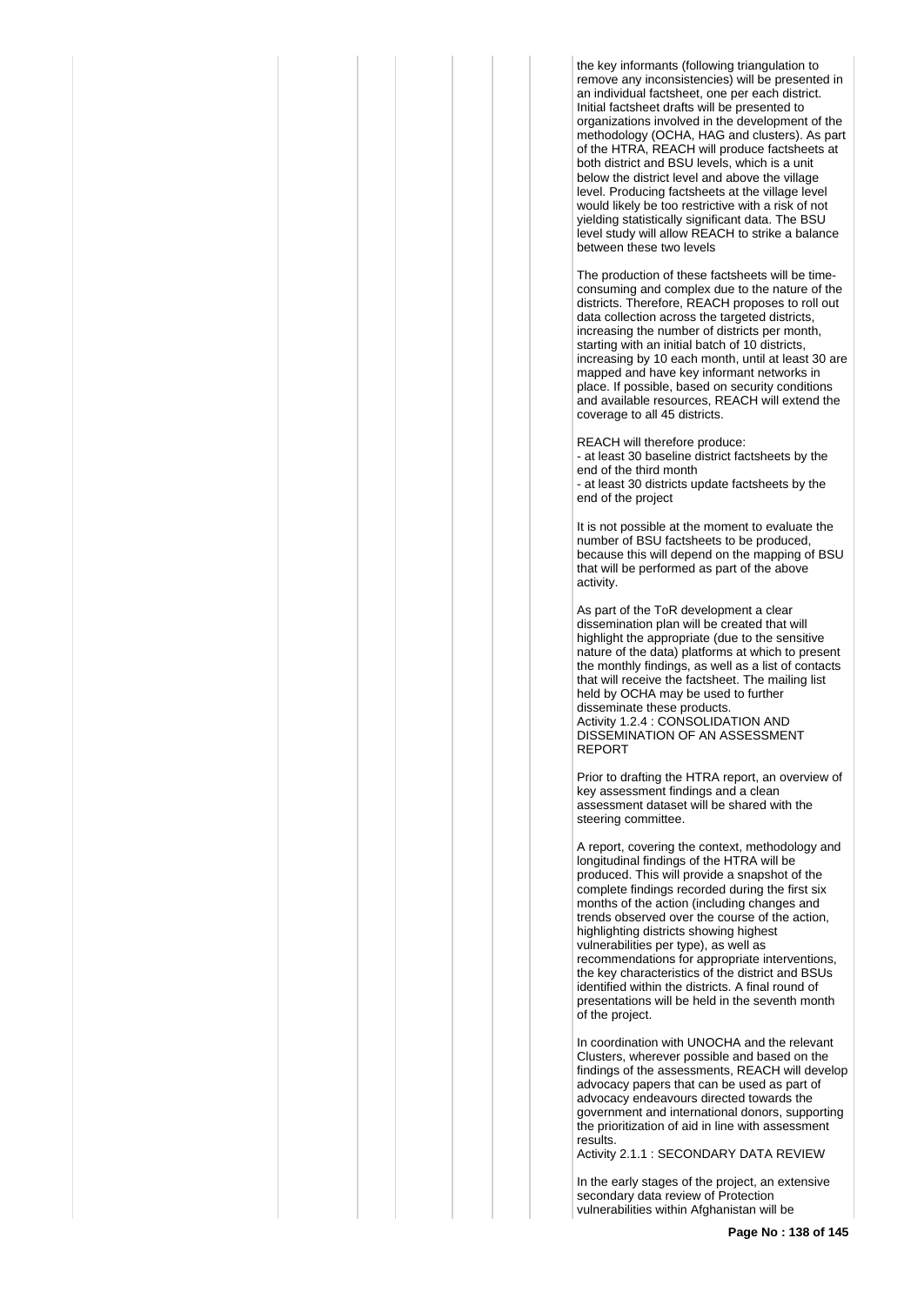the key informants (following triangulation to remove any inconsistencies) will be presented in an individual factsheet, one per each district. Initial factsheet drafts will be presented to organizations involved in the development of the methodology (OCHA, HAG and clusters). As part of the HTRA, REACH will produce factsheets at both district and BSU levels, which is a unit below the district level and above the village level. Producing factsheets at the village level would likely be too restrictive with a risk of not yielding statistically significant data. The BSU level study will allow REACH to strike a balance between these two levels

The production of these factsheets will be time-consuming and complex due to the nature of the districts. Therefore, REACH proposes to roll out data collection across the targeted districts, increasing the number of districts per month, starting with an initial batch of 10 districts, increasing by 10 each month, until at least 30 are mapped and have key informant networks in place. If possible, based on security conditions and available resources, REACH will extend the coverage to all 45 districts.

REACH will therefore produce:
- at least 30 baseline district factsheets by the end of the third month
- at least 30 districts update factsheets by the end of the project

It is not possible at the moment to evaluate the number of BSU factsheets to be produced, because this will depend on the mapping of BSU that will be performed as part of the above activity.

As part of the ToR development a clear dissemination plan will be created that will highlight the appropriate (due to the sensitive nature of the data) platforms at which to present the monthly findings, as well as a list of contacts that will receive the factsheet. The mailing list held by OCHA may be used to further disseminate these products.

Activity 1.2.4 : CONSOLIDATION AND DISSEMINATION OF AN ASSESSMENT REPORT

Prior to drafting the HTRA report, an overview of key assessment findings and a clean assessment dataset will be shared with the steering committee.

A report, covering the context, methodology and longitudinal findings of the HTRA will be produced. This will provide a snapshot of the complete findings recorded during the first six months of the action (including changes and trends observed over the course of the action, highlighting districts showing highest vulnerabilities per type), as well as recommendations for appropriate interventions, the key characteristics of the district and BSUs identified within the districts. A final round of presentations will be held in the seventh month of the project.

In coordination with UNOCHA and the relevant Clusters, wherever possible and based on the findings of the assessments, REACH will develop advocacy papers that can be used as part of advocacy endeavours directed towards the government and international donors, supporting the prioritization of aid in line with assessment results.

Activity 2.1.1 : SECONDARY DATA REVIEW

In the early stages of the project, an extensive secondary data review of Protection vulnerabilities within Afghanistan will be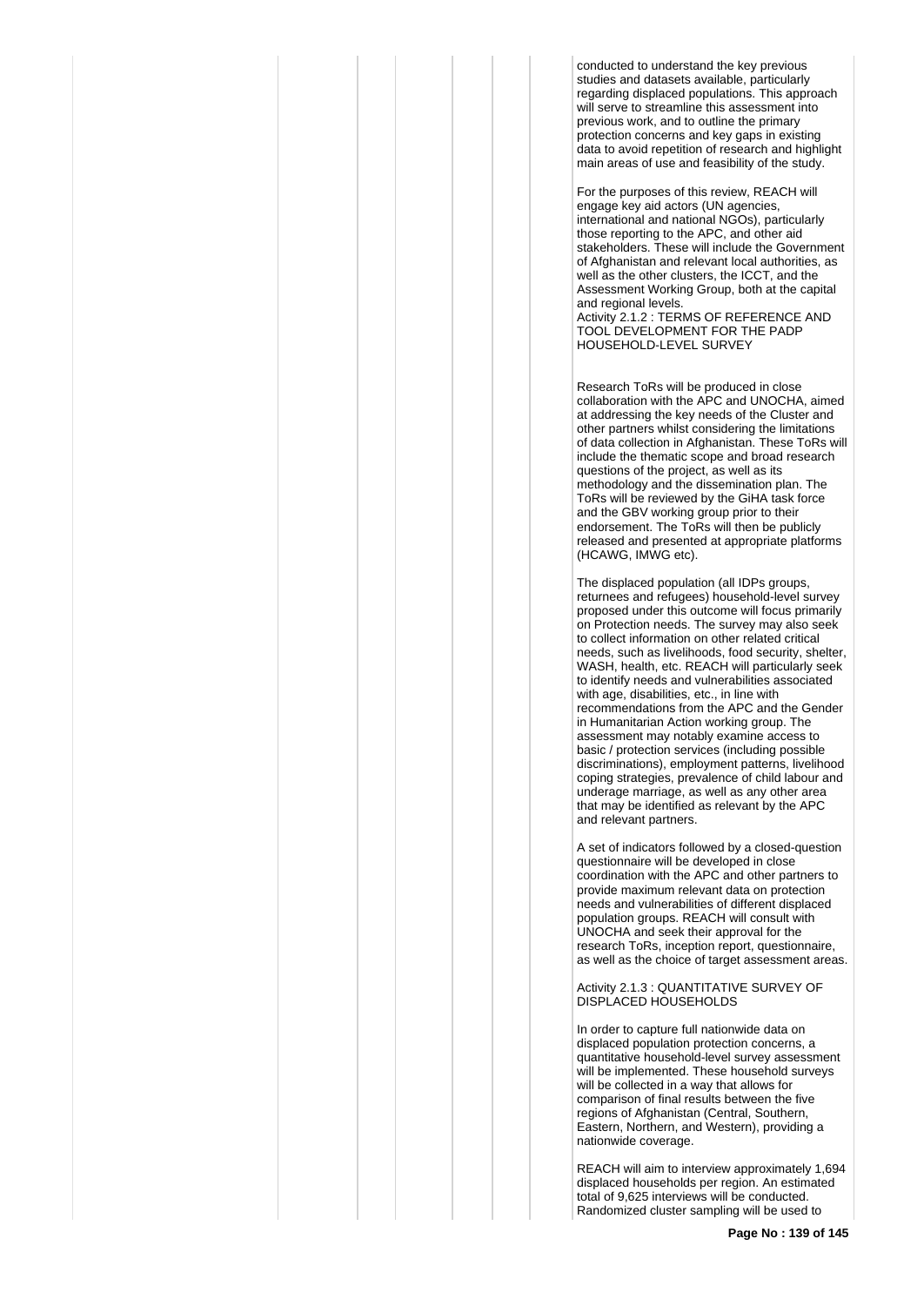conducted to understand the key previous studies and datasets available, particularly regarding displaced populations. This approach will serve to streamline this assessment into previous work, and to outline the primary protection concerns and key gaps in existing data to avoid repetition of research and highlight main areas of use and feasibility of the study.

For the purposes of this review, REACH will engage key aid actors (UN agencies, international and national NGOs), particularly those reporting to the APC, and other aid stakeholders. These will include the Government of Afghanistan and relevant local authorities, as well as the other clusters, the ICCT, and the Assessment Working Group, both at the capital and regional levels.

Activity 2.1.2 : TERMS OF REFERENCE AND TOOL DEVELOPMENT FOR THE PADP HOUSEHOLD-LEVEL SURVEY

Research ToRs will be produced in close collaboration with the APC and UNOCHA, aimed at addressing the key needs of the Cluster and other partners whilst considering the limitations of data collection in Afghanistan. These ToRs will include the thematic scope and broad research questions of the project, as well as its methodology and the dissemination plan. The ToRs will be reviewed by the GiHA task force and the GBV working group prior to their endorsement. The ToRs will then be publicly released and presented at appropriate platforms (HCAWG, IMWG etc).

The displaced population (all IDPs groups, returnees and refugees) household-level survey proposed under this outcome will focus primarily on Protection needs. The survey may also seek to collect information on other related critical needs, such as livelihoods, food security, shelter, WASH, health, etc. REACH will particularly seek to identify needs and vulnerabilities associated with age, disabilities, etc., in line with recommendations from the APC and the Gender in Humanitarian Action working group. The assessment may notably examine access to basic / protection services (including possible discriminations), employment patterns, livelihood coping strategies, prevalence of child labour and underage marriage, as well as any other area that may be identified as relevant by the APC and relevant partners.

A set of indicators followed by a closed-question questionnaire will be developed in close coordination with the APC and other partners to provide maximum relevant data on protection needs and vulnerabilities of different displaced population groups. REACH will consult with UNOCHA and seek their approval for the research ToRs, inception report, questionnaire, as well as the choice of target assessment areas.

Activity 2.1.3 : QUANTITATIVE SURVEY OF DISPLACED HOUSEHOLDS

In order to capture full nationwide data on displaced population protection concerns, a quantitative household-level survey assessment will be implemented. These household surveys will be collected in a way that allows for comparison of final results between the five regions of Afghanistan (Central, Southern, Eastern, Northern, and Western), providing a nationwide coverage.

REACH will aim to interview approximately 1,694 displaced households per region. An estimated total of 9,625 interviews will be conducted. Randomized cluster sampling will be used to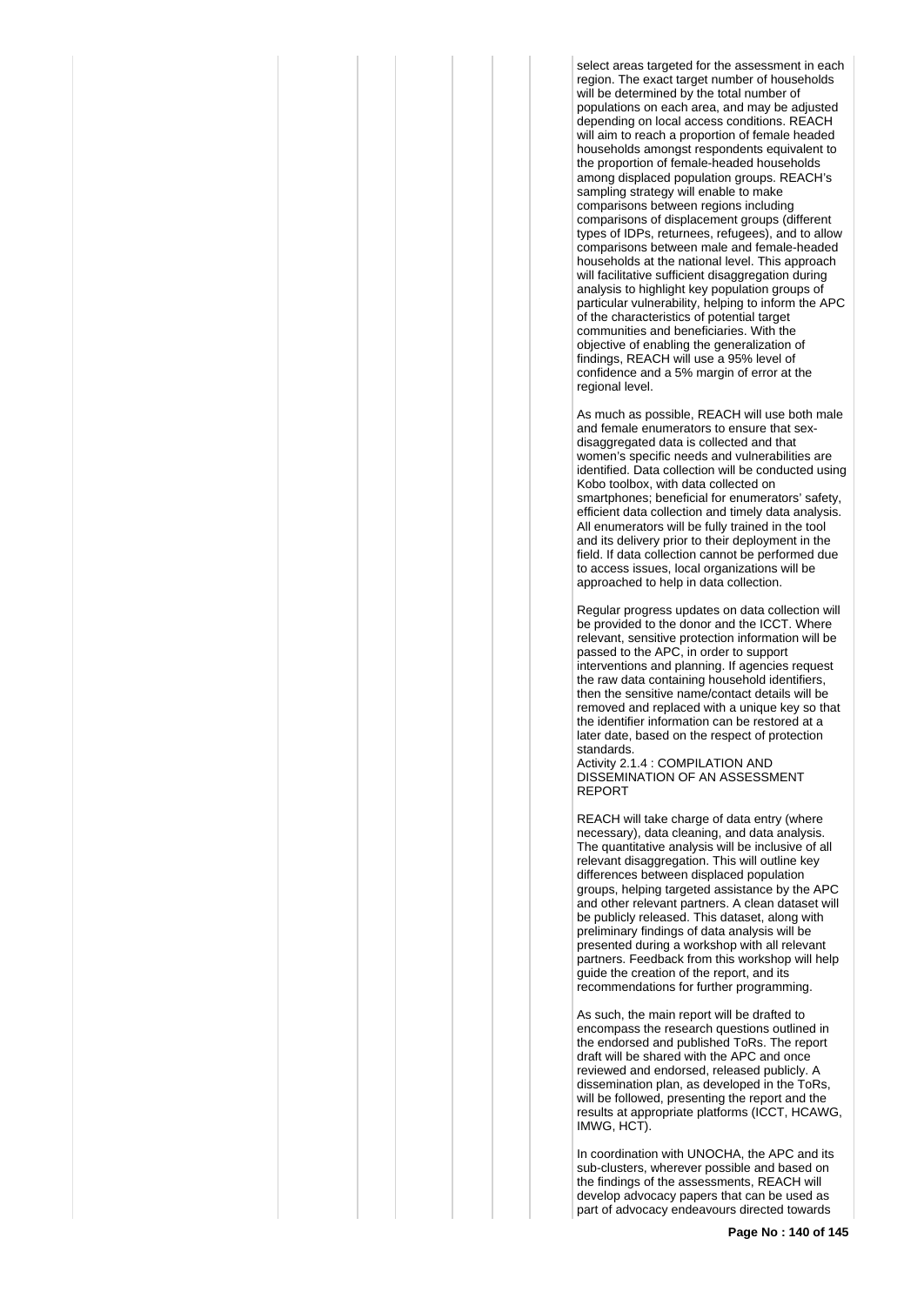select areas targeted for the assessment in each region. The exact target number of households will be determined by the total number of populations on each area, and may be adjusted depending on local access conditions. REACH will aim to reach a proportion of female headed households amongst respondents equivalent to the proportion of female-headed households among displaced population groups. REACH's sampling strategy will enable to make comparisons between regions including comparisons of displacement groups (different types of IDPs, returnees, refugees), and to allow comparisons between male and female-headed households at the national level. This approach will facilitative sufficient disaggregation during analysis to highlight key population groups of particular vulnerability, helping to inform the APC of the characteristics of potential target communities and beneficiaries. With the objective of enabling the generalization of findings, REACH will use a 95% level of confidence and a 5% margin of error at the regional level.

As much as possible, REACH will use both male and female enumerators to ensure that sex-disaggregated data is collected and that women's specific needs and vulnerabilities are identified. Data collection will be conducted using Kobo toolbox, with data collected on smartphones; beneficial for enumerators' safety, efficient data collection and timely data analysis. All enumerators will be fully trained in the tool and its delivery prior to their deployment in the field. If data collection cannot be performed due to access issues, local organizations will be approached to help in data collection.

Regular progress updates on data collection will be provided to the donor and the ICCT. Where relevant, sensitive protection information will be passed to the APC, in order to support interventions and planning. If agencies request the raw data containing household identifiers, then the sensitive name/contact details will be removed and replaced with a unique key so that the identifier information can be restored at a later date, based on the respect of protection standards.
Activity 2.1.4 : COMPILATION AND DISSEMINATION OF AN ASSESSMENT REPORT

REACH will take charge of data entry (where necessary), data cleaning, and data analysis. The quantitative analysis will be inclusive of all relevant disaggregation. This will outline key differences between displaced population groups, helping targeted assistance by the APC and other relevant partners. A clean dataset will be publicly released. This dataset, along with preliminary findings of data analysis will be presented during a workshop with all relevant partners. Feedback from this workshop will help guide the creation of the report, and its recommendations for further programming.

As such, the main report will be drafted to encompass the research questions outlined in the endorsed and published ToRs. The report draft will be shared with the APC and once reviewed and endorsed, released publicly. A dissemination plan, as developed in the ToRs, will be followed, presenting the report and the results at appropriate platforms (ICCT, HCAWG, IMWG, HCT).

In coordination with UNOCHA, the APC and its sub-clusters, wherever possible and based on the findings of the assessments, REACH will develop advocacy papers that can be used as part of advocacy endeavours directed towards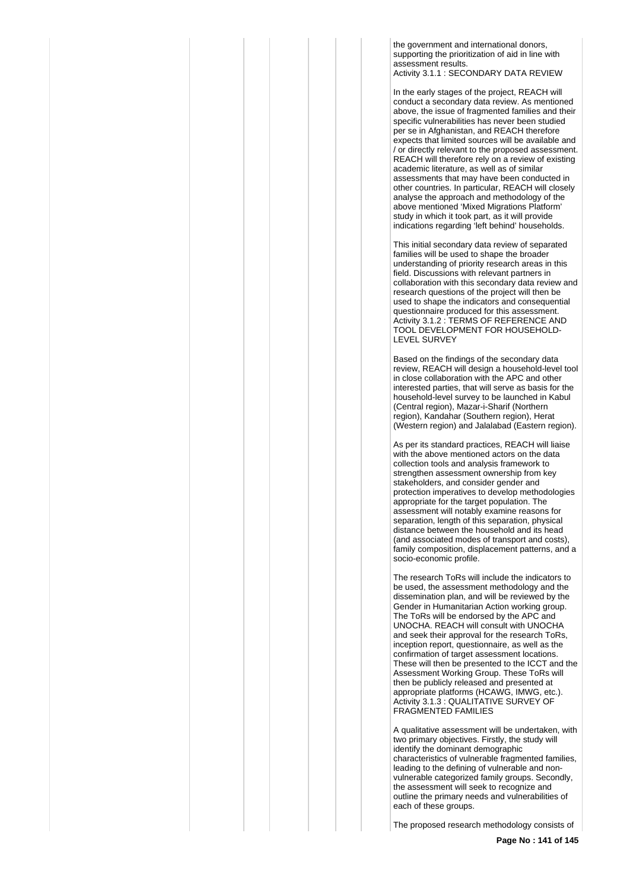the government and international donors, supporting the prioritization of aid in line with assessment results.

Activity 3.1.1 : SECONDARY DATA REVIEW

In the early stages of the project, REACH will conduct a secondary data review. As mentioned above, the issue of fragmented families and their specific vulnerabilities has never been studied per se in Afghanistan, and REACH therefore expects that limited sources will be available and / or directly relevant to the proposed assessment. REACH will therefore rely on a review of existing academic literature, as well as of similar assessments that may have been conducted in other countries. In particular, REACH will closely analyse the approach and methodology of the above mentioned 'Mixed Migrations Platform' study in which it took part, as it will provide indications regarding 'left behind' households.

This initial secondary data review of separated families will be used to shape the broader understanding of priority research areas in this field. Discussions with relevant partners in collaboration with this secondary data review and research questions of the project will then be used to shape the indicators and consequential questionnaire produced for this assessment.

Activity 3.1.2 : TERMS OF REFERENCE AND TOOL DEVELOPMENT FOR HOUSEHOLD-LEVEL SURVEY

Based on the findings of the secondary data review, REACH will design a household-level tool in close collaboration with the APC and other interested parties, that will serve as basis for the household-level survey to be launched in Kabul (Central region), Mazar-i-Sharif (Northern region), Kandahar (Southern region), Herat (Western region) and Jalalabad (Eastern region).

As per its standard practices, REACH will liaise with the above mentioned actors on the data collection tools and analysis framework to strengthen assessment ownership from key stakeholders, and consider gender and protection imperatives to develop methodologies appropriate for the target population. The assessment will notably examine reasons for separation, length of this separation, physical distance between the household and its head (and associated modes of transport and costs), family composition, displacement patterns, and a socio-economic profile.

The research ToRs will include the indicators to be used, the assessment methodology and the dissemination plan, and will be reviewed by the Gender in Humanitarian Action working group. The ToRs will be endorsed by the APC and UNOCHA. REACH will consult with UNOCHA and seek their approval for the research ToRs, inception report, questionnaire, as well as the confirmation of target assessment locations. These will then be presented to the ICCT and the Assessment Working Group. These ToRs will then be publicly released and presented at appropriate platforms (HCAWG, IMWG, etc.).

Activity 3.1.3 : QUALITATIVE SURVEY OF FRAGMENTED FAMILIES

A qualitative assessment will be undertaken, with two primary objectives. Firstly, the study will identify the dominant demographic characteristics of vulnerable fragmented families, leading to the defining of vulnerable and non-vulnerable categorized family groups. Secondly, the assessment will seek to recognize and outline the primary needs and vulnerabilities of each of these groups.

The proposed research methodology consists of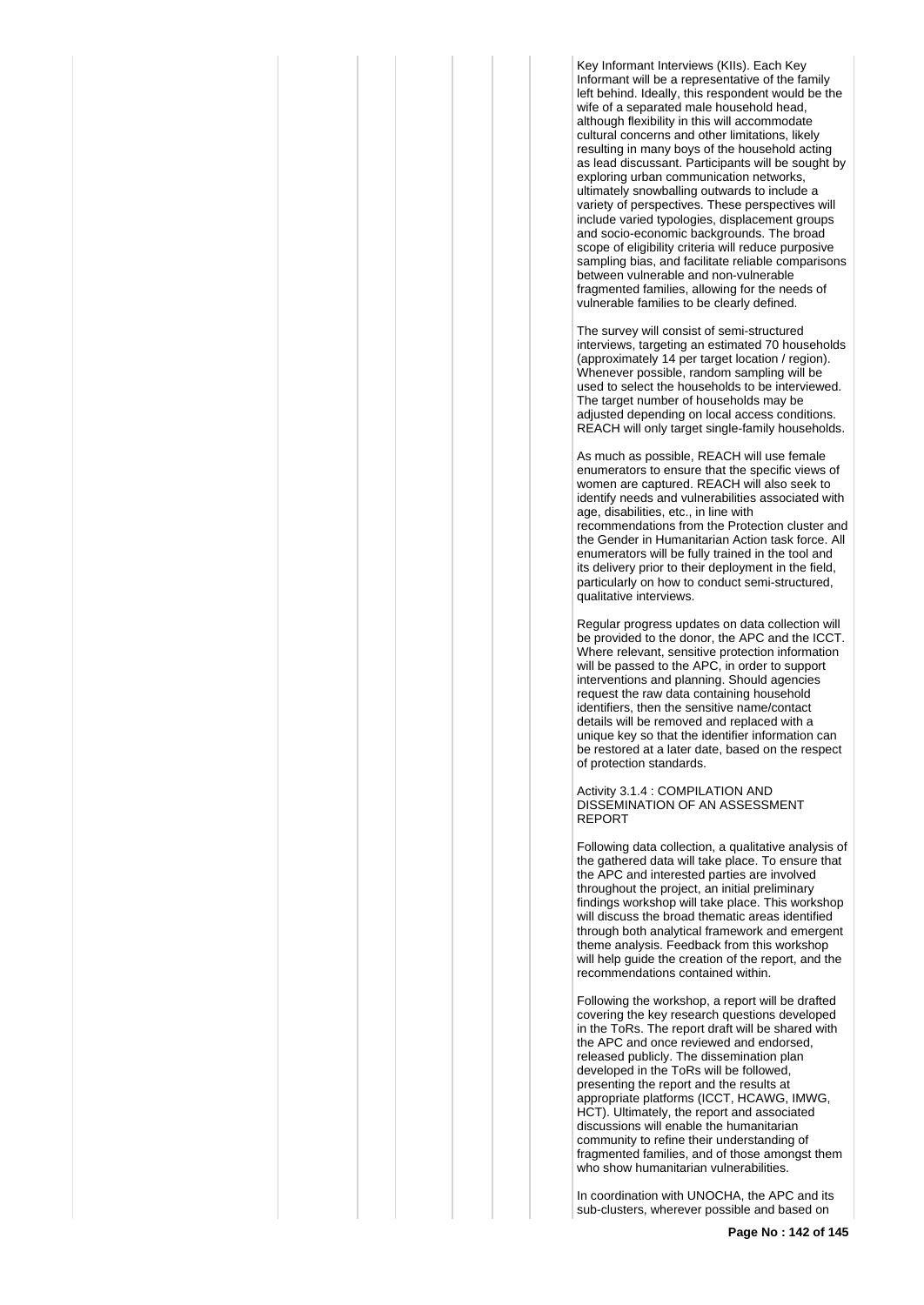Key Informant Interviews (KIIs). Each Key Informant will be a representative of the family left behind. Ideally, this respondent would be the wife of a separated male household head, although flexibility in this will accommodate cultural concerns and other limitations, likely resulting in many boys of the household acting as lead discussant. Participants will be sought by exploring urban communication networks, ultimately snowballing outwards to include a variety of perspectives. These perspectives will include varied typologies, displacement groups and socio-economic backgrounds. The broad scope of eligibility criteria will reduce purposive sampling bias, and facilitate reliable comparisons between vulnerable and non-vulnerable fragmented families, allowing for the needs of vulnerable families to be clearly defined.

The survey will consist of semi-structured interviews, targeting an estimated 70 households (approximately 14 per target location / region). Whenever possible, random sampling will be used to select the households to be interviewed. The target number of households may be adjusted depending on local access conditions. REACH will only target single-family households.

As much as possible, REACH will use female enumerators to ensure that the specific views of women are captured. REACH will also seek to identify needs and vulnerabilities associated with age, disabilities, etc., in line with recommendations from the Protection cluster and the Gender in Humanitarian Action task force. All enumerators will be fully trained in the tool and its delivery prior to their deployment in the field, particularly on how to conduct semi-structured, qualitative interviews.

Regular progress updates on data collection will be provided to the donor, the APC and the ICCT. Where relevant, sensitive protection information will be passed to the APC, in order to support interventions and planning. Should agencies request the raw data containing household identifiers, then the sensitive name/contact details will be removed and replaced with a unique key so that the identifier information can be restored at a later date, based on the respect of protection standards.

Activity 3.1.4 : COMPILATION AND DISSEMINATION OF AN ASSESSMENT REPORT

Following data collection, a qualitative analysis of the gathered data will take place. To ensure that the APC and interested parties are involved throughout the project, an initial preliminary findings workshop will take place. This workshop will discuss the broad thematic areas identified through both analytical framework and emergent theme analysis. Feedback from this workshop will help guide the creation of the report, and the recommendations contained within.

Following the workshop, a report will be drafted covering the key research questions developed in the ToRs. The report draft will be shared with the APC and once reviewed and endorsed, released publicly. The dissemination plan developed in the ToRs will be followed, presenting the report and the results at appropriate platforms (ICCT, HCAWG, IMWG, HCT). Ultimately, the report and associated discussions will enable the humanitarian community to refine their understanding of fragmented families, and of those amongst them who show humanitarian vulnerabilities.

In coordination with UNOCHA, the APC and its sub-clusters, wherever possible and based on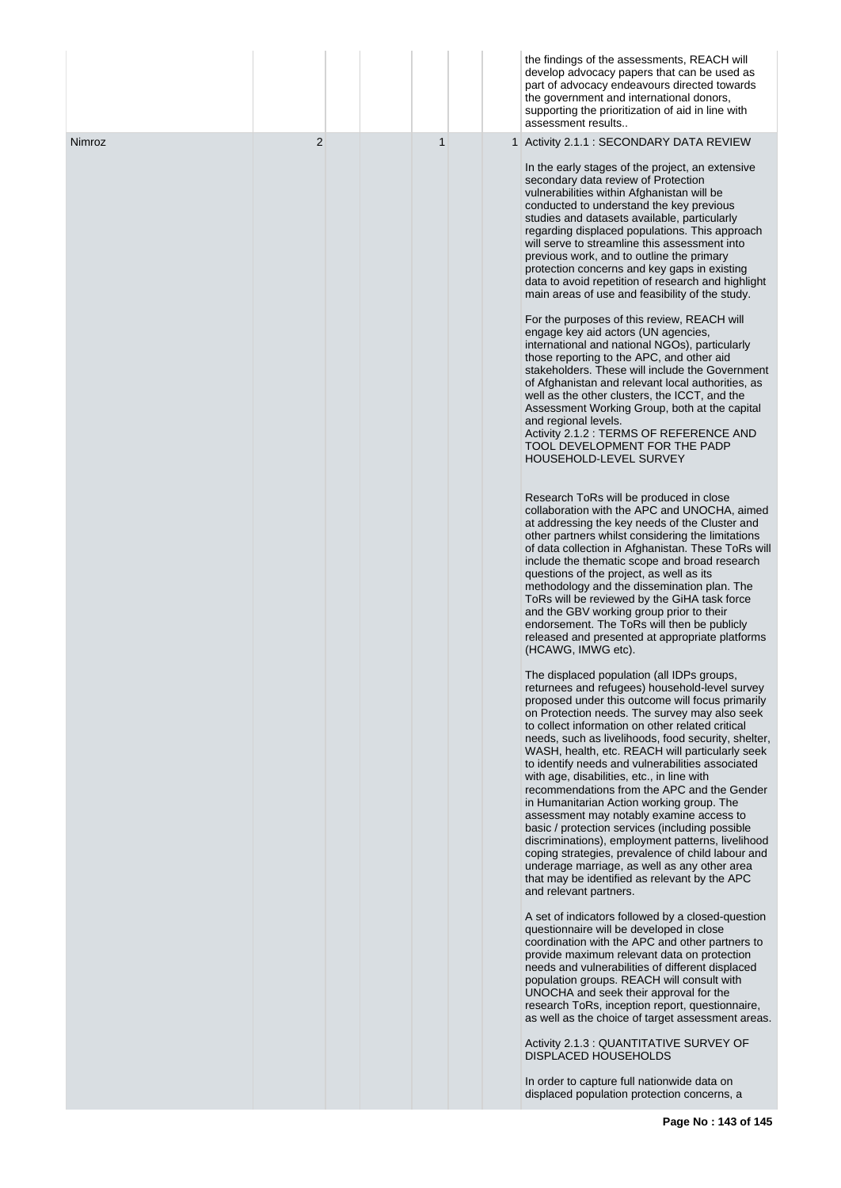| | | | | | | |
|---|---|---|---|---|---|---|
| | | | | | | the findings of the assessments, REACH will develop advocacy papers that can be used as part of advocacy endeavours directed towards the government and international donors, supporting the prioritization of aid in line with assessment results.. |
| Nimroz | 2 | | 1 | | 1 | Activity 2.1.1 : SECONDARY DATA REVIEW<br><br>In the early stages of the project, an extensive secondary data review of Protection vulnerabilities within Afghanistan will be conducted to understand the key previous studies and datasets available, particularly regarding displaced populations. This approach will serve to streamline this assessment into previous work, and to outline the primary protection concerns and key gaps in existing data to avoid repetition of research and highlight main areas of use and feasibility of the study.<br><br>For the purposes of this review, REACH will engage key aid actors (UN agencies, international and national NGOs), particularly those reporting to the APC, and other aid stakeholders. These will include the Government of Afghanistan and relevant local authorities, as well as the other clusters, the ICCT, and the Assessment Working Group, both at the capital and regional levels.<br>Activity 2.1.2 : TERMS OF REFERENCE AND TOOL DEVELOPMENT FOR THE PADP HOUSEHOLD-LEVEL SURVEY<br><br>Research ToRs will be produced in close collaboration with the APC and UNOCHA, aimed at addressing the key needs of the Cluster and other partners whilst considering the limitations of data collection in Afghanistan. These ToRs will include the thematic scope and broad research questions of the project, as well as its methodology and the dissemination plan. The ToRs will be reviewed by the GiHA task force and the GBV working group prior to their endorsement. The ToRs will then be publicly released and presented at appropriate platforms (HCAWG, IMWG etc).<br><br>The displaced population (all IDPs groups, returnees and refugees) household-level survey proposed under this outcome will focus primarily on Protection needs. The survey may also seek to collect information on other related critical needs, such as livelihoods, food security, shelter, WASH, health, etc. REACH will particularly seek to identify needs and vulnerabilities associated with age, disabilities, etc., in line with recommendations from the APC and the Gender in Humanitarian Action working group. The assessment may notably examine access to basic / protection services (including possible discriminations), employment patterns, livelihood coping strategies, prevalence of child labour and underage marriage, as well as any other area that may be identified as relevant by the APC and relevant partners.<br><br>A set of indicators followed by a closed-question questionnaire will be developed in close coordination with the APC and other partners to provide maximum relevant data on protection needs and vulnerabilities of different displaced population groups. REACH will consult with UNOCHA and seek their approval for the research ToRs, inception report, questionnaire, as well as the choice of target assessment areas.<br><br>Activity 2.1.3 : QUANTITATIVE SURVEY OF DISPLACED HOUSEHOLDS<br><br>In order to capture full nationwide data on displaced population protection concerns, a |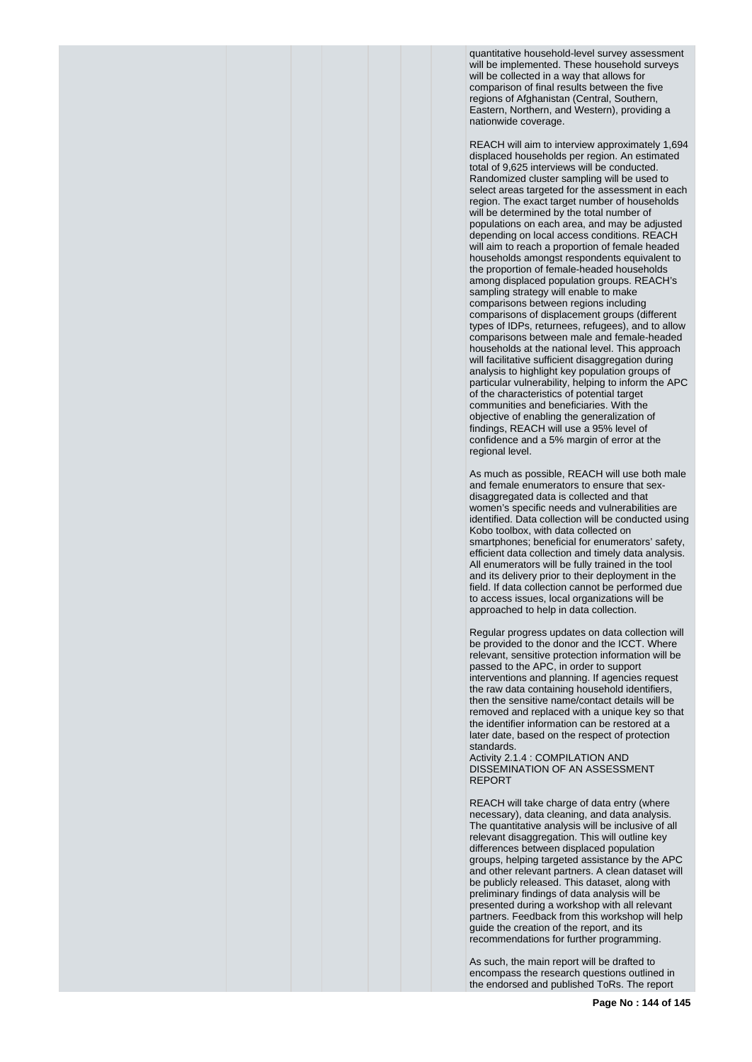quantitative household-level survey assessment will be implemented. These household surveys will be collected in a way that allows for comparison of final results between the five regions of Afghanistan (Central, Southern, Eastern, Northern, and Western), providing a nationwide coverage.

REACH will aim to interview approximately 1,694 displaced households per region. An estimated total of 9,625 interviews will be conducted. Randomized cluster sampling will be used to select areas targeted for the assessment in each region. The exact target number of households will be determined by the total number of populations on each area, and may be adjusted depending on local access conditions. REACH will aim to reach a proportion of female headed households amongst respondents equivalent to the proportion of female-headed households among displaced population groups. REACH's sampling strategy will enable to make comparisons between regions including comparisons of displacement groups (different types of IDPs, returnees, refugees), and to allow comparisons between male and female-headed households at the national level. This approach will facilitative sufficient disaggregation during analysis to highlight key population groups of particular vulnerability, helping to inform the APC of the characteristics of potential target communities and beneficiaries. With the objective of enabling the generalization of findings, REACH will use a 95% level of confidence and a 5% margin of error at the regional level.

As much as possible, REACH will use both male and female enumerators to ensure that sex-disaggregated data is collected and that women's specific needs and vulnerabilities are identified. Data collection will be conducted using Kobo toolbox, with data collected on smartphones; beneficial for enumerators' safety, efficient data collection and timely data analysis. All enumerators will be fully trained in the tool and its delivery prior to their deployment in the field. If data collection cannot be performed due to access issues, local organizations will be approached to help in data collection.

Regular progress updates on data collection will be provided to the donor and the ICCT. Where relevant, sensitive protection information will be passed to the APC, in order to support interventions and planning. If agencies request the raw data containing household identifiers, then the sensitive name/contact details will be removed and replaced with a unique key so that the identifier information can be restored at a later date, based on the respect of protection standards.

Activity 2.1.4 : COMPILATION AND DISSEMINATION OF AN ASSESSMENT REPORT

REACH will take charge of data entry (where necessary), data cleaning, and data analysis. The quantitative analysis will be inclusive of all relevant disaggregation. This will outline key differences between displaced population groups, helping targeted assistance by the APC and other relevant partners. A clean dataset will be publicly released. This dataset, along with preliminary findings of data analysis will be presented during a workshop with all relevant partners. Feedback from this workshop will help guide the creation of the report, and its recommendations for further programming.

As such, the main report will be drafted to encompass the research questions outlined in the endorsed and published ToRs. The report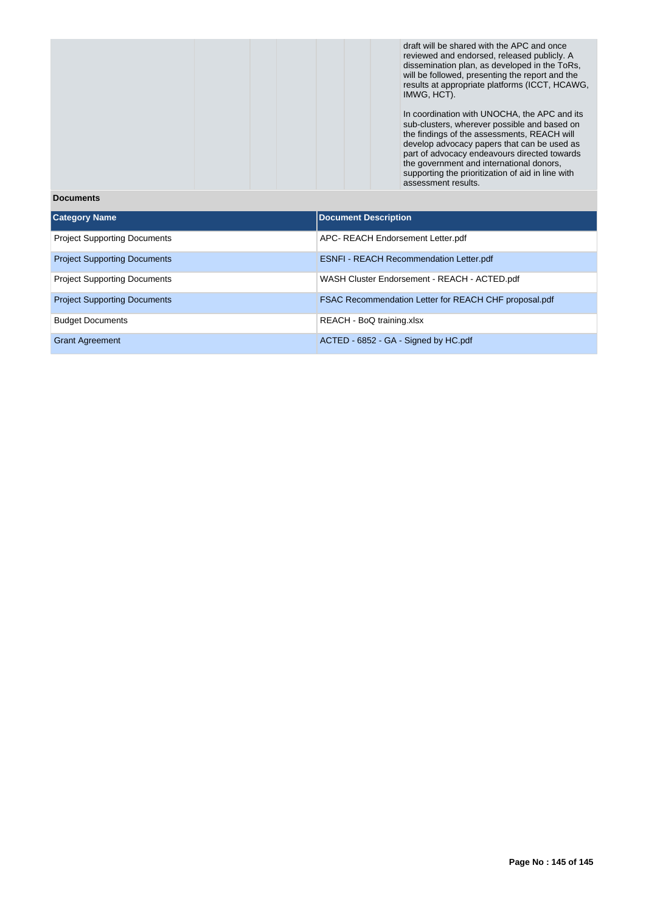| | | | | | | | |
|---|---|---|---|---|---|---|---|
| | | | | | | | draft will be shared with the APC and once reviewed and endorsed, released publicly. A dissemination plan, as developed in the ToRs, will be followed, presenting the report and the results at appropriate platforms (ICCT, HCAWG, IMWG, HCT).<br><br>In coordination with UNOCHA, the APC and its sub-clusters, wherever possible and based on the findings of the assessments, REACH will develop advocacy papers that can be used as part of advocacy endeavours directed towards the government and international donors, supporting the prioritization of aid in line with assessment results. |

**Documents**

| Category Name | Document Description |
|---|---|
| Project Supporting Documents | APC- REACH Endorsement Letter.pdf |
| Project Supporting Documents | ESNFI - REACH Recommendation Letter.pdf |
| Project Supporting Documents | WASH Cluster Endorsement - REACH - ACTED.pdf |
| Project Supporting Documents | FSAC Recommendation Letter for REACH CHF proposal.pdf |
| Budget Documents | REACH - BoQ training.xlsx |
| Grant Agreement | ACTED - 6852 - GA - Signed by HC.pdf |